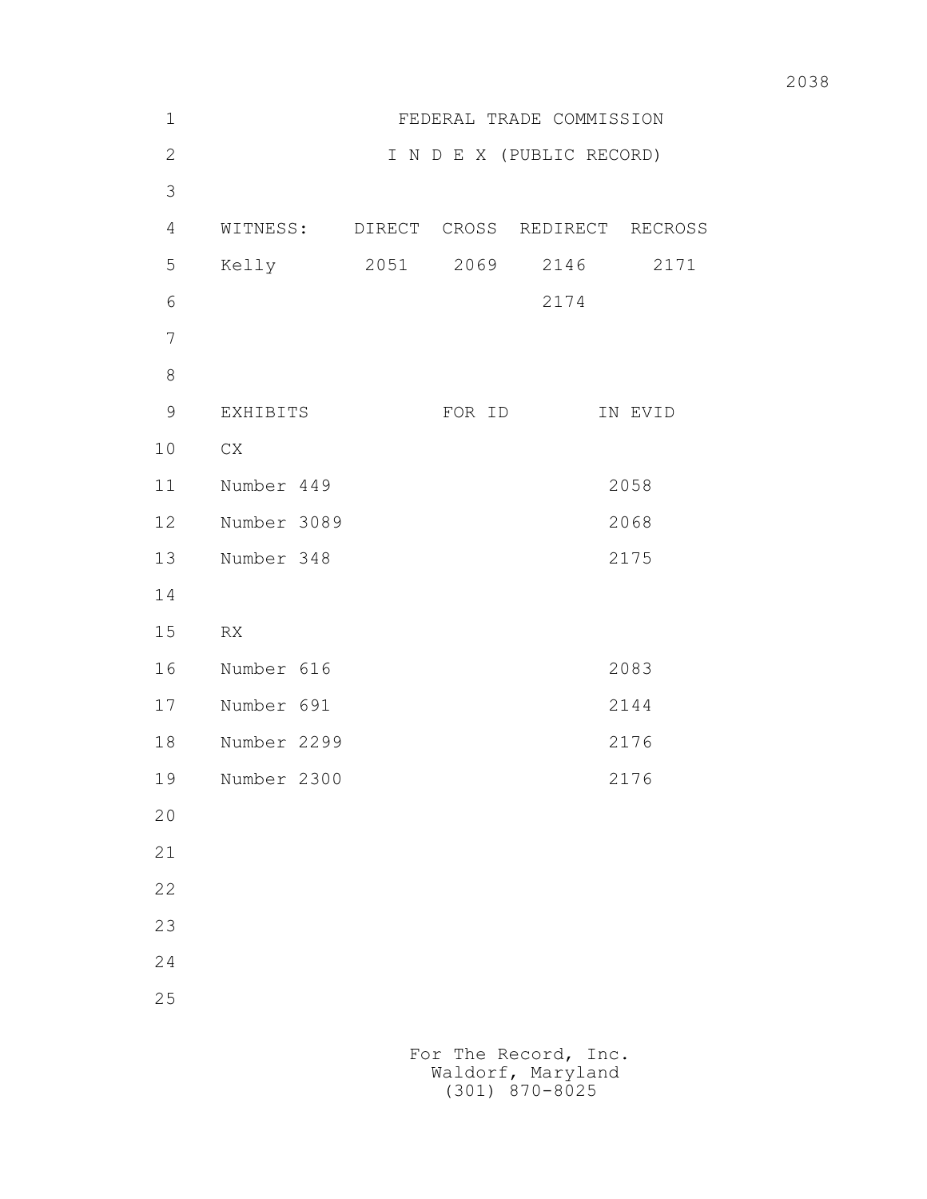FEDERAL TRADE COMMISSION

I N D E X (PUBLIC RECORD)

| WITNESS: | DIRECT | CROSS | REDIRECT | RECROSS |
|---|---|---|---|---|
| Kelly | 2051 | 2069 | 2146 | 2171 |
| | | | 2174 | |

| EXHIBITS | FOR ID | IN EVID |
|---|---|---|
| CX | | |
| Number 449 | | 2058 |
| Number 3089 | | 2068 |
| Number 348 | | 2175 |
| | | |
| RX | | |
| Number 616 | | 2083 |
| Number 691 | | 2144 |
| Number 2299 | | 2176 |
| Number 2300 | | 2176 |

For The Record, Inc.
Waldorf, Maryland
(301) 870-8025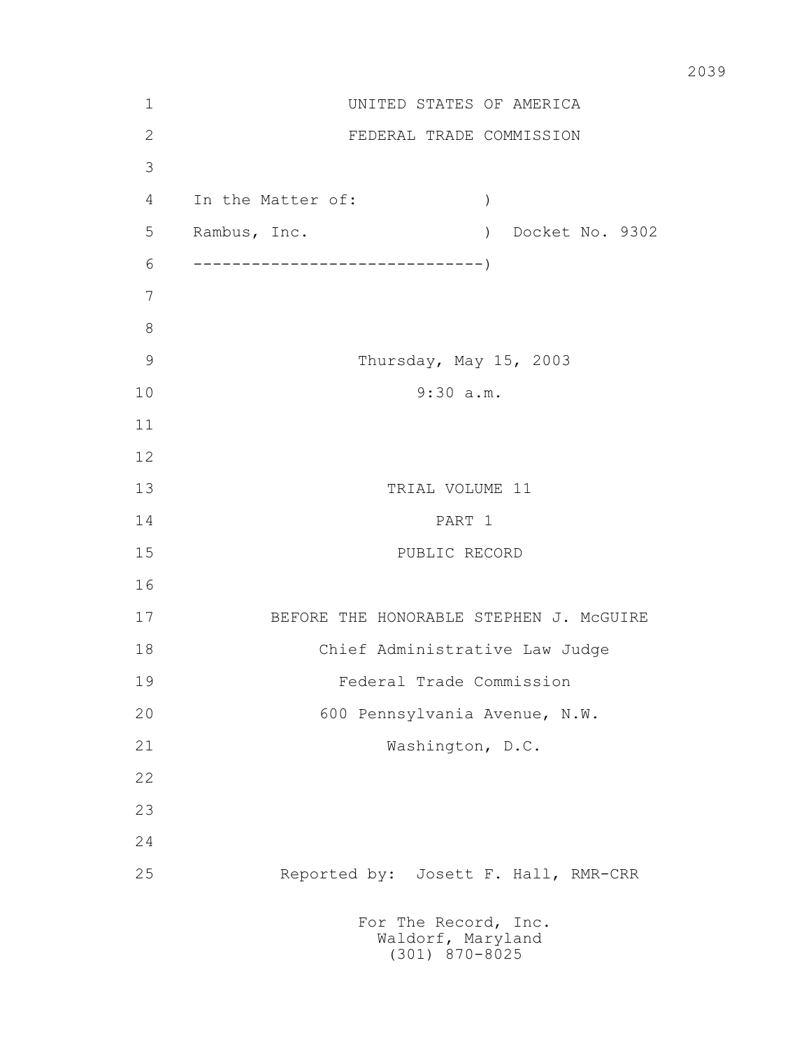UNITED STATES OF AMERICA

FEDERAL TRADE COMMISSION

In the Matter of: )

Rambus, Inc. ) Docket No. 9302

------------------------------)

Thursday, May 15, 2003

9:30 a.m.

TRIAL VOLUME 11

PART 1

PUBLIC RECORD

BEFORE THE HONORABLE STEPHEN J. McGUIRE

Chief Administrative Law Judge

Federal Trade Commission

600 Pennsylvania Avenue, N.W.

Washington, D.C.

Reported by: Josett F. Hall, RMR-CRR

For The Record, Inc.
Waldorf, Maryland
(301) 870-8025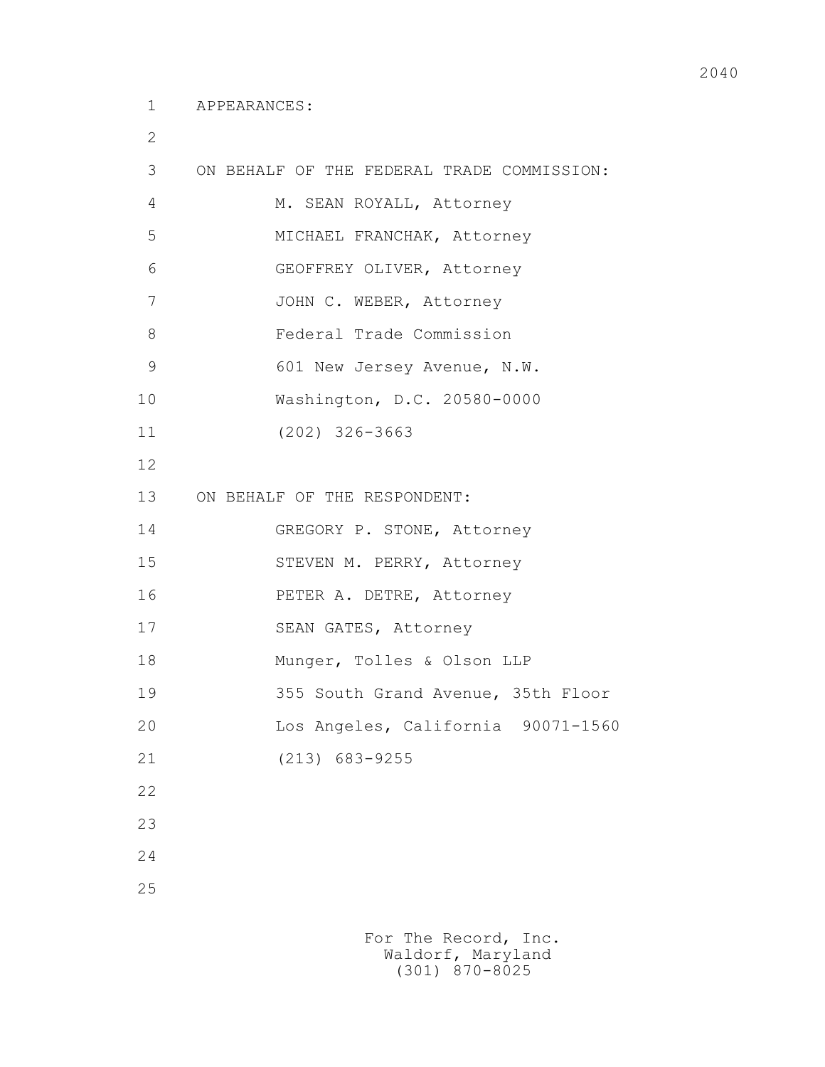APPEARANCES:

ON BEHALF OF THE FEDERAL TRADE COMMISSION:

M. SEAN ROYALL, Attorney
MICHAEL FRANCHAK, Attorney
GEOFFREY OLIVER, Attorney
JOHN C. WEBER, Attorney
Federal Trade Commission
601 New Jersey Avenue, N.W.
Washington, D.C. 20580-0000
(202) 326-3663

ON BEHALF OF THE RESPONDENT:

GREGORY P. STONE, Attorney
STEVEN M. PERRY, Attorney
PETER A. DETRE, Attorney
SEAN GATES, Attorney
Munger, Tolles & Olson LLP
355 South Grand Avenue, 35th Floor
Los Angeles, California 90071-1560
(213) 683-9255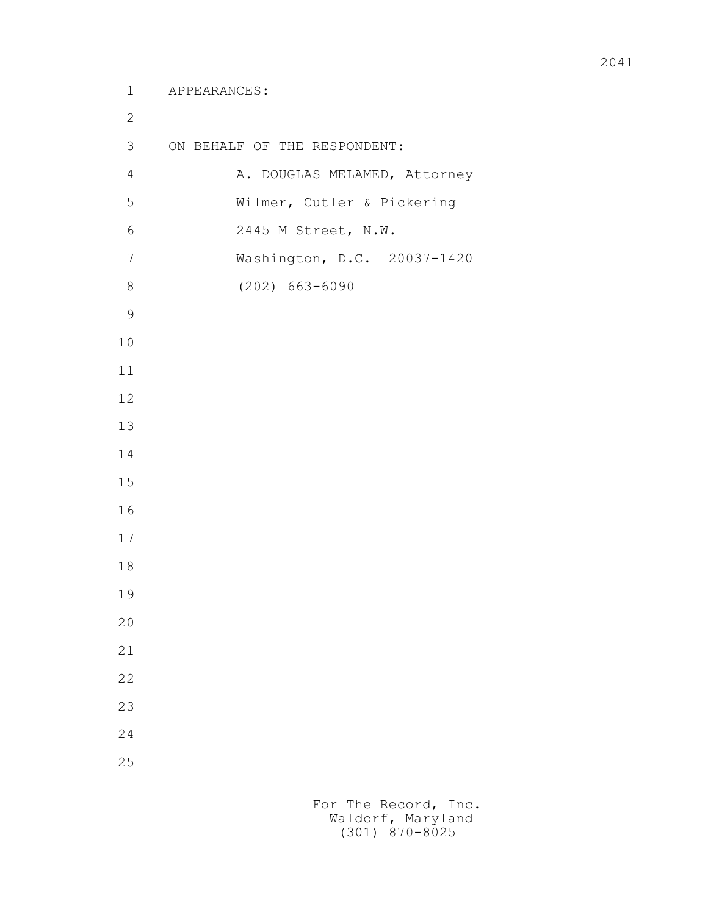APPEARANCES:

ON BEHALF OF THE RESPONDENT:

A. DOUGLAS MELAMED, Attorney
Wilmer, Cutler & Pickering
2445 M Street, N.W.
Washington, D.C. 20037-1420
(202) 663-6090

For The Record, Inc.
Waldorf, Maryland
(301) 870-8025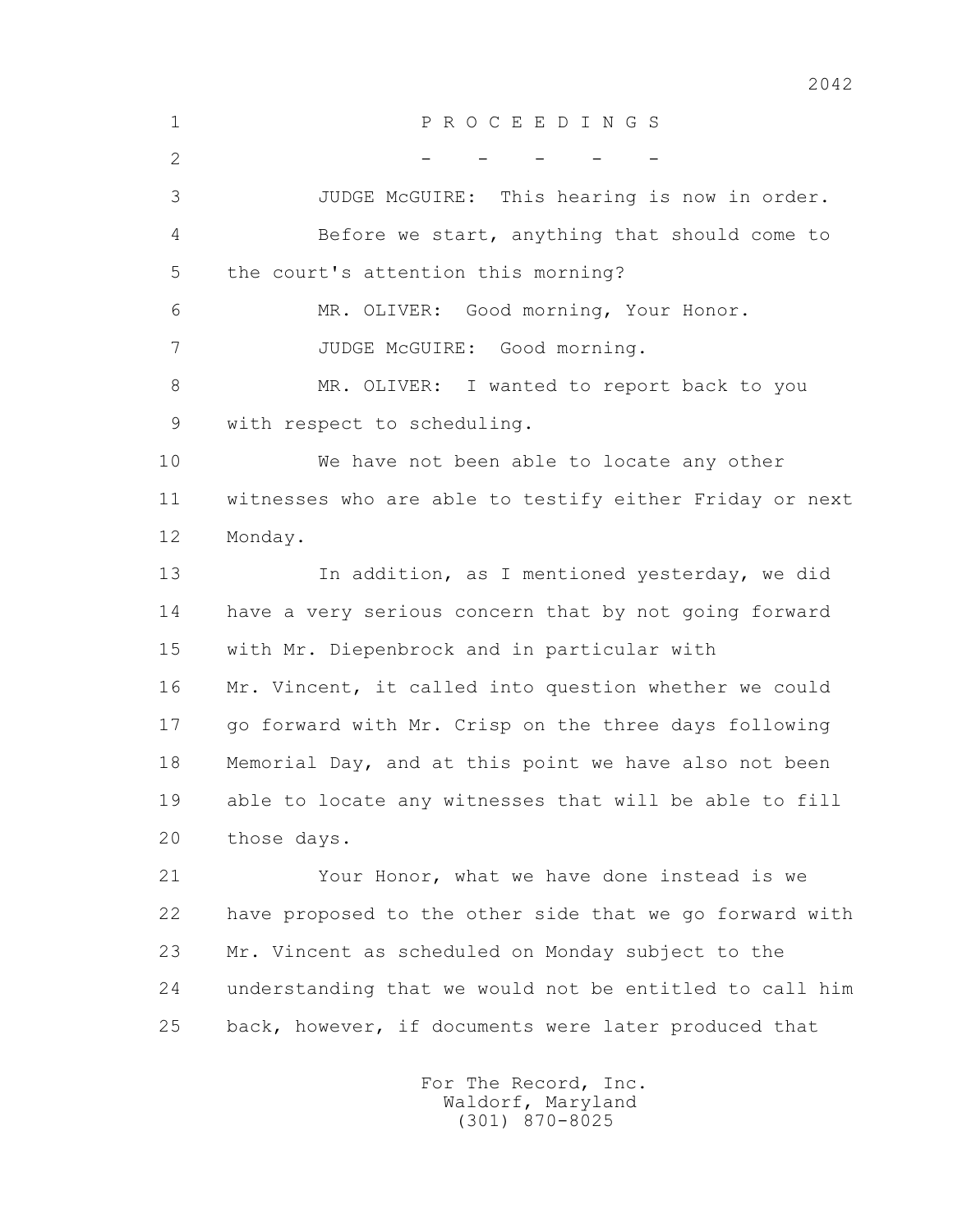P R O C E E D I N G S

- - - - -

JUDGE McGUIRE: This hearing is now in order.

Before we start, anything that should come to the court's attention this morning?

MR. OLIVER: Good morning, Your Honor.

JUDGE McGUIRE: Good morning.

MR. OLIVER: I wanted to report back to you with respect to scheduling.

We have not been able to locate any other witnesses who are able to testify either Friday or next Monday.

In addition, as I mentioned yesterday, we did have a very serious concern that by not going forward with Mr. Diepenbrock and in particular with Mr. Vincent, it called into question whether we could go forward with Mr. Crisp on the three days following Memorial Day, and at this point we have also not been able to locate any witnesses that will be able to fill those days.

Your Honor, what we have done instead is we have proposed to the other side that we go forward with Mr. Vincent as scheduled on Monday subject to the understanding that we would not be entitled to call him back, however, if documents were later produced that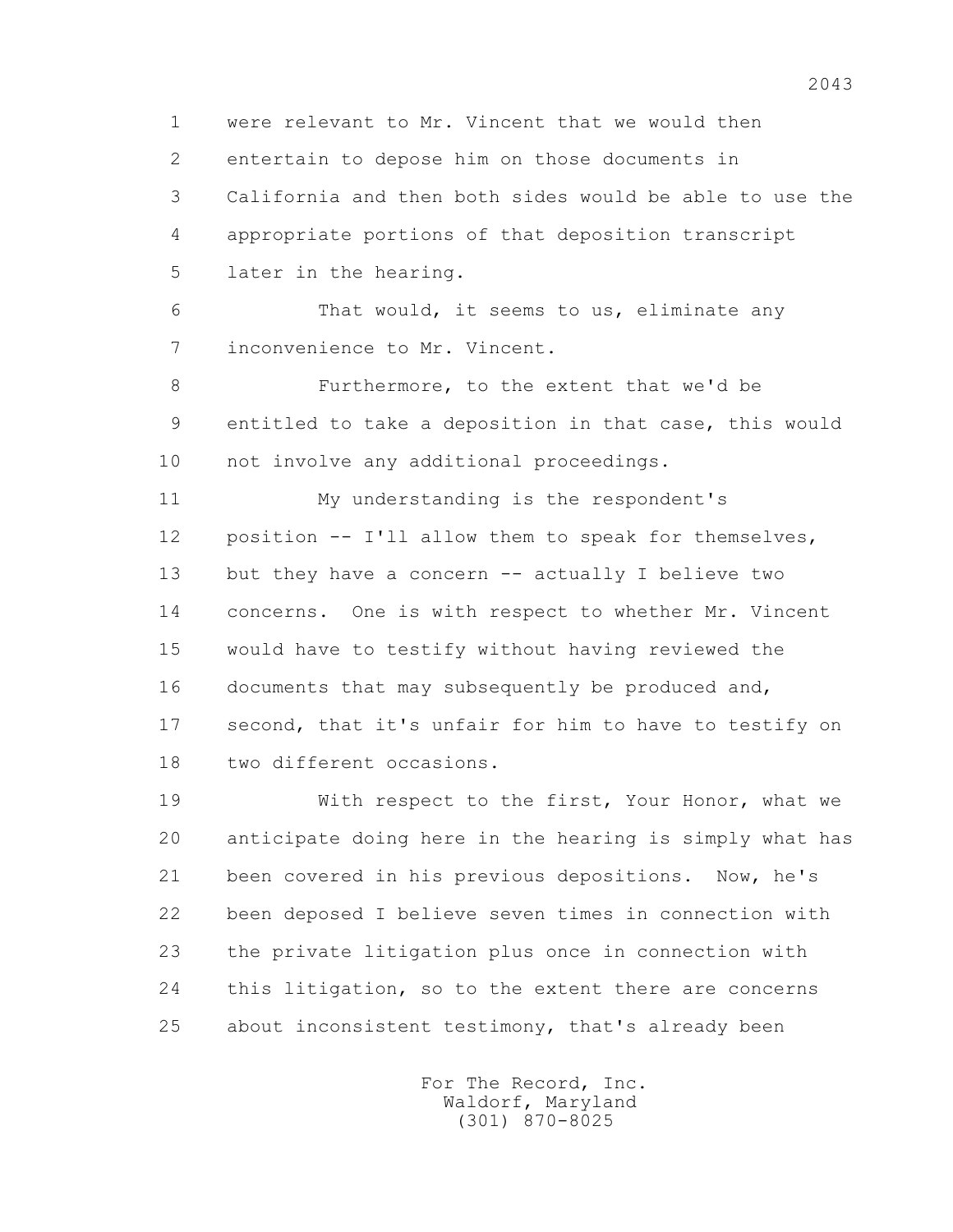were relevant to Mr. Vincent that we would then entertain to depose him on those documents in California and then both sides would be able to use the appropriate portions of that deposition transcript later in the hearing.

That would, it seems to us, eliminate any inconvenience to Mr. Vincent.

Furthermore, to the extent that we'd be entitled to take a deposition in that case, this would not involve any additional proceedings.

My understanding is the respondent's position -- I'll allow them to speak for themselves, but they have a concern -- actually I believe two concerns. One is with respect to whether Mr. Vincent would have to testify without having reviewed the documents that may subsequently be produced and, second, that it's unfair for him to have to testify on two different occasions.

With respect to the first, Your Honor, what we anticipate doing here in the hearing is simply what has been covered in his previous depositions. Now, he's been deposed I believe seven times in connection with the private litigation plus once in connection with this litigation, so to the extent there are concerns about inconsistent testimony, that's already been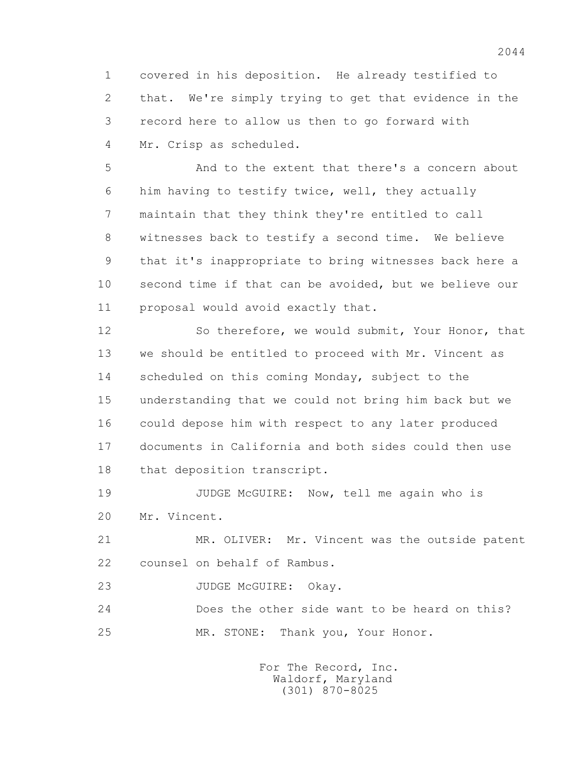1 covered in his deposition. He already testified to
2 that. We're simply trying to get that evidence in the
3 record here to allow us then to go forward with
4 Mr. Crisp as scheduled.

5 And to the extent that there's a concern about
6 him having to testify twice, well, they actually
7 maintain that they think they're entitled to call
8 witnesses back to testify a second time. We believe
9 that it's inappropriate to bring witnesses back here a
10 second time if that can be avoided, but we believe our
11 proposal would avoid exactly that.

12 So therefore, we would submit, Your Honor, that
13 we should be entitled to proceed with Mr. Vincent as
14 scheduled on this coming Monday, subject to the
15 understanding that we could not bring him back but we
16 could depose him with respect to any later produced
17 documents in California and both sides could then use
18 that deposition transcript.

19 JUDGE McGUIRE: Now, tell me again who is
20 Mr. Vincent.

21 MR. OLIVER: Mr. Vincent was the outside patent
22 counsel on behalf of Rambus.

23 JUDGE McGUIRE: Okay.

24 Does the other side want to be heard on this?

25 MR. STONE: Thank you, Your Honor.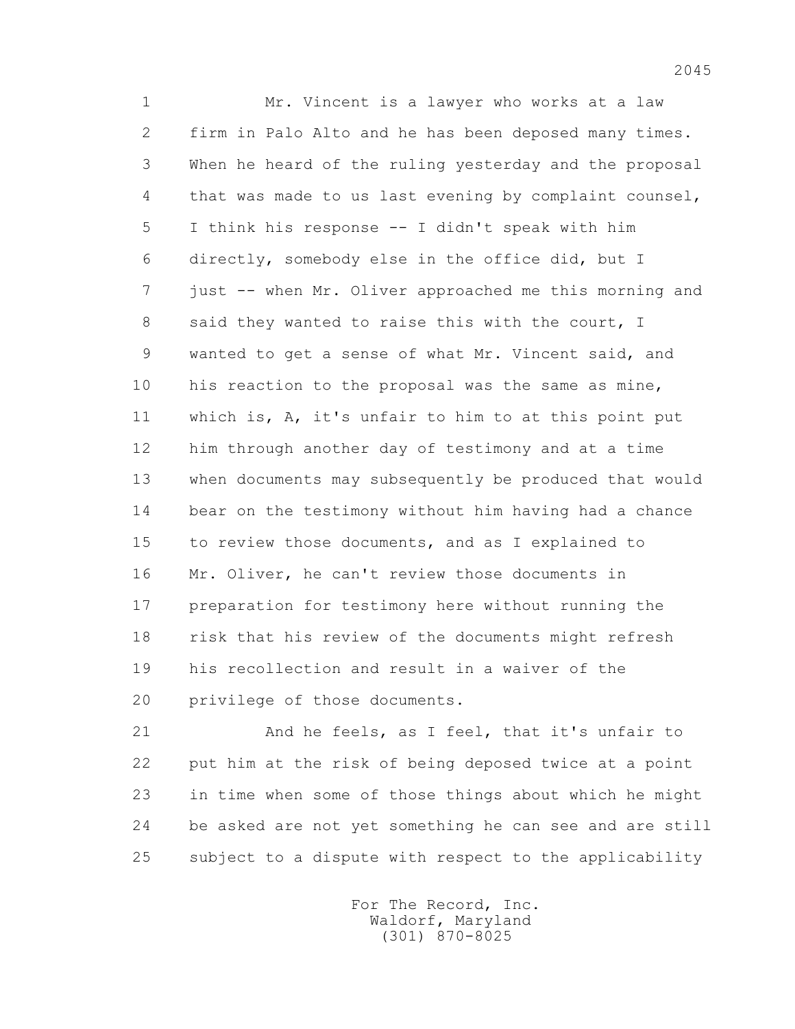Mr. Vincent is a lawyer who works at a law firm in Palo Alto and he has been deposed many times. When he heard of the ruling yesterday and the proposal that was made to us last evening by complaint counsel, I think his response -- I didn't speak with him directly, somebody else in the office did, but I just -- when Mr. Oliver approached me this morning and said they wanted to raise this with the court, I wanted to get a sense of what Mr. Vincent said, and his reaction to the proposal was the same as mine, which is, A, it's unfair to him to at this point put him through another day of testimony and at a time when documents may subsequently be produced that would bear on the testimony without him having had a chance to review those documents, and as I explained to Mr. Oliver, he can't review those documents in preparation for testimony here without running the risk that his review of the documents might refresh his recollection and result in a waiver of the privilege of those documents.

And he feels, as I feel, that it's unfair to put him at the risk of being deposed twice at a point in time when some of those things about which he might be asked are not yet something he can see and are still subject to a dispute with respect to the applicability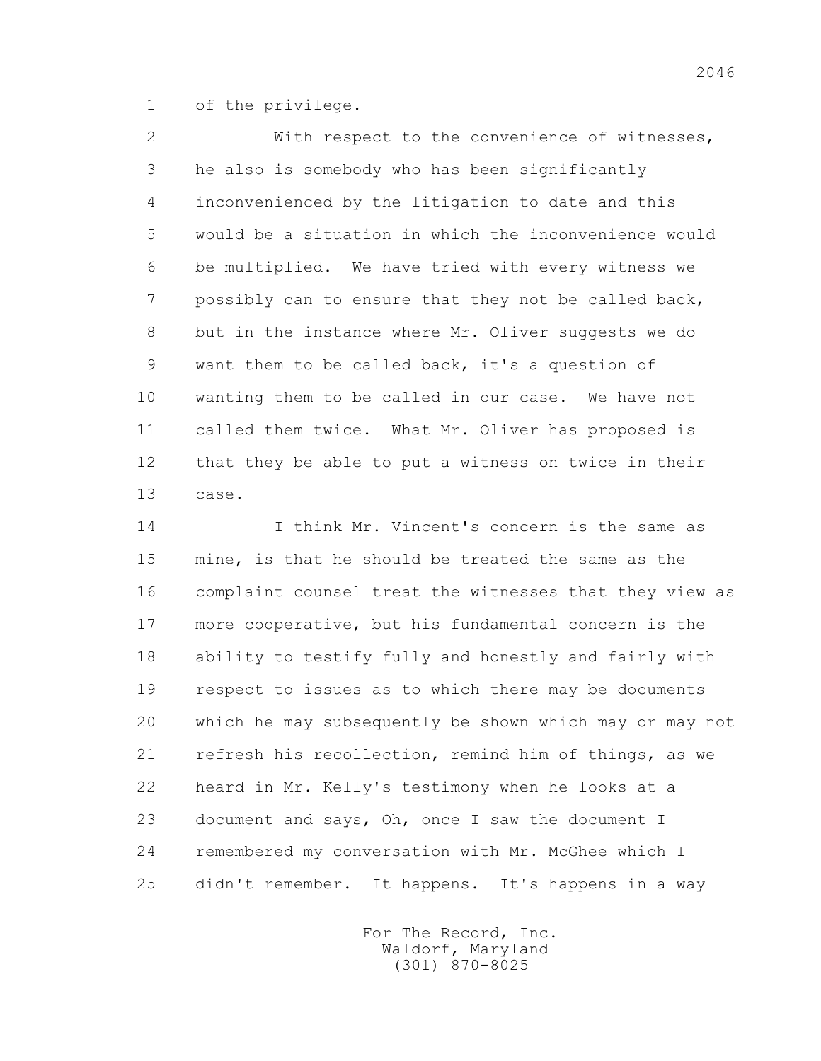1 of the privilege.

2 With respect to the convenience of witnesses,
3 he also is somebody who has been significantly
4 inconvenienced by the litigation to date and this
5 would be a situation in which the inconvenience would
6 be multiplied. We have tried with every witness we
7 possibly can to ensure that they not be called back,
8 but in the instance where Mr. Oliver suggests we do
9 want them to be called back, it's a question of
10 wanting them to be called in our case. We have not
11 called them twice. What Mr. Oliver has proposed is
12 that they be able to put a witness on twice in their
13 case.

14 I think Mr. Vincent's concern is the same as
15 mine, is that he should be treated the same as the
16 complaint counsel treat the witnesses that they view as
17 more cooperative, but his fundamental concern is the
18 ability to testify fully and honestly and fairly with
19 respect to issues as to which there may be documents
20 which he may subsequently be shown which may or may not
21 refresh his recollection, remind him of things, as we
22 heard in Mr. Kelly's testimony when he looks at a
23 document and says, Oh, once I saw the document I
24 remembered my conversation with Mr. McGhee which I
25 didn't remember. It happens. It's happens in a way

For The Record, Inc.
Waldorf, Maryland
(301) 870-8025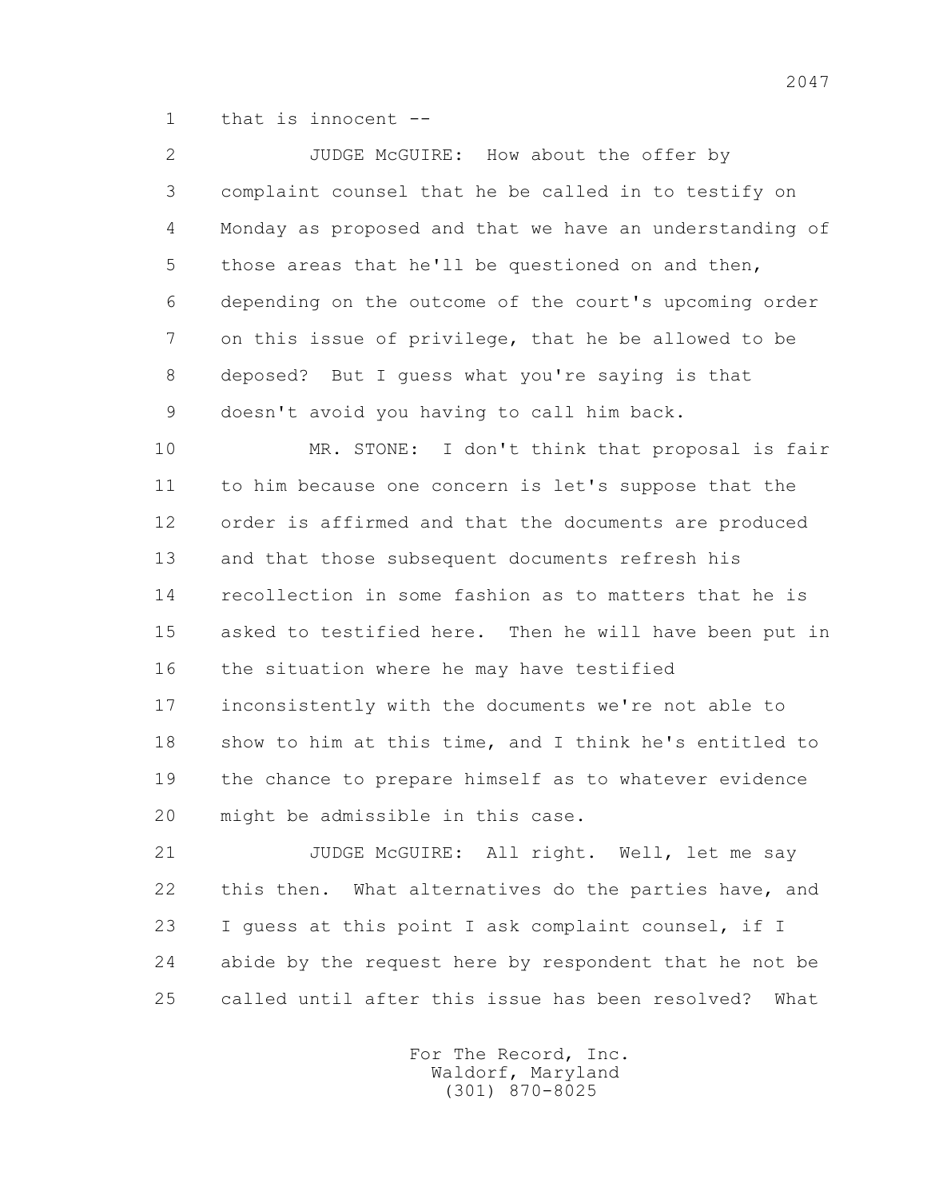that is innocent --

JUDGE McGUIRE: How about the offer by complaint counsel that he be called in to testify on Monday as proposed and that we have an understanding of those areas that he'll be questioned on and then, depending on the outcome of the court's upcoming order on this issue of privilege, that he be allowed to be deposed? But I guess what you're saying is that doesn't avoid you having to call him back.

MR. STONE: I don't think that proposal is fair to him because one concern is let's suppose that the order is affirmed and that the documents are produced and that those subsequent documents refresh his recollection in some fashion as to matters that he is asked to testified here. Then he will have been put in the situation where he may have testified inconsistently with the documents we're not able to show to him at this time, and I think he's entitled to the chance to prepare himself as to whatever evidence might be admissible in this case.

JUDGE McGUIRE: All right. Well, let me say this then. What alternatives do the parties have, and I guess at this point I ask complaint counsel, if I abide by the request here by respondent that he not be called until after this issue has been resolved? What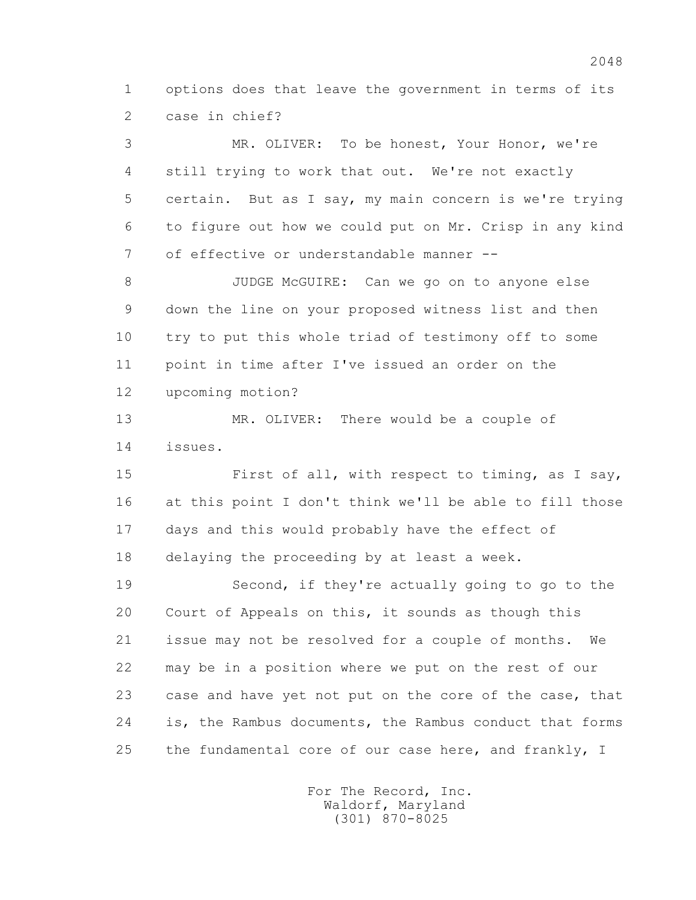1 options does that leave the government in terms of its
2 case in chief?

3 MR. OLIVER: To be honest, Your Honor, we're
4 still trying to work that out. We're not exactly
5 certain. But as I say, my main concern is we're trying
6 to figure out how we could put on Mr. Crisp in any kind
7 of effective or understandable manner --

8 JUDGE McGUIRE: Can we go on to anyone else
9 down the line on your proposed witness list and then
10 try to put this whole triad of testimony off to some
11 point in time after I've issued an order on the
12 upcoming motion?

13 MR. OLIVER: There would be a couple of
14 issues.

15 First of all, with respect to timing, as I say,
16 at this point I don't think we'll be able to fill those
17 days and this would probably have the effect of
18 delaying the proceeding by at least a week.

19 Second, if they're actually going to go to the
20 Court of Appeals on this, it sounds as though this
21 issue may not be resolved for a couple of months. We
22 may be in a position where we put on the rest of our
23 case and have yet not put on the core of the case, that
24 is, the Rambus documents, the Rambus conduct that forms
25 the fundamental core of our case here, and frankly, I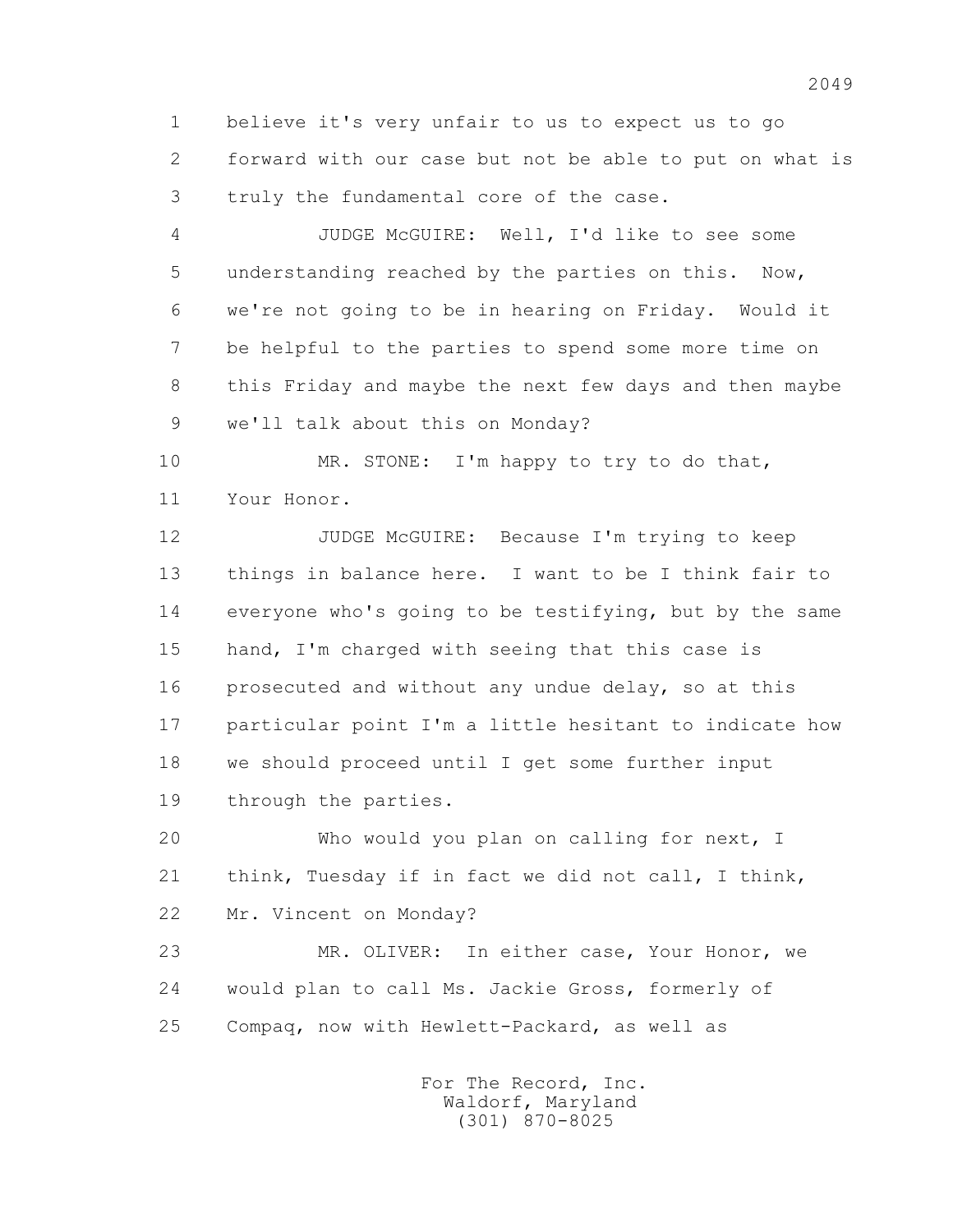1 believe it's very unfair to us to expect us to go
2 forward with our case but not be able to put on what is
3 truly the fundamental core of the case.

4 JUDGE McGUIRE: Well, I'd like to see some
5 understanding reached by the parties on this. Now,
6 we're not going to be in hearing on Friday. Would it
7 be helpful to the parties to spend some more time on
8 this Friday and maybe the next few days and then maybe
9 we'll talk about this on Monday?

10 MR. STONE: I'm happy to try to do that,
11 Your Honor.

12 JUDGE McGUIRE: Because I'm trying to keep
13 things in balance here. I want to be I think fair to
14 everyone who's going to be testifying, but by the same
15 hand, I'm charged with seeing that this case is
16 prosecuted and without any undue delay, so at this
17 particular point I'm a little hesitant to indicate how
18 we should proceed until I get some further input
19 through the parties.

20 Who would you plan on calling for next, I
21 think, Tuesday if in fact we did not call, I think,
22 Mr. Vincent on Monday?

23 MR. OLIVER: In either case, Your Honor, we
24 would plan to call Ms. Jackie Gross, formerly of
25 Compaq, now with Hewlett-Packard, as well as

For The Record, Inc.
Waldorf, Maryland
(301) 870-8025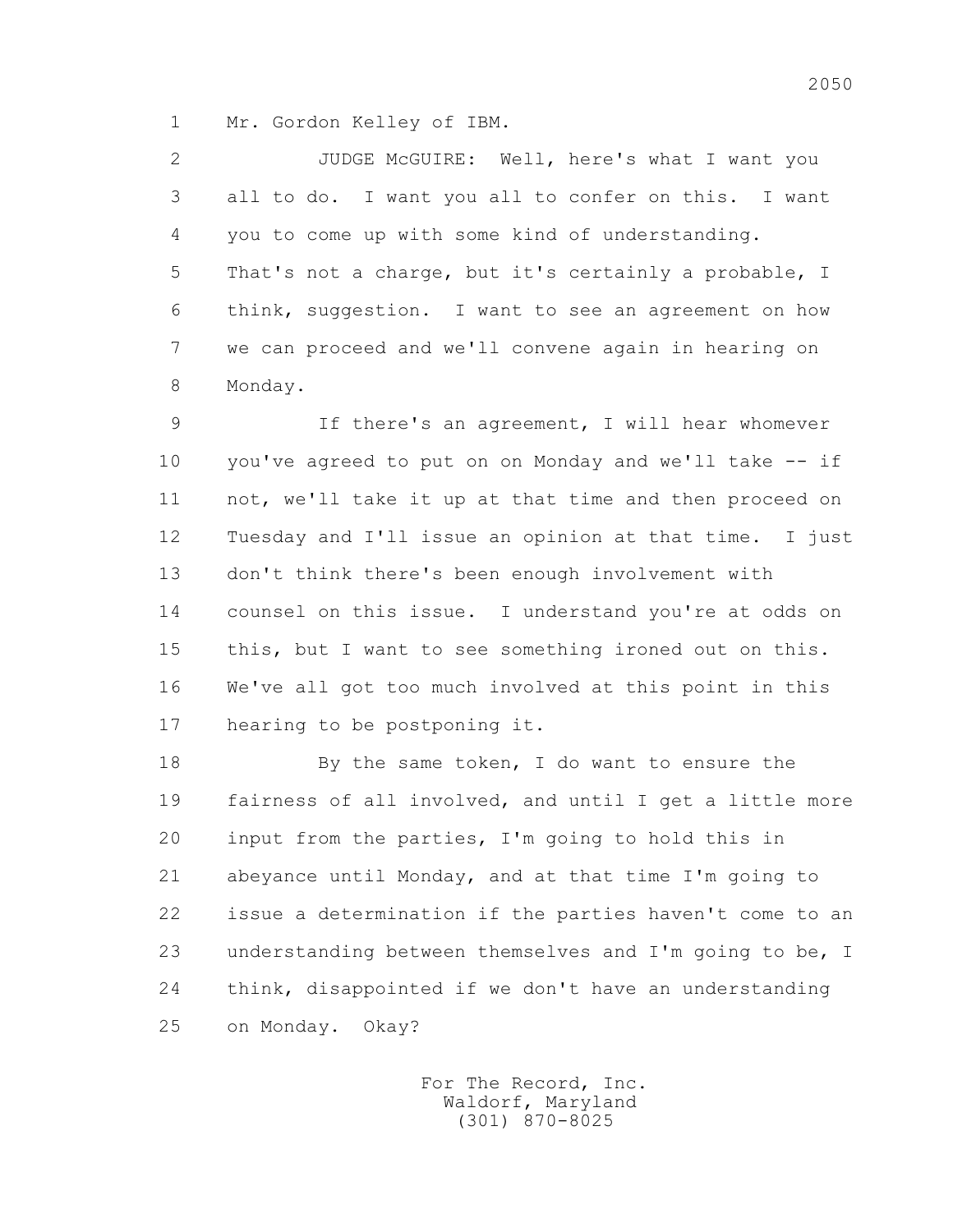Mr. Gordon Kelley of IBM.

JUDGE McGUIRE: Well, here's what I want you all to do. I want you all to confer on this. I want you to come up with some kind of understanding. That's not a charge, but it's certainly a probable, I think, suggestion. I want to see an agreement on how we can proceed and we'll convene again in hearing on Monday.

If there's an agreement, I will hear whomever you've agreed to put on on Monday and we'll take -- if not, we'll take it up at that time and then proceed on Tuesday and I'll issue an opinion at that time. I just don't think there's been enough involvement with counsel on this issue. I understand you're at odds on this, but I want to see something ironed out on this. We've all got too much involved at this point in this hearing to be postponing it.

By the same token, I do want to ensure the fairness of all involved, and until I get a little more input from the parties, I'm going to hold this in abeyance until Monday, and at that time I'm going to issue a determination if the parties haven't come to an understanding between themselves and I'm going to be, I think, disappointed if we don't have an understanding on Monday. Okay?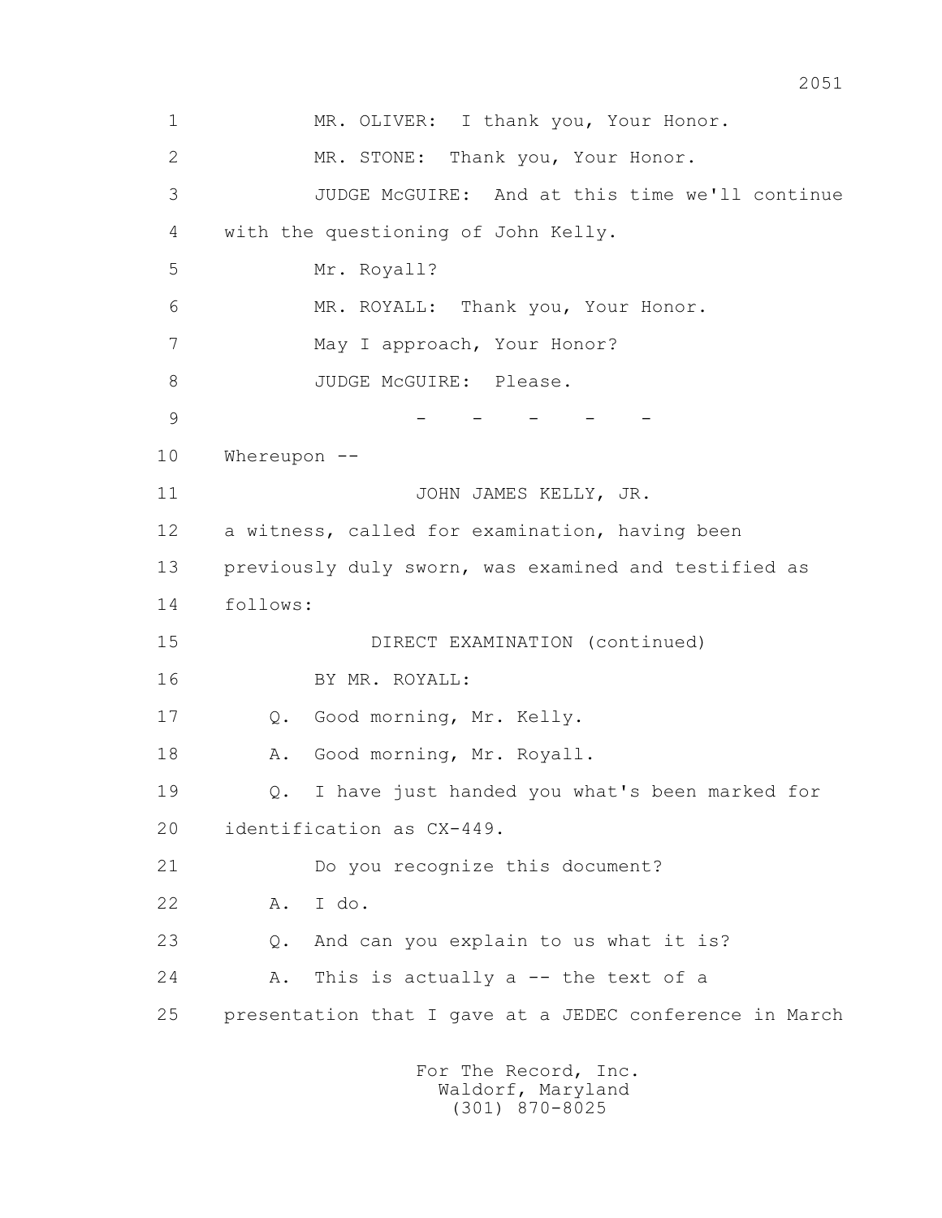1 MR. OLIVER: I thank you, Your Honor.

2 MR. STONE: Thank you, Your Honor.

3 JUDGE McGUIRE: And at this time we'll continue

4 with the questioning of John Kelly.

5 Mr. Royall?

6 MR. ROYALL: Thank you, Your Honor.

7 May I approach, Your Honor?

8 JUDGE McGUIRE: Please.

9 - - - - -

10 Whereupon --

11 JOHN JAMES KELLY, JR.

12 a witness, called for examination, having been

13 previously duly sworn, was examined and testified as

14 follows:

15 DIRECT EXAMINATION (continued)

16 BY MR. ROYALL:

17 Q. Good morning, Mr. Kelly.

18 A. Good morning, Mr. Royall.

19 Q. I have just handed you what's been marked for

20 identification as CX-449.

21 Do you recognize this document?

22 A. I do.

23 Q. And can you explain to us what it is?

24 A. This is actually a -- the text of a

25 presentation that I gave at a JEDEC conference in March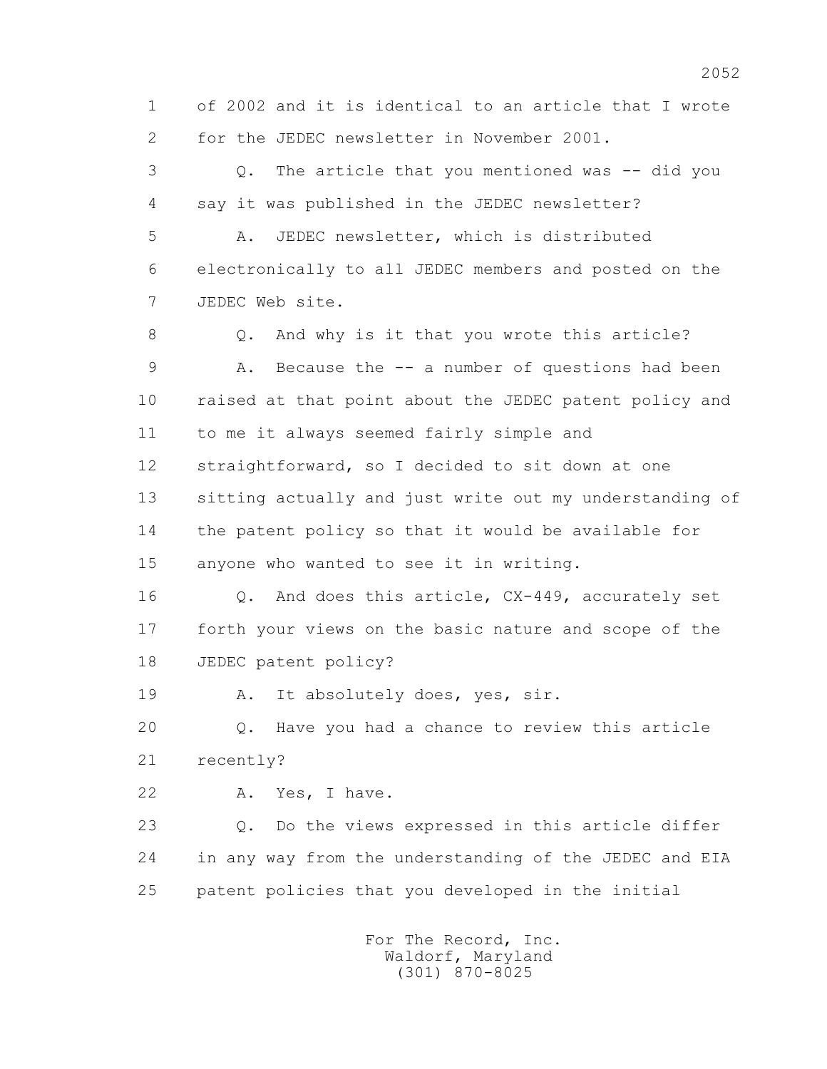1 of 2002 and it is identical to an article that I wrote
2 for the JEDEC newsletter in November 2001.
3 Q. The article that you mentioned was -- did you
4 say it was published in the JEDEC newsletter?
5 A. JEDEC newsletter, which is distributed
6 electronically to all JEDEC members and posted on the
7 JEDEC Web site.
8 Q. And why is it that you wrote this article?
9 A. Because the -- a number of questions had been
10 raised at that point about the JEDEC patent policy and
11 to me it always seemed fairly simple and
12 straightforward, so I decided to sit down at one
13 sitting actually and just write out my understanding of
14 the patent policy so that it would be available for
15 anyone who wanted to see it in writing.
16 Q. And does this article, CX-449, accurately set
17 forth your views on the basic nature and scope of the
18 JEDEC patent policy?
19 A. It absolutely does, yes, sir.
20 Q. Have you had a chance to review this article
21 recently?
22 A. Yes, I have.
23 Q. Do the views expressed in this article differ
24 in any way from the understanding of the JEDEC and EIA
25 patent policies that you developed in the initial

For The Record, Inc.
Waldorf, Maryland
(301) 870-8025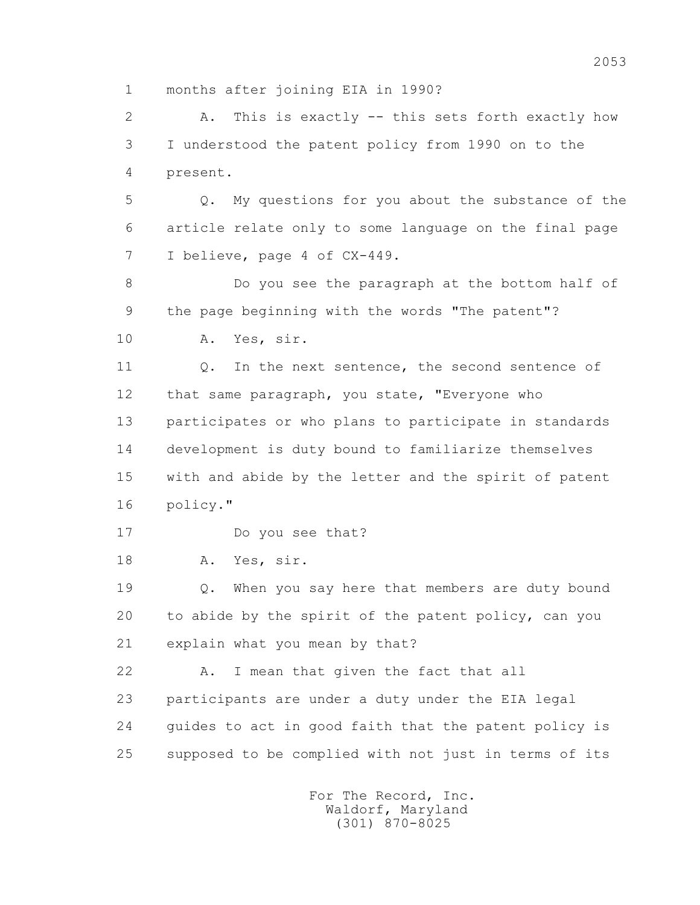1 months after joining EIA in 1990?

2 A. This is exactly -- this sets forth exactly how

3 I understood the patent policy from 1990 on to the

4 present.

5 Q. My questions for you about the substance of the

6 article relate only to some language on the final page

7 I believe, page 4 of CX-449.

8 Do you see the paragraph at the bottom half of

9 the page beginning with the words "The patent"?

10 A. Yes, sir.

11 Q. In the next sentence, the second sentence of

12 that same paragraph, you state, "Everyone who

13 participates or who plans to participate in standards

14 development is duty bound to familiarize themselves

15 with and abide by the letter and the spirit of patent

16 policy."

17 Do you see that?

18 A. Yes, sir.

19 Q. When you say here that members are duty bound

20 to abide by the spirit of the patent policy, can you

21 explain what you mean by that?

22 A. I mean that given the fact that all

23 participants are under a duty under the EIA legal

24 guides to act in good faith that the patent policy is

25 supposed to be complied with not just in terms of its

For The Record, Inc.
Waldorf, Maryland
(301) 870-8025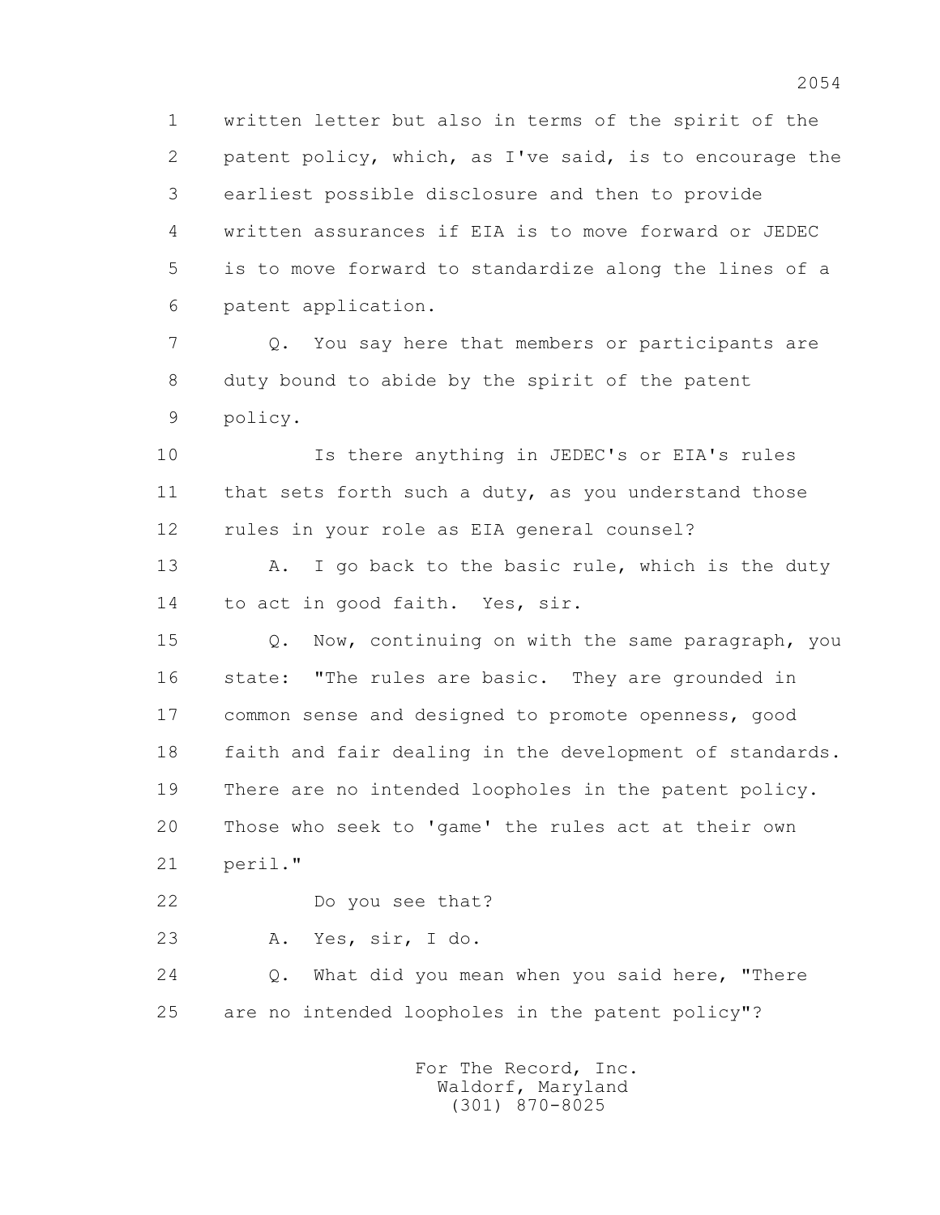1 written letter but also in terms of the spirit of the
2 patent policy, which, as I've said, is to encourage the
3 earliest possible disclosure and then to provide
4 written assurances if EIA is to move forward or JEDEC
5 is to move forward to standardize along the lines of a
6 patent application.

7 Q. You say here that members or participants are
8 duty bound to abide by the spirit of the patent
9 policy.

10 Is there anything in JEDEC's or EIA's rules
11 that sets forth such a duty, as you understand those
12 rules in your role as EIA general counsel?

13 A. I go back to the basic rule, which is the duty
14 to act in good faith. Yes, sir.

15 Q. Now, continuing on with the same paragraph, you
16 state: "The rules are basic. They are grounded in
17 common sense and designed to promote openness, good
18 faith and fair dealing in the development of standards.
19 There are no intended loopholes in the patent policy.
20 Those who seek to 'game' the rules act at their own
21 peril."

22 Do you see that?

23 A. Yes, sir, I do.

24 Q. What did you mean when you said here, "There
25 are no intended loopholes in the patent policy"?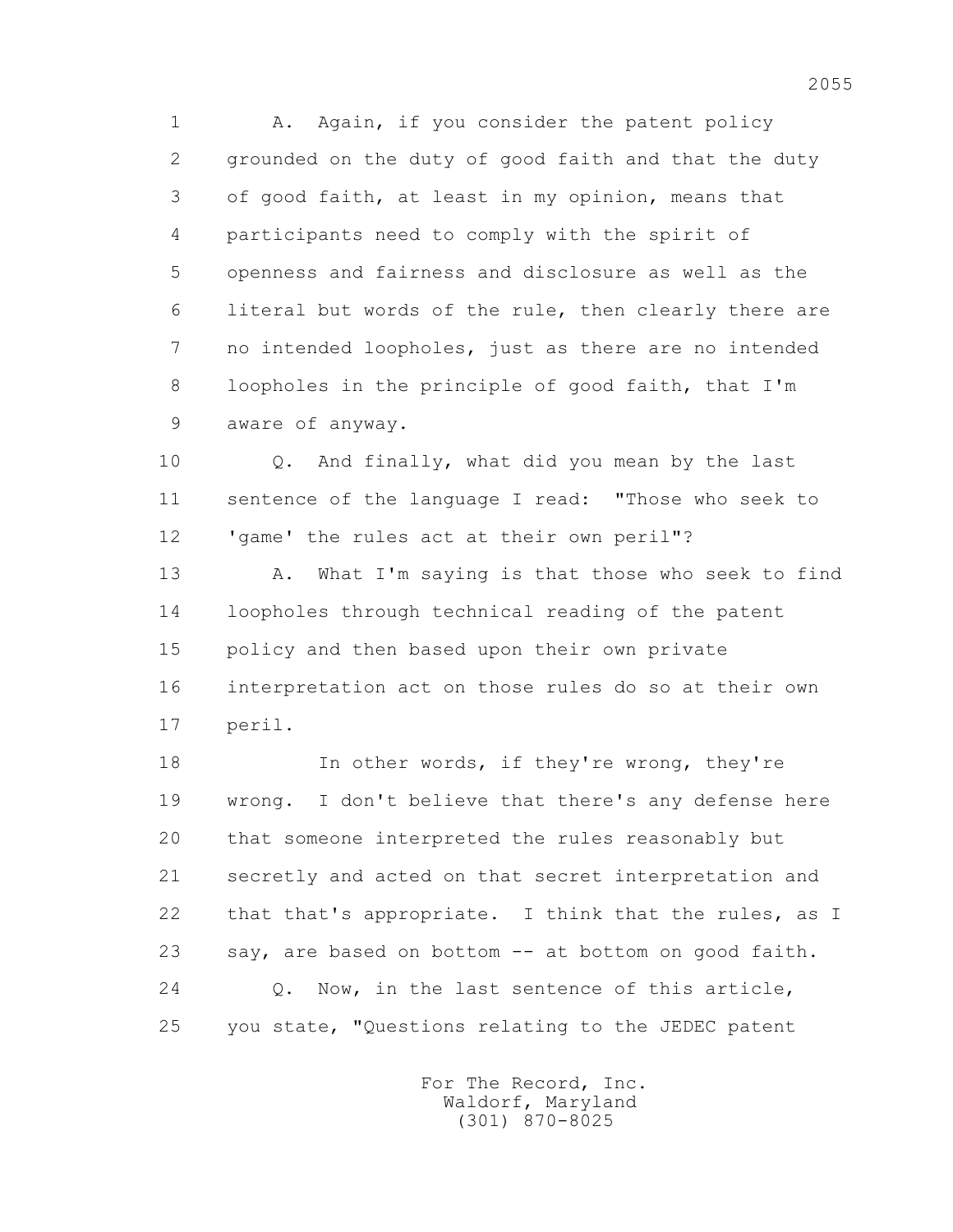1 A. Again, if you consider the patent policy
2 grounded on the duty of good faith and that the duty
3 of good faith, at least in my opinion, means that
4 participants need to comply with the spirit of
5 openness and fairness and disclosure as well as the
6 literal but words of the rule, then clearly there are
7 no intended loopholes, just as there are no intended
8 loopholes in the principle of good faith, that I'm
9 aware of anyway.

10 Q. And finally, what did you mean by the last
11 sentence of the language I read: "Those who seek to
12 'game' the rules act at their own peril"?

13 A. What I'm saying is that those who seek to find
14 loopholes through technical reading of the patent
15 policy and then based upon their own private
16 interpretation act on those rules do so at their own
17 peril.

18 In other words, if they're wrong, they're
19 wrong. I don't believe that there's any defense here
20 that someone interpreted the rules reasonably but
21 secretly and acted on that secret interpretation and
22 that that's appropriate. I think that the rules, as I
23 say, are based on bottom -- at bottom on good faith.

24 Q. Now, in the last sentence of this article,
25 you state, "Questions relating to the JEDEC patent

For The Record, Inc.
Waldorf, Maryland
(301) 870-8025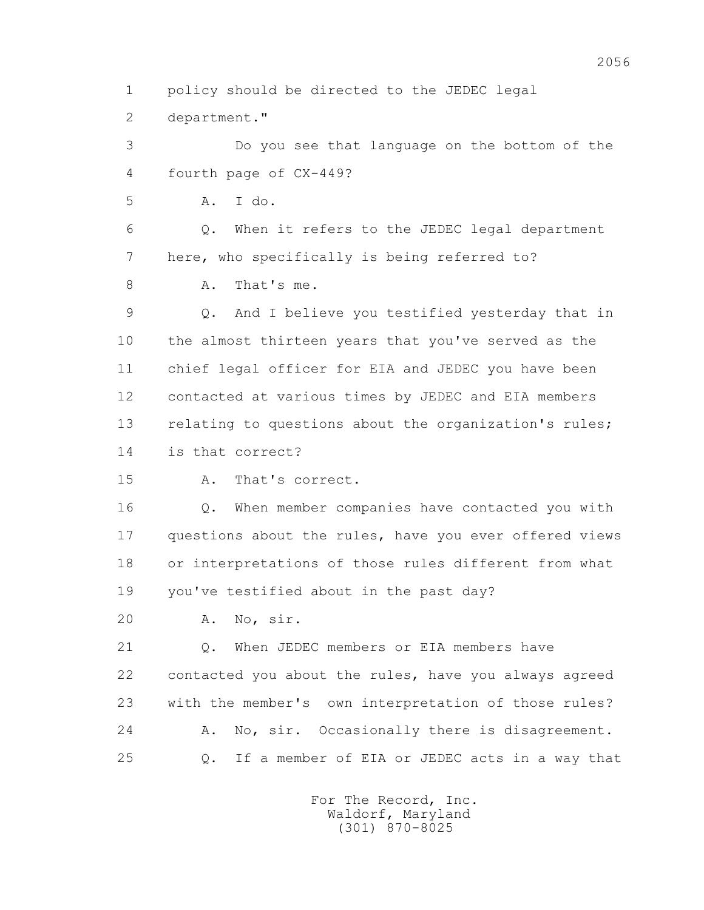1 policy should be directed to the JEDEC legal
2 department."
3 Do you see that language on the bottom of the
4 fourth page of CX-449?
5 A. I do.
6 Q. When it refers to the JEDEC legal department
7 here, who specifically is being referred to?
8 A. That's me.
9 Q. And I believe you testified yesterday that in
10 the almost thirteen years that you've served as the
11 chief legal officer for EIA and JEDEC you have been
12 contacted at various times by JEDEC and EIA members
13 relating to questions about the organization's rules;
14 is that correct?
15 A. That's correct.
16 Q. When member companies have contacted you with
17 questions about the rules, have you ever offered views
18 or interpretations of those rules different from what
19 you've testified about in the past day?
20 A. No, sir.
21 Q. When JEDEC members or EIA members have
22 contacted you about the rules, have you always agreed
23 with the member's own interpretation of those rules?
24 A. No, sir. Occasionally there is disagreement.
25 Q. If a member of EIA or JEDEC acts in a way that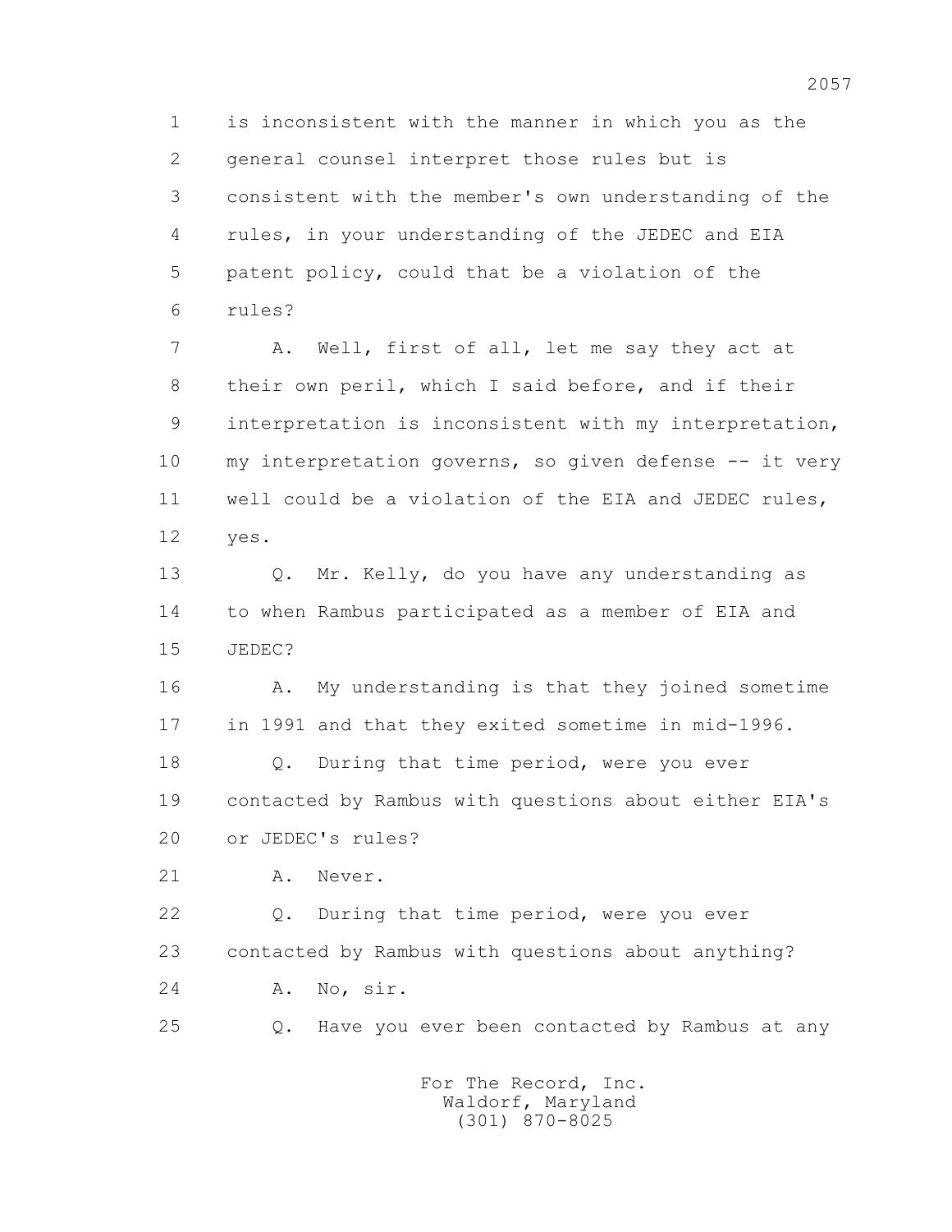1 is inconsistent with the manner in which you as the
2 general counsel interpret those rules but is
3 consistent with the member's own understanding of the
4 rules, in your understanding of the JEDEC and EIA
5 patent policy, could that be a violation of the
6 rules?

7 A. Well, first of all, let me say they act at
8 their own peril, which I said before, and if their
9 interpretation is inconsistent with my interpretation,
10 my interpretation governs, so given defense -- it very
11 well could be a violation of the EIA and JEDEC rules,
12 yes.

13 Q. Mr. Kelly, do you have any understanding as
14 to when Rambus participated as a member of EIA and
15 JEDEC?

16 A. My understanding is that they joined sometime
17 in 1991 and that they exited sometime in mid-1996.

18 Q. During that time period, were you ever
19 contacted by Rambus with questions about either EIA's
20 or JEDEC's rules?

21 A. Never.

22 Q. During that time period, were you ever
23 contacted by Rambus with questions about anything?

24 A. No, sir.

25 Q. Have you ever been contacted by Rambus at any

For The Record, Inc.
Waldorf, Maryland
(301) 870-8025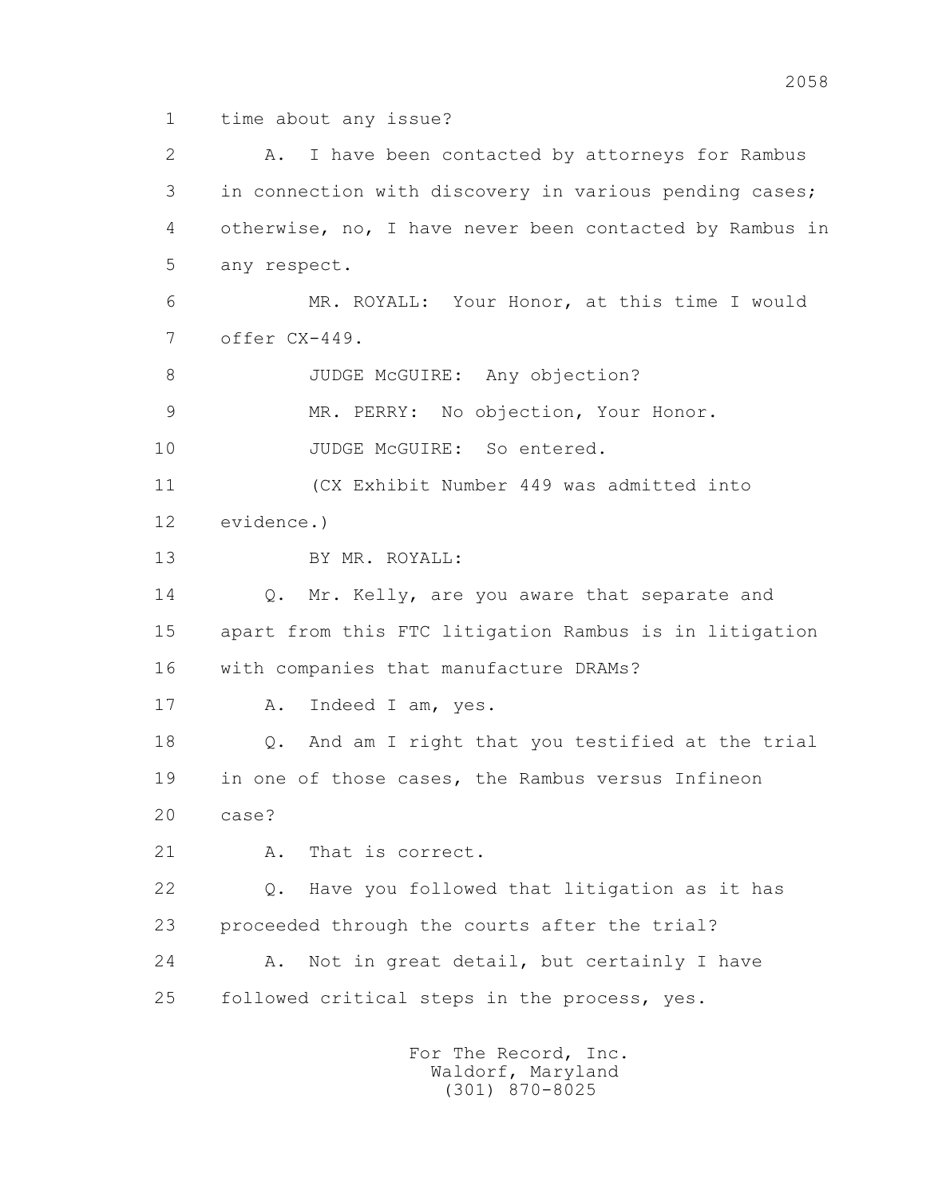1 time about any issue?

2 A. I have been contacted by attorneys for Rambus

3 in connection with discovery in various pending cases;

4 otherwise, no, I have never been contacted by Rambus in

5 any respect.

6 MR. ROYALL: Your Honor, at this time I would

7 offer CX-449.

8 JUDGE McGUIRE: Any objection?

9 MR. PERRY: No objection, Your Honor.

10 JUDGE McGUIRE: So entered.

11 (CX Exhibit Number 449 was admitted into

12 evidence.)

13 BY MR. ROYALL:

14 Q. Mr. Kelly, are you aware that separate and

15 apart from this FTC litigation Rambus is in litigation

16 with companies that manufacture DRAMs?

17 A. Indeed I am, yes.

18 Q. And am I right that you testified at the trial

19 in one of those cases, the Rambus versus Infineon

20 case?

21 A. That is correct.

22 Q. Have you followed that litigation as it has

23 proceeded through the courts after the trial?

24 A. Not in great detail, but certainly I have

25 followed critical steps in the process, yes.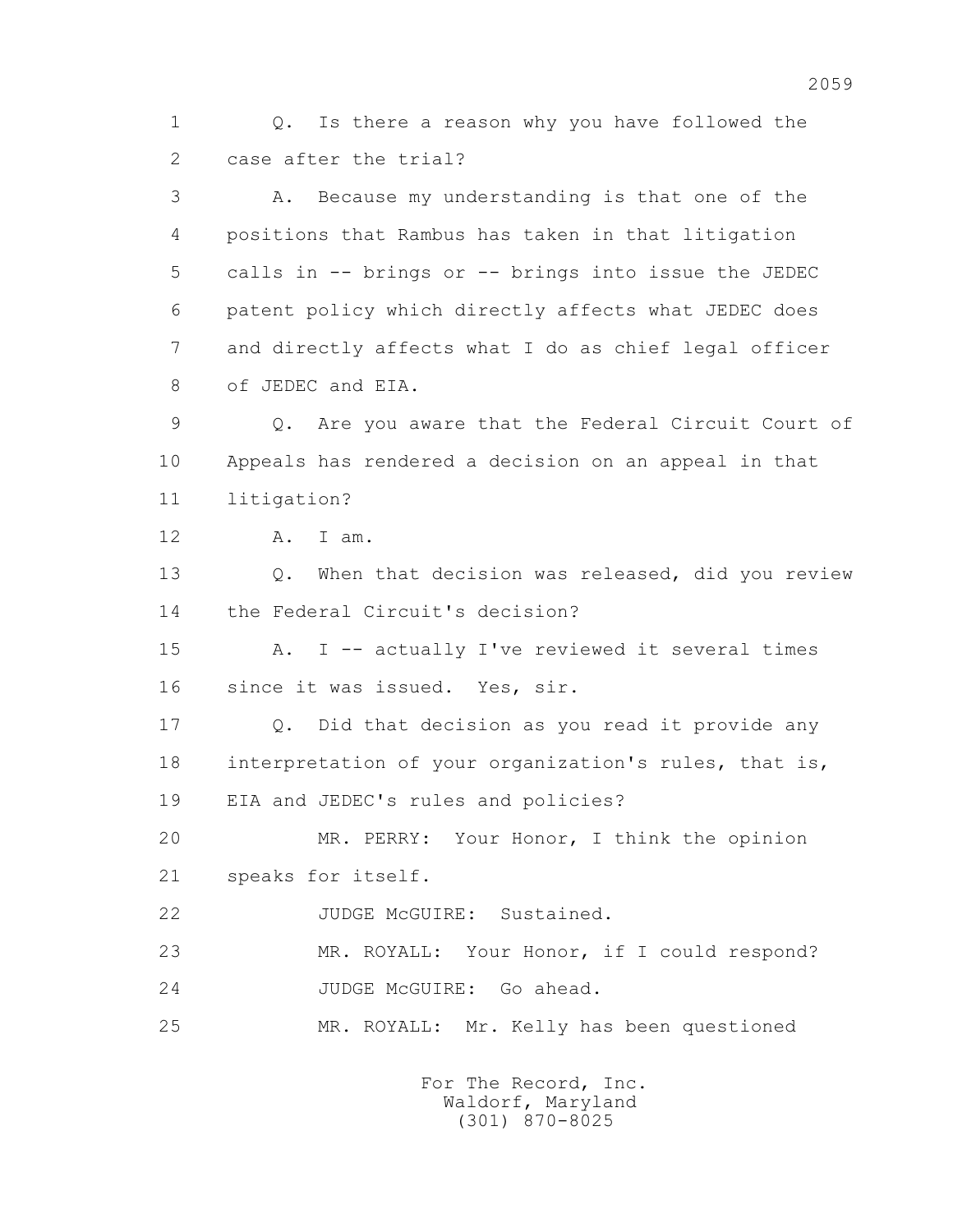1 Q. Is there a reason why you have followed the
2 case after the trial?

3 A. Because my understanding is that one of the
4 positions that Rambus has taken in that litigation
5 calls in -- brings or -- brings into issue the JEDEC
6 patent policy which directly affects what JEDEC does
7 and directly affects what I do as chief legal officer
8 of JEDEC and EIA.

9 Q. Are you aware that the Federal Circuit Court of
10 Appeals has rendered a decision on an appeal in that
11 litigation?

12 A. I am.

13 Q. When that decision was released, did you review
14 the Federal Circuit's decision?

15 A. I -- actually I've reviewed it several times
16 since it was issued. Yes, sir.

17 Q. Did that decision as you read it provide any
18 interpretation of your organization's rules, that is,
19 EIA and JEDEC's rules and policies?

20 MR. PERRY: Your Honor, I think the opinion
21 speaks for itself.

22 JUDGE McGUIRE: Sustained.

23 MR. ROYALL: Your Honor, if I could respond?

24 JUDGE McGUIRE: Go ahead.

25 MR. ROYALL: Mr. Kelly has been questioned

For The Record, Inc.
Waldorf, Maryland
(301) 870-8025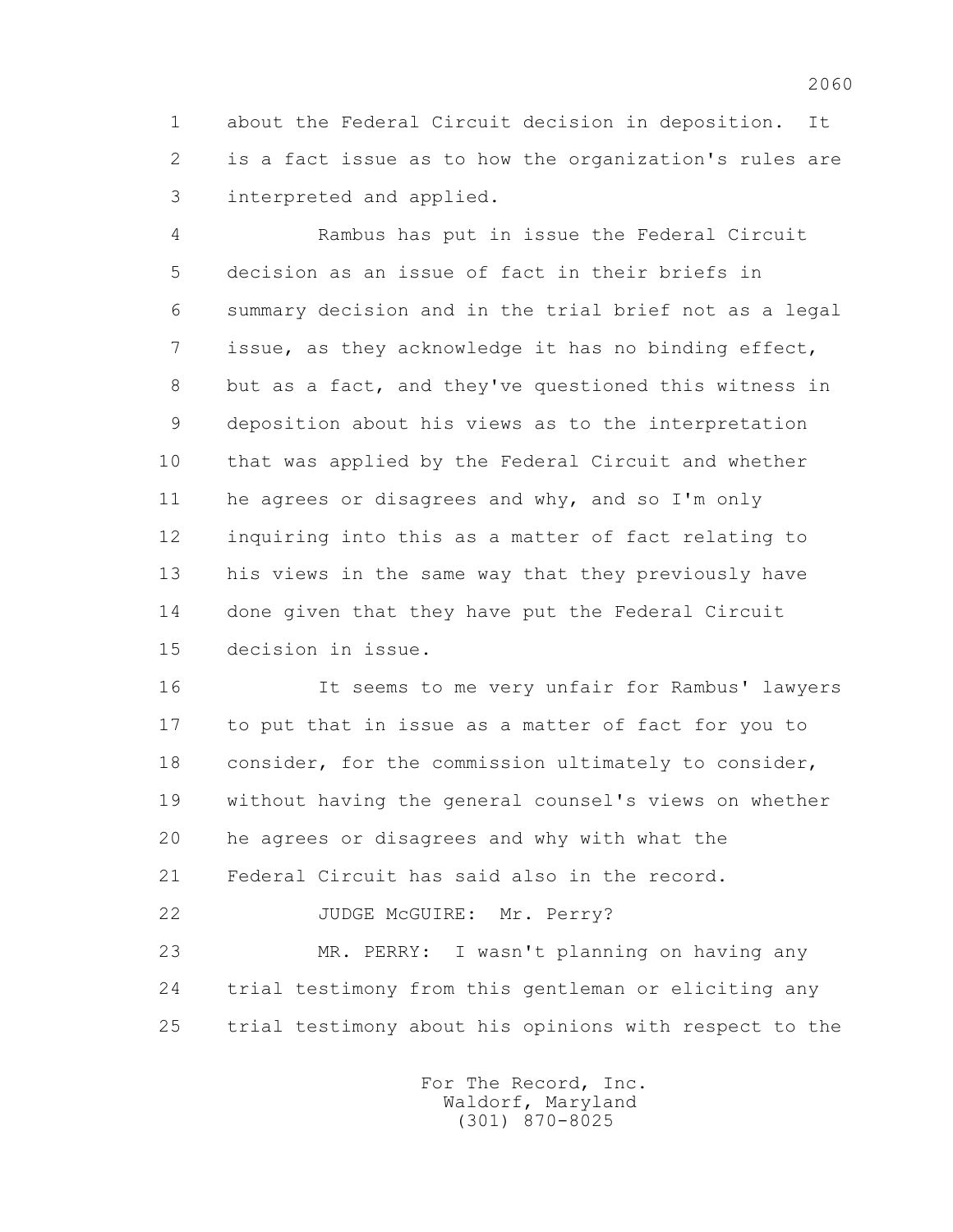1 about the Federal Circuit decision in deposition. It
2 is a fact issue as to how the organization's rules are
3 interpreted and applied.

4 Rambus has put in issue the Federal Circuit
5 decision as an issue of fact in their briefs in
6 summary decision and in the trial brief not as a legal
7 issue, as they acknowledge it has no binding effect,
8 but as a fact, and they've questioned this witness in
9 deposition about his views as to the interpretation
10 that was applied by the Federal Circuit and whether
11 he agrees or disagrees and why, and so I'm only
12 inquiring into this as a matter of fact relating to
13 his views in the same way that they previously have
14 done given that they have put the Federal Circuit
15 decision in issue.

16 It seems to me very unfair for Rambus' lawyers
17 to put that in issue as a matter of fact for you to
18 consider, for the commission ultimately to consider,
19 without having the general counsel's views on whether
20 he agrees or disagrees and why with what the
21 Federal Circuit has said also in the record.

22 JUDGE McGUIRE: Mr. Perry?

23 MR. PERRY: I wasn't planning on having any
24 trial testimony from this gentleman or eliciting any
25 trial testimony about his opinions with respect to the

For The Record, Inc.
Waldorf, Maryland
(301) 870-8025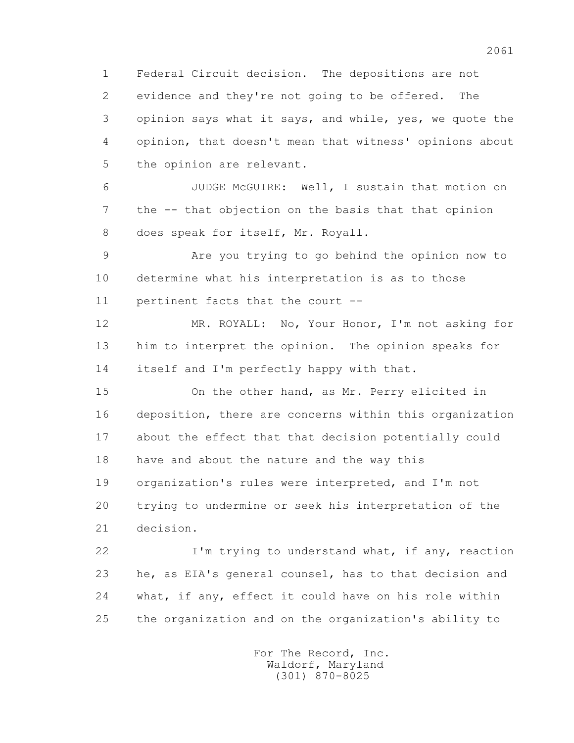Federal Circuit decision. The depositions are not evidence and they're not going to be offered. The opinion says what it says, and while, yes, we quote the opinion, that doesn't mean that witness' opinions about the opinion are relevant.

JUDGE McGUIRE: Well, I sustain that motion on the -- that objection on the basis that that opinion does speak for itself, Mr. Royall.

Are you trying to go behind the opinion now to determine what his interpretation is as to those pertinent facts that the court --

MR. ROYALL: No, Your Honor, I'm not asking for him to interpret the opinion. The opinion speaks for itself and I'm perfectly happy with that.

On the other hand, as Mr. Perry elicited in deposition, there are concerns within this organization about the effect that that decision potentially could have and about the nature and the way this organization's rules were interpreted, and I'm not trying to undermine or seek his interpretation of the decision.

I'm trying to understand what, if any, reaction he, as EIA's general counsel, has to that decision and what, if any, effect it could have on his role within the organization and on the organization's ability to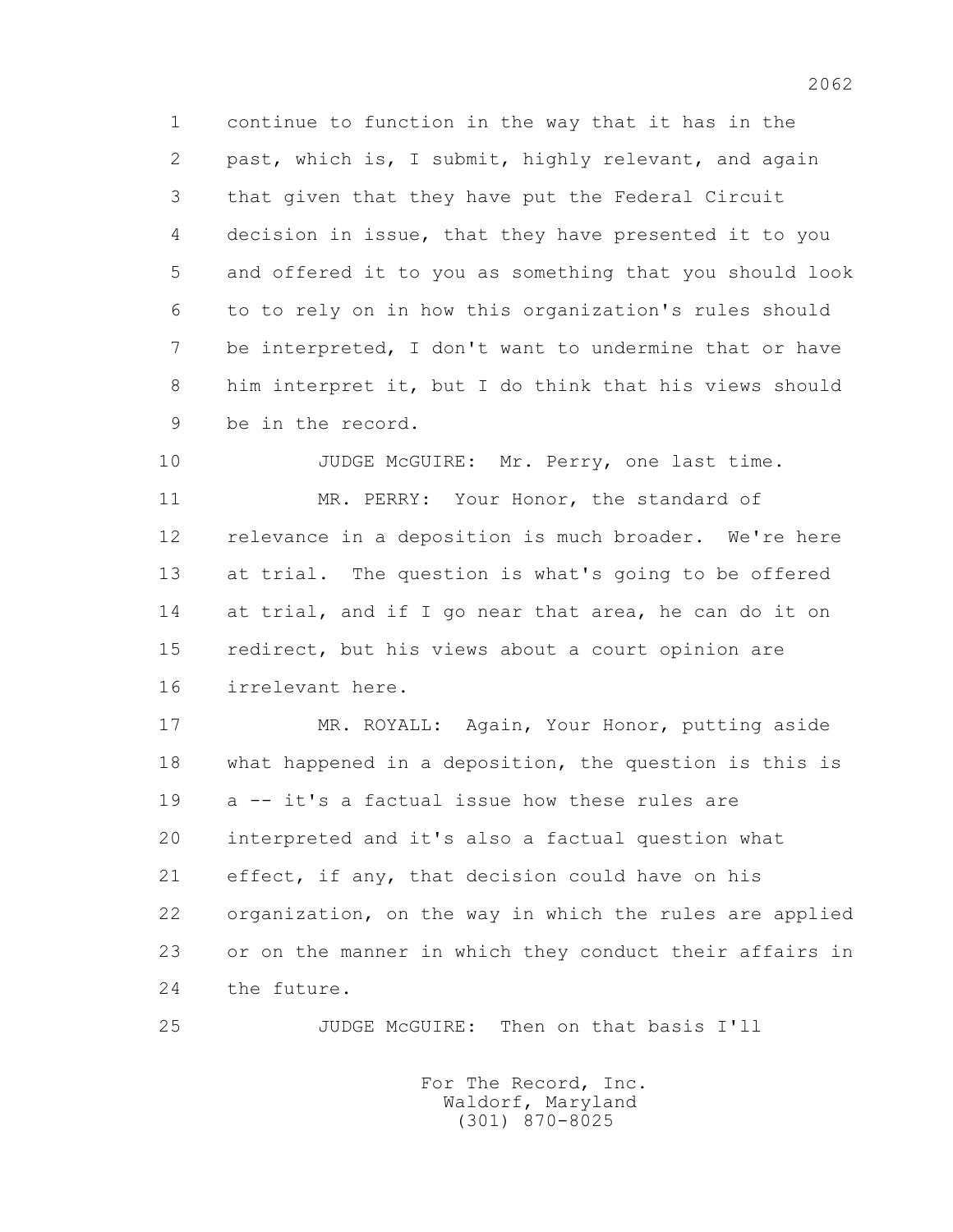1 continue to function in the way that it has in the
2 past, which is, I submit, highly relevant, and again
3 that given that they have put the Federal Circuit
4 decision in issue, that they have presented it to you
5 and offered it to you as something that you should look
6 to to rely on in how this organization's rules should
7 be interpreted, I don't want to undermine that or have
8 him interpret it, but I do think that his views should
9 be in the record.

10 JUDGE McGUIRE: Mr. Perry, one last time.

11 MR. PERRY: Your Honor, the standard of
12 relevance in a deposition is much broader. We're here
13 at trial. The question is what's going to be offered
14 at trial, and if I go near that area, he can do it on
15 redirect, but his views about a court opinion are
16 irrelevant here.

17 MR. ROYALL: Again, Your Honor, putting aside
18 what happened in a deposition, the question is this is
19 a -- it's a factual issue how these rules are
20 interpreted and it's also a factual question what
21 effect, if any, that decision could have on his
22 organization, on the way in which the rules are applied
23 or on the manner in which they conduct their affairs in
24 the future.

25 JUDGE McGUIRE: Then on that basis I'll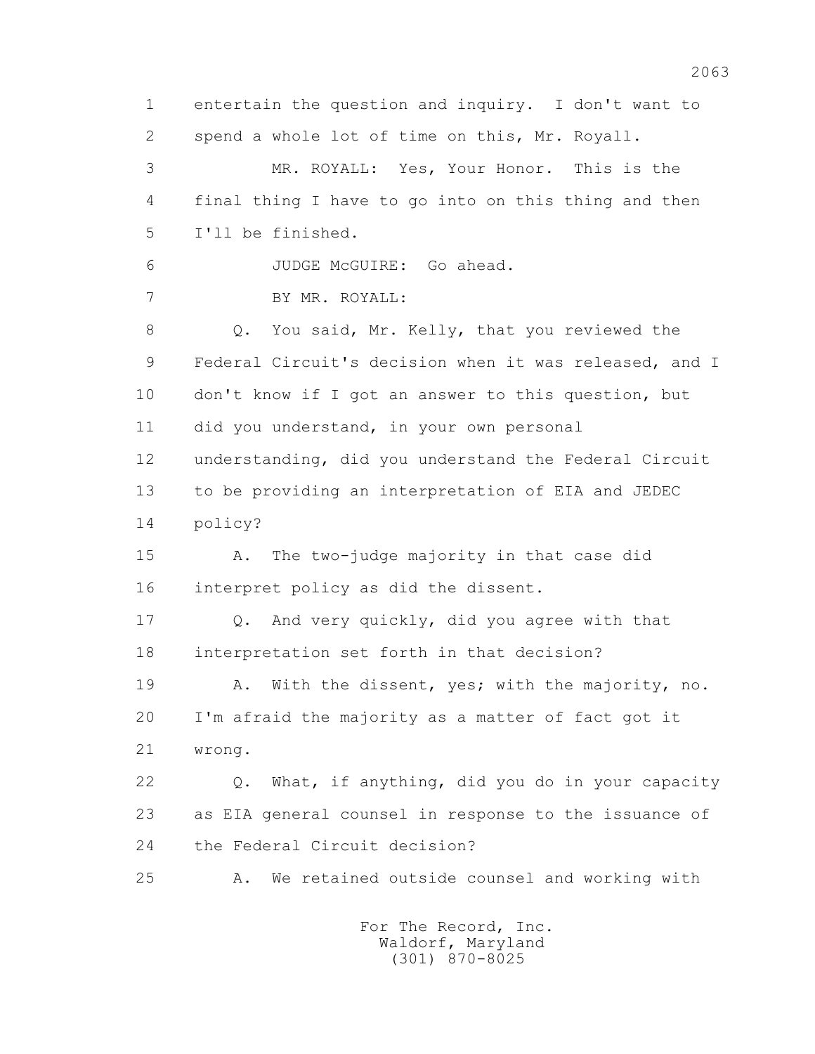1 entertain the question and inquiry. I don't want to
2 spend a whole lot of time on this, Mr. Royall.

3 MR. ROYALL: Yes, Your Honor. This is the
4 final thing I have to go into on this thing and then
5 I'll be finished.

6 JUDGE McGUIRE: Go ahead.

7 BY MR. ROYALL:

8 Q. You said, Mr. Kelly, that you reviewed the
9 Federal Circuit's decision when it was released, and I
10 don't know if I got an answer to this question, but
11 did you understand, in your own personal
12 understanding, did you understand the Federal Circuit
13 to be providing an interpretation of EIA and JEDEC
14 policy?

15 A. The two-judge majority in that case did
16 interpret policy as did the dissent.

17 Q. And very quickly, did you agree with that
18 interpretation set forth in that decision?

19 A. With the dissent, yes; with the majority, no.
20 I'm afraid the majority as a matter of fact got it
21 wrong.

22 Q. What, if anything, did you do in your capacity
23 as EIA general counsel in response to the issuance of
24 the Federal Circuit decision?

25 A. We retained outside counsel and working with

For The Record, Inc.
Waldorf, Maryland
(301) 870-8025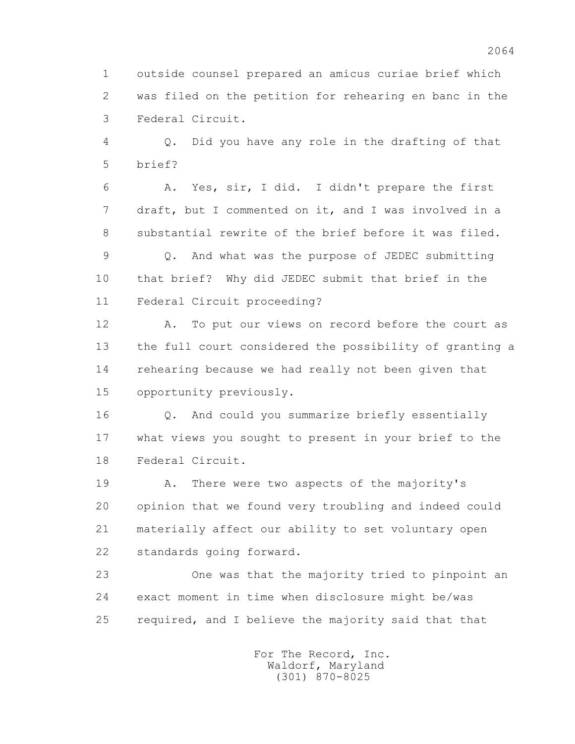outside counsel prepared an amicus curiae brief which was filed on the petition for rehearing en banc in the Federal Circuit.

Q. Did you have any role in the drafting of that brief?

A. Yes, sir, I did. I didn't prepare the first draft, but I commented on it, and I was involved in a substantial rewrite of the brief before it was filed.

Q. And what was the purpose of JEDEC submitting that brief? Why did JEDEC submit that brief in the Federal Circuit proceeding?

A. To put our views on record before the court as the full court considered the possibility of granting a rehearing because we had really not been given that opportunity previously.

Q. And could you summarize briefly essentially what views you sought to present in your brief to the Federal Circuit.

A. There were two aspects of the majority's opinion that we found very troubling and indeed could materially affect our ability to set voluntary open standards going forward.

One was that the majority tried to pinpoint an exact moment in time when disclosure might be/was required, and I believe the majority said that that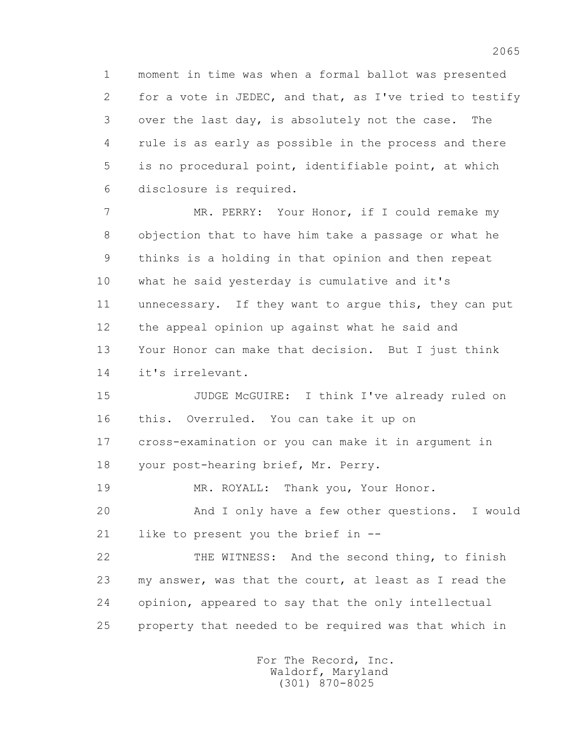moment in time was when a formal ballot was presented for a vote in JEDEC, and that, as I've tried to testify over the last day, is absolutely not the case. The rule is as early as possible in the process and there is no procedural point, identifiable point, at which disclosure is required.

MR. PERRY: Your Honor, if I could remake my objection that to have him take a passage or what he thinks is a holding in that opinion and then repeat what he said yesterday is cumulative and it's unnecessary. If they want to argue this, they can put the appeal opinion up against what he said and Your Honor can make that decision. But I just think it's irrelevant.

JUDGE McGUIRE: I think I've already ruled on this. Overruled. You can take it up on cross-examination or you can make it in argument in your post-hearing brief, Mr. Perry.

MR. ROYALL: Thank you, Your Honor.

And I only have a few other questions. I would like to present you the brief in --

THE WITNESS: And the second thing, to finish my answer, was that the court, at least as I read the opinion, appeared to say that the only intellectual property that needed to be required was that which in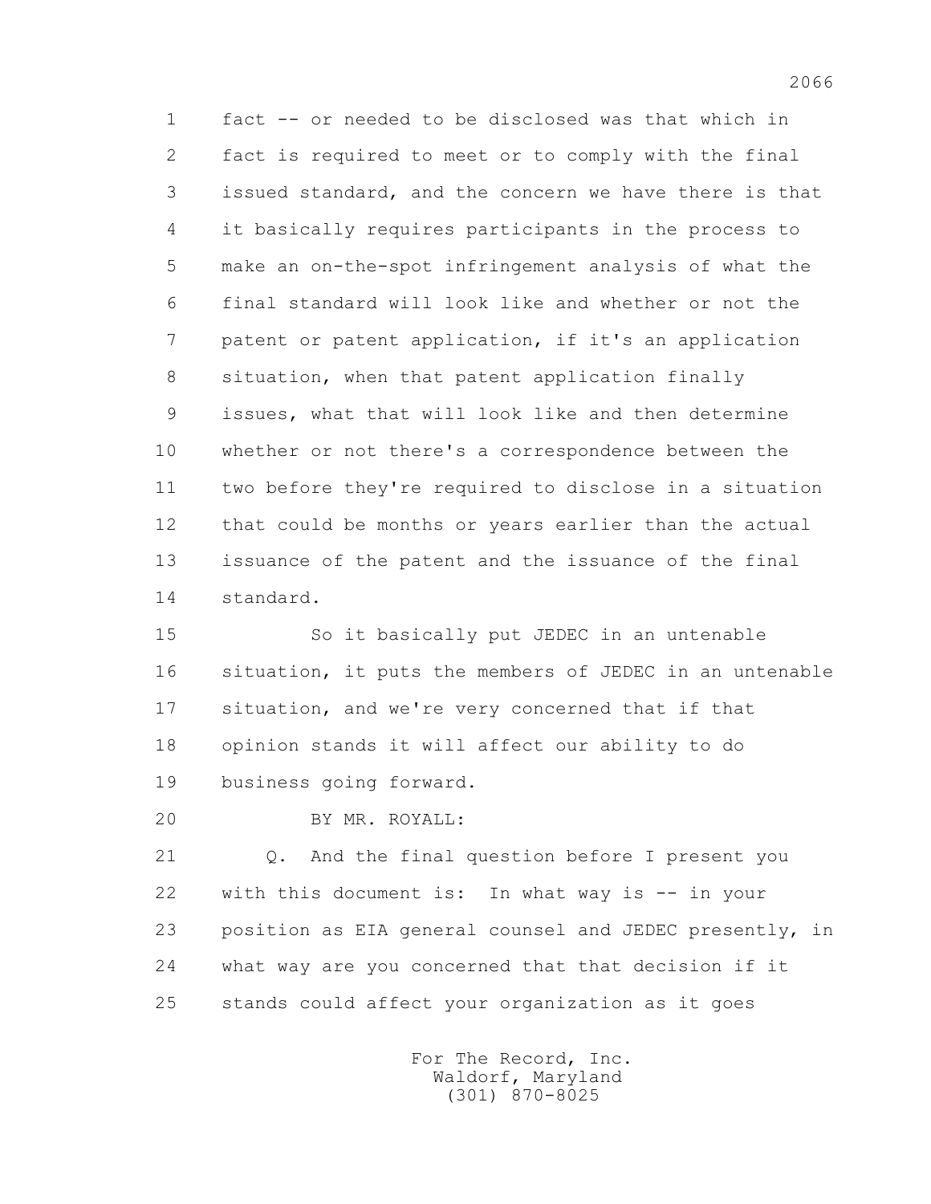1 fact -- or needed to be disclosed was that which in
2 fact is required to meet or to comply with the final
3 issued standard, and the concern we have there is that
4 it basically requires participants in the process to
5 make an on-the-spot infringement analysis of what the
6 final standard will look like and whether or not the
7 patent or patent application, if it's an application
8 situation, when that patent application finally
9 issues, what that will look like and then determine
10 whether or not there's a correspondence between the
11 two before they're required to disclose in a situation
12 that could be months or years earlier than the actual
13 issuance of the patent and the issuance of the final
14 standard.

15 So it basically put JEDEC in an untenable
16 situation, it puts the members of JEDEC in an untenable
17 situation, and we're very concerned that if that
18 opinion stands it will affect our ability to do
19 business going forward.

20 BY MR. ROYALL:

21 Q. And the final question before I present you
22 with this document is: In what way is -- in your
23 position as EIA general counsel and JEDEC presently, in
24 what way are you concerned that that decision if it
25 stands could affect your organization as it goes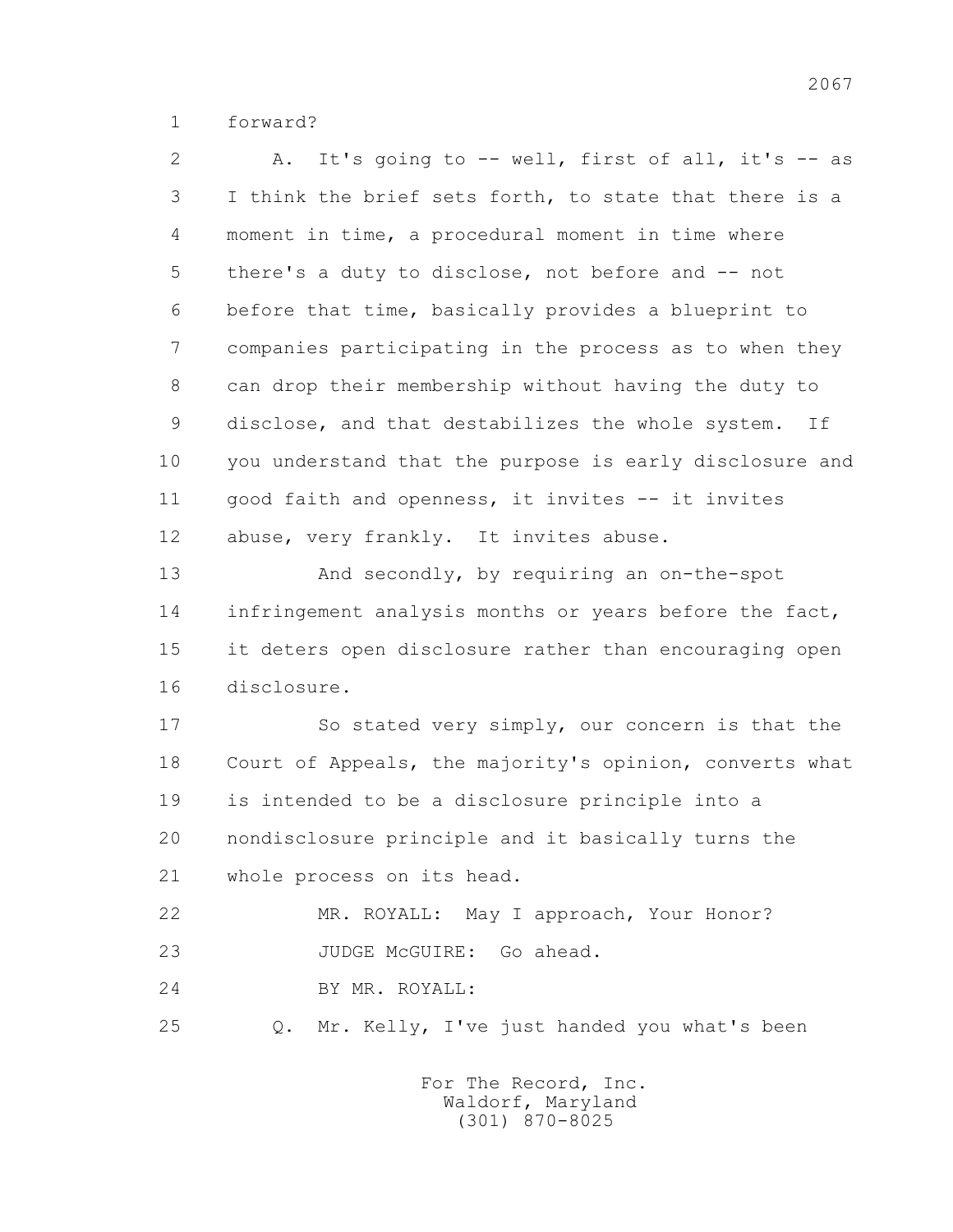1 forward?

2 A. It's going to -- well, first of all, it's -- as
3 I think the brief sets forth, to state that there is a
4 moment in time, a procedural moment in time where
5 there's a duty to disclose, not before and -- not
6 before that time, basically provides a blueprint to
7 companies participating in the process as to when they
8 can drop their membership without having the duty to
9 disclose, and that destabilizes the whole system. If
10 you understand that the purpose is early disclosure and
11 good faith and openness, it invites -- it invites
12 abuse, very frankly. It invites abuse.

13 And secondly, by requiring an on-the-spot
14 infringement analysis months or years before the fact,
15 it deters open disclosure rather than encouraging open
16 disclosure.

17 So stated very simply, our concern is that the
18 Court of Appeals, the majority's opinion, converts what
19 is intended to be a disclosure principle into a
20 nondisclosure principle and it basically turns the
21 whole process on its head.

22 MR. ROYALL: May I approach, Your Honor?

23 JUDGE McGUIRE: Go ahead.

24 BY MR. ROYALL:

25 Q. Mr. Kelly, I've just handed you what's been

For The Record, Inc.
Waldorf, Maryland
(301) 870-8025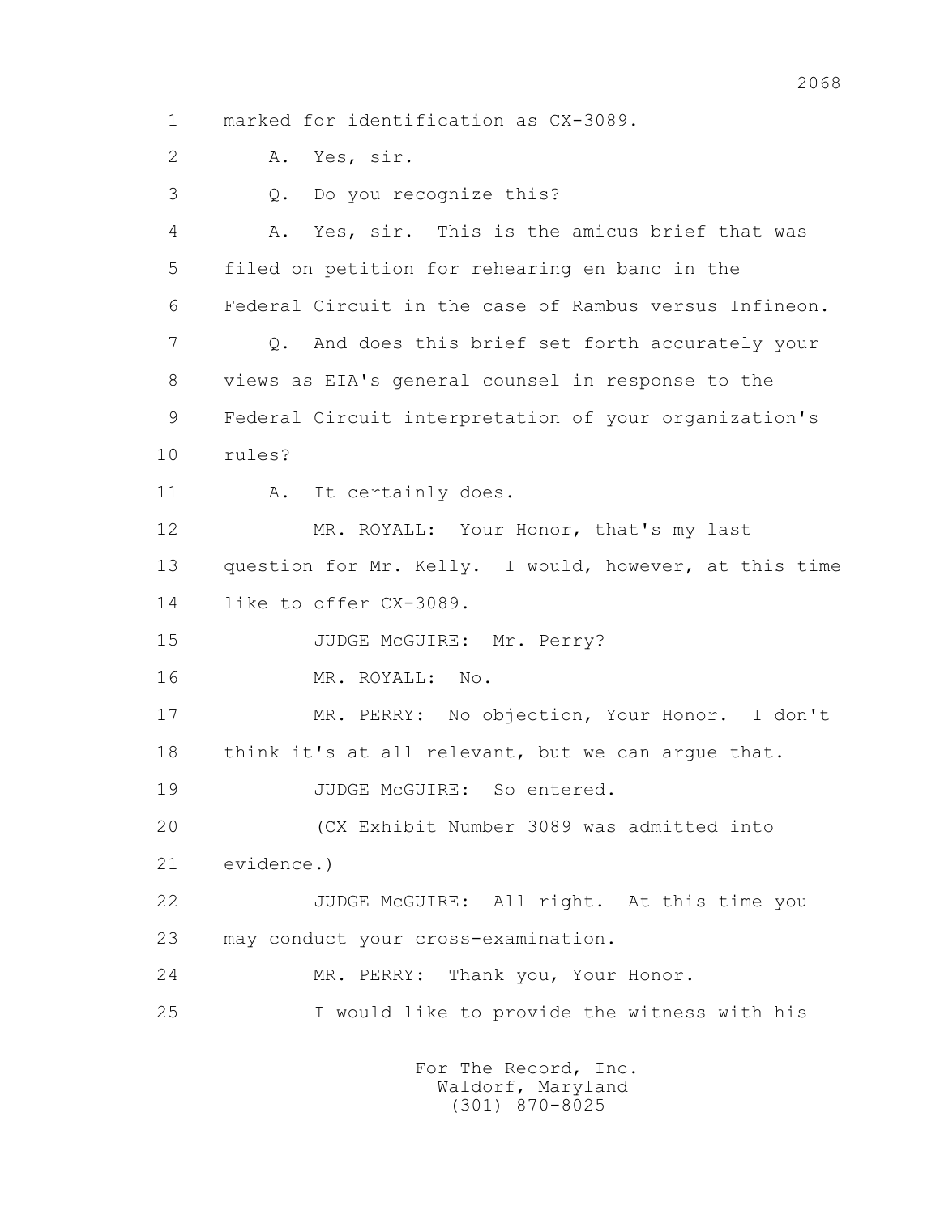1 marked for identification as CX-3089.

2 A. Yes, sir.

3 Q. Do you recognize this?

4 A. Yes, sir. This is the amicus brief that was

5 filed on petition for rehearing en banc in the

6 Federal Circuit in the case of Rambus versus Infineon.

7 Q. And does this brief set forth accurately your

8 views as EIA's general counsel in response to the

9 Federal Circuit interpretation of your organization's

10 rules?

11 A. It certainly does.

12 MR. ROYALL: Your Honor, that's my last

13 question for Mr. Kelly. I would, however, at this time

14 like to offer CX-3089.

15 JUDGE McGUIRE: Mr. Perry?

16 MR. ROYALL: No.

17 MR. PERRY: No objection, Your Honor. I don't

18 think it's at all relevant, but we can argue that.

19 JUDGE McGUIRE: So entered.

20 (CX Exhibit Number 3089 was admitted into

21 evidence.)

22 JUDGE McGUIRE: All right. At this time you

23 may conduct your cross-examination.

24 MR. PERRY: Thank you, Your Honor.

25 I would like to provide the witness with his

For The Record, Inc.
Waldorf, Maryland
(301) 870-8025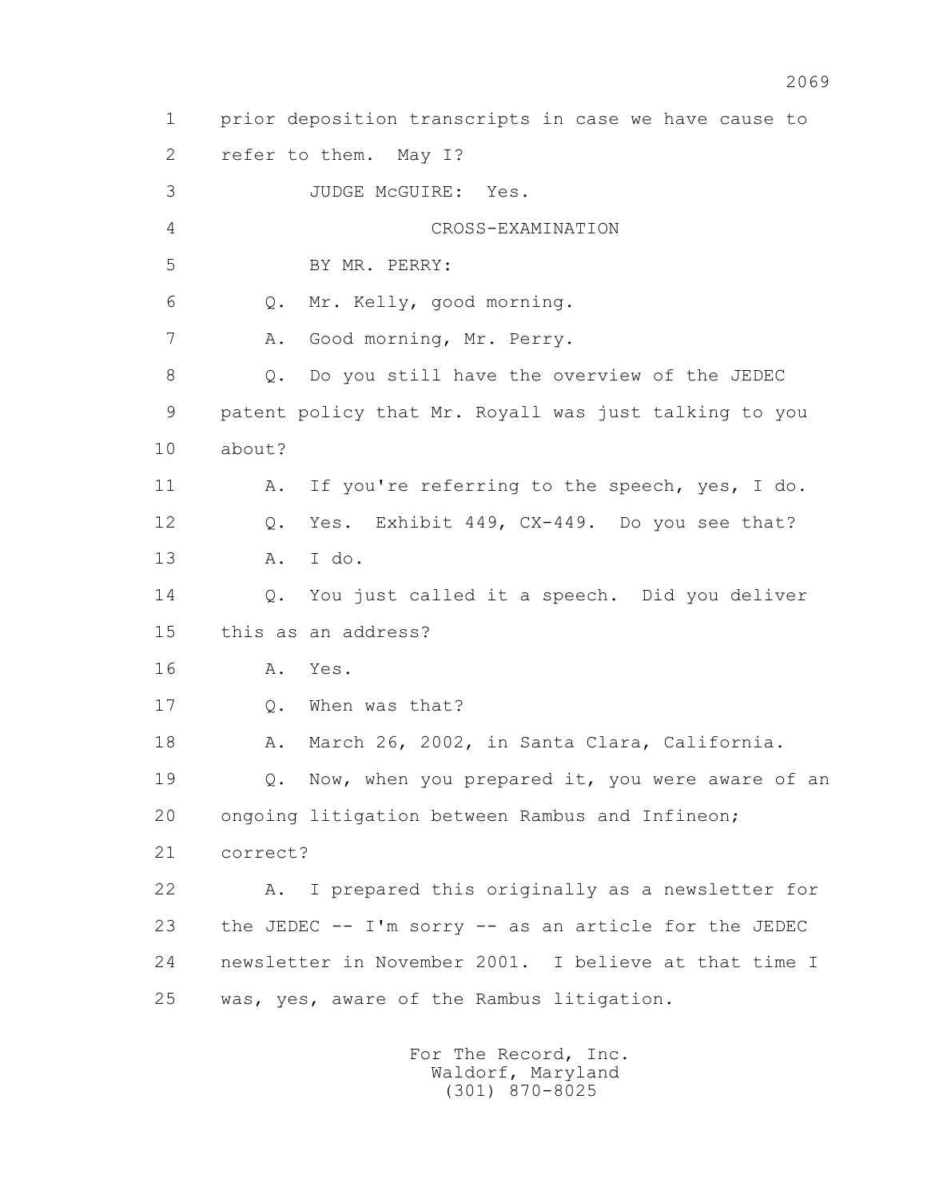1 prior deposition transcripts in case we have cause to
2 refer to them. May I?
3 JUDGE McGUIRE: Yes.
4 CROSS-EXAMINATION
5 BY MR. PERRY:
6 Q. Mr. Kelly, good morning.
7 A. Good morning, Mr. Perry.
8 Q. Do you still have the overview of the JEDEC
9 patent policy that Mr. Royall was just talking to you
10 about?
11 A. If you're referring to the speech, yes, I do.
12 Q. Yes. Exhibit 449, CX-449. Do you see that?
13 A. I do.
14 Q. You just called it a speech. Did you deliver
15 this as an address?
16 A. Yes.
17 Q. When was that?
18 A. March 26, 2002, in Santa Clara, California.
19 Q. Now, when you prepared it, you were aware of an
20 ongoing litigation between Rambus and Infineon;
21 correct?
22 A. I prepared this originally as a newsletter for
23 the JEDEC -- I'm sorry -- as an article for the JEDEC
24 newsletter in November 2001. I believe at that time I
25 was, yes, aware of the Rambus litigation.

For The Record, Inc.
Waldorf, Maryland
(301) 870-8025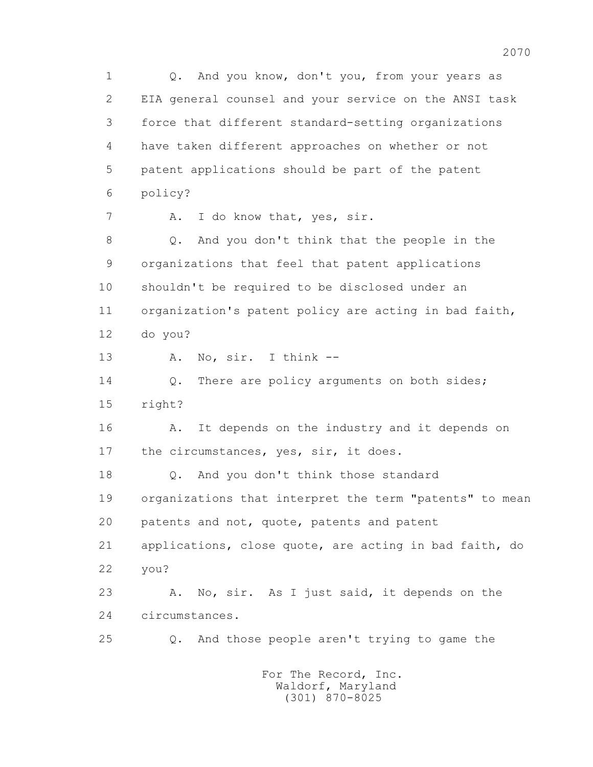1 Q. And you know, don't you, from your years as
2 EIA general counsel and your service on the ANSI task
3 force that different standard-setting organizations
4 have taken different approaches on whether or not
5 patent applications should be part of the patent
6 policy?

7 A. I do know that, yes, sir.

8 Q. And you don't think that the people in the
9 organizations that feel that patent applications
10 shouldn't be required to be disclosed under an
11 organization's patent policy are acting in bad faith,
12 do you?

13 A. No, sir. I think --

14 Q. There are policy arguments on both sides;
15 right?

16 A. It depends on the industry and it depends on
17 the circumstances, yes, sir, it does.

18 Q. And you don't think those standard
19 organizations that interpret the term "patents" to mean
20 patents and not, quote, patents and patent
21 applications, close quote, are acting in bad faith, do
22 you?

23 A. No, sir. As I just said, it depends on the
24 circumstances.

25 Q. And those people aren't trying to game the

For The Record, Inc.
Waldorf, Maryland
(301) 870-8025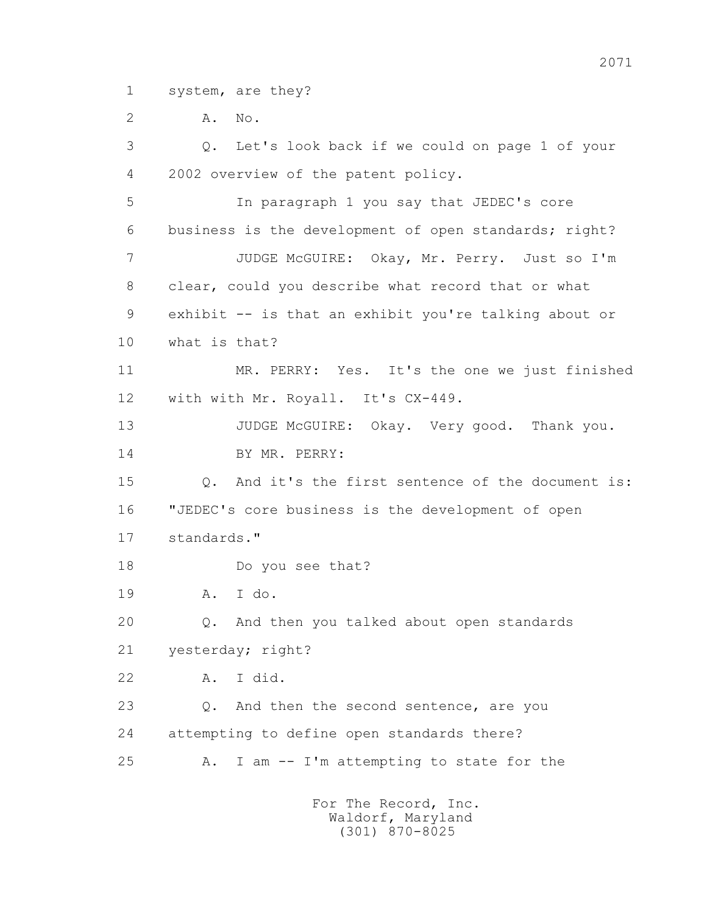1 system, are they?

2 A. No.

3 Q. Let's look back if we could on page 1 of your

4 2002 overview of the patent policy.

5 In paragraph 1 you say that JEDEC's core

6 business is the development of open standards; right?

7 JUDGE McGUIRE: Okay, Mr. Perry. Just so I'm

8 clear, could you describe what record that or what

9 exhibit -- is that an exhibit you're talking about or

10 what is that?

11 MR. PERRY: Yes. It's the one we just finished

12 with with Mr. Royall. It's CX-449.

13 JUDGE McGUIRE: Okay. Very good. Thank you.

14 BY MR. PERRY:

15 Q. And it's the first sentence of the document is:

16 "JEDEC's core business is the development of open

17 standards."

18 Do you see that?

19 A. I do.

20 Q. And then you talked about open standards

21 yesterday; right?

22 A. I did.

23 Q. And then the second sentence, are you

24 attempting to define open standards there?

25 A. I am -- I'm attempting to state for the

For The Record, Inc.
Waldorf, Maryland
(301) 870-8025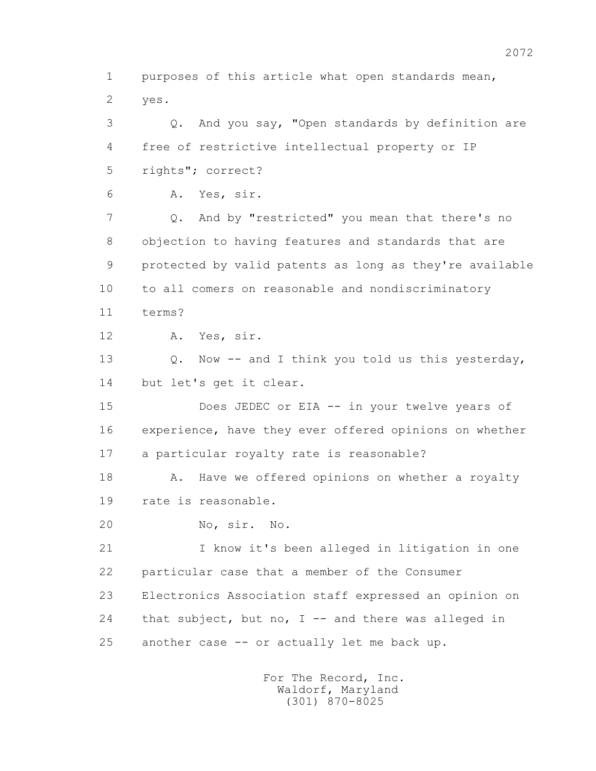1 purposes of this article what open standards mean,
2 yes.

3 Q. And you say, "Open standards by definition are
4 free of restrictive intellectual property or IP
5 rights"; correct?

6 A. Yes, sir.

7 Q. And by "restricted" you mean that there's no
8 objection to having features and standards that are
9 protected by valid patents as long as they're available
10 to all comers on reasonable and nondiscriminatory
11 terms?

12 A. Yes, sir.

13 Q. Now -- and I think you told us this yesterday,
14 but let's get it clear.

15 Does JEDEC or EIA -- in your twelve years of
16 experience, have they ever offered opinions on whether
17 a particular royalty rate is reasonable?

18 A. Have we offered opinions on whether a royalty
19 rate is reasonable.

20 No, sir. No.

21 I know it's been alleged in litigation in one
22 particular case that a member of the Consumer
23 Electronics Association staff expressed an opinion on
24 that subject, but no, I -- and there was alleged in
25 another case -- or actually let me back up.

For The Record, Inc.
Waldorf, Maryland
(301) 870-8025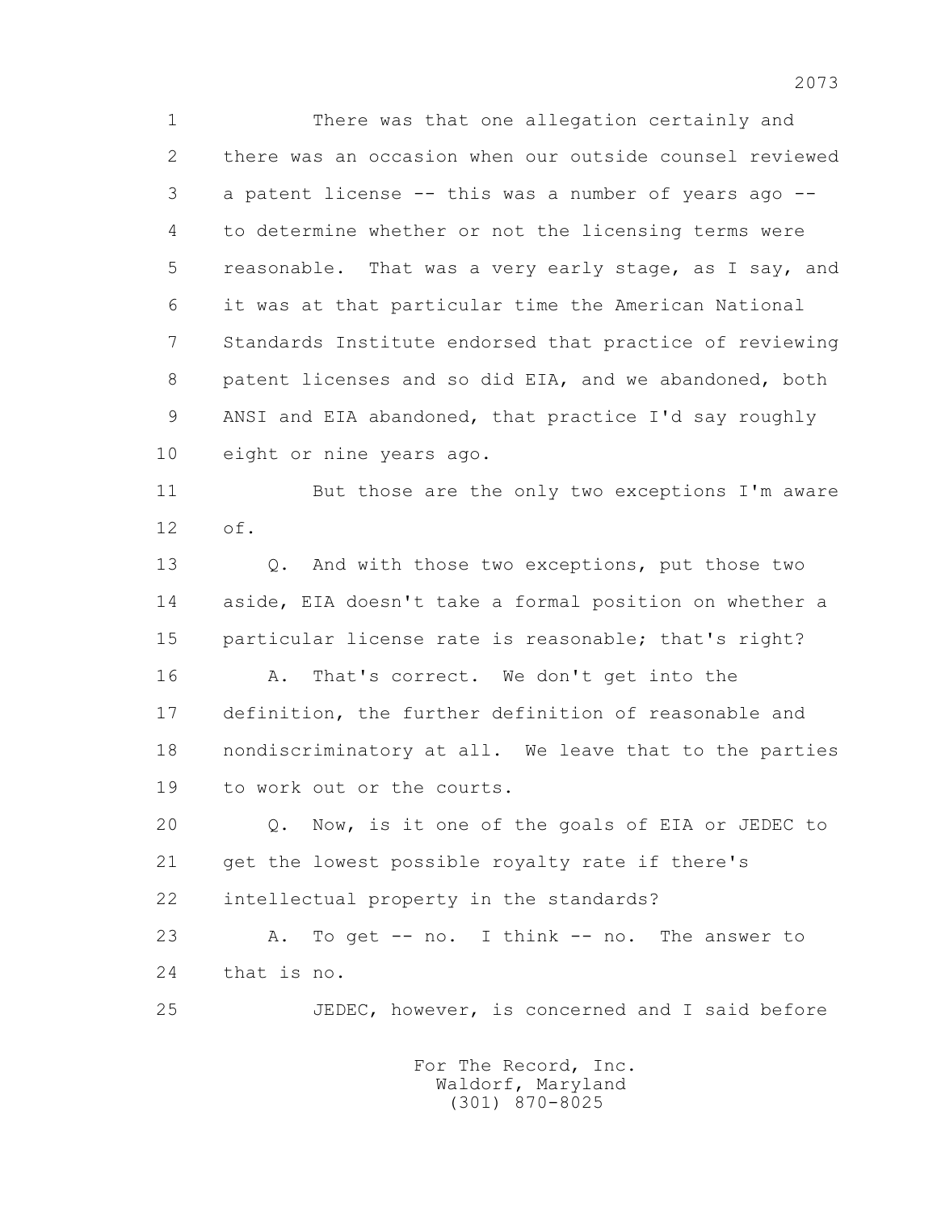1 There was that one allegation certainly and
2 there was an occasion when our outside counsel reviewed
3 a patent license -- this was a number of years ago --
4 to determine whether or not the licensing terms were
5 reasonable. That was a very early stage, as I say, and
6 it was at that particular time the American National
7 Standards Institute endorsed that practice of reviewing
8 patent licenses and so did EIA, and we abandoned, both
9 ANSI and EIA abandoned, that practice I'd say roughly
10 eight or nine years ago.

11 But those are the only two exceptions I'm aware
12 of.

13 Q. And with those two exceptions, put those two
14 aside, EIA doesn't take a formal position on whether a
15 particular license rate is reasonable; that's right?

16 A. That's correct. We don't get into the
17 definition, the further definition of reasonable and
18 nondiscriminatory at all. We leave that to the parties
19 to work out or the courts.

20 Q. Now, is it one of the goals of EIA or JEDEC to
21 get the lowest possible royalty rate if there's
22 intellectual property in the standards?

23 A. To get -- no. I think -- no. The answer to
24 that is no.

25 JEDEC, however, is concerned and I said before

For The Record, Inc.
Waldorf, Maryland
(301) 870-8025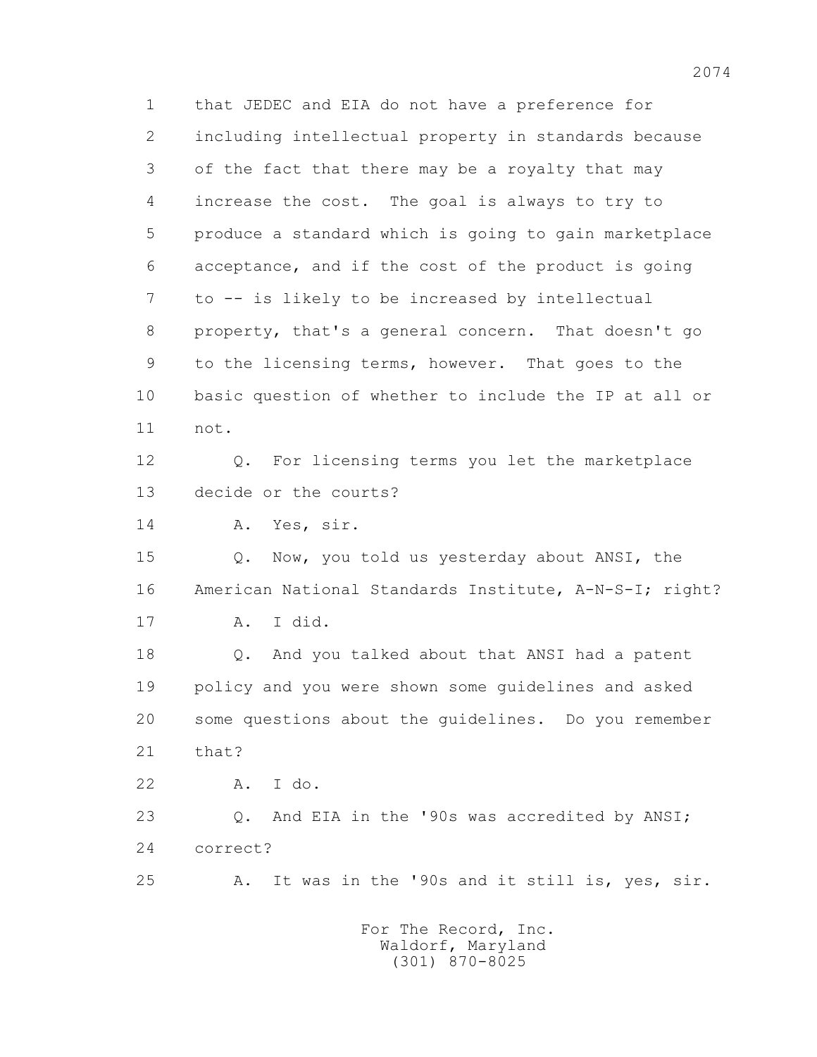1 that JEDEC and EIA do not have a preference for
2 including intellectual property in standards because
3 of the fact that there may be a royalty that may
4 increase the cost. The goal is always to try to
5 produce a standard which is going to gain marketplace
6 acceptance, and if the cost of the product is going
7 to -- is likely to be increased by intellectual
8 property, that's a general concern. That doesn't go
9 to the licensing terms, however. That goes to the
10 basic question of whether to include the IP at all or
11 not.

12 Q. For licensing terms you let the marketplace
13 decide or the courts?

14 A. Yes, sir.

15 Q. Now, you told us yesterday about ANSI, the
16 American National Standards Institute, A-N-S-I; right?

17 A. I did.

18 Q. And you talked about that ANSI had a patent
19 policy and you were shown some guidelines and asked
20 some questions about the guidelines. Do you remember
21 that?

22 A. I do.

23 Q. And EIA in the '90s was accredited by ANSI;
24 correct?

25 A. It was in the '90s and it still is, yes, sir.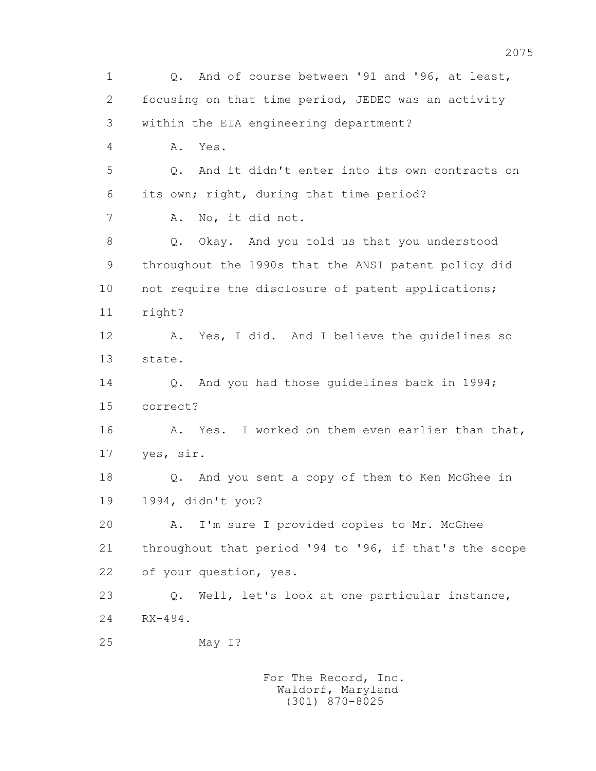Q. And of course between '91 and '96, at least, focusing on that time period, JEDEC was an activity within the EIA engineering department?

A. Yes.

Q. And it didn't enter into its own contracts on its own; right, during that time period?

A. No, it did not.

Q. Okay. And you told us that you understood throughout the 1990s that the ANSI patent policy did not require the disclosure of patent applications; right?

A. Yes, I did. And I believe the guidelines so state.

Q. And you had those guidelines back in 1994; correct?

A. Yes. I worked on them even earlier than that, yes, sir.

Q. And you sent a copy of them to Ken McGhee in 1994, didn't you?

A. I'm sure I provided copies to Mr. McGhee throughout that period '94 to '96, if that's the scope of your question, yes.

Q. Well, let's look at one particular instance, RX-494.

May I?

For The Record, Inc.
Waldorf, Maryland
(301) 870-8025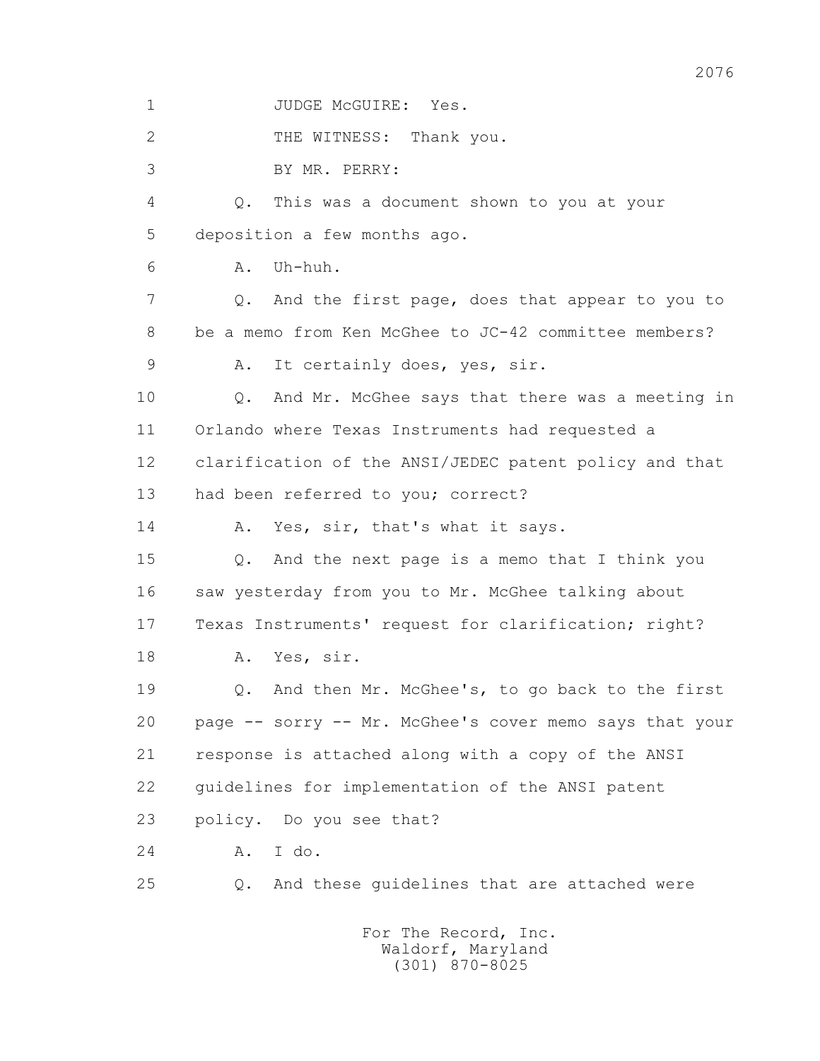1 JUDGE McGUIRE: Yes.

2 THE WITNESS: Thank you.

3 BY MR. PERRY:

4 Q. This was a document shown to you at your

5 deposition a few months ago.

6 A. Uh-huh.

7 Q. And the first page, does that appear to you to

8 be a memo from Ken McGhee to JC-42 committee members?

9 A. It certainly does, yes, sir.

10 Q. And Mr. McGhee says that there was a meeting in

11 Orlando where Texas Instruments had requested a

12 clarification of the ANSI/JEDEC patent policy and that

13 had been referred to you; correct?

14 A. Yes, sir, that's what it says.

15 Q. And the next page is a memo that I think you

16 saw yesterday from you to Mr. McGhee talking about

17 Texas Instruments' request for clarification; right?

18 A. Yes, sir.

19 Q. And then Mr. McGhee's, to go back to the first

20 page -- sorry -- Mr. McGhee's cover memo says that your

21 response is attached along with a copy of the ANSI

22 guidelines for implementation of the ANSI patent

23 policy. Do you see that?

24 A. I do.

25 Q. And these guidelines that are attached were

For The Record, Inc.
Waldorf, Maryland
(301) 870-8025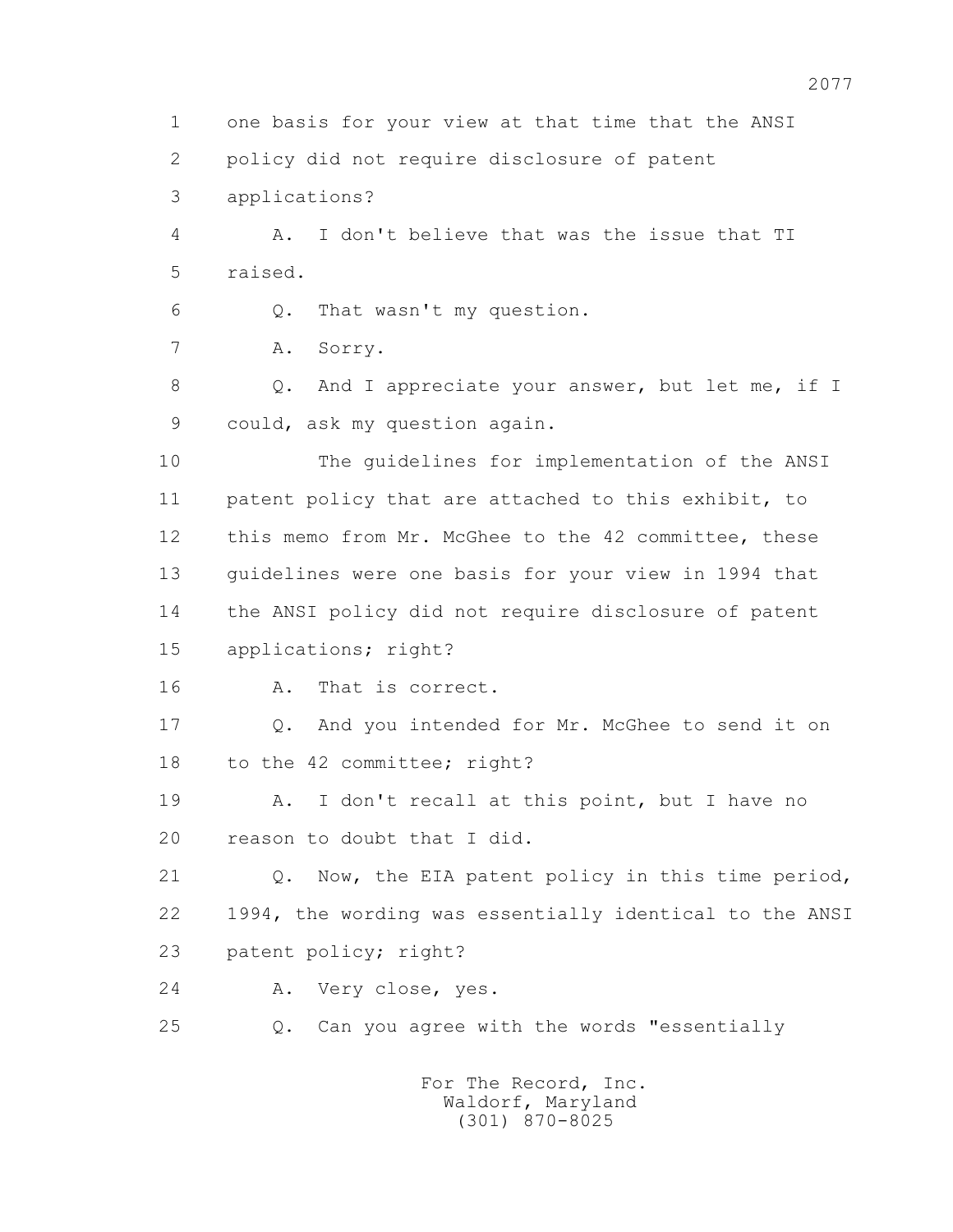1 one basis for your view at that time that the ANSI
2 policy did not require disclosure of patent
3 applications?
4 A. I don't believe that was the issue that TI
5 raised.
6 Q. That wasn't my question.
7 A. Sorry.
8 Q. And I appreciate your answer, but let me, if I
9 could, ask my question again.
10 The guidelines for implementation of the ANSI
11 patent policy that are attached to this exhibit, to
12 this memo from Mr. McGhee to the 42 committee, these
13 guidelines were one basis for your view in 1994 that
14 the ANSI policy did not require disclosure of patent
15 applications; right?
16 A. That is correct.
17 Q. And you intended for Mr. McGhee to send it on
18 to the 42 committee; right?
19 A. I don't recall at this point, but I have no
20 reason to doubt that I did.
21 Q. Now, the EIA patent policy in this time period,
22 1994, the wording was essentially identical to the ANSI
23 patent policy; right?
24 A. Very close, yes.
25 Q. Can you agree with the words "essentially

For The Record, Inc.
Waldorf, Maryland
(301) 870-8025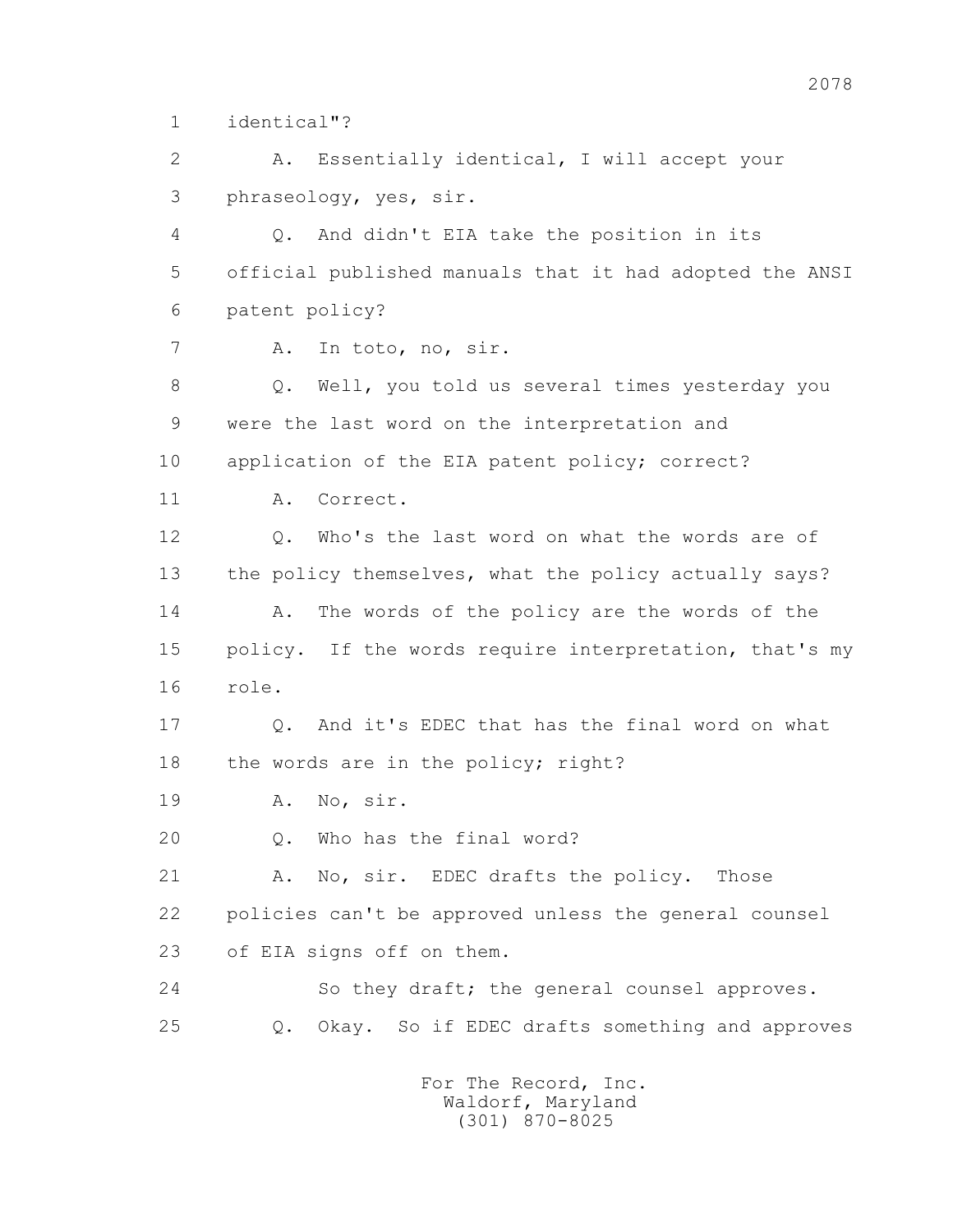1 identical"?

2 A. Essentially identical, I will accept your

3 phraseology, yes, sir.

4 Q. And didn't EIA take the position in its

5 official published manuals that it had adopted the ANSI

6 patent policy?

7 A. In toto, no, sir.

8 Q. Well, you told us several times yesterday you

9 were the last word on the interpretation and

10 application of the EIA patent policy; correct?

11 A. Correct.

12 Q. Who's the last word on what the words are of

13 the policy themselves, what the policy actually says?

14 A. The words of the policy are the words of the

15 policy. If the words require interpretation, that's my

16 role.

17 Q. And it's EDEC that has the final word on what

18 the words are in the policy; right?

19 A. No, sir.

20 Q. Who has the final word?

21 A. No, sir. EDEC drafts the policy. Those

22 policies can't be approved unless the general counsel

23 of EIA signs off on them.

24 So they draft; the general counsel approves.

25 Q. Okay. So if EDEC drafts something and approves

For The Record, Inc.
Waldorf, Maryland
(301) 870-8025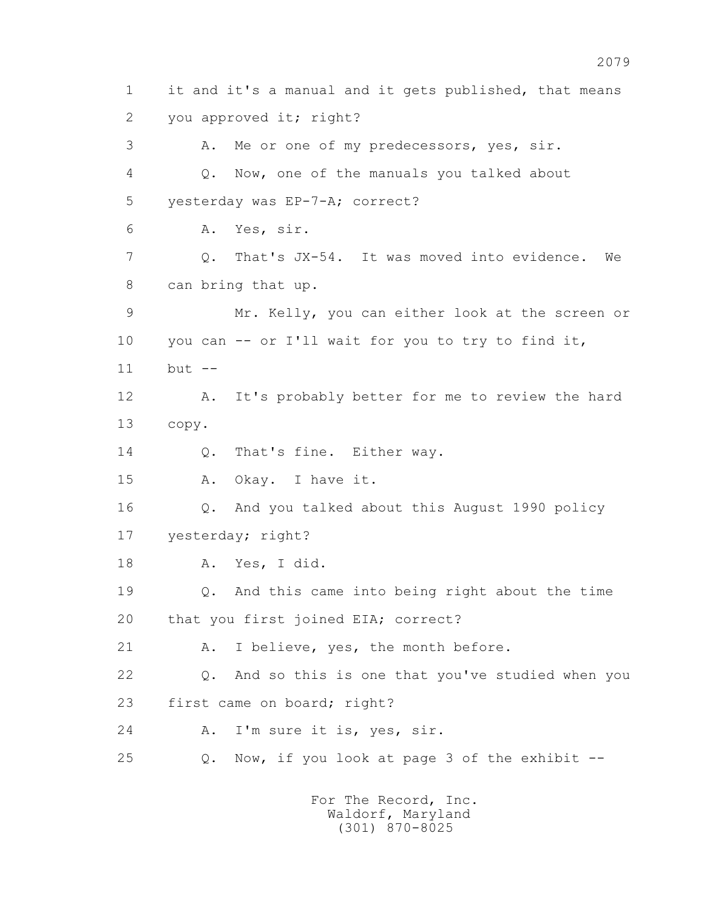1 it and it's a manual and it gets published, that means
2 you approved it; right?
3 A. Me or one of my predecessors, yes, sir.
4 Q. Now, one of the manuals you talked about
5 yesterday was EP-7-A; correct?
6 A. Yes, sir.
7 Q. That's JX-54. It was moved into evidence. We
8 can bring that up.
9 Mr. Kelly, you can either look at the screen or
10 you can -- or I'll wait for you to try to find it,
11 but --
12 A. It's probably better for me to review the hard
13 copy.
14 Q. That's fine. Either way.
15 A. Okay. I have it.
16 Q. And you talked about this August 1990 policy
17 yesterday; right?
18 A. Yes, I did.
19 Q. And this came into being right about the time
20 that you first joined EIA; correct?
21 A. I believe, yes, the month before.
22 Q. And so this is one that you've studied when you
23 first came on board; right?
24 A. I'm sure it is, yes, sir.
25 Q. Now, if you look at page 3 of the exhibit --

For The Record, Inc.
Waldorf, Maryland
(301) 870-8025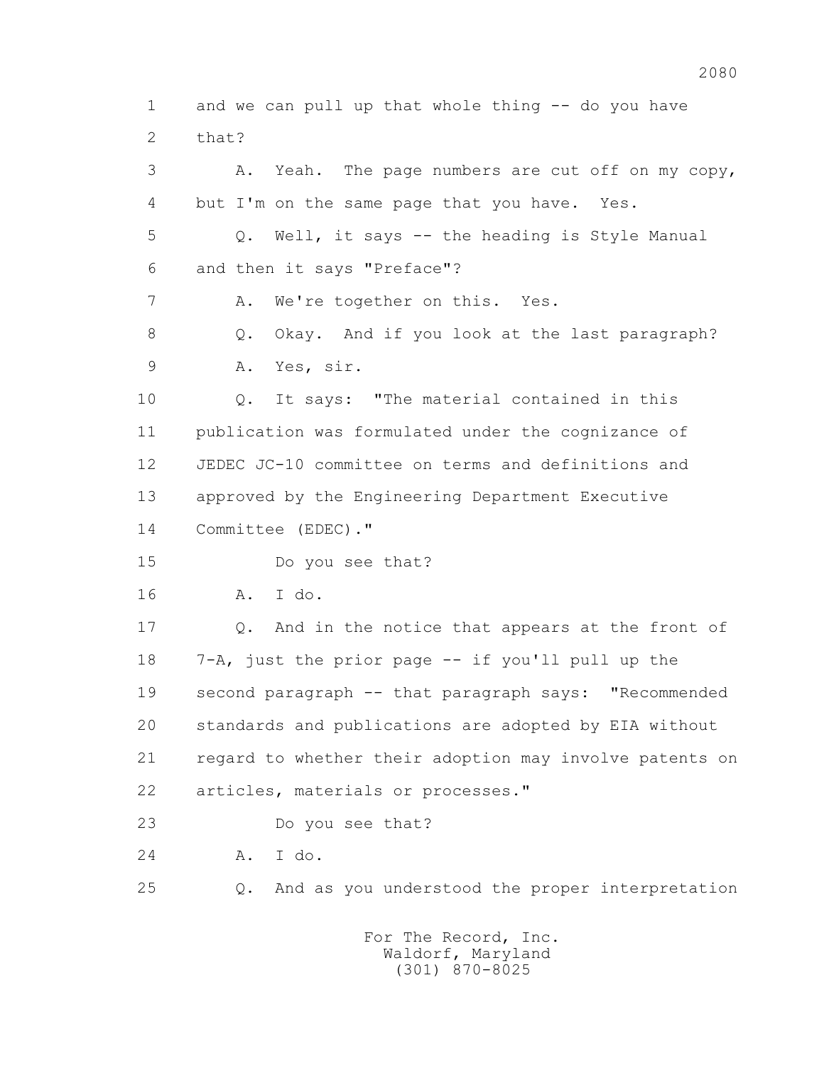1 and we can pull up that whole thing -- do you have
2 that?
3 A. Yeah. The page numbers are cut off on my copy,
4 but I'm on the same page that you have. Yes.
5 Q. Well, it says -- the heading is Style Manual
6 and then it says "Preface"?
7 A. We're together on this. Yes.
8 Q. Okay. And if you look at the last paragraph?
9 A. Yes, sir.
10 Q. It says: "The material contained in this
11 publication was formulated under the cognizance of
12 JEDEC JC-10 committee on terms and definitions and
13 approved by the Engineering Department Executive
14 Committee (EDEC)."
15 Do you see that?
16 A. I do.
17 Q. And in the notice that appears at the front of
18 7-A, just the prior page -- if you'll pull up the
19 second paragraph -- that paragraph says: "Recommended
20 standards and publications are adopted by EIA without
21 regard to whether their adoption may involve patents on
22 articles, materials or processes."
23 Do you see that?
24 A. I do.
25 Q. And as you understood the proper interpretation

For The Record, Inc.
Waldorf, Maryland
(301) 870-8025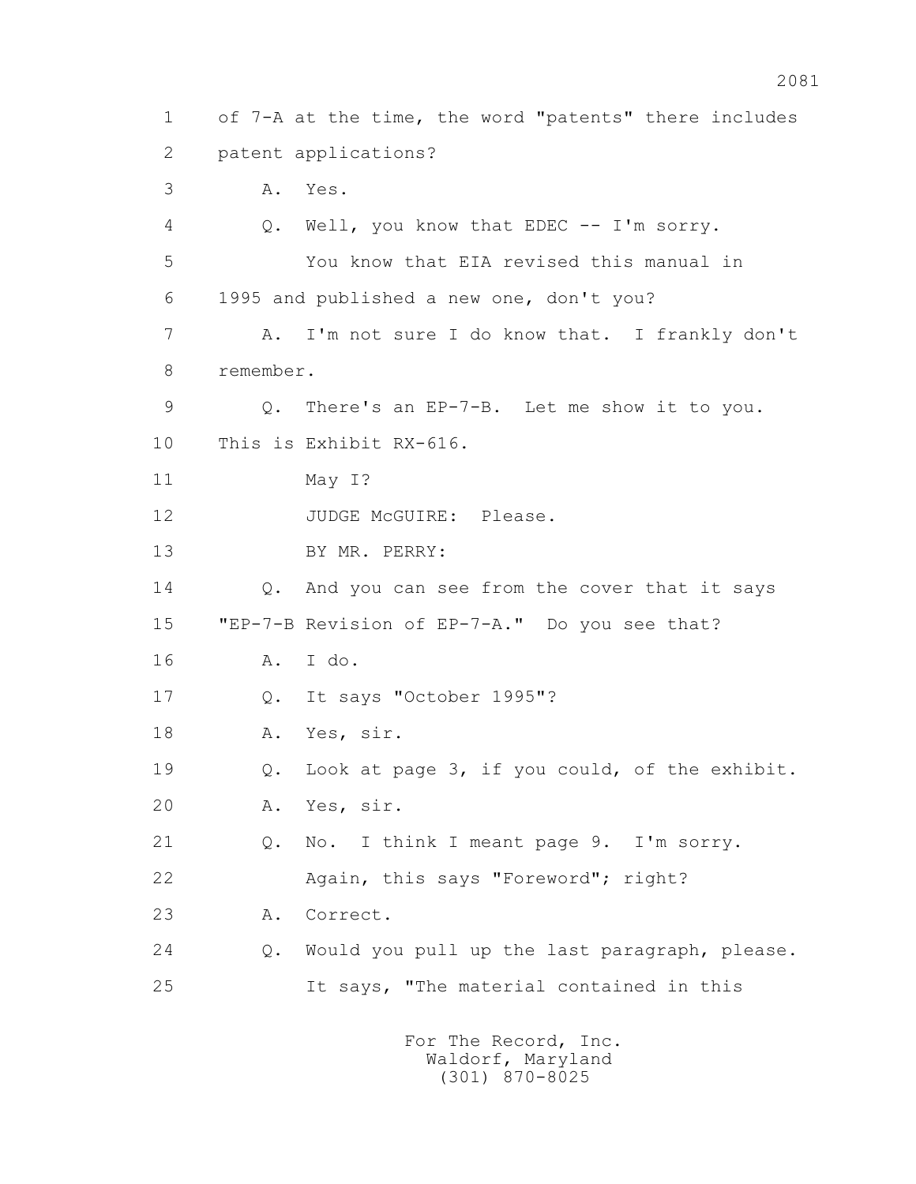1 of 7-A at the time, the word "patents" there includes

2 patent applications?

3 A. Yes.

4 Q. Well, you know that EDEC -- I'm sorry.

5 You know that EIA revised this manual in

6 1995 and published a new one, don't you?

7 A. I'm not sure I do know that. I frankly don't

8 remember.

9 Q. There's an EP-7-B. Let me show it to you.

10 This is Exhibit RX-616.

11 May I?

12 JUDGE McGUIRE: Please.

13 BY MR. PERRY:

14 Q. And you can see from the cover that it says

15 "EP-7-B Revision of EP-7-A." Do you see that?

16 A. I do.

17 Q. It says "October 1995"?

18 A. Yes, sir.

19 Q. Look at page 3, if you could, of the exhibit.

20 A. Yes, sir.

21 Q. No. I think I meant page 9. I'm sorry.

22 Again, this says "Foreword"; right?

23 A. Correct.

24 Q. Would you pull up the last paragraph, please.

25 It says, "The material contained in this

For The Record, Inc.
Waldorf, Maryland
(301) 870-8025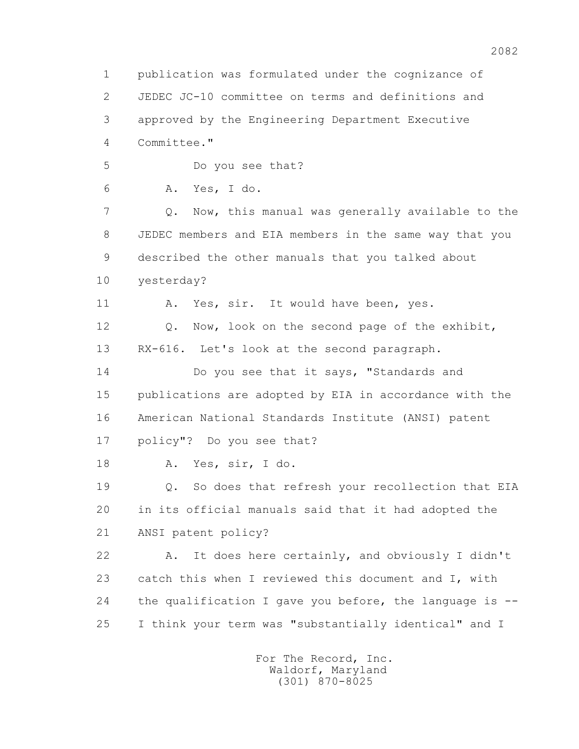1 publication was formulated under the cognizance of
2 JEDEC JC-10 committee on terms and definitions and
3 approved by the Engineering Department Executive
4 Committee."

5 Do you see that?

6 A. Yes, I do.

7 Q. Now, this manual was generally available to the
8 JEDEC members and EIA members in the same way that you
9 described the other manuals that you talked about
10 yesterday?

11 A. Yes, sir. It would have been, yes.

12 Q. Now, look on the second page of the exhibit,
13 RX-616. Let's look at the second paragraph.

14 Do you see that it says, "Standards and
15 publications are adopted by EIA in accordance with the
16 American National Standards Institute (ANSI) patent
17 policy"? Do you see that?

18 A. Yes, sir, I do.

19 Q. So does that refresh your recollection that EIA
20 in its official manuals said that it had adopted the
21 ANSI patent policy?

22 A. It does here certainly, and obviously I didn't
23 catch this when I reviewed this document and I, with
24 the qualification I gave you before, the language is --
25 I think your term was "substantially identical" and I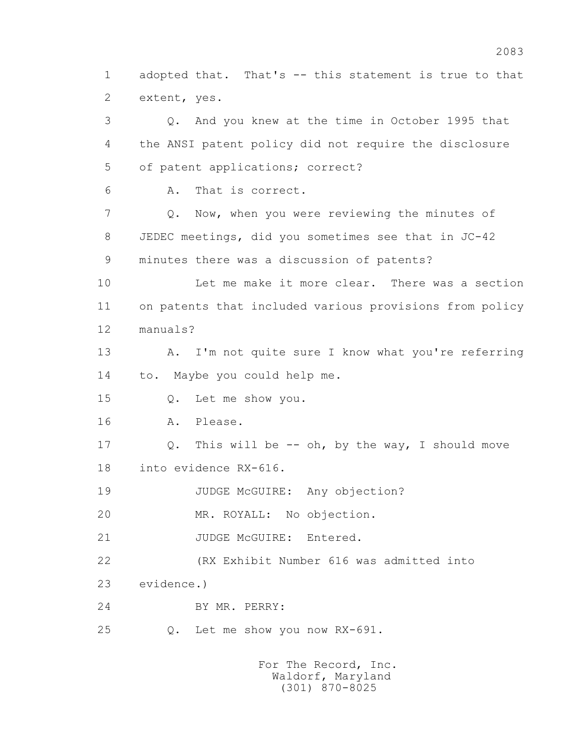1 adopted that. That's -- this statement is true to that
2 extent, yes.

3 Q. And you knew at the time in October 1995 that
4 the ANSI patent policy did not require the disclosure
5 of patent applications; correct?

6 A. That is correct.

7 Q. Now, when you were reviewing the minutes of
8 JEDEC meetings, did you sometimes see that in JC-42
9 minutes there was a discussion of patents?

10 Let me make it more clear. There was a section
11 on patents that included various provisions from policy
12 manuals?

13 A. I'm not quite sure I know what you're referring
14 to. Maybe you could help me.

15 Q. Let me show you.

16 A. Please.

17 Q. This will be -- oh, by the way, I should move
18 into evidence RX-616.

19 JUDGE McGUIRE: Any objection?

20 MR. ROYALL: No objection.

21 JUDGE McGUIRE: Entered.

22 (RX Exhibit Number 616 was admitted into
23 evidence.)

24 BY MR. PERRY:

25 Q. Let me show you now RX-691.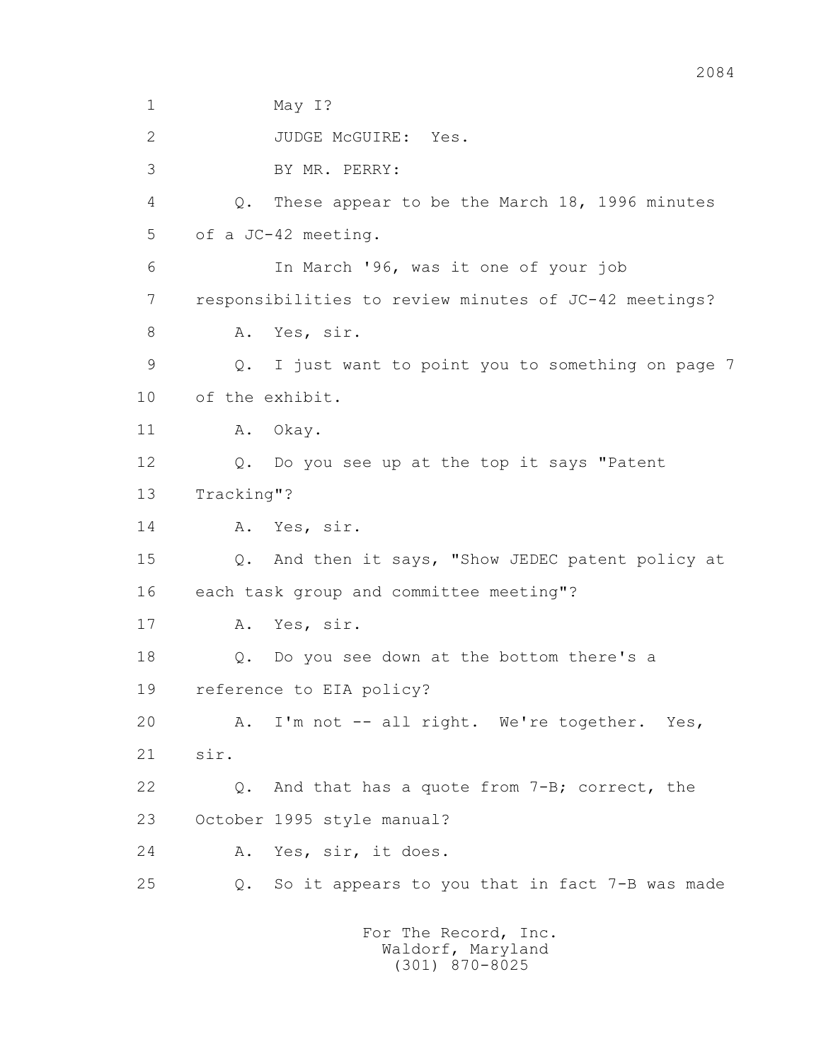1 May I?

2 JUDGE McGUIRE: Yes.

3 BY MR. PERRY:

4 Q. These appear to be the March 18, 1996 minutes

5 of a JC-42 meeting.

6 In March '96, was it one of your job

7 responsibilities to review minutes of JC-42 meetings?

8 A. Yes, sir.

9 Q. I just want to point you to something on page 7

10 of the exhibit.

11 A. Okay.

12 Q. Do you see up at the top it says "Patent

13 Tracking"?

14 A. Yes, sir.

15 Q. And then it says, "Show JEDEC patent policy at

16 each task group and committee meeting"?

17 A. Yes, sir.

18 Q. Do you see down at the bottom there's a

19 reference to EIA policy?

20 A. I'm not -- all right. We're together. Yes,

21 sir.

22 Q. And that has a quote from 7-B; correct, the

23 October 1995 style manual?

24 A. Yes, sir, it does.

25 Q. So it appears to you that in fact 7-B was made

For The Record, Inc.
Waldorf, Maryland
(301) 870-8025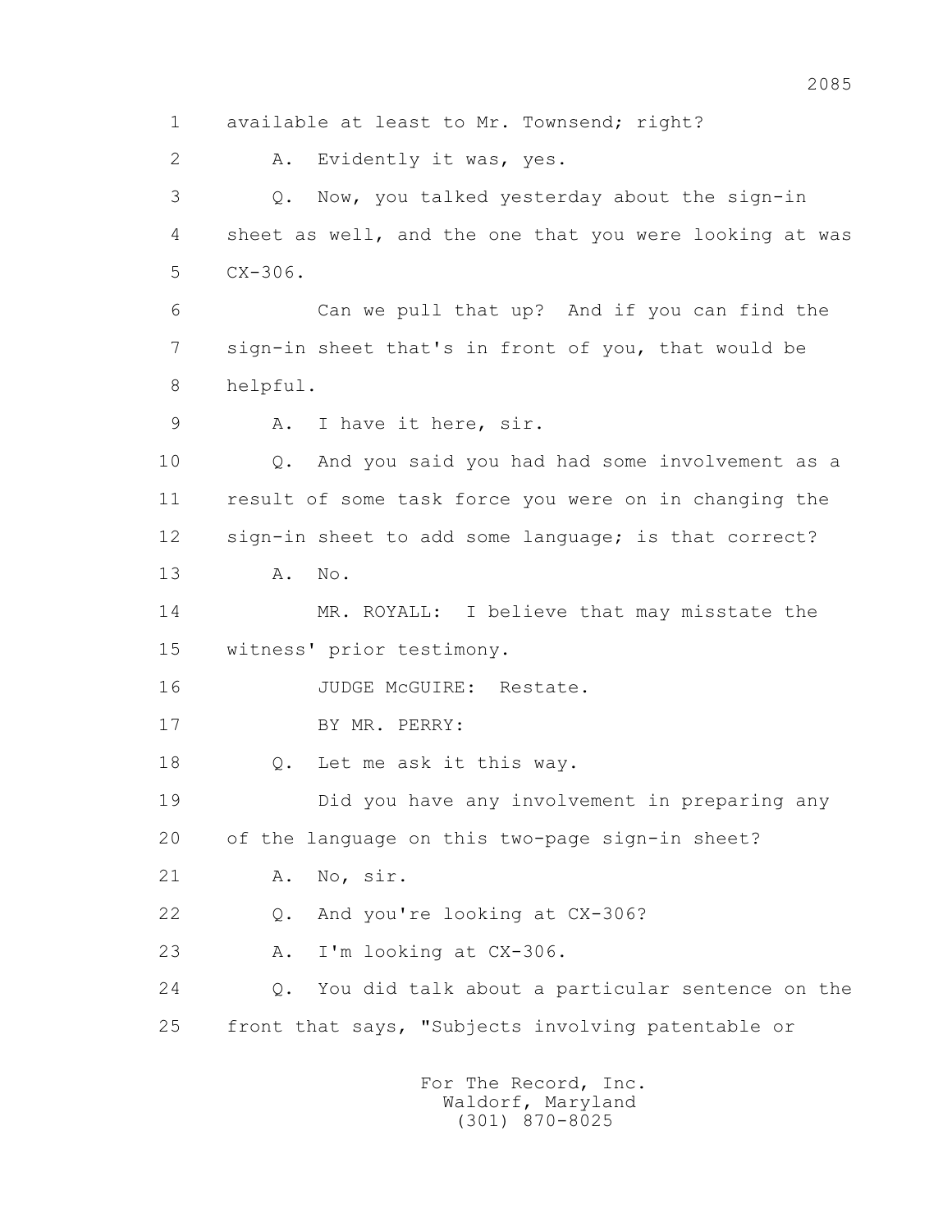1 available at least to Mr. Townsend; right?

2 A. Evidently it was, yes.

3 Q. Now, you talked yesterday about the sign-in

4 sheet as well, and the one that you were looking at was

5 CX-306.

6 Can we pull that up? And if you can find the

7 sign-in sheet that's in front of you, that would be

8 helpful.

9 A. I have it here, sir.

10 Q. And you said you had had some involvement as a

11 result of some task force you were on in changing the

12 sign-in sheet to add some language; is that correct?

13 A. No.

14 MR. ROYALL: I believe that may misstate the

15 witness' prior testimony.

16 JUDGE McGUIRE: Restate.

17 BY MR. PERRY:

18 Q. Let me ask it this way.

19 Did you have any involvement in preparing any

20 of the language on this two-page sign-in sheet?

21 A. No, sir.

22 Q. And you're looking at CX-306?

23 A. I'm looking at CX-306.

24 Q. You did talk about a particular sentence on the

25 front that says, "Subjects involving patentable or

For The Record, Inc.
Waldorf, Maryland
(301) 870-8025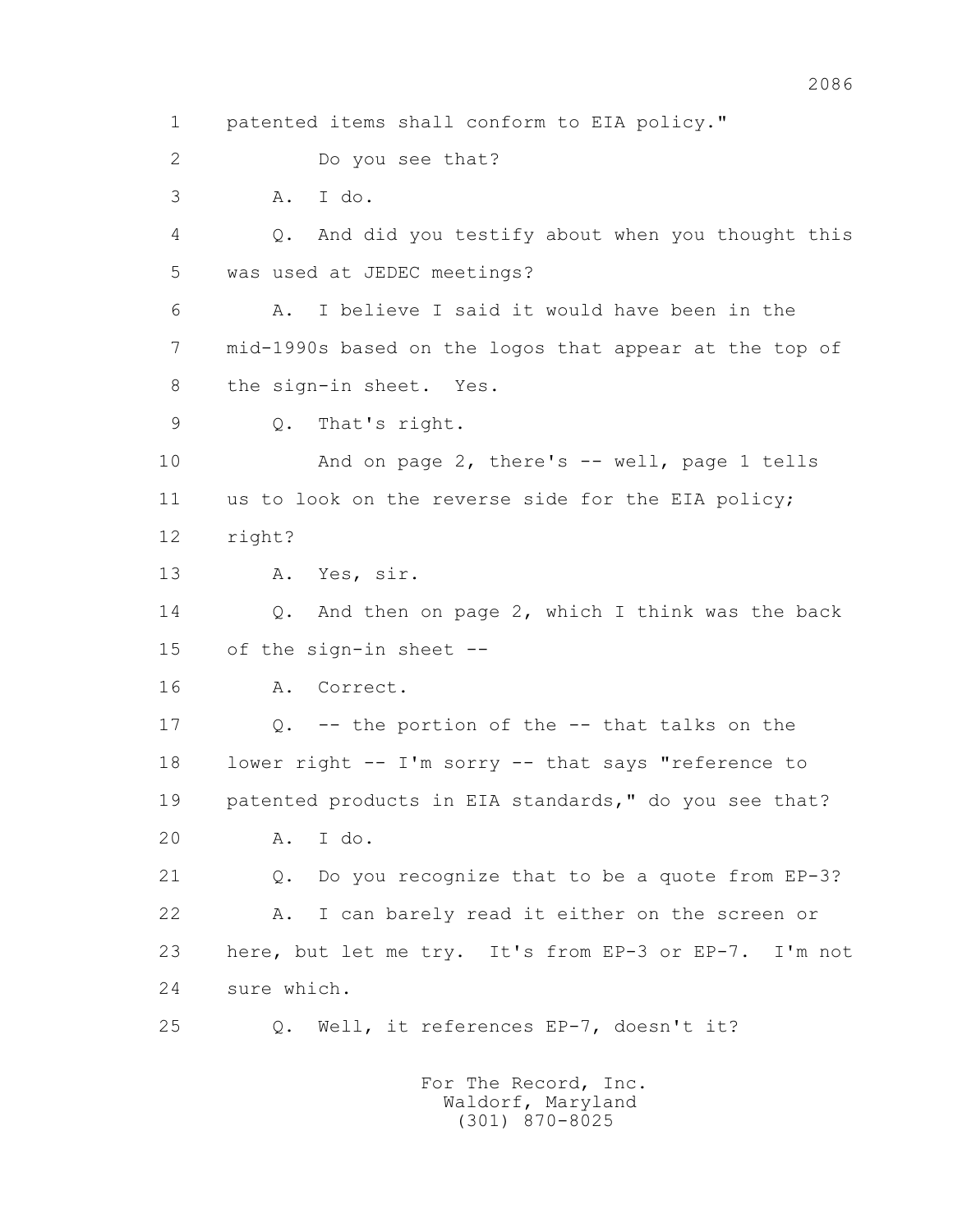1 patented items shall conform to EIA policy."

2 Do you see that?

3 A. I do.

4 Q. And did you testify about when you thought this

5 was used at JEDEC meetings?

6 A. I believe I said it would have been in the

7 mid-1990s based on the logos that appear at the top of

8 the sign-in sheet. Yes.

9 Q. That's right.

10 And on page 2, there's -- well, page 1 tells

11 us to look on the reverse side for the EIA policy;

12 right?

13 A. Yes, sir.

14 Q. And then on page 2, which I think was the back

15 of the sign-in sheet --

16 A. Correct.

17 Q. -- the portion of the -- that talks on the

18 lower right -- I'm sorry -- that says "reference to

19 patented products in EIA standards," do you see that?

20 A. I do.

21 Q. Do you recognize that to be a quote from EP-3?

22 A. I can barely read it either on the screen or

23 here, but let me try. It's from EP-3 or EP-7. I'm not

24 sure which.

25 Q. Well, it references EP-7, doesn't it?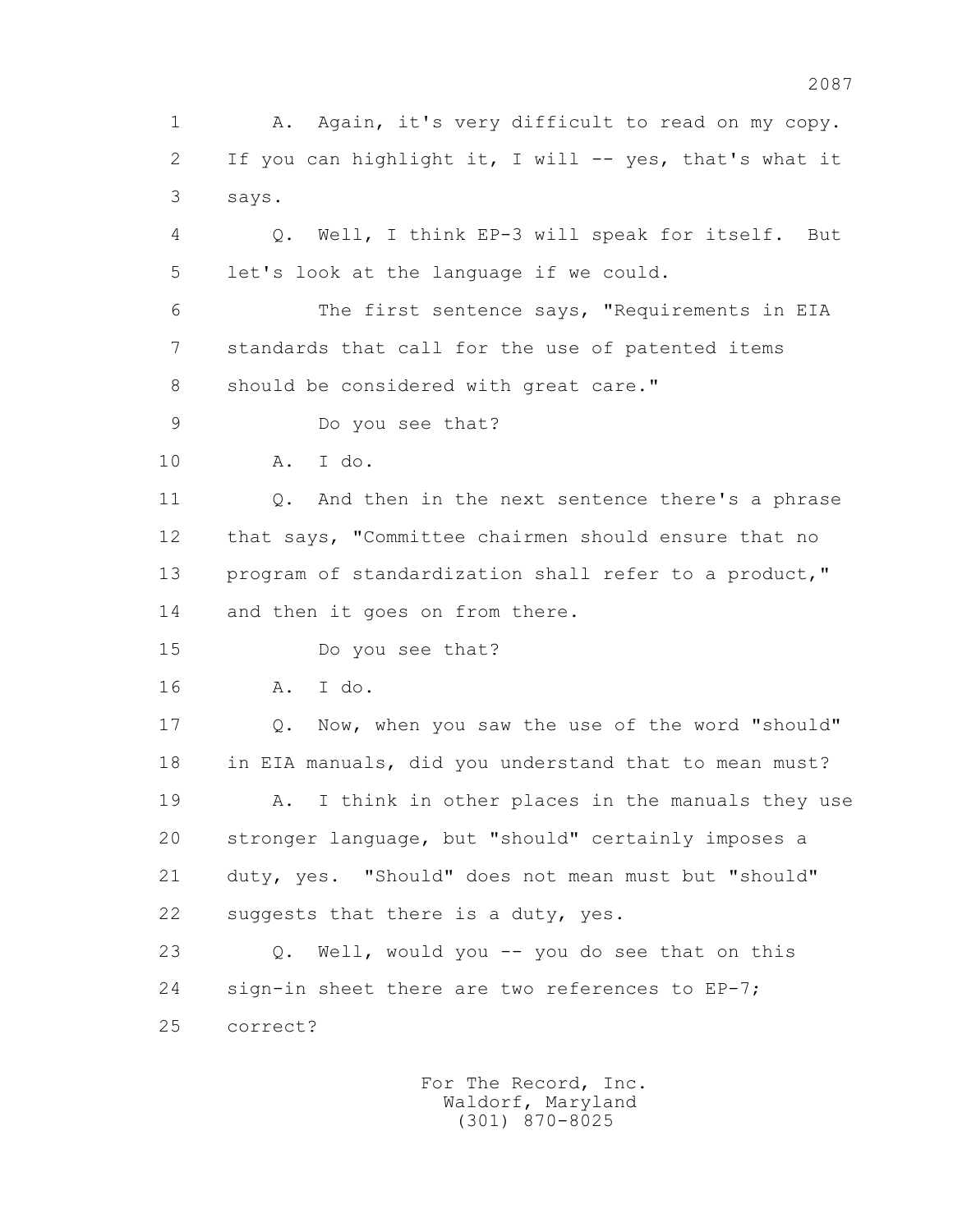1 A. Again, it's very difficult to read on my copy.
2 If you can highlight it, I will -- yes, that's what it
3 says.

4 Q. Well, I think EP-3 will speak for itself. But
5 let's look at the language if we could.

6 The first sentence says, "Requirements in EIA
7 standards that call for the use of patented items
8 should be considered with great care."

9 Do you see that?

10 A. I do.

11 Q. And then in the next sentence there's a phrase
12 that says, "Committee chairmen should ensure that no
13 program of standardization shall refer to a product,"
14 and then it goes on from there.

15 Do you see that?

16 A. I do.

17 Q. Now, when you saw the use of the word "should"
18 in EIA manuals, did you understand that to mean must?

19 A. I think in other places in the manuals they use
20 stronger language, but "should" certainly imposes a
21 duty, yes. "Should" does not mean must but "should"
22 suggests that there is a duty, yes.

23 Q. Well, would you -- you do see that on this
24 sign-in sheet there are two references to EP-7;
25 correct?

For The Record, Inc.
Waldorf, Maryland
(301) 870-8025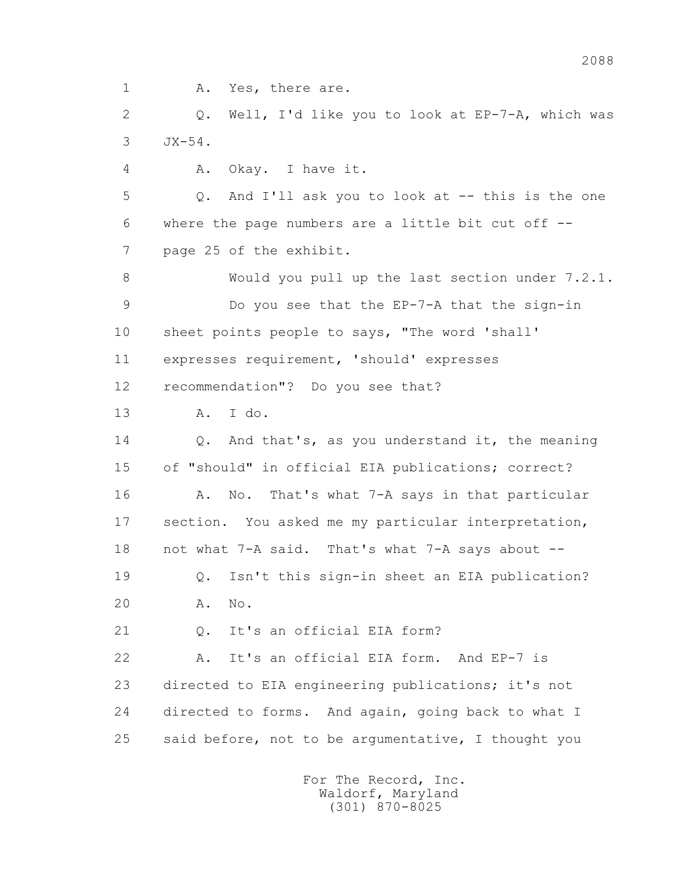1 A. Yes, there are.

2 Q. Well, I'd like you to look at EP-7-A, which was

3 JX-54.

4 A. Okay. I have it.

5 Q. And I'll ask you to look at -- this is the one

6 where the page numbers are a little bit cut off --

7 page 25 of the exhibit.

8 Would you pull up the last section under 7.2.1.

9 Do you see that the EP-7-A that the sign-in

10 sheet points people to says, "The word 'shall'

11 expresses requirement, 'should' expresses

12 recommendation"? Do you see that?

13 A. I do.

14 Q. And that's, as you understand it, the meaning

15 of "should" in official EIA publications; correct?

16 A. No. That's what 7-A says in that particular

17 section. You asked me my particular interpretation,

18 not what 7-A said. That's what 7-A says about --

19 Q. Isn't this sign-in sheet an EIA publication?

20 A. No.

21 Q. It's an official EIA form?

22 A. It's an official EIA form. And EP-7 is

23 directed to EIA engineering publications; it's not

24 directed to forms. And again, going back to what I

25 said before, not to be argumentative, I thought you

For The Record, Inc.
Waldorf, Maryland
(301) 870-8025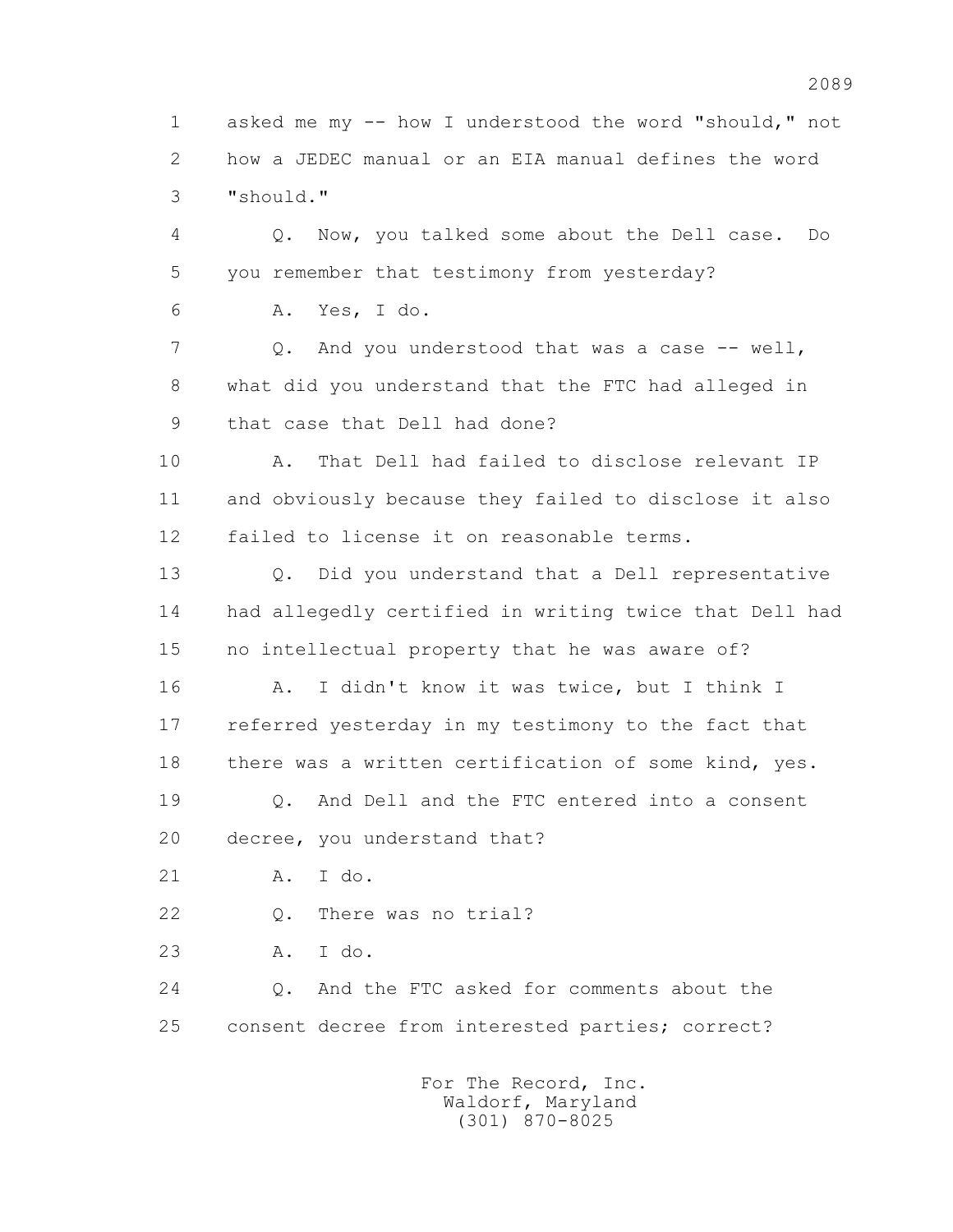1 asked me my -- how I understood the word "should," not
2 how a JEDEC manual or an EIA manual defines the word
3 "should."

4 Q. Now, you talked some about the Dell case. Do
5 you remember that testimony from yesterday?

6 A. Yes, I do.

7 Q. And you understood that was a case -- well,
8 what did you understand that the FTC had alleged in
9 that case that Dell had done?

10 A. That Dell had failed to disclose relevant IP
11 and obviously because they failed to disclose it also
12 failed to license it on reasonable terms.

13 Q. Did you understand that a Dell representative
14 had allegedly certified in writing twice that Dell had
15 no intellectual property that he was aware of?

16 A. I didn't know it was twice, but I think I
17 referred yesterday in my testimony to the fact that
18 there was a written certification of some kind, yes.

19 Q. And Dell and the FTC entered into a consent
20 decree, you understand that?

21 A. I do.

22 Q. There was no trial?

23 A. I do.

24 Q. And the FTC asked for comments about the
25 consent decree from interested parties; correct?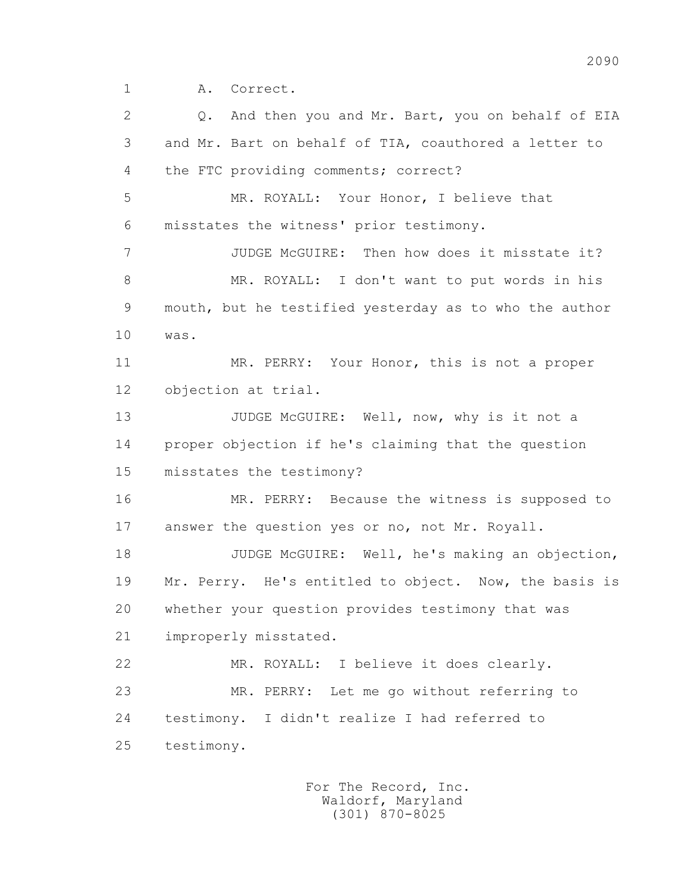1 A. Correct.

2 Q. And then you and Mr. Bart, you on behalf of EIA

3 and Mr. Bart on behalf of TIA, coauthored a letter to

4 the FTC providing comments; correct?

5 MR. ROYALL: Your Honor, I believe that

6 misstates the witness' prior testimony.

7 JUDGE McGUIRE: Then how does it misstate it?

8 MR. ROYALL: I don't want to put words in his

9 mouth, but he testified yesterday as to who the author

10 was.

11 MR. PERRY: Your Honor, this is not a proper

12 objection at trial.

13 JUDGE McGUIRE: Well, now, why is it not a

14 proper objection if he's claiming that the question

15 misstates the testimony?

16 MR. PERRY: Because the witness is supposed to

17 answer the question yes or no, not Mr. Royall.

18 JUDGE McGUIRE: Well, he's making an objection,

19 Mr. Perry. He's entitled to object. Now, the basis is

20 whether your question provides testimony that was

21 improperly misstated.

22 MR. ROYALL: I believe it does clearly.

23 MR. PERRY: Let me go without referring to

24 testimony. I didn't realize I had referred to

25 testimony.

For The Record, Inc.
Waldorf, Maryland
(301) 870-8025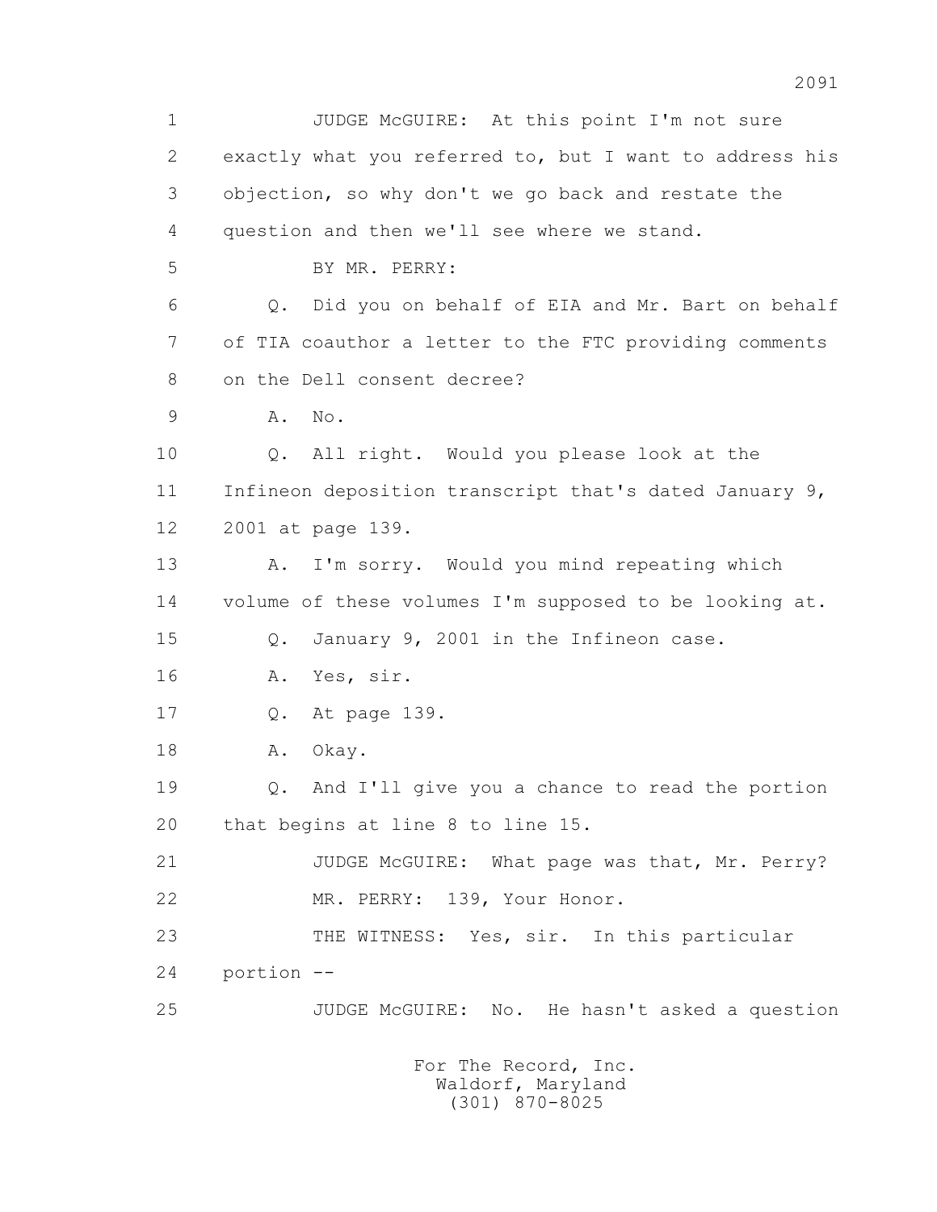1 JUDGE McGUIRE: At this point I'm not sure
2 exactly what you referred to, but I want to address his
3 objection, so why don't we go back and restate the
4 question and then we'll see where we stand.
5 BY MR. PERRY:
6 Q. Did you on behalf of EIA and Mr. Bart on behalf
7 of TIA coauthor a letter to the FTC providing comments
8 on the Dell consent decree?
9 A. No.
10 Q. All right. Would you please look at the
11 Infineon deposition transcript that's dated January 9,
12 2001 at page 139.
13 A. I'm sorry. Would you mind repeating which
14 volume of these volumes I'm supposed to be looking at.
15 Q. January 9, 2001 in the Infineon case.
16 A. Yes, sir.
17 Q. At page 139.
18 A. Okay.
19 Q. And I'll give you a chance to read the portion
20 that begins at line 8 to line 15.
21 JUDGE McGUIRE: What page was that, Mr. Perry?
22 MR. PERRY: 139, Your Honor.
23 THE WITNESS: Yes, sir. In this particular
24 portion --
25 JUDGE McGUIRE: No. He hasn't asked a question

For The Record, Inc.
Waldorf, Maryland
(301) 870-8025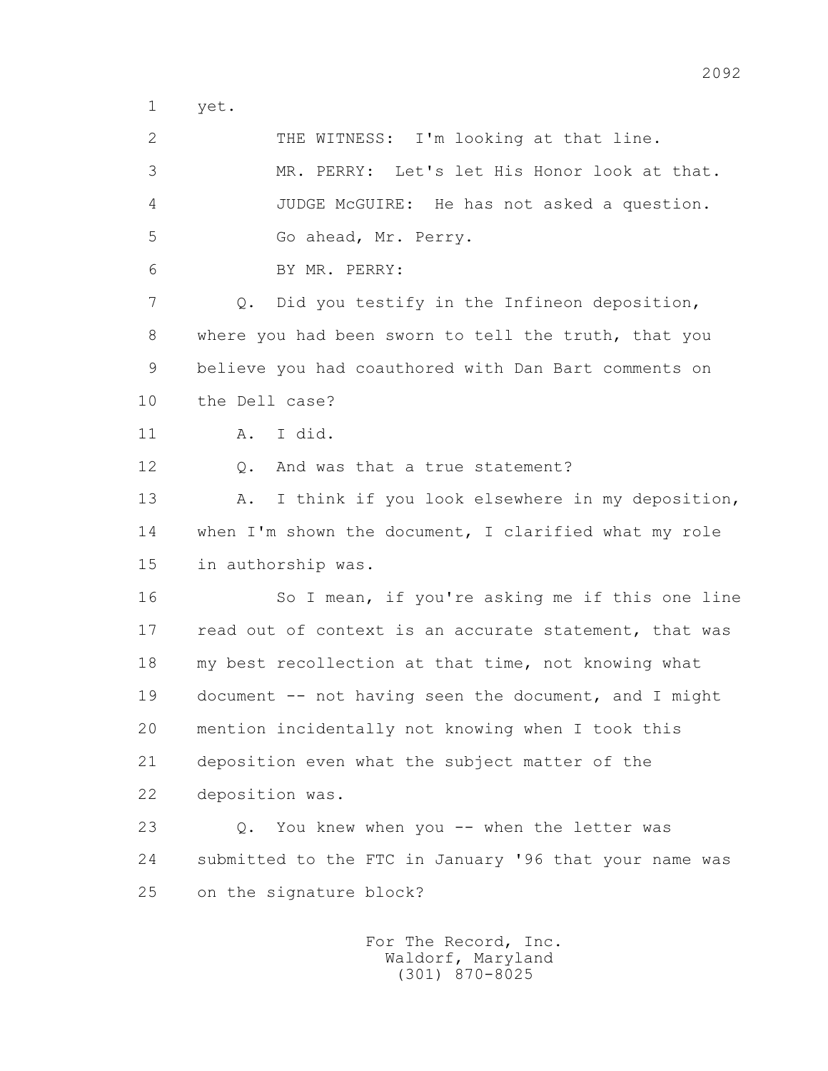1 yet.

2 THE WITNESS: I'm looking at that line.

3 MR. PERRY: Let's let His Honor look at that.

4 JUDGE McGUIRE: He has not asked a question.

5 Go ahead, Mr. Perry.

6 BY MR. PERRY:

7 Q. Did you testify in the Infineon deposition,

8 where you had been sworn to tell the truth, that you

9 believe you had coauthored with Dan Bart comments on

10 the Dell case?

11 A. I did.

12 Q. And was that a true statement?

13 A. I think if you look elsewhere in my deposition,

14 when I'm shown the document, I clarified what my role

15 in authorship was.

16 So I mean, if you're asking me if this one line

17 read out of context is an accurate statement, that was

18 my best recollection at that time, not knowing what

19 document -- not having seen the document, and I might

20 mention incidentally not knowing when I took this

21 deposition even what the subject matter of the

22 deposition was.

23 Q. You knew when you -- when the letter was

24 submitted to the FTC in January '96 that your name was

25 on the signature block?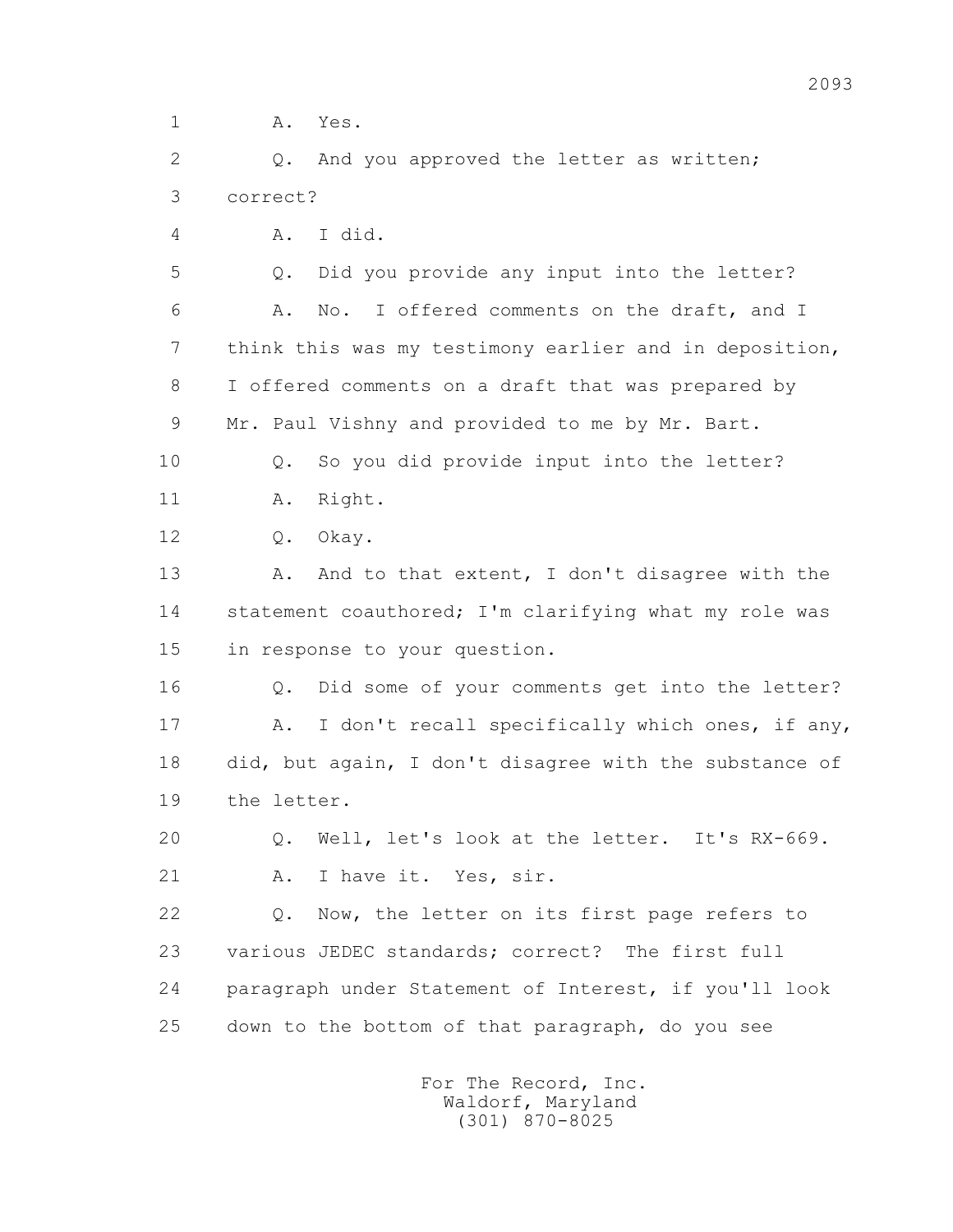1 A. Yes.

2 Q. And you approved the letter as written;

3 correct?

4 A. I did.

5 Q. Did you provide any input into the letter?

6 A. No. I offered comments on the draft, and I

7 think this was my testimony earlier and in deposition,

8 I offered comments on a draft that was prepared by

9 Mr. Paul Vishny and provided to me by Mr. Bart.

10 Q. So you did provide input into the letter?

11 A. Right.

12 Q. Okay.

13 A. And to that extent, I don't disagree with the

14 statement coauthored; I'm clarifying what my role was

15 in response to your question.

16 Q. Did some of your comments get into the letter?

17 A. I don't recall specifically which ones, if any,

18 did, but again, I don't disagree with the substance of

19 the letter.

20 Q. Well, let's look at the letter. It's RX-669.

21 A. I have it. Yes, sir.

22 Q. Now, the letter on its first page refers to

23 various JEDEC standards; correct? The first full

24 paragraph under Statement of Interest, if you'll look

25 down to the bottom of that paragraph, do you see

For The Record, Inc.
Waldorf, Maryland
(301) 870-8025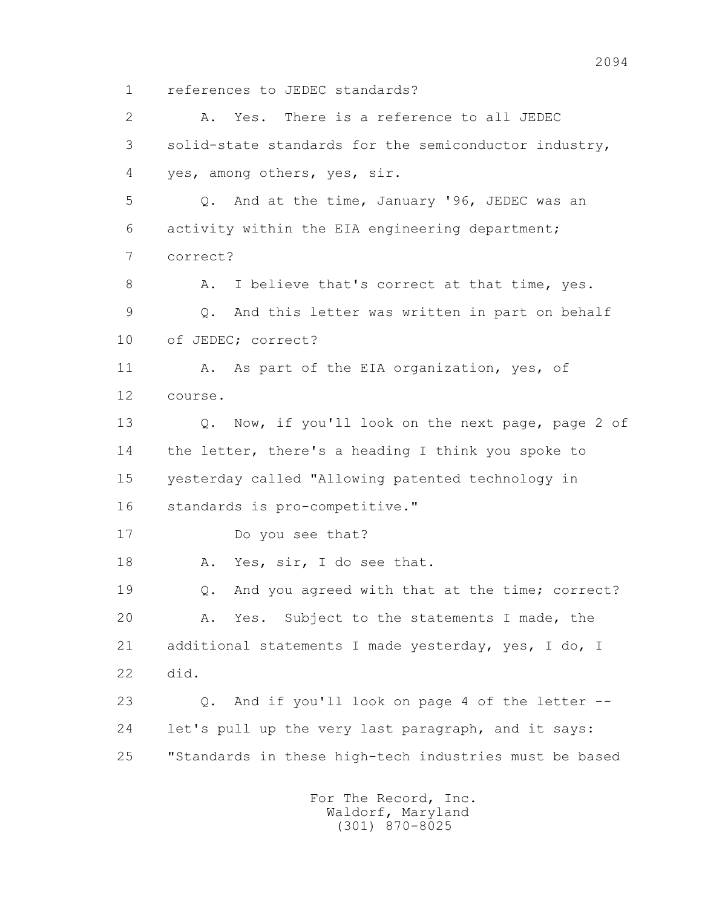1 references to JEDEC standards?

2 A. Yes. There is a reference to all JEDEC

3 solid-state standards for the semiconductor industry,

4 yes, among others, yes, sir.

5 Q. And at the time, January '96, JEDEC was an

6 activity within the EIA engineering department;

7 correct?

8 A. I believe that's correct at that time, yes.

9 Q. And this letter was written in part on behalf

10 of JEDEC; correct?

11 A. As part of the EIA organization, yes, of

12 course.

13 Q. Now, if you'll look on the next page, page 2 of

14 the letter, there's a heading I think you spoke to

15 yesterday called "Allowing patented technology in

16 standards is pro-competitive."

17 Do you see that?

18 A. Yes, sir, I do see that.

19 Q. And you agreed with that at the time; correct?

20 A. Yes. Subject to the statements I made, the

21 additional statements I made yesterday, yes, I do, I

22 did.

23 Q. And if you'll look on page 4 of the letter --

24 let's pull up the very last paragraph, and it says:

25 "Standards in these high-tech industries must be based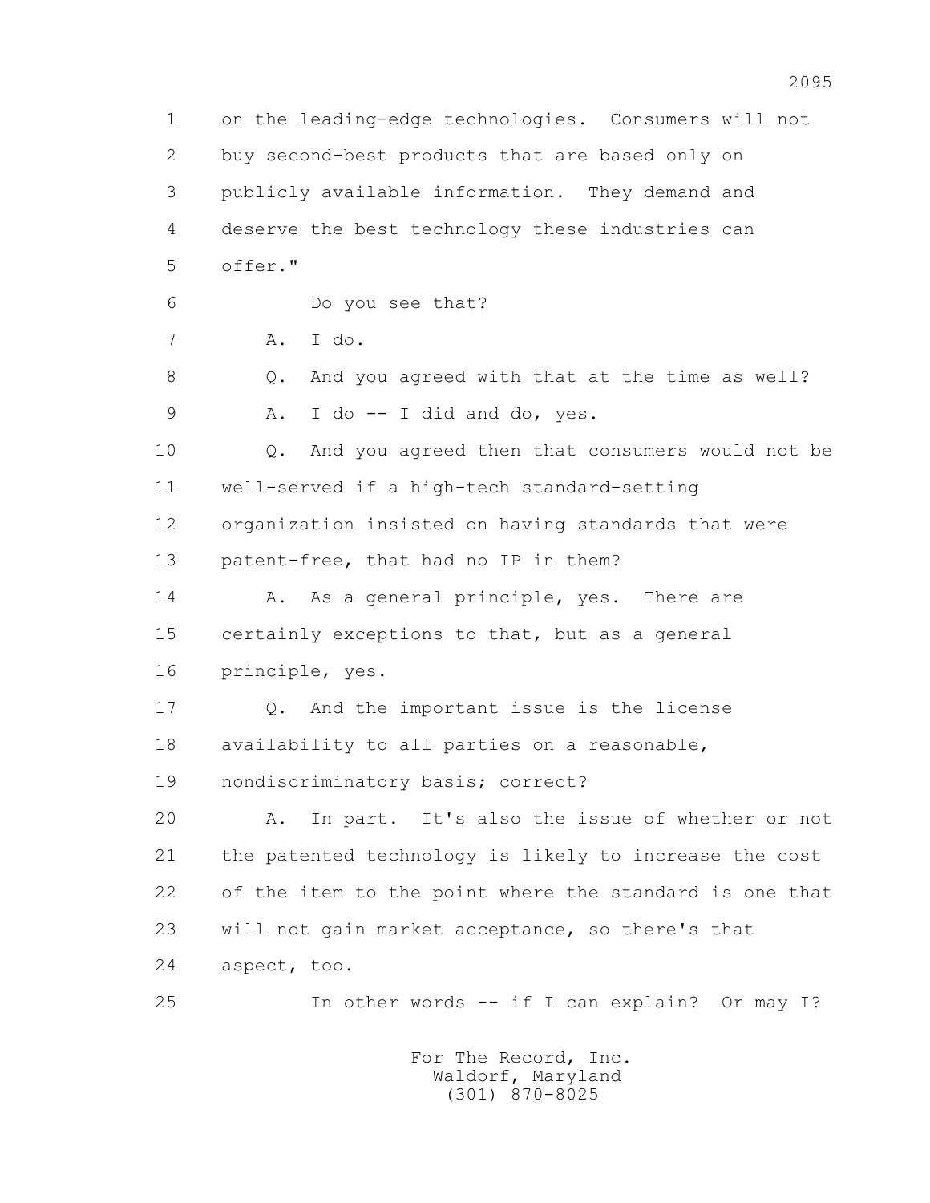1 on the leading-edge technologies. Consumers will not
2 buy second-best products that are based only on
3 publicly available information. They demand and
4 deserve the best technology these industries can
5 offer."

6 Do you see that?

7 A. I do.

8 Q. And you agreed with that at the time as well?

9 A. I do -- I did and do, yes.

10 Q. And you agreed then that consumers would not be
11 well-served if a high-tech standard-setting
12 organization insisted on having standards that were
13 patent-free, that had no IP in them?

14 A. As a general principle, yes. There are
15 certainly exceptions to that, but as a general
16 principle, yes.

17 Q. And the important issue is the license
18 availability to all parties on a reasonable,
19 nondiscriminatory basis; correct?

20 A. In part. It's also the issue of whether or not
21 the patented technology is likely to increase the cost
22 of the item to the point where the standard is one that
23 will not gain market acceptance, so there's that
24 aspect, too.

25 In other words -- if I can explain? Or may I?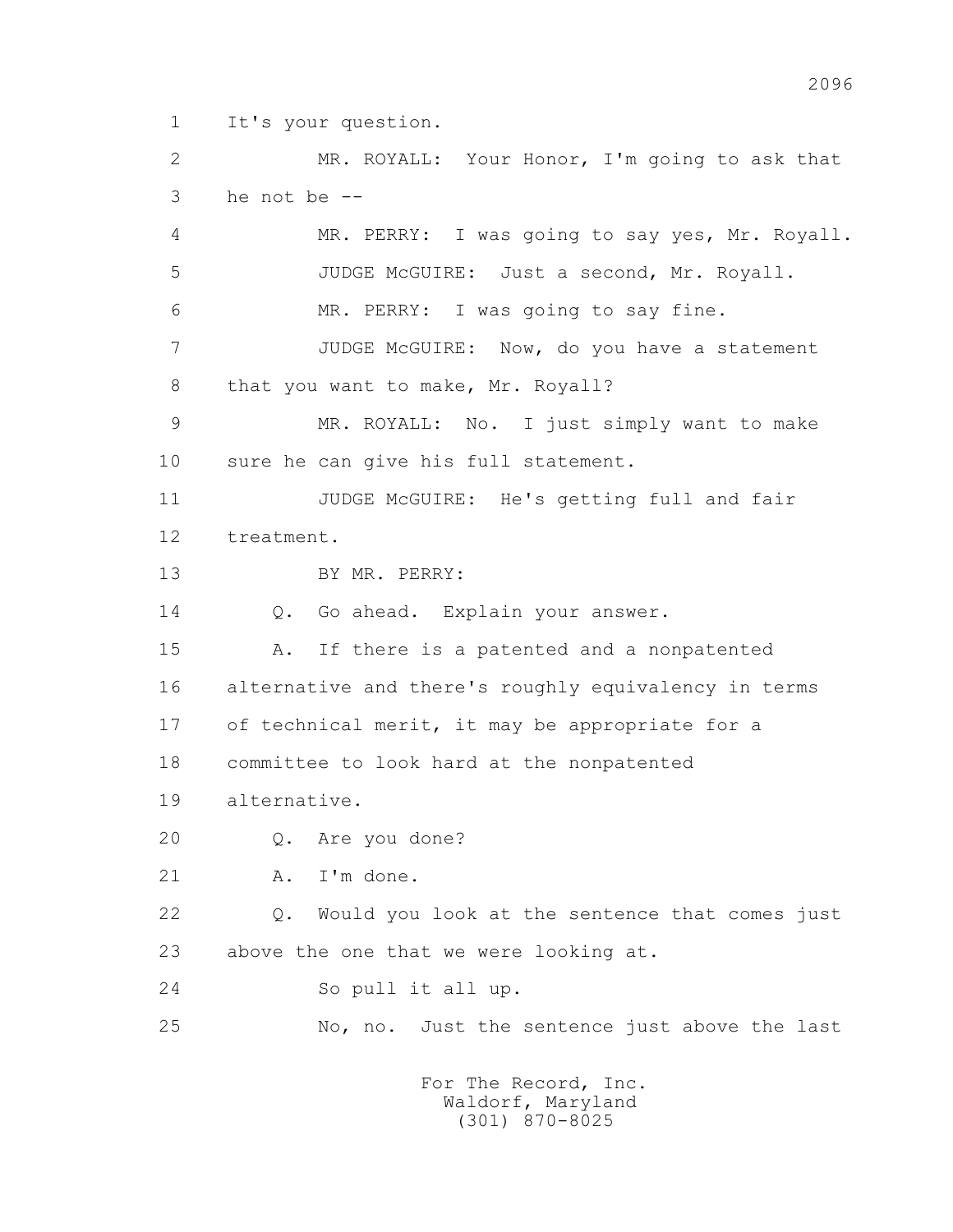1 It's your question.

2 MR. ROYALL: Your Honor, I'm going to ask that

3 he not be --

4 MR. PERRY: I was going to say yes, Mr. Royall.

5 JUDGE McGUIRE: Just a second, Mr. Royall.

6 MR. PERRY: I was going to say fine.

7 JUDGE McGUIRE: Now, do you have a statement

8 that you want to make, Mr. Royall?

9 MR. ROYALL: No. I just simply want to make

10 sure he can give his full statement.

11 JUDGE McGUIRE: He's getting full and fair

12 treatment.

13 BY MR. PERRY:

14 Q. Go ahead. Explain your answer.

15 A. If there is a patented and a nonpatented

16 alternative and there's roughly equivalency in terms

17 of technical merit, it may be appropriate for a

18 committee to look hard at the nonpatented

19 alternative.

20 Q. Are you done?

21 A. I'm done.

22 Q. Would you look at the sentence that comes just

23 above the one that we were looking at.

24 So pull it all up.

25 No, no. Just the sentence just above the last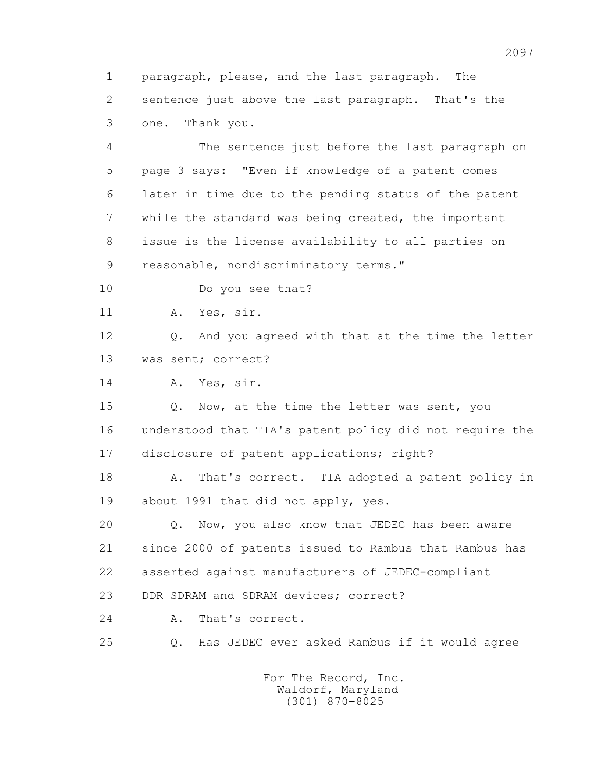1 paragraph, please, and the last paragraph. The
2 sentence just above the last paragraph. That's the
3 one. Thank you.

4 The sentence just before the last paragraph on
5 page 3 says: "Even if knowledge of a patent comes
6 later in time due to the pending status of the patent
7 while the standard was being created, the important
8 issue is the license availability to all parties on
9 reasonable, nondiscriminatory terms."

10 Do you see that?

11 A. Yes, sir.

12 Q. And you agreed with that at the time the letter
13 was sent; correct?

14 A. Yes, sir.

15 Q. Now, at the time the letter was sent, you
16 understood that TIA's patent policy did not require the
17 disclosure of patent applications; right?

18 A. That's correct. TIA adopted a patent policy in
19 about 1991 that did not apply, yes.

20 Q. Now, you also know that JEDEC has been aware
21 since 2000 of patents issued to Rambus that Rambus has
22 asserted against manufacturers of JEDEC-compliant
23 DDR SDRAM and SDRAM devices; correct?

24 A. That's correct.

25 Q. Has JEDEC ever asked Rambus if it would agree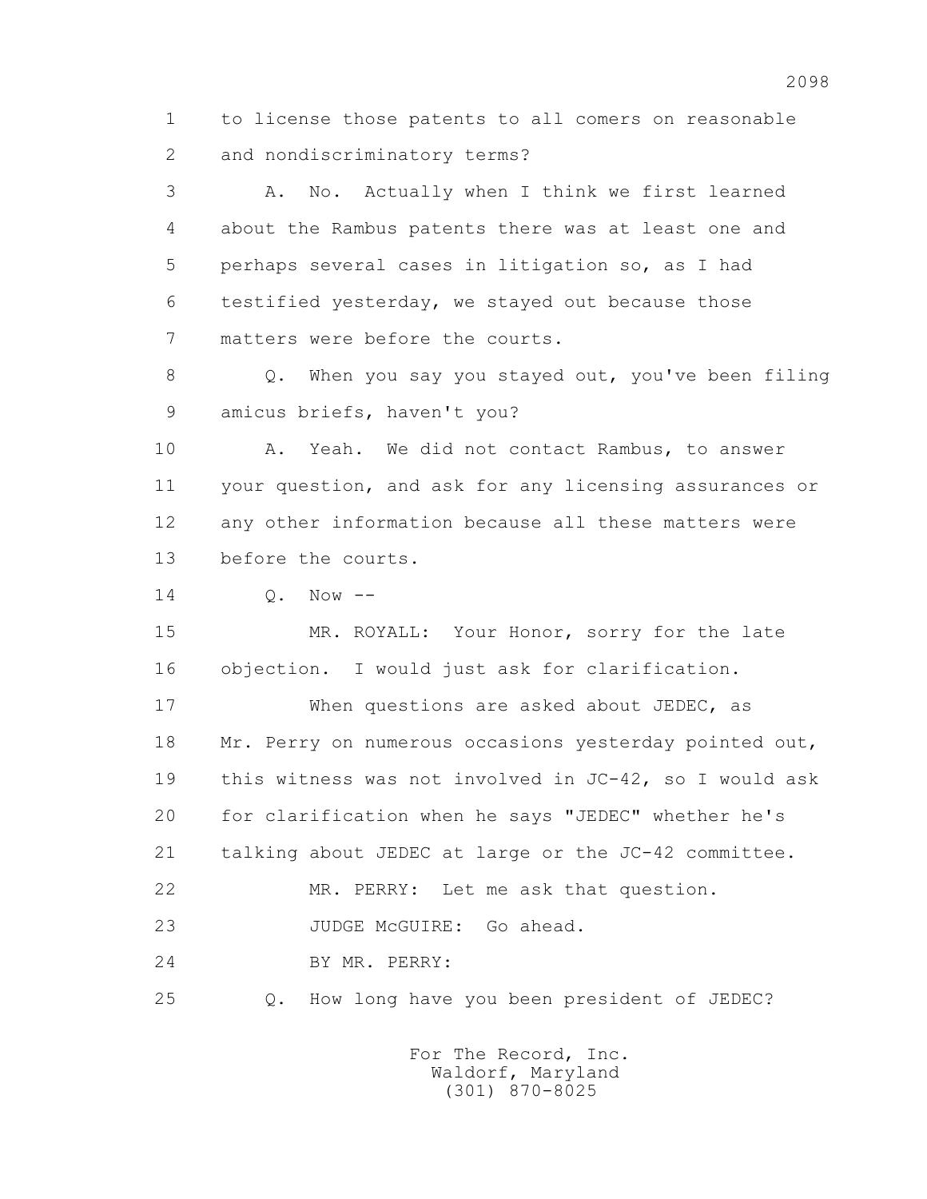1 to license those patents to all comers on reasonable
2 and nondiscriminatory terms?

3 A. No. Actually when I think we first learned
4 about the Rambus patents there was at least one and
5 perhaps several cases in litigation so, as I had
6 testified yesterday, we stayed out because those
7 matters were before the courts.

8 Q. When you say you stayed out, you've been filing
9 amicus briefs, haven't you?

10 A. Yeah. We did not contact Rambus, to answer
11 your question, and ask for any licensing assurances or
12 any other information because all these matters were
13 before the courts.

14 Q. Now --

15 MR. ROYALL: Your Honor, sorry for the late
16 objection. I would just ask for clarification.

17 When questions are asked about JEDEC, as
18 Mr. Perry on numerous occasions yesterday pointed out,
19 this witness was not involved in JC-42, so I would ask
20 for clarification when he says "JEDEC" whether he's
21 talking about JEDEC at large or the JC-42 committee.

22 MR. PERRY: Let me ask that question.

23 JUDGE McGUIRE: Go ahead.

24 BY MR. PERRY:

25 Q. How long have you been president of JEDEC?

For The Record, Inc.
Waldorf, Maryland
(301) 870-8025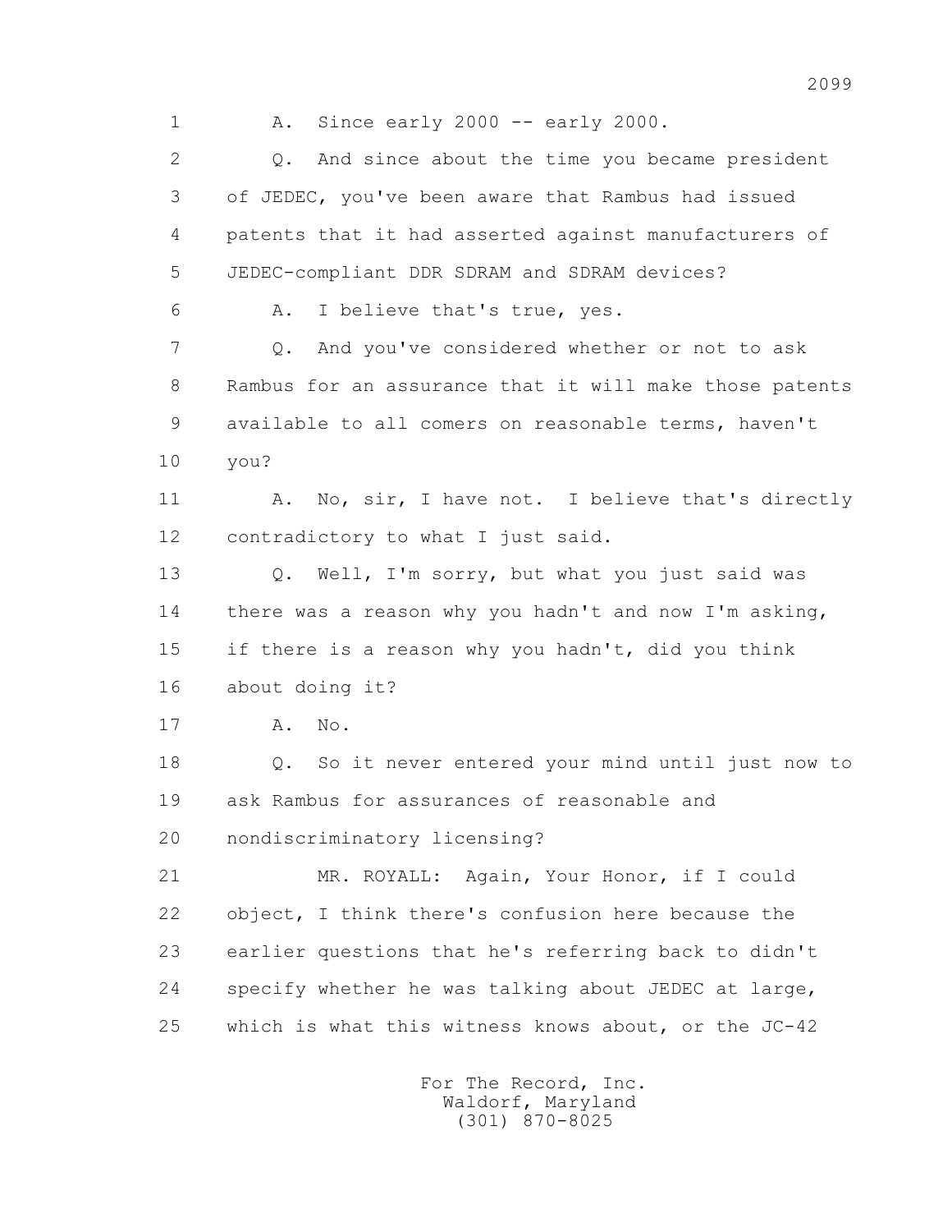1 A. Since early 2000 -- early 2000.

2 Q. And since about the time you became president

3 of JEDEC, you've been aware that Rambus had issued

4 patents that it had asserted against manufacturers of

5 JEDEC-compliant DDR SDRAM and SDRAM devices?

6 A. I believe that's true, yes.

7 Q. And you've considered whether or not to ask

8 Rambus for an assurance that it will make those patents

9 available to all comers on reasonable terms, haven't

10 you?

11 A. No, sir, I have not. I believe that's directly

12 contradictory to what I just said.

13 Q. Well, I'm sorry, but what you just said was

14 there was a reason why you hadn't and now I'm asking,

15 if there is a reason why you hadn't, did you think

16 about doing it?

17 A. No.

18 Q. So it never entered your mind until just now to

19 ask Rambus for assurances of reasonable and

20 nondiscriminatory licensing?

21 MR. ROYALL: Again, Your Honor, if I could

22 object, I think there's confusion here because the

23 earlier questions that he's referring back to didn't

24 specify whether he was talking about JEDEC at large,

25 which is what this witness knows about, or the JC-42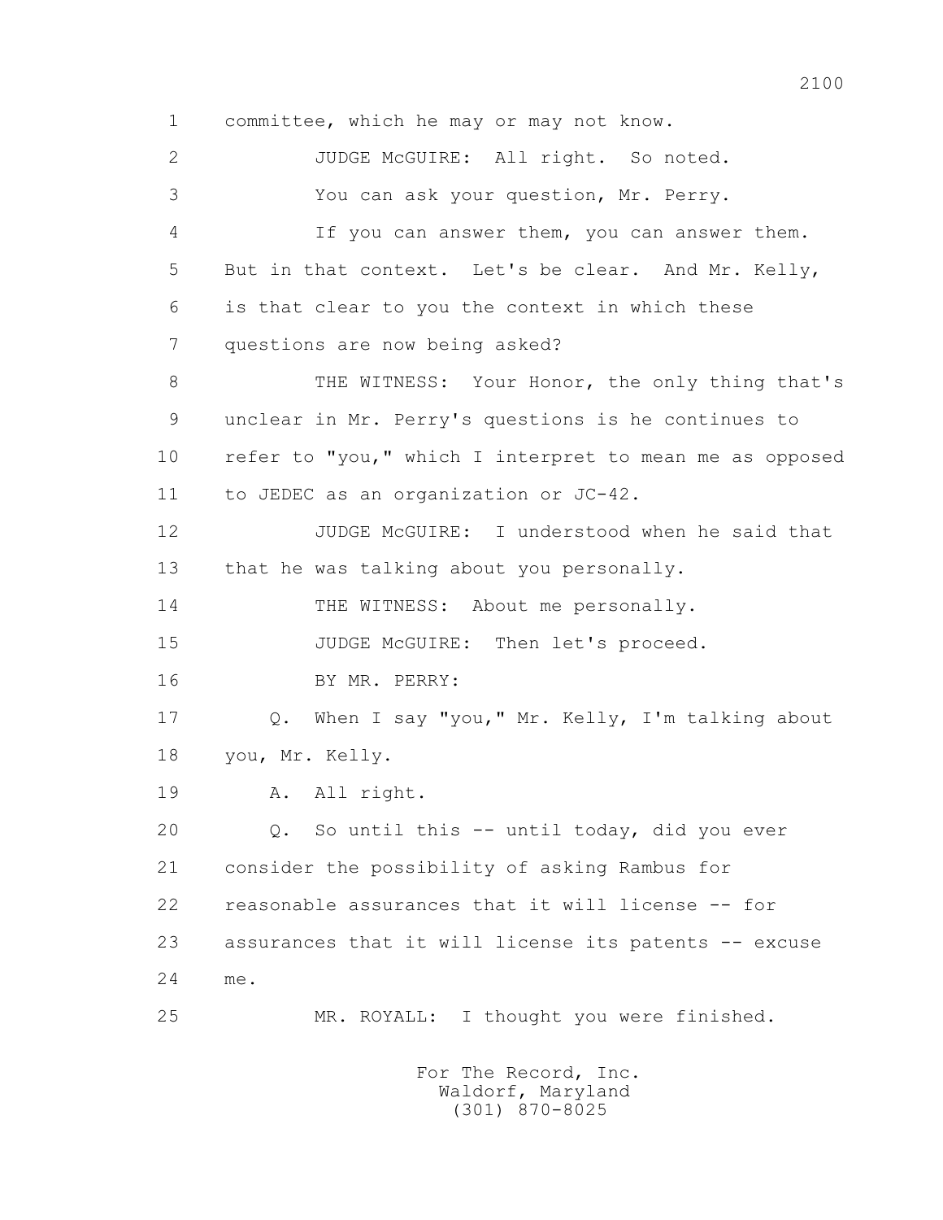1 committee, which he may or may not know.

2 JUDGE McGUIRE: All right. So noted.

3 You can ask your question, Mr. Perry.

4 If you can answer them, you can answer them.

5 But in that context. Let's be clear. And Mr. Kelly,

6 is that clear to you the context in which these

7 questions are now being asked?

8 THE WITNESS: Your Honor, the only thing that's

9 unclear in Mr. Perry's questions is he continues to

10 refer to "you," which I interpret to mean me as opposed

11 to JEDEC as an organization or JC-42.

12 JUDGE McGUIRE: I understood when he said that

13 that he was talking about you personally.

14 THE WITNESS: About me personally.

15 JUDGE McGUIRE: Then let's proceed.

16 BY MR. PERRY:

17 Q. When I say "you," Mr. Kelly, I'm talking about

18 you, Mr. Kelly.

19 A. All right.

20 Q. So until this -- until today, did you ever

21 consider the possibility of asking Rambus for

22 reasonable assurances that it will license -- for

23 assurances that it will license its patents -- excuse

24 me.

25 MR. ROYALL: I thought you were finished.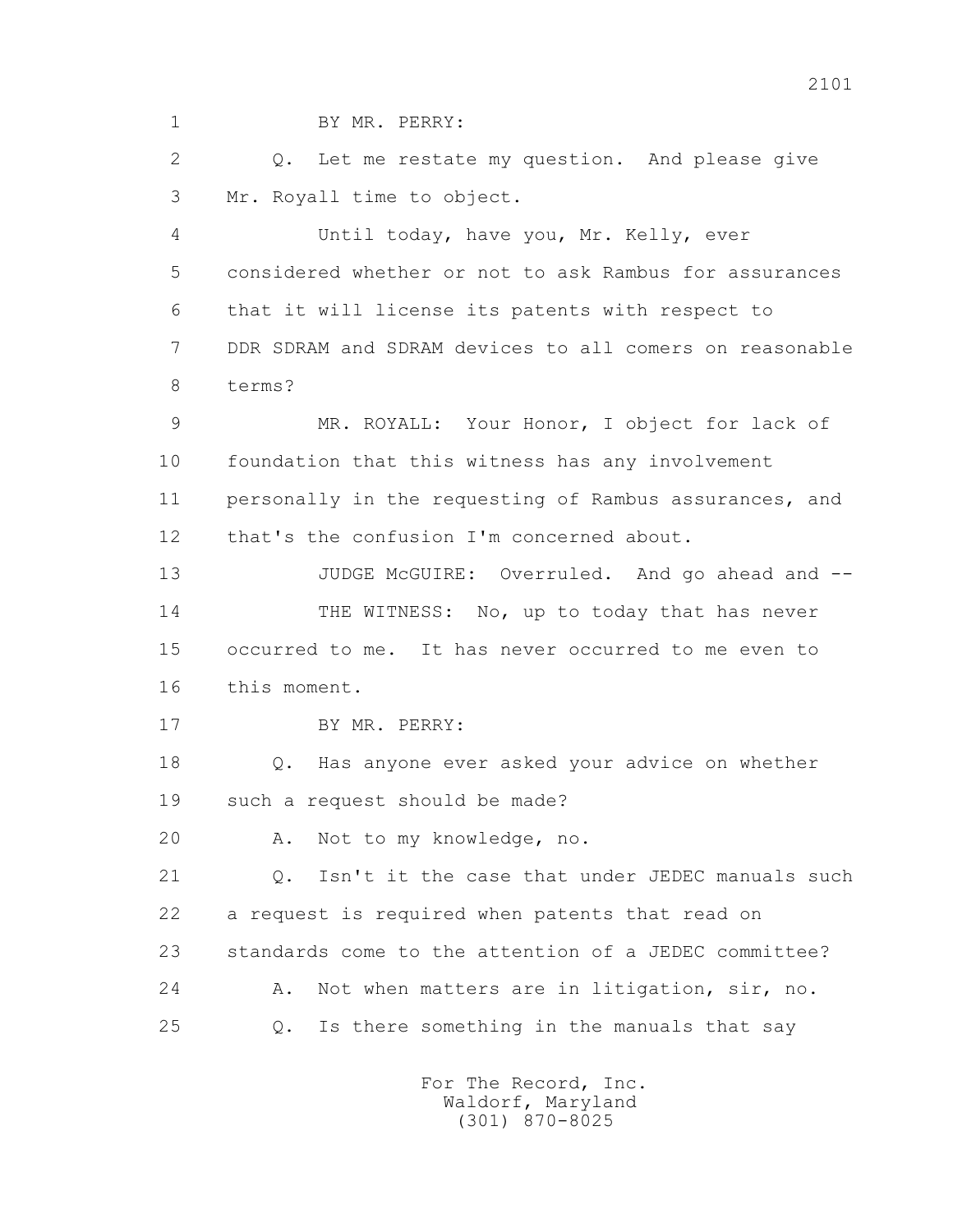1 BY MR. PERRY:

2 Q. Let me restate my question. And please give

3 Mr. Royall time to object.

4 Until today, have you, Mr. Kelly, ever

5 considered whether or not to ask Rambus for assurances

6 that it will license its patents with respect to

7 DDR SDRAM and SDRAM devices to all comers on reasonable

8 terms?

9 MR. ROYALL: Your Honor, I object for lack of

10 foundation that this witness has any involvement

11 personally in the requesting of Rambus assurances, and

12 that's the confusion I'm concerned about.

13 JUDGE McGUIRE: Overruled. And go ahead and --

14 THE WITNESS: No, up to today that has never

15 occurred to me. It has never occurred to me even to

16 this moment.

17 BY MR. PERRY:

18 Q. Has anyone ever asked your advice on whether

19 such a request should be made?

20 A. Not to my knowledge, no.

21 Q. Isn't it the case that under JEDEC manuals such

22 a request is required when patents that read on

23 standards come to the attention of a JEDEC committee?

24 A. Not when matters are in litigation, sir, no.

25 Q. Is there something in the manuals that say

For The Record, Inc.
Waldorf, Maryland
(301) 870-8025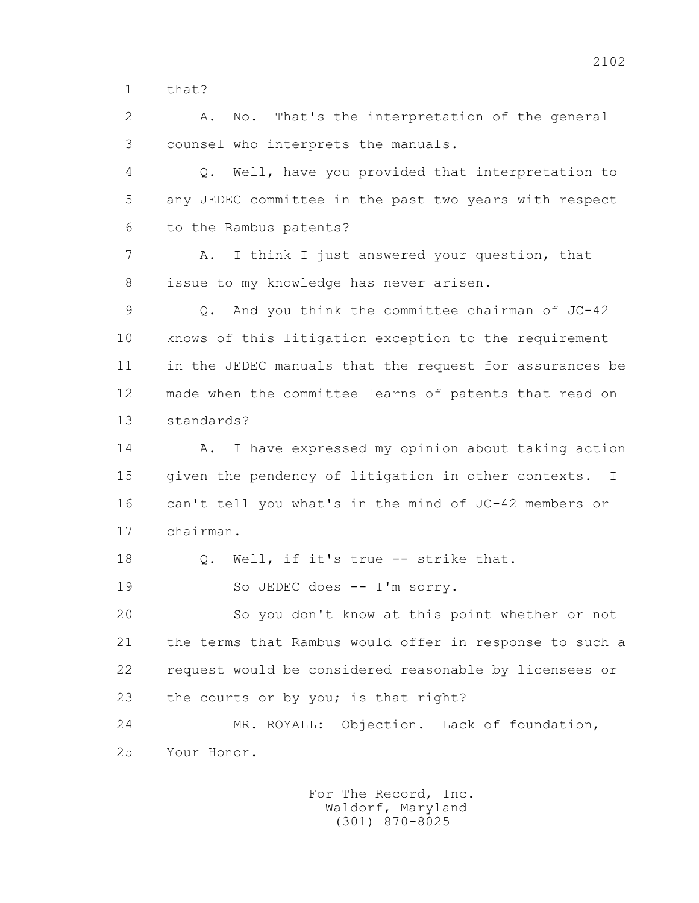1 that?

2 A. No. That's the interpretation of the general
3 counsel who interprets the manuals.

4 Q. Well, have you provided that interpretation to
5 any JEDEC committee in the past two years with respect
6 to the Rambus patents?

7 A. I think I just answered your question, that
8 issue to my knowledge has never arisen.

9 Q. And you think the committee chairman of JC-42
10 knows of this litigation exception to the requirement
11 in the JEDEC manuals that the request for assurances be
12 made when the committee learns of patents that read on
13 standards?

14 A. I have expressed my opinion about taking action
15 given the pendency of litigation in other contexts. I
16 can't tell you what's in the mind of JC-42 members or
17 chairman.

18 Q. Well, if it's true -- strike that.

19 So JEDEC does -- I'm sorry.

20 So you don't know at this point whether or not
21 the terms that Rambus would offer in response to such a
22 request would be considered reasonable by licensees or
23 the courts or by you; is that right?

24 MR. ROYALL: Objection. Lack of foundation,
25 Your Honor.

For The Record, Inc.
Waldorf, Maryland
(301) 870-8025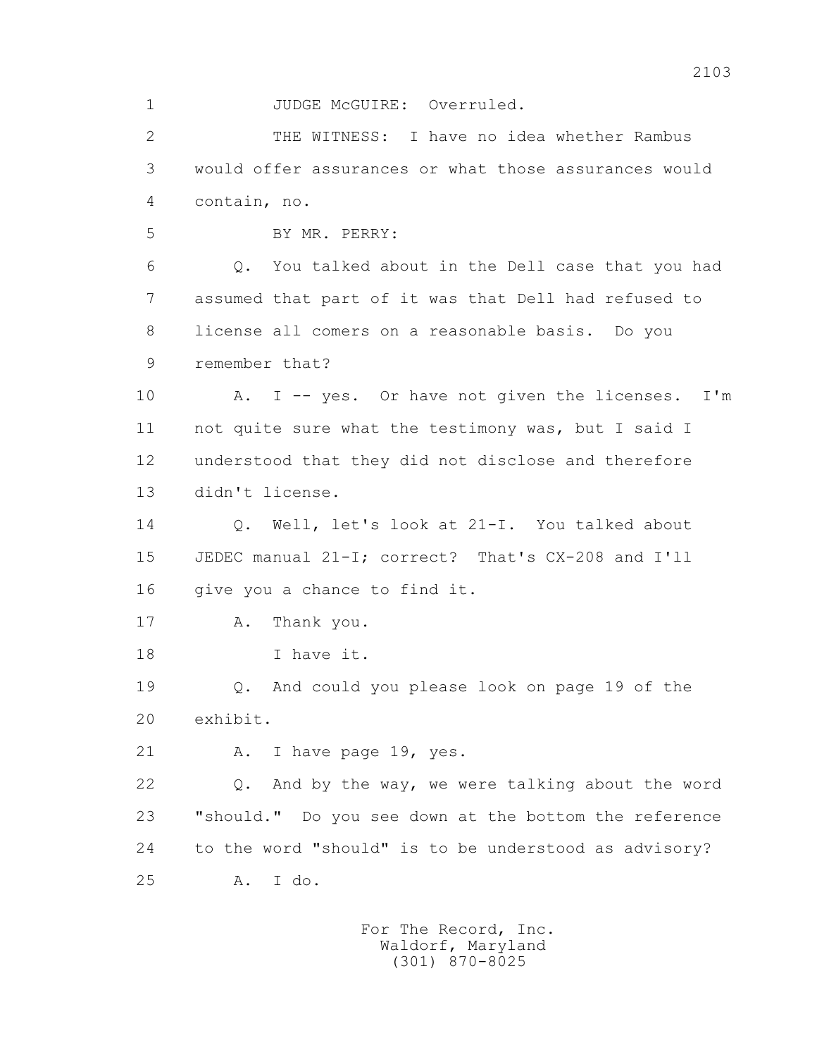1 JUDGE McGUIRE: Overruled.

2 THE WITNESS: I have no idea whether Rambus

3 would offer assurances or what those assurances would

4 contain, no.

5 BY MR. PERRY:

6 Q. You talked about in the Dell case that you had

7 assumed that part of it was that Dell had refused to

8 license all comers on a reasonable basis. Do you

9 remember that?

10 A. I -- yes. Or have not given the licenses. I'm

11 not quite sure what the testimony was, but I said I

12 understood that they did not disclose and therefore

13 didn't license.

14 Q. Well, let's look at 21-I. You talked about

15 JEDEC manual 21-I; correct? That's CX-208 and I'll

16 give you a chance to find it.

17 A. Thank you.

18 I have it.

19 Q. And could you please look on page 19 of the

20 exhibit.

21 A. I have page 19, yes.

22 Q. And by the way, we were talking about the word

23 "should." Do you see down at the bottom the reference

24 to the word "should" is to be understood as advisory?

25 A. I do.

For The Record, Inc.
Waldorf, Maryland
(301) 870-8025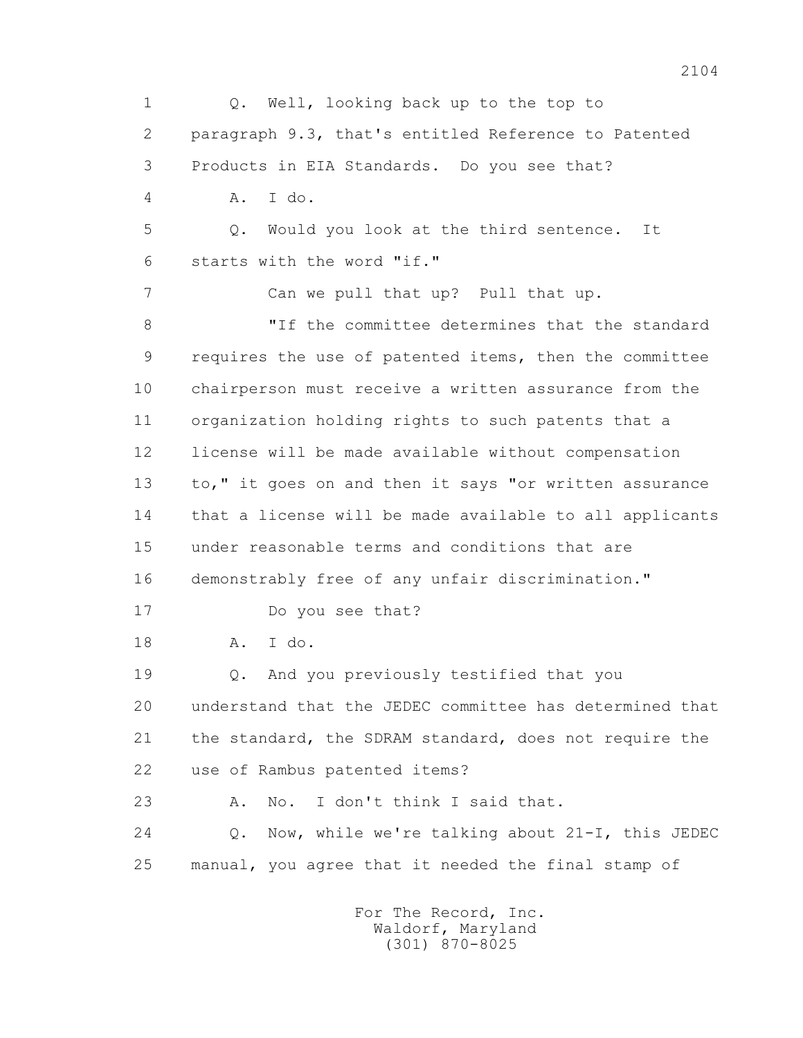1 Q. Well, looking back up to the top to
2 paragraph 9.3, that's entitled Reference to Patented
3 Products in EIA Standards. Do you see that?
4 A. I do.
5 Q. Would you look at the third sentence. It
6 starts with the word "if."
7 Can we pull that up? Pull that up.
8 "If the committee determines that the standard
9 requires the use of patented items, then the committee
10 chairperson must receive a written assurance from the
11 organization holding rights to such patents that a
12 license will be made available without compensation
13 to," it goes on and then it says "or written assurance
14 that a license will be made available to all applicants
15 under reasonable terms and conditions that are
16 demonstrably free of any unfair discrimination."
17 Do you see that?
18 A. I do.
19 Q. And you previously testified that you
20 understand that the JEDEC committee has determined that
21 the standard, the SDRAM standard, does not require the
22 use of Rambus patented items?
23 A. No. I don't think I said that.
24 Q. Now, while we're talking about 21-I, this JEDEC
25 manual, you agree that it needed the final stamp of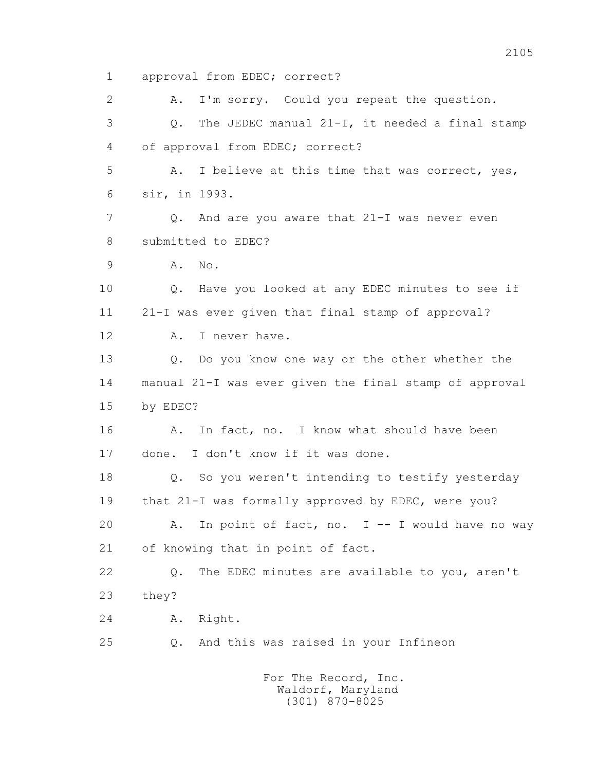1 approval from EDEC; correct?

2 A. I'm sorry. Could you repeat the question.

3 Q. The JEDEC manual 21-I, it needed a final stamp

4 of approval from EDEC; correct?

5 A. I believe at this time that was correct, yes,

6 sir, in 1993.

7 Q. And are you aware that 21-I was never even

8 submitted to EDEC?

9 A. No.

10 Q. Have you looked at any EDEC minutes to see if

11 21-I was ever given that final stamp of approval?

12 A. I never have.

13 Q. Do you know one way or the other whether the

14 manual 21-I was ever given the final stamp of approval

15 by EDEC?

16 A. In fact, no. I know what should have been

17 done. I don't know if it was done.

18 Q. So you weren't intending to testify yesterday

19 that 21-I was formally approved by EDEC, were you?

20 A. In point of fact, no. I -- I would have no way

21 of knowing that in point of fact.

22 Q. The EDEC minutes are available to you, aren't

23 they?

24 A. Right.

25 Q. And this was raised in your Infineon

For The Record, Inc.
Waldorf, Maryland
(301) 870-8025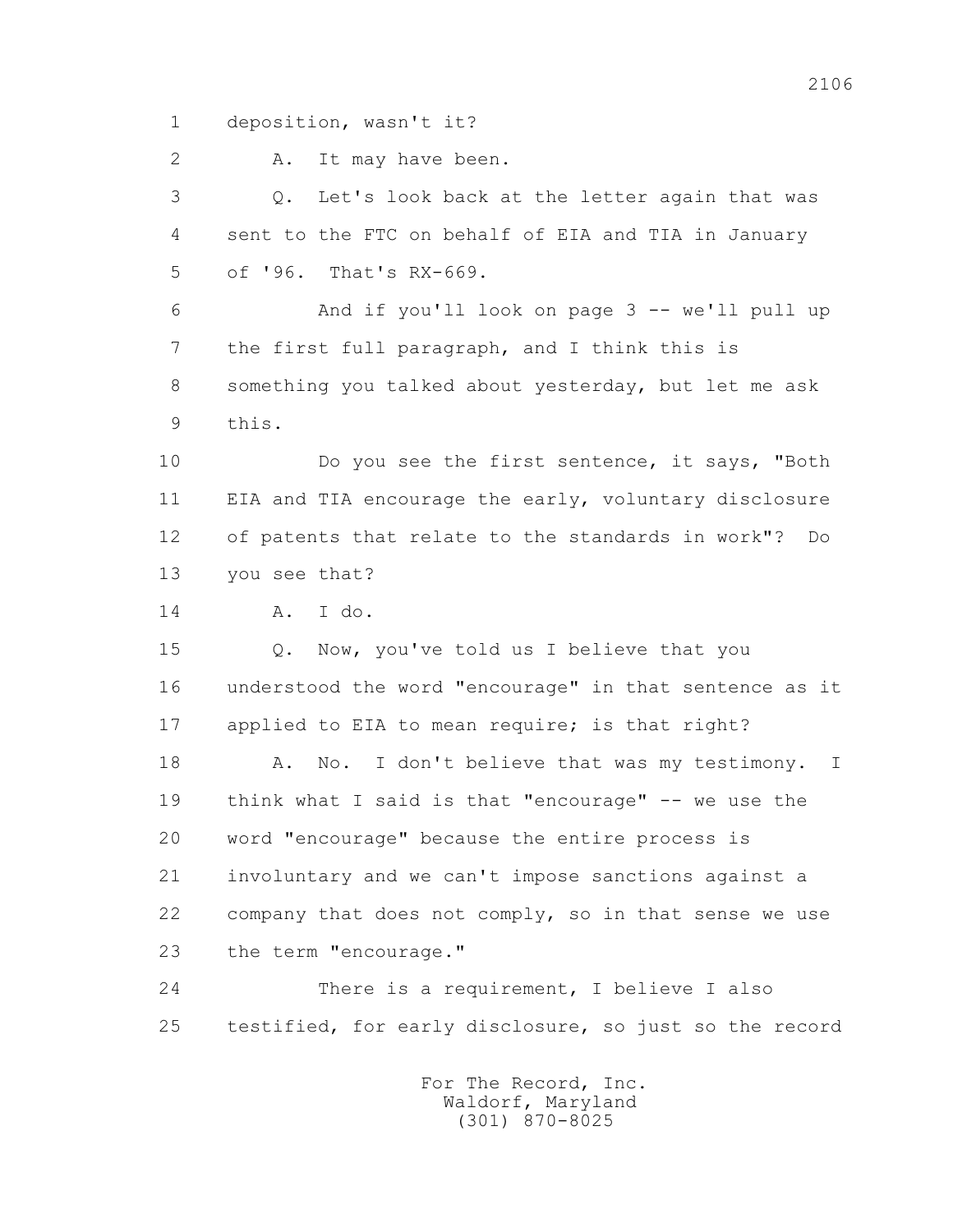1 deposition, wasn't it?

2 A. It may have been.

3 Q. Let's look back at the letter again that was
4 sent to the FTC on behalf of EIA and TIA in January
5 of '96. That's RX-669.

6 And if you'll look on page 3 -- we'll pull up
7 the first full paragraph, and I think this is
8 something you talked about yesterday, but let me ask
9 this.

10 Do you see the first sentence, it says, "Both
11 EIA and TIA encourage the early, voluntary disclosure
12 of patents that relate to the standards in work"? Do
13 you see that?

14 A. I do.

15 Q. Now, you've told us I believe that you
16 understood the word "encourage" in that sentence as it
17 applied to EIA to mean require; is that right?

18 A. No. I don't believe that was my testimony. I
19 think what I said is that "encourage" -- we use the
20 word "encourage" because the entire process is
21 involuntary and we can't impose sanctions against a
22 company that does not comply, so in that sense we use
23 the term "encourage."

24 There is a requirement, I believe I also
25 testified, for early disclosure, so just so the record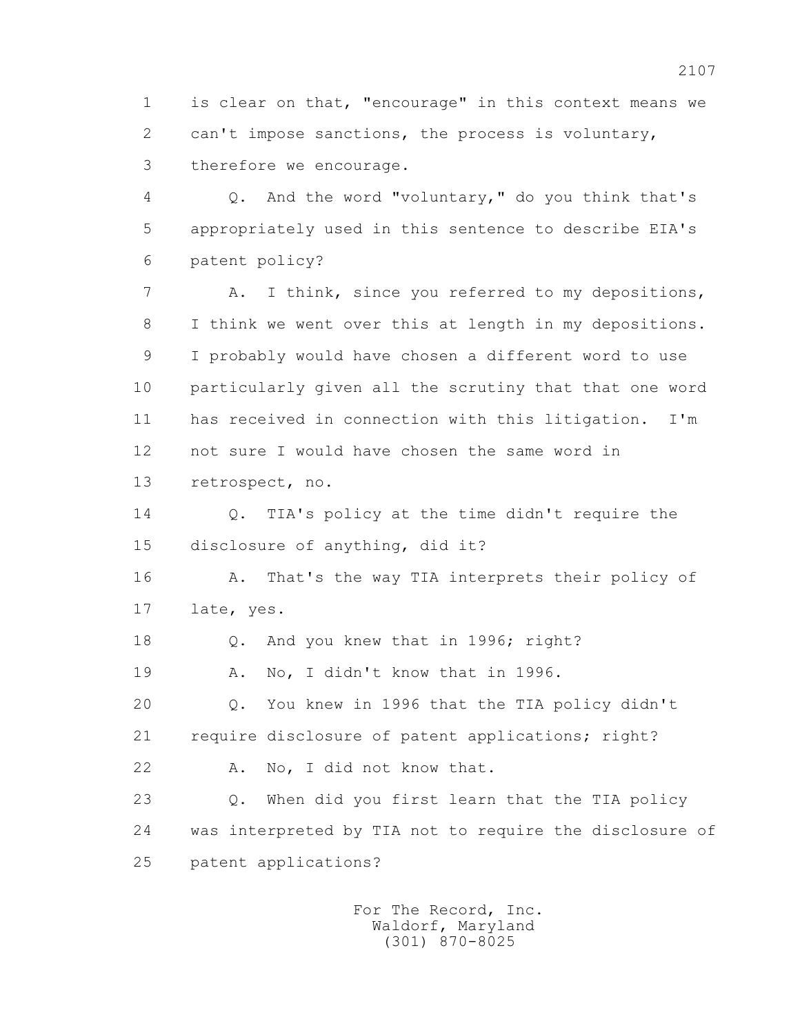1 is clear on that, "encourage" in this context means we
2 can't impose sanctions, the process is voluntary,
3 therefore we encourage.

4 Q. And the word "voluntary," do you think that's
5 appropriately used in this sentence to describe EIA's
6 patent policy?

7 A. I think, since you referred to my depositions,
8 I think we went over this at length in my depositions.
9 I probably would have chosen a different word to use
10 particularly given all the scrutiny that that one word
11 has received in connection with this litigation. I'm
12 not sure I would have chosen the same word in
13 retrospect, no.

14 Q. TIA's policy at the time didn't require the
15 disclosure of anything, did it?

16 A. That's the way TIA interprets their policy of
17 late, yes.

18 Q. And you knew that in 1996; right?

19 A. No, I didn't know that in 1996.

20 Q. You knew in 1996 that the TIA policy didn't
21 require disclosure of patent applications; right?

22 A. No, I did not know that.

23 Q. When did you first learn that the TIA policy
24 was interpreted by TIA not to require the disclosure of
25 patent applications?

For The Record, Inc.
Waldorf, Maryland
(301) 870-8025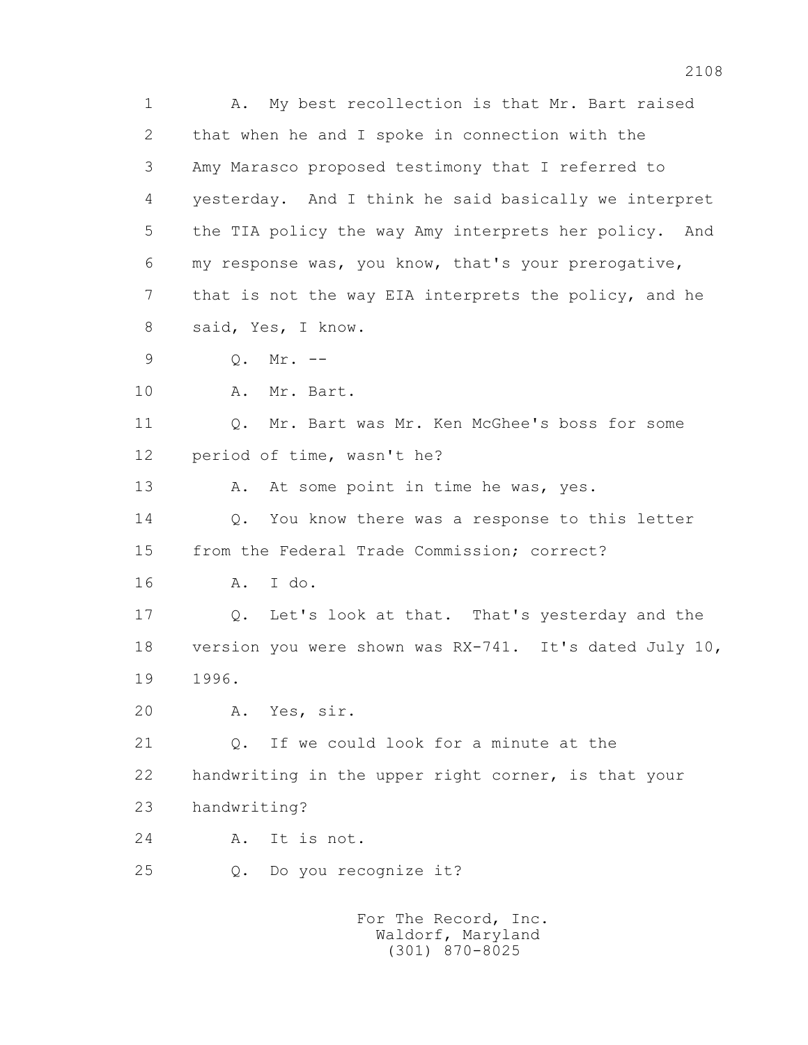1 A. My best recollection is that Mr. Bart raised
2 that when he and I spoke in connection with the
3 Amy Marasco proposed testimony that I referred to
4 yesterday. And I think he said basically we interpret
5 the TIA policy the way Amy interprets her policy. And
6 my response was, you know, that's your prerogative,
7 that is not the way EIA interprets the policy, and he
8 said, Yes, I know.
9 Q. Mr. --
10 A. Mr. Bart.
11 Q. Mr. Bart was Mr. Ken McGhee's boss for some
12 period of time, wasn't he?
13 A. At some point in time he was, yes.
14 Q. You know there was a response to this letter
15 from the Federal Trade Commission; correct?
16 A. I do.
17 Q. Let's look at that. That's yesterday and the
18 version you were shown was RX-741. It's dated July 10,
19 1996.
20 A. Yes, sir.
21 Q. If we could look for a minute at the
22 handwriting in the upper right corner, is that your
23 handwriting?
24 A. It is not.
25 Q. Do you recognize it?

For The Record, Inc.
Waldorf, Maryland
(301) 870-8025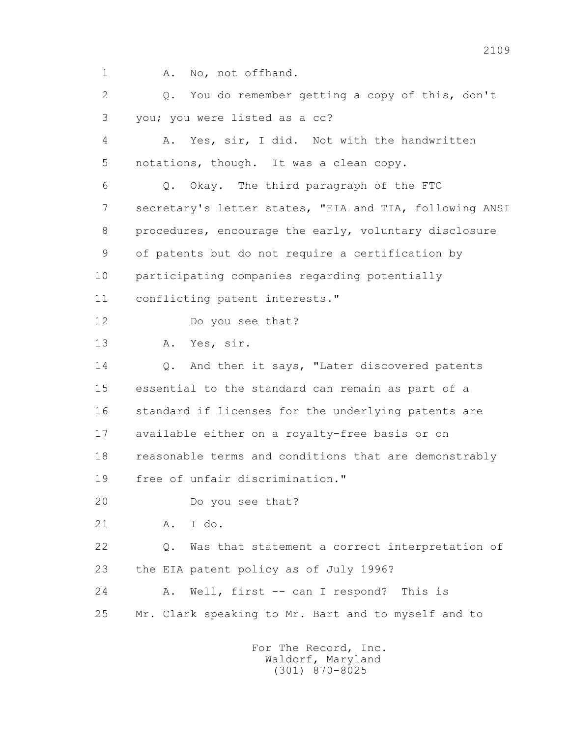A. No, not offhand.

Q. You do remember getting a copy of this, don't you; you were listed as a cc?

A. Yes, sir, I did. Not with the handwritten notations, though. It was a clean copy.

Q. Okay. The third paragraph of the FTC secretary's letter states, "EIA and TIA, following ANSI procedures, encourage the early, voluntary disclosure of patents but do not require a certification by participating companies regarding potentially conflicting patent interests."

Do you see that?

A. Yes, sir.

Q. And then it says, "Later discovered patents essential to the standard can remain as part of a standard if licenses for the underlying patents are available either on a royalty-free basis or on reasonable terms and conditions that are demonstrably free of unfair discrimination."

Do you see that?

A. I do.

Q. Was that statement a correct interpretation of the EIA patent policy as of July 1996?

A. Well, first -- can I respond? This is Mr. Clark speaking to Mr. Bart and to myself and to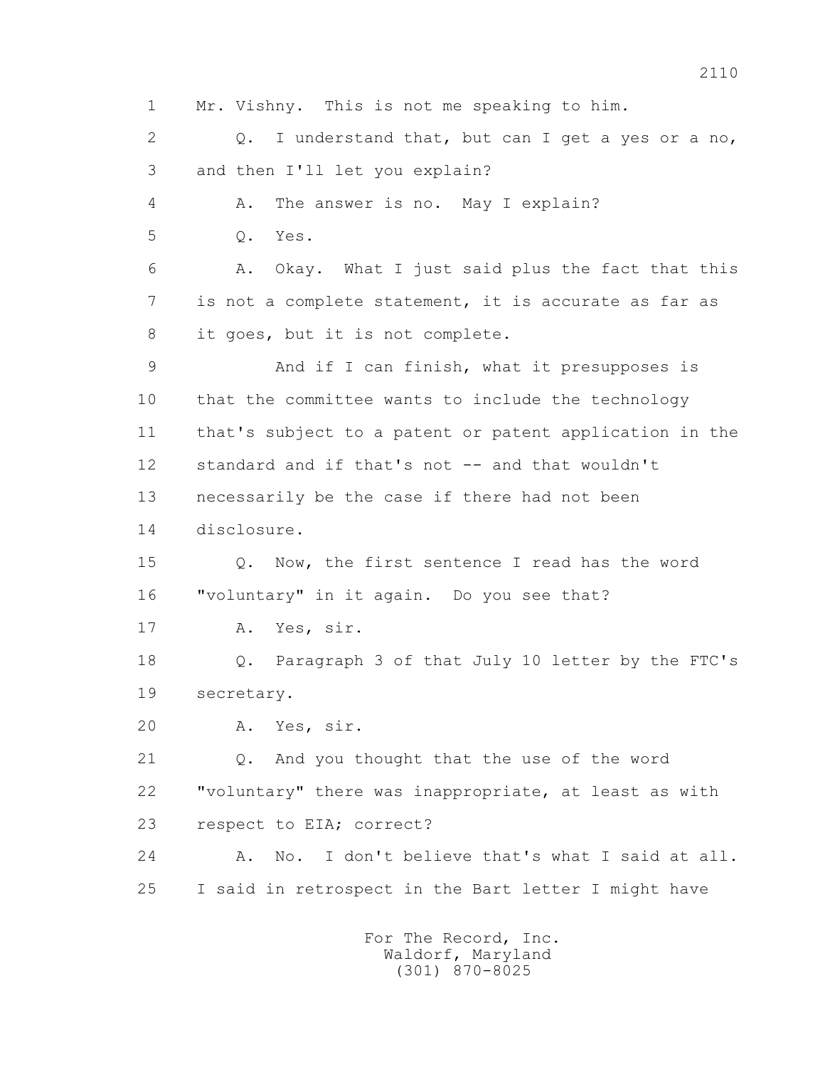1 Mr. Vishny. This is not me speaking to him.

2 Q. I understand that, but can I get a yes or a no,

3 and then I'll let you explain?

4 A. The answer is no. May I explain?

5 Q. Yes.

6 A. Okay. What I just said plus the fact that this

7 is not a complete statement, it is accurate as far as

8 it goes, but it is not complete.

9 And if I can finish, what it presupposes is

10 that the committee wants to include the technology

11 that's subject to a patent or patent application in the

12 standard and if that's not -- and that wouldn't

13 necessarily be the case if there had not been

14 disclosure.

15 Q. Now, the first sentence I read has the word

16 "voluntary" in it again. Do you see that?

17 A. Yes, sir.

18 Q. Paragraph 3 of that July 10 letter by the FTC's

19 secretary.

20 A. Yes, sir.

21 Q. And you thought that the use of the word

22 "voluntary" there was inappropriate, at least as with

23 respect to EIA; correct?

24 A. No. I don't believe that's what I said at all.

25 I said in retrospect in the Bart letter I might have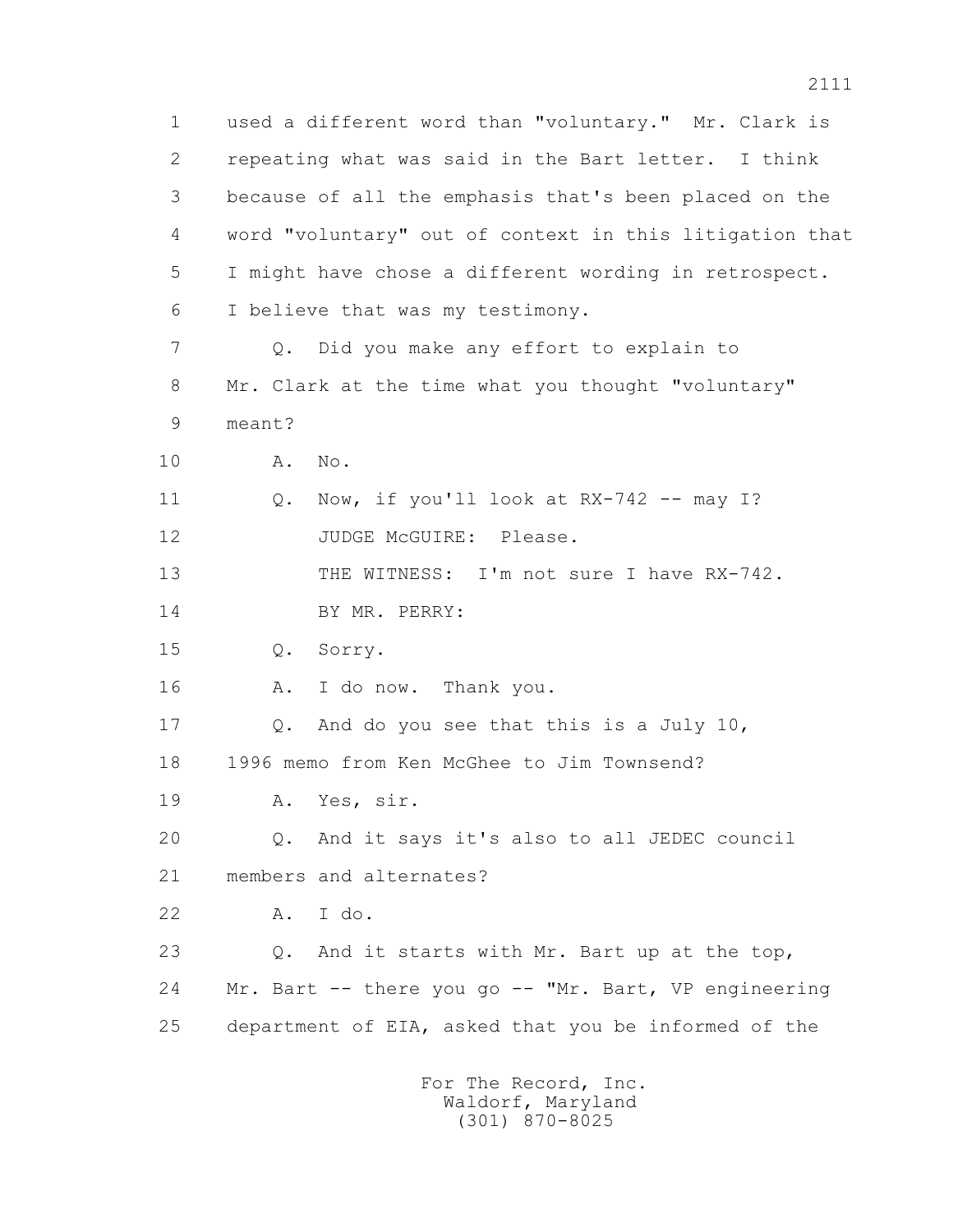1 used a different word than "voluntary." Mr. Clark is
2 repeating what was said in the Bart letter. I think
3 because of all the emphasis that's been placed on the
4 word "voluntary" out of context in this litigation that
5 I might have chose a different wording in retrospect.
6 I believe that was my testimony.
7 Q. Did you make any effort to explain to
8 Mr. Clark at the time what you thought "voluntary"
9 meant?
10 A. No.
11 Q. Now, if you'll look at RX-742 -- may I?
12 JUDGE McGUIRE: Please.
13 THE WITNESS: I'm not sure I have RX-742.
14 BY MR. PERRY:
15 Q. Sorry.
16 A. I do now. Thank you.
17 Q. And do you see that this is a July 10,
18 1996 memo from Ken McGhee to Jim Townsend?
19 A. Yes, sir.
20 Q. And it says it's also to all JEDEC council
21 members and alternates?
22 A. I do.
23 Q. And it starts with Mr. Bart up at the top,
24 Mr. Bart -- there you go -- "Mr. Bart, VP engineering
25 department of EIA, asked that you be informed of the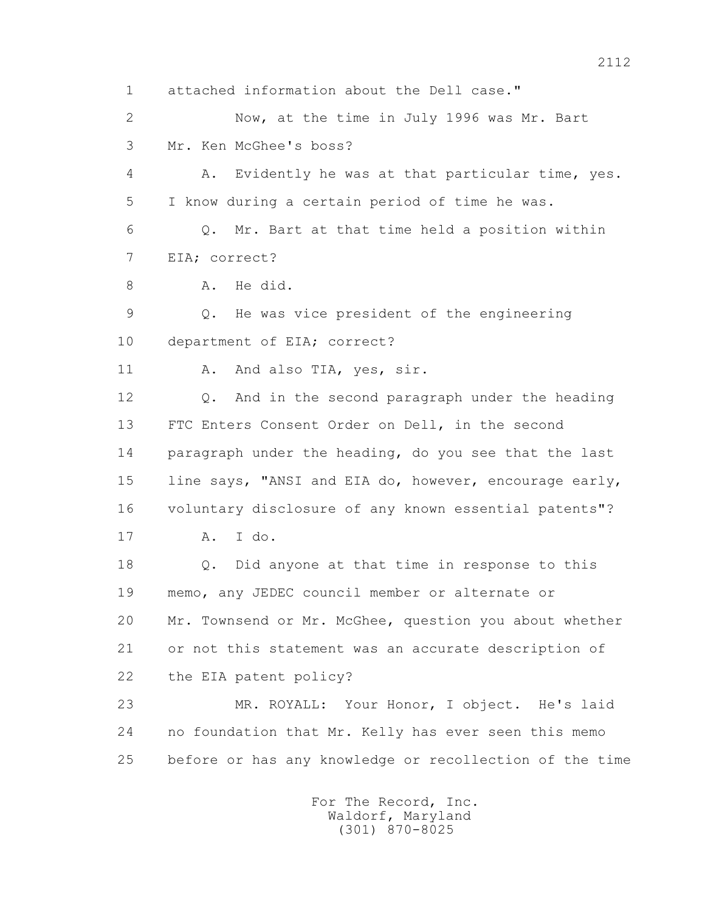1 attached information about the Dell case."

2 Now, at the time in July 1996 was Mr. Bart

3 Mr. Ken McGhee's boss?

4 A. Evidently he was at that particular time, yes.

5 I know during a certain period of time he was.

6 Q. Mr. Bart at that time held a position within

7 EIA; correct?

8 A. He did.

9 Q. He was vice president of the engineering

10 department of EIA; correct?

11 A. And also TIA, yes, sir.

12 Q. And in the second paragraph under the heading

13 FTC Enters Consent Order on Dell, in the second

14 paragraph under the heading, do you see that the last

15 line says, "ANSI and EIA do, however, encourage early,

16 voluntary disclosure of any known essential patents"?

17 A. I do.

18 Q. Did anyone at that time in response to this

19 memo, any JEDEC council member or alternate or

20 Mr. Townsend or Mr. McGhee, question you about whether

21 or not this statement was an accurate description of

22 the EIA patent policy?

23 MR. ROYALL: Your Honor, I object. He's laid

24 no foundation that Mr. Kelly has ever seen this memo

25 before or has any knowledge or recollection of the time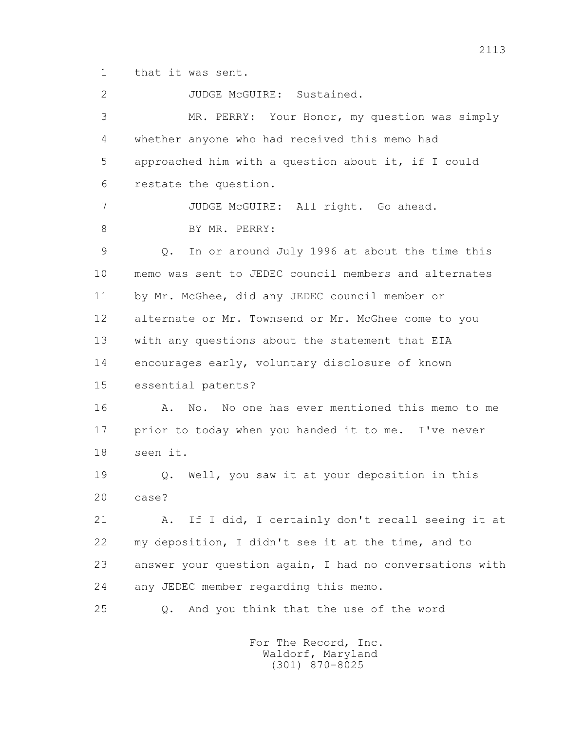1 that it was sent.

2 JUDGE McGUIRE: Sustained.

3 MR. PERRY: Your Honor, my question was simply

4 whether anyone who had received this memo had

5 approached him with a question about it, if I could

6 restate the question.

7 JUDGE McGUIRE: All right. Go ahead.

8 BY MR. PERRY:

9 Q. In or around July 1996 at about the time this

10 memo was sent to JEDEC council members and alternates

11 by Mr. McGhee, did any JEDEC council member or

12 alternate or Mr. Townsend or Mr. McGhee come to you

13 with any questions about the statement that EIA

14 encourages early, voluntary disclosure of known

15 essential patents?

16 A. No. No one has ever mentioned this memo to me

17 prior to today when you handed it to me. I've never

18 seen it.

19 Q. Well, you saw it at your deposition in this

20 case?

21 A. If I did, I certainly don't recall seeing it at

22 my deposition, I didn't see it at the time, and to

23 answer your question again, I had no conversations with

24 any JEDEC member regarding this memo.

25 Q. And you think that the use of the word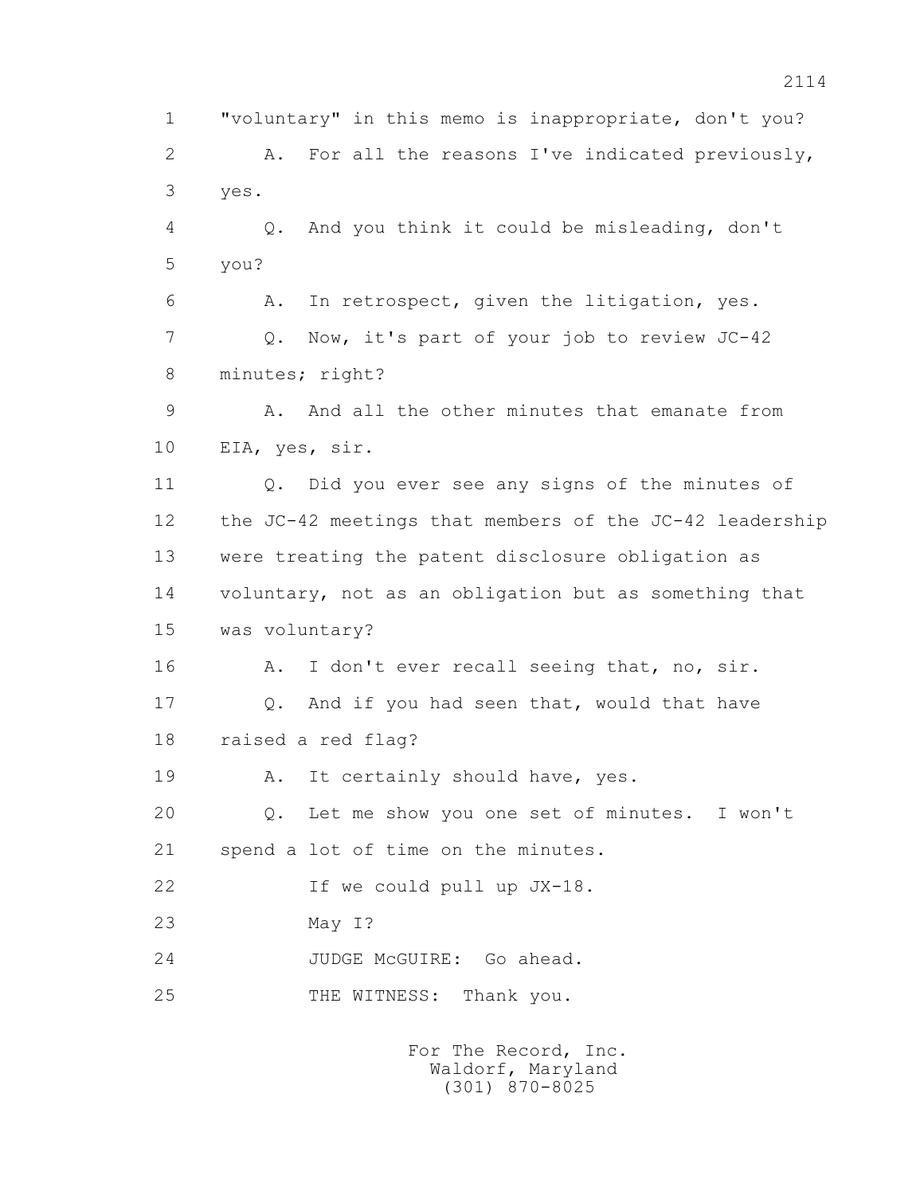1 "voluntary" in this memo is inappropriate, don't you?

2 A. For all the reasons I've indicated previously,

3 yes.

4 Q. And you think it could be misleading, don't

5 you?

6 A. In retrospect, given the litigation, yes.

7 Q. Now, it's part of your job to review JC-42

8 minutes; right?

9 A. And all the other minutes that emanate from

10 EIA, yes, sir.

11 Q. Did you ever see any signs of the minutes of

12 the JC-42 meetings that members of the JC-42 leadership

13 were treating the patent disclosure obligation as

14 voluntary, not as an obligation but as something that

15 was voluntary?

16 A. I don't ever recall seeing that, no, sir.

17 Q. And if you had seen that, would that have

18 raised a red flag?

19 A. It certainly should have, yes.

20 Q. Let me show you one set of minutes. I won't

21 spend a lot of time on the minutes.

22 If we could pull up JX-18.

23 May I?

24 JUDGE McGUIRE: Go ahead.

25 THE WITNESS: Thank you.

For The Record, Inc.
Waldorf, Maryland
(301) 870-8025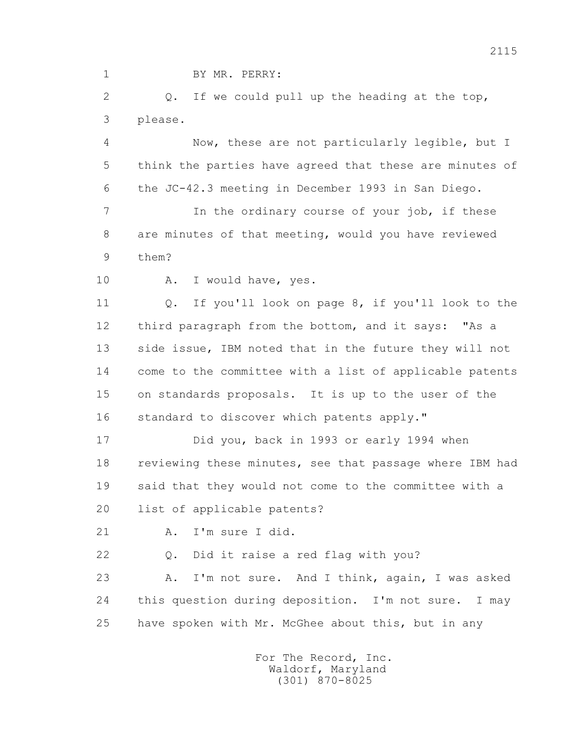1 BY MR. PERRY:

2 Q. If we could pull up the heading at the top,

3 please.

4 Now, these are not particularly legible, but I

5 think the parties have agreed that these are minutes of

6 the JC-42.3 meeting in December 1993 in San Diego.

7 In the ordinary course of your job, if these

8 are minutes of that meeting, would you have reviewed

9 them?

10 A. I would have, yes.

11 Q. If you'll look on page 8, if you'll look to the

12 third paragraph from the bottom, and it says: "As a

13 side issue, IBM noted that in the future they will not

14 come to the committee with a list of applicable patents

15 on standards proposals. It is up to the user of the

16 standard to discover which patents apply."

17 Did you, back in 1993 or early 1994 when

18 reviewing these minutes, see that passage where IBM had

19 said that they would not come to the committee with a

20 list of applicable patents?

21 A. I'm sure I did.

22 Q. Did it raise a red flag with you?

23 A. I'm not sure. And I think, again, I was asked

24 this question during deposition. I'm not sure. I may

25 have spoken with Mr. McGhee about this, but in any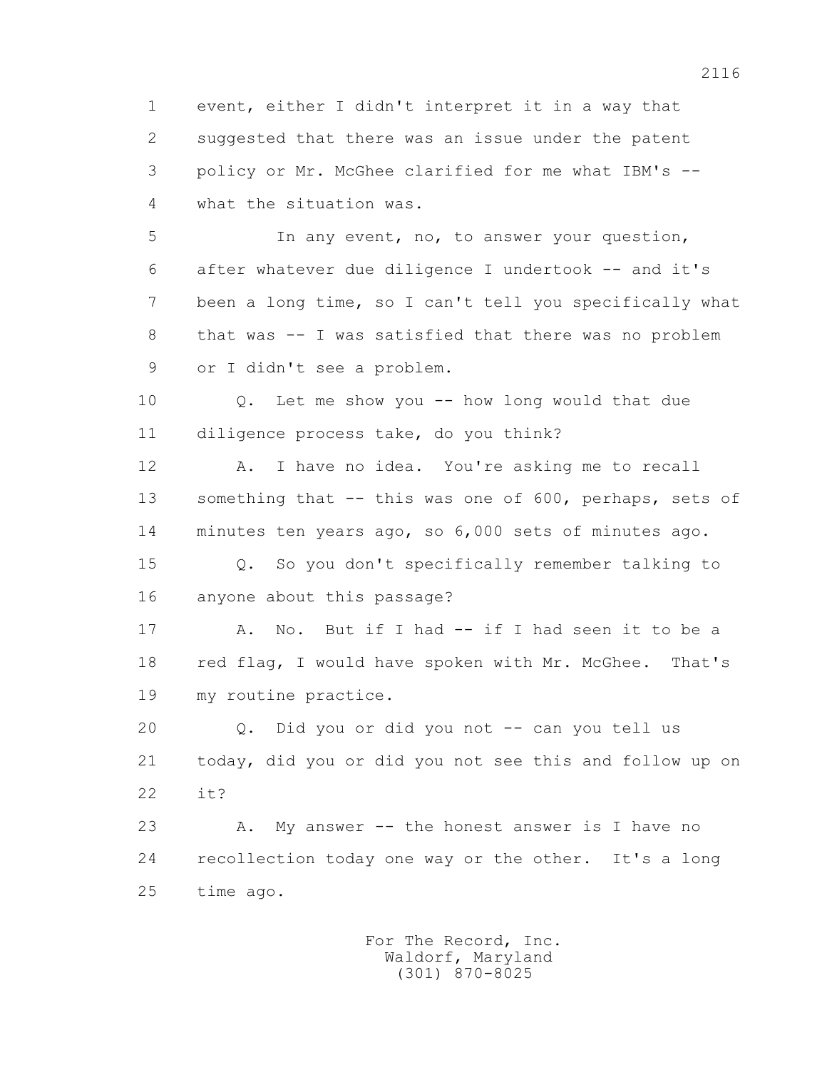event, either I didn't interpret it in a way that suggested that there was an issue under the patent policy or Mr. McGhee clarified for me what IBM's -- what the situation was.

In any event, no, to answer your question, after whatever due diligence I undertook -- and it's been a long time, so I can't tell you specifically what that was -- I was satisfied that there was no problem or I didn't see a problem.

Q. Let me show you -- how long would that due diligence process take, do you think?

A. I have no idea. You're asking me to recall something that -- this was one of 600, perhaps, sets of minutes ten years ago, so 6,000 sets of minutes ago.

Q. So you don't specifically remember talking to anyone about this passage?

A. No. But if I had -- if I had seen it to be a red flag, I would have spoken with Mr. McGhee. That's my routine practice.

Q. Did you or did you not -- can you tell us today, did you or did you not see this and follow up on it?

A. My answer -- the honest answer is I have no recollection today one way or the other. It's a long time ago.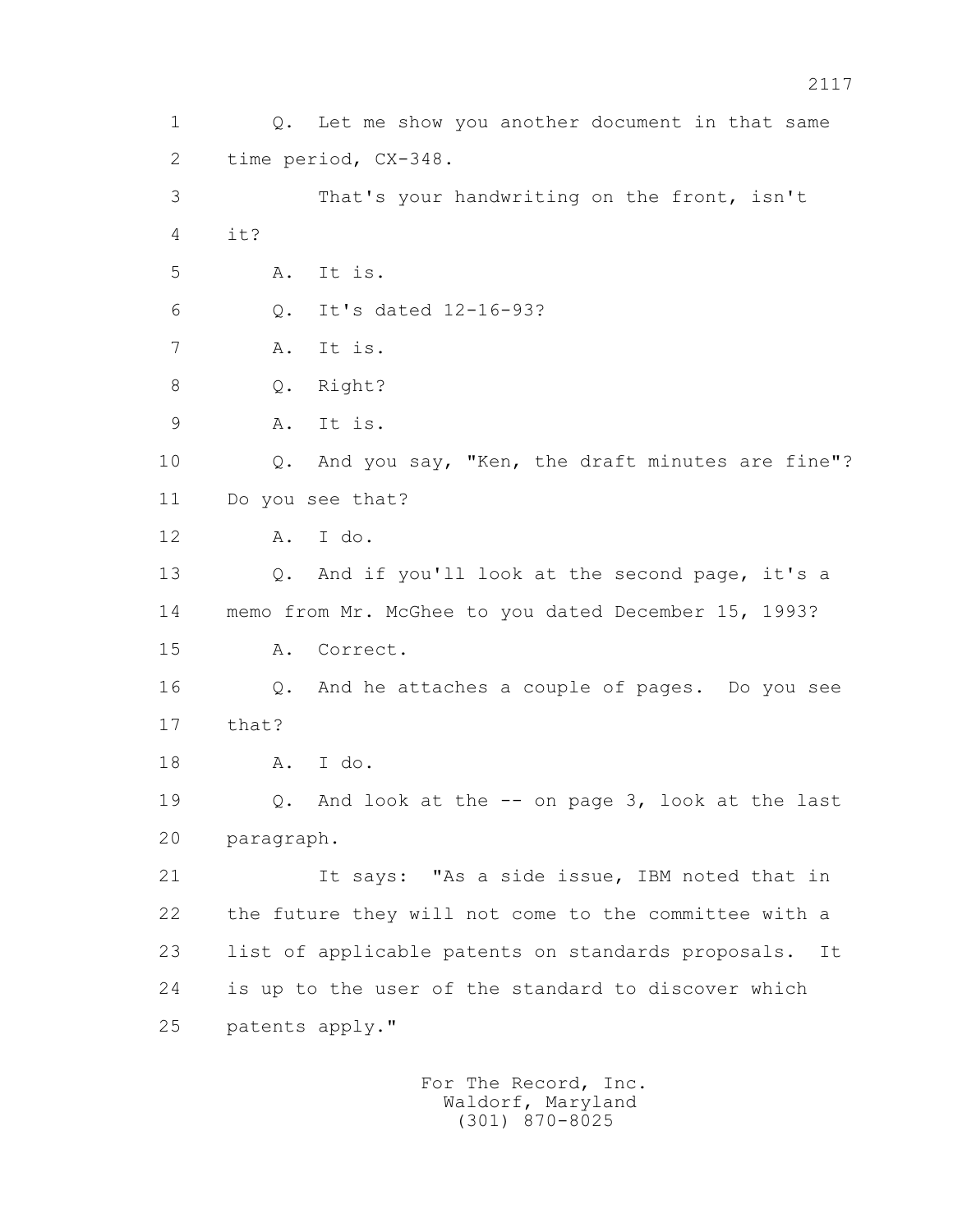Q. Let me show you another document in that same time period, CX-348.

That's your handwriting on the front, isn't it?

A. It is.

Q. It's dated 12-16-93?

A. It is.

Q. Right?

A. It is.

Q. And you say, "Ken, the draft minutes are fine"? Do you see that?

A. I do.

Q. And if you'll look at the second page, it's a memo from Mr. McGhee to you dated December 15, 1993?

A. Correct.

Q. And he attaches a couple of pages. Do you see that?

A. I do.

Q. And look at the -- on page 3, look at the last paragraph.

It says: "As a side issue, IBM noted that in the future they will not come to the committee with a list of applicable patents on standards proposals. It is up to the user of the standard to discover which patents apply."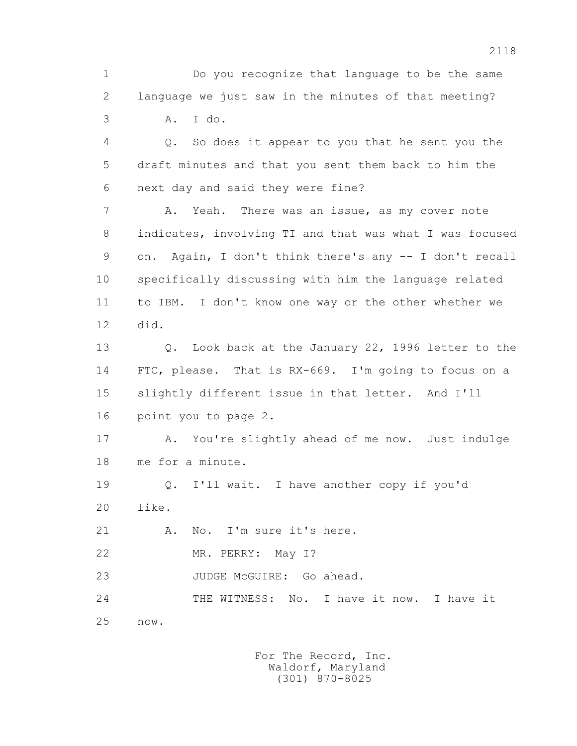1 Do you recognize that language to be the same
2 language we just saw in the minutes of that meeting?
3 A. I do.
4 Q. So does it appear to you that he sent you the
5 draft minutes and that you sent them back to him the
6 next day and said they were fine?
7 A. Yeah. There was an issue, as my cover note
8 indicates, involving TI and that was what I was focused
9 on. Again, I don't think there's any -- I don't recall
10 specifically discussing with him the language related
11 to IBM. I don't know one way or the other whether we
12 did.
13 Q. Look back at the January 22, 1996 letter to the
14 FTC, please. That is RX-669. I'm going to focus on a
15 slightly different issue in that letter. And I'll
16 point you to page 2.
17 A. You're slightly ahead of me now. Just indulge
18 me for a minute.
19 Q. I'll wait. I have another copy if you'd
20 like.
21 A. No. I'm sure it's here.
22 MR. PERRY: May I?
23 JUDGE McGUIRE: Go ahead.
24 THE WITNESS: No. I have it now. I have it
25 now.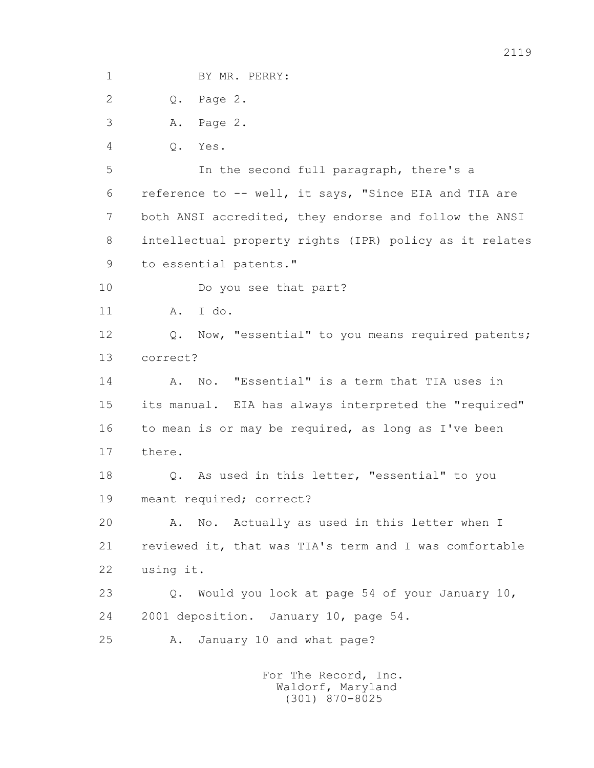1 BY MR. PERRY:

2 Q. Page 2.

3 A. Page 2.

4 Q. Yes.

5 In the second full paragraph, there's a

6 reference to -- well, it says, "Since EIA and TIA are

7 both ANSI accredited, they endorse and follow the ANSI

8 intellectual property rights (IPR) policy as it relates

9 to essential patents."

10 Do you see that part?

11 A. I do.

12 Q. Now, "essential" to you means required patents;

13 correct?

14 A. No. "Essential" is a term that TIA uses in

15 its manual. EIA has always interpreted the "required"

16 to mean is or may be required, as long as I've been

17 there.

18 Q. As used in this letter, "essential" to you

19 meant required; correct?

20 A. No. Actually as used in this letter when I

21 reviewed it, that was TIA's term and I was comfortable

22 using it.

23 Q. Would you look at page 54 of your January 10,

24 2001 deposition. January 10, page 54.

25 A. January 10 and what page?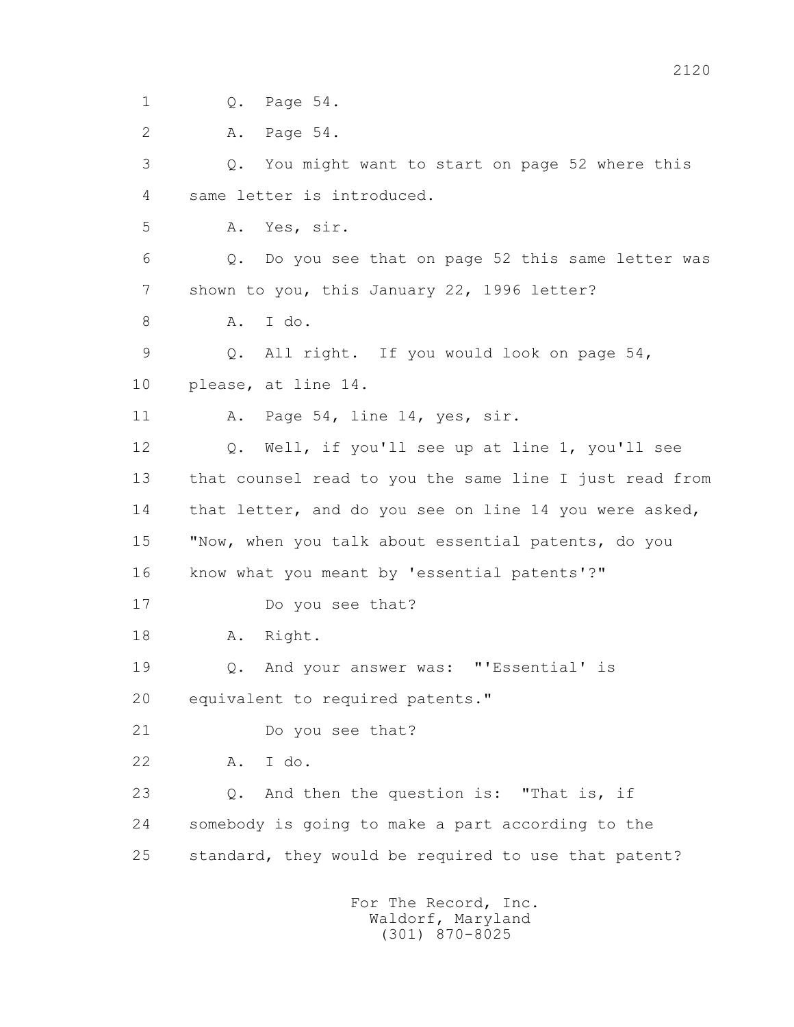1 Q. Page 54.

2 A. Page 54.

3 Q. You might want to start on page 52 where this

4 same letter is introduced.

5 A. Yes, sir.

6 Q. Do you see that on page 52 this same letter was

7 shown to you, this January 22, 1996 letter?

8 A. I do.

9 Q. All right. If you would look on page 54,

10 please, at line 14.

11 A. Page 54, line 14, yes, sir.

12 Q. Well, if you'll see up at line 1, you'll see

13 that counsel read to you the same line I just read from

14 that letter, and do you see on line 14 you were asked,

15 "Now, when you talk about essential patents, do you

16 know what you meant by 'essential patents'?"

17 Do you see that?

18 A. Right.

19 Q. And your answer was: "'Essential' is

20 equivalent to required patents."

21 Do you see that?

22 A. I do.

23 Q. And then the question is: "That is, if

24 somebody is going to make a part according to the

25 standard, they would be required to use that patent?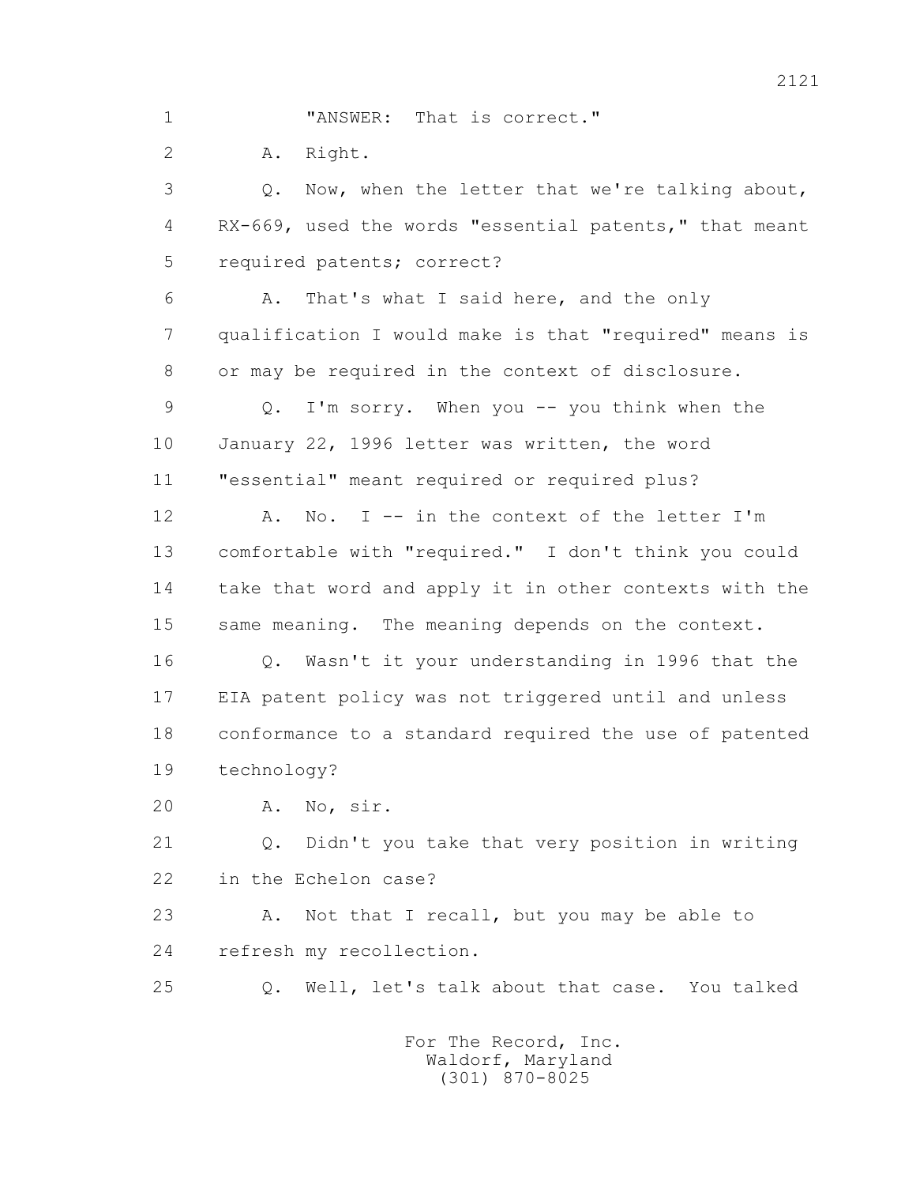1 "ANSWER: That is correct."

2 A. Right.

3 Q. Now, when the letter that we're talking about,

4 RX-669, used the words "essential patents," that meant

5 required patents; correct?

6 A. That's what I said here, and the only

7 qualification I would make is that "required" means is

8 or may be required in the context of disclosure.

9 Q. I'm sorry. When you -- you think when the

10 January 22, 1996 letter was written, the word

11 "essential" meant required or required plus?

12 A. No. I -- in the context of the letter I'm

13 comfortable with "required." I don't think you could

14 take that word and apply it in other contexts with the

15 same meaning. The meaning depends on the context.

16 Q. Wasn't it your understanding in 1996 that the

17 EIA patent policy was not triggered until and unless

18 conformance to a standard required the use of patented

19 technology?

20 A. No, sir.

21 Q. Didn't you take that very position in writing

22 in the Echelon case?

23 A. Not that I recall, but you may be able to

24 refresh my recollection.

25 Q. Well, let's talk about that case. You talked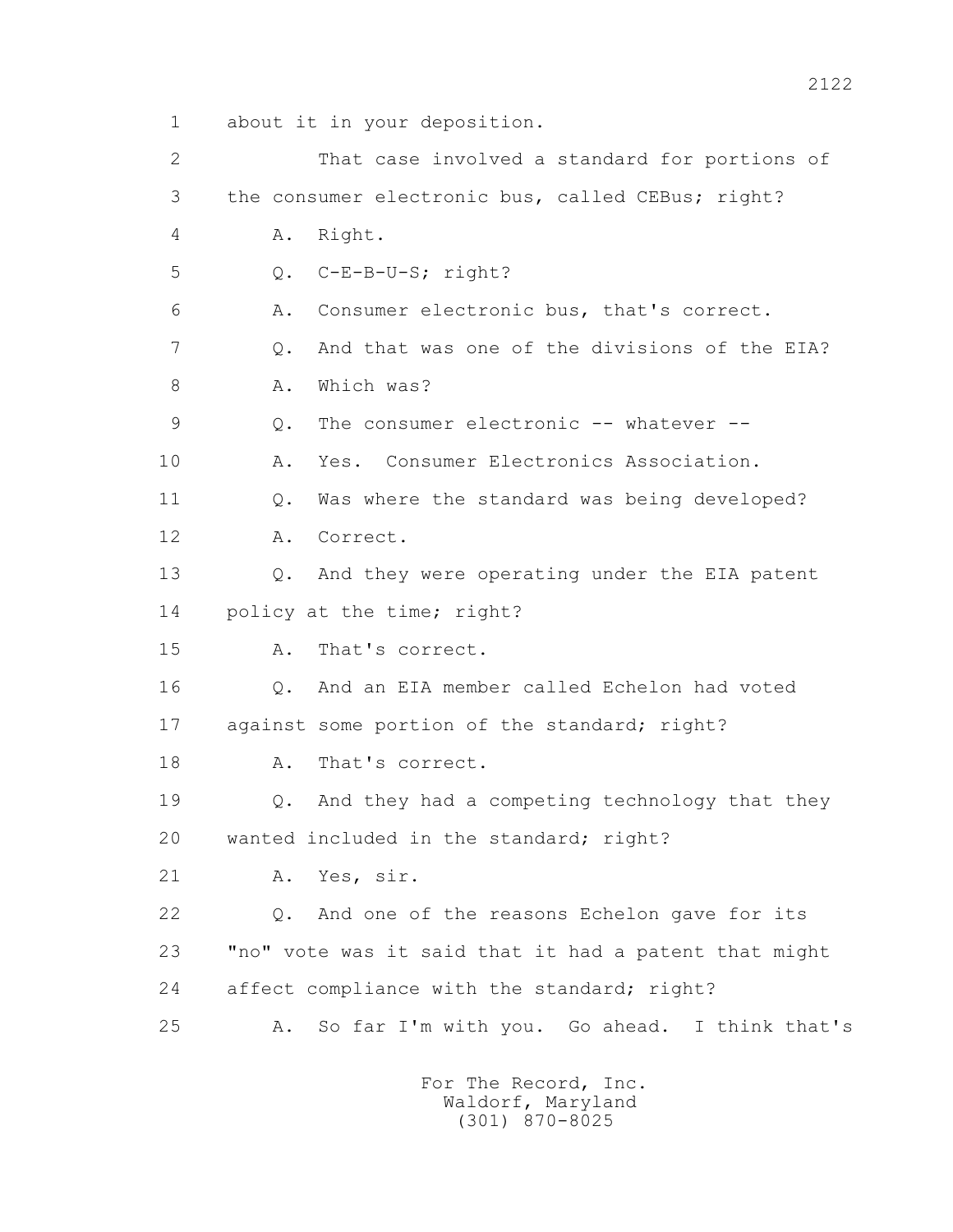1 about it in your deposition.

2 That case involved a standard for portions of

3 the consumer electronic bus, called CEBus; right?

4 A. Right.

5 Q. C-E-B-U-S; right?

6 A. Consumer electronic bus, that's correct.

7 Q. And that was one of the divisions of the EIA?

8 A. Which was?

9 Q. The consumer electronic -- whatever --

10 A. Yes. Consumer Electronics Association.

11 Q. Was where the standard was being developed?

12 A. Correct.

13 Q. And they were operating under the EIA patent

14 policy at the time; right?

15 A. That's correct.

16 Q. And an EIA member called Echelon had voted

17 against some portion of the standard; right?

18 A. That's correct.

19 Q. And they had a competing technology that they

20 wanted included in the standard; right?

21 A. Yes, sir.

22 Q. And one of the reasons Echelon gave for its

23 "no" vote was it said that it had a patent that might

24 affect compliance with the standard; right?

25 A. So far I'm with you. Go ahead. I think that's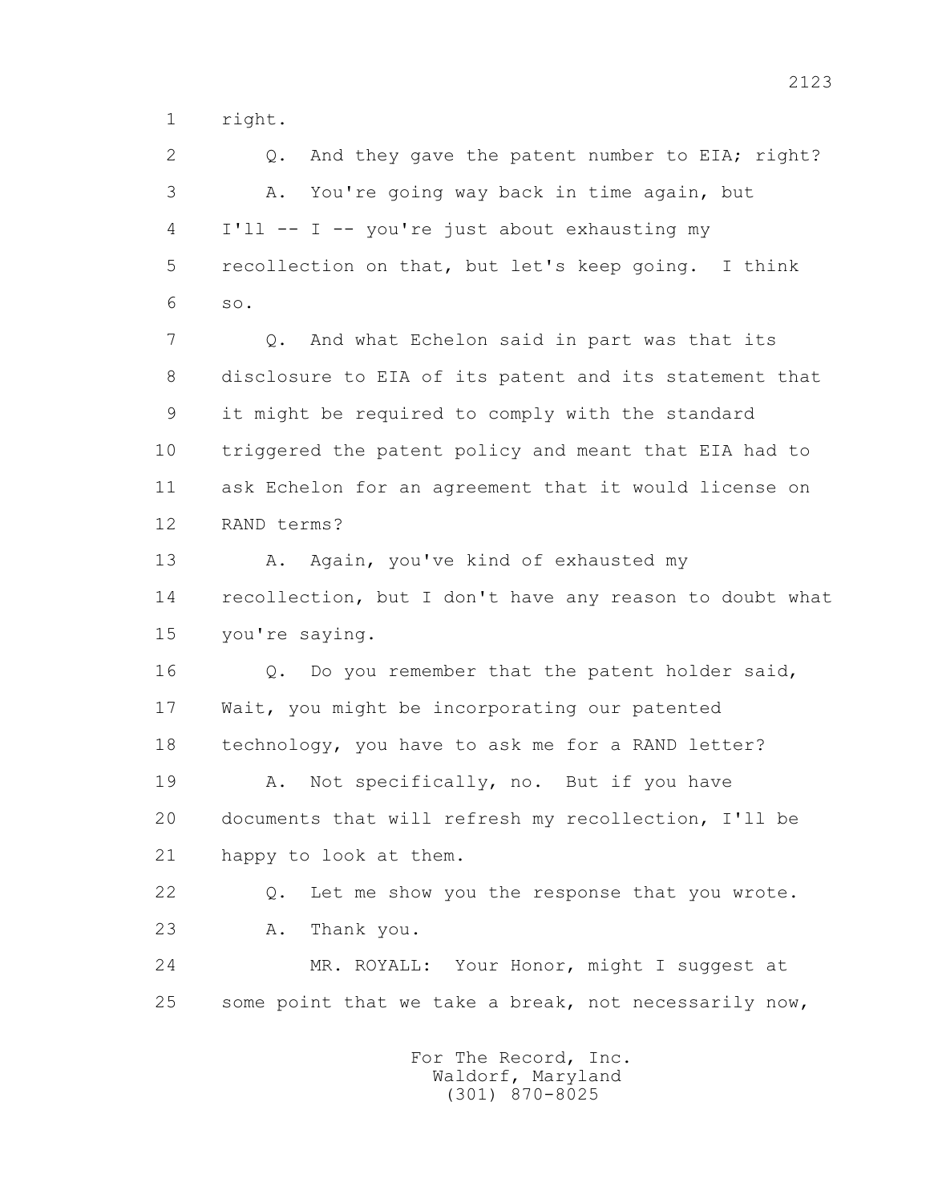1 right.

2 Q. And they gave the patent number to EIA; right?

3 A. You're going way back in time again, but

4 I'll -- I -- you're just about exhausting my

5 recollection on that, but let's keep going. I think

6 so.

7 Q. And what Echelon said in part was that its

8 disclosure to EIA of its patent and its statement that

9 it might be required to comply with the standard

10 triggered the patent policy and meant that EIA had to

11 ask Echelon for an agreement that it would license on

12 RAND terms?

13 A. Again, you've kind of exhausted my

14 recollection, but I don't have any reason to doubt what

15 you're saying.

16 Q. Do you remember that the patent holder said,

17 Wait, you might be incorporating our patented

18 technology, you have to ask me for a RAND letter?

19 A. Not specifically, no. But if you have

20 documents that will refresh my recollection, I'll be

21 happy to look at them.

22 Q. Let me show you the response that you wrote.

23 A. Thank you.

24 MR. ROYALL: Your Honor, might I suggest at

25 some point that we take a break, not necessarily now,

For The Record, Inc.
Waldorf, Maryland
(301) 870-8025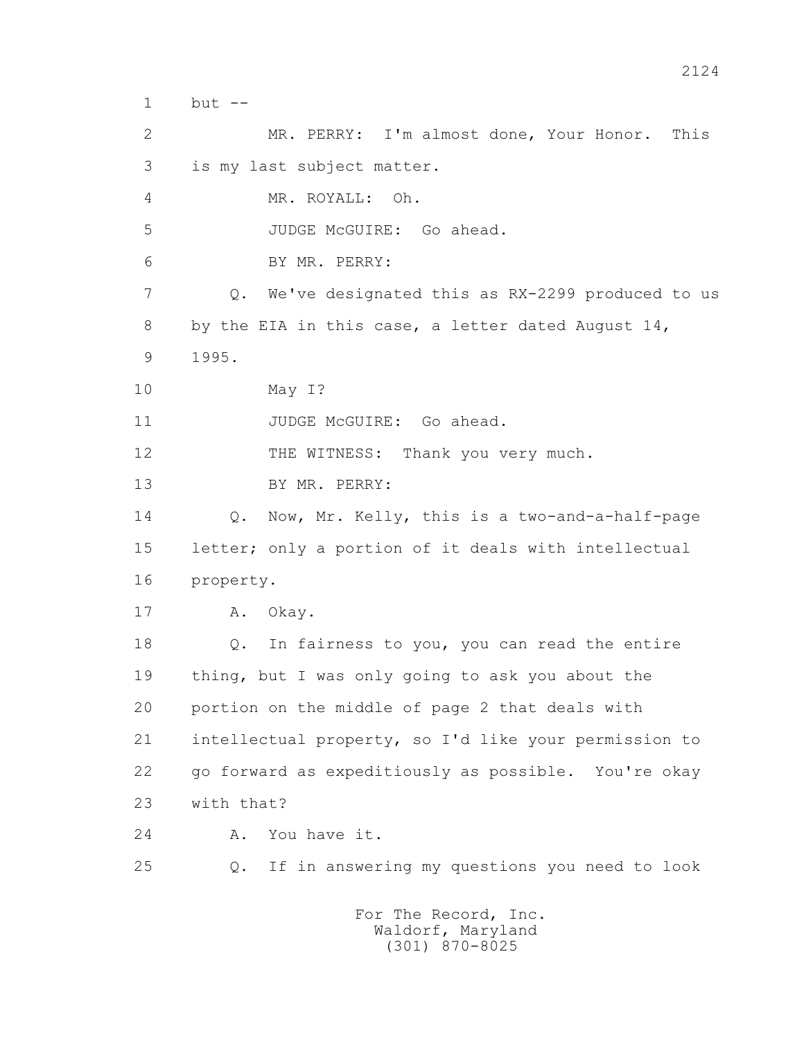1 but --

2 MR. PERRY: I'm almost done, Your Honor. This

3 is my last subject matter.

4 MR. ROYALL: Oh.

5 JUDGE McGUIRE: Go ahead.

6 BY MR. PERRY:

7 Q. We've designated this as RX-2299 produced to us

8 by the EIA in this case, a letter dated August 14,

9 1995.

10 May I?

11 JUDGE McGUIRE: Go ahead.

12 THE WITNESS: Thank you very much.

13 BY MR. PERRY:

14 Q. Now, Mr. Kelly, this is a two-and-a-half-page

15 letter; only a portion of it deals with intellectual

16 property.

17 A. Okay.

18 Q. In fairness to you, you can read the entire

19 thing, but I was only going to ask you about the

20 portion on the middle of page 2 that deals with

21 intellectual property, so I'd like your permission to

22 go forward as expeditiously as possible. You're okay

23 with that?

24 A. You have it.

25 Q. If in answering my questions you need to look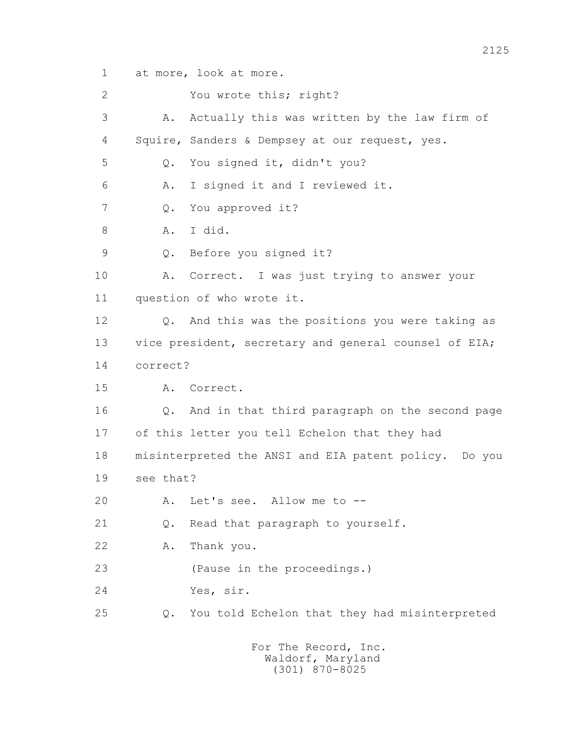1 at more, look at more.

2 You wrote this; right?

3 A. Actually this was written by the law firm of

4 Squire, Sanders & Dempsey at our request, yes.

5 Q. You signed it, didn't you?

6 A. I signed it and I reviewed it.

7 Q. You approved it?

8 A. I did.

9 Q. Before you signed it?

10 A. Correct. I was just trying to answer your

11 question of who wrote it.

12 Q. And this was the positions you were taking as

13 vice president, secretary and general counsel of EIA;

14 correct?

15 A. Correct.

16 Q. And in that third paragraph on the second page

17 of this letter you tell Echelon that they had

18 misinterpreted the ANSI and EIA patent policy. Do you

19 see that?

20 A. Let's see. Allow me to --

21 Q. Read that paragraph to yourself.

22 A. Thank you.

23 (Pause in the proceedings.)

24 Yes, sir.

25 Q. You told Echelon that they had misinterpreted

For The Record, Inc.
Waldorf, Maryland
(301) 870-8025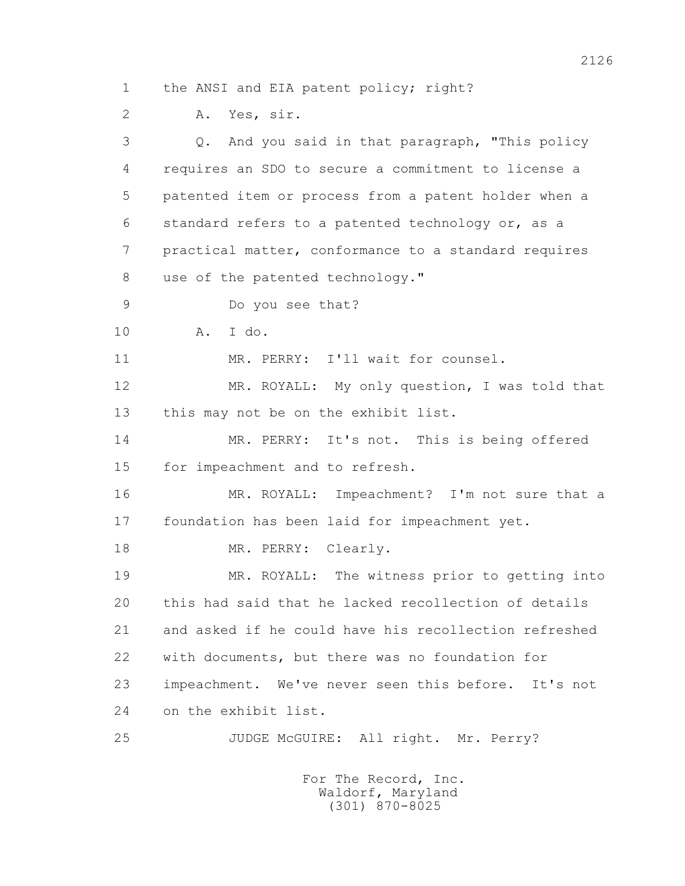1 the ANSI and EIA patent policy; right?

2 A. Yes, sir.

3 Q. And you said in that paragraph, "This policy

4 requires an SDO to secure a commitment to license a

5 patented item or process from a patent holder when a

6 standard refers to a patented technology or, as a

7 practical matter, conformance to a standard requires

8 use of the patented technology."

9 Do you see that?

10 A. I do.

11 MR. PERRY: I'll wait for counsel.

12 MR. ROYALL: My only question, I was told that

13 this may not be on the exhibit list.

14 MR. PERRY: It's not. This is being offered

15 for impeachment and to refresh.

16 MR. ROYALL: Impeachment? I'm not sure that a

17 foundation has been laid for impeachment yet.

18 MR. PERRY: Clearly.

19 MR. ROYALL: The witness prior to getting into

20 this had said that he lacked recollection of details

21 and asked if he could have his recollection refreshed

22 with documents, but there was no foundation for

23 impeachment. We've never seen this before. It's not

24 on the exhibit list.

25 JUDGE McGUIRE: All right. Mr. Perry?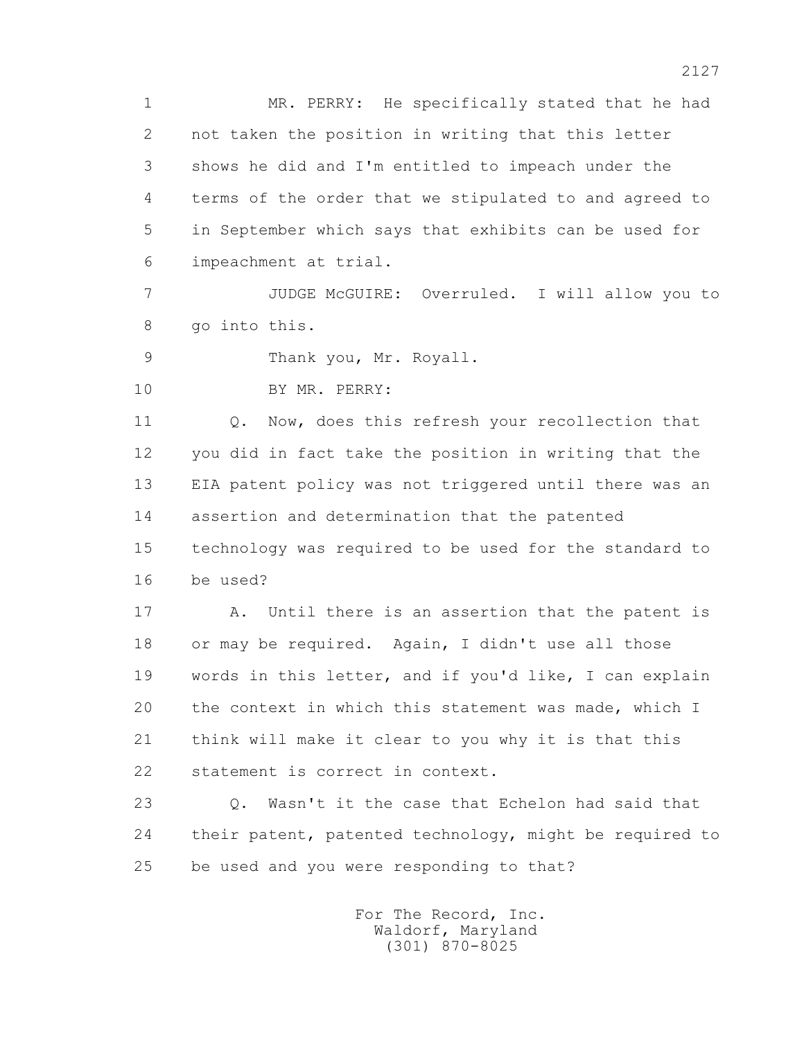1 MR. PERRY: He specifically stated that he had
2 not taken the position in writing that this letter
3 shows he did and I'm entitled to impeach under the
4 terms of the order that we stipulated to and agreed to
5 in September which says that exhibits can be used for
6 impeachment at trial.

7 JUDGE McGUIRE: Overruled. I will allow you to
8 go into this.

9 Thank you, Mr. Royall.

10 BY MR. PERRY:

11 Q. Now, does this refresh your recollection that
12 you did in fact take the position in writing that the
13 EIA patent policy was not triggered until there was an
14 assertion and determination that the patented
15 technology was required to be used for the standard to
16 be used?

17 A. Until there is an assertion that the patent is
18 or may be required. Again, I didn't use all those
19 words in this letter, and if you'd like, I can explain
20 the context in which this statement was made, which I
21 think will make it clear to you why it is that this
22 statement is correct in context.

23 Q. Wasn't it the case that Echelon had said that
24 their patent, patented technology, might be required to
25 be used and you were responding to that?

For The Record, Inc.
Waldorf, Maryland
(301) 870-8025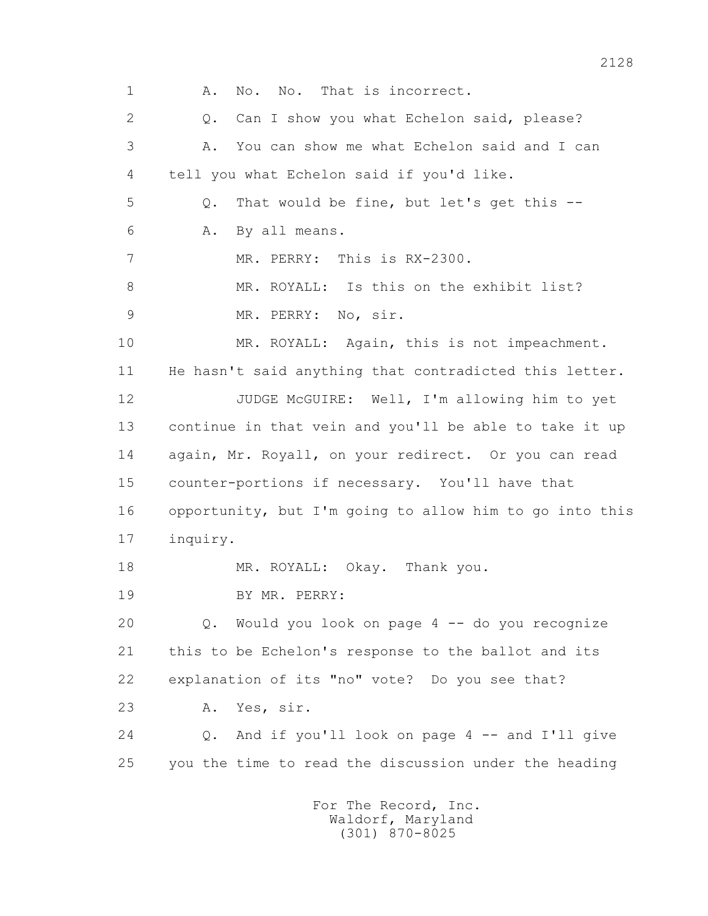1 A. No. No. That is incorrect.

2 Q. Can I show you what Echelon said, please?

3 A. You can show me what Echelon said and I can

4 tell you what Echelon said if you'd like.

5 Q. That would be fine, but let's get this --

6 A. By all means.

7 MR. PERRY: This is RX-2300.

8 MR. ROYALL: Is this on the exhibit list?

9 MR. PERRY: No, sir.

10 MR. ROYALL: Again, this is not impeachment.

11 He hasn't said anything that contradicted this letter.

12 JUDGE McGUIRE: Well, I'm allowing him to yet

13 continue in that vein and you'll be able to take it up

14 again, Mr. Royall, on your redirect. Or you can read

15 counter-portions if necessary. You'll have that

16 opportunity, but I'm going to allow him to go into this

17 inquiry.

18 MR. ROYALL: Okay. Thank you.

19 BY MR. PERRY:

20 Q. Would you look on page 4 -- do you recognize

21 this to be Echelon's response to the ballot and its

22 explanation of its "no" vote? Do you see that?

23 A. Yes, sir.

24 Q. And if you'll look on page 4 -- and I'll give

25 you the time to read the discussion under the heading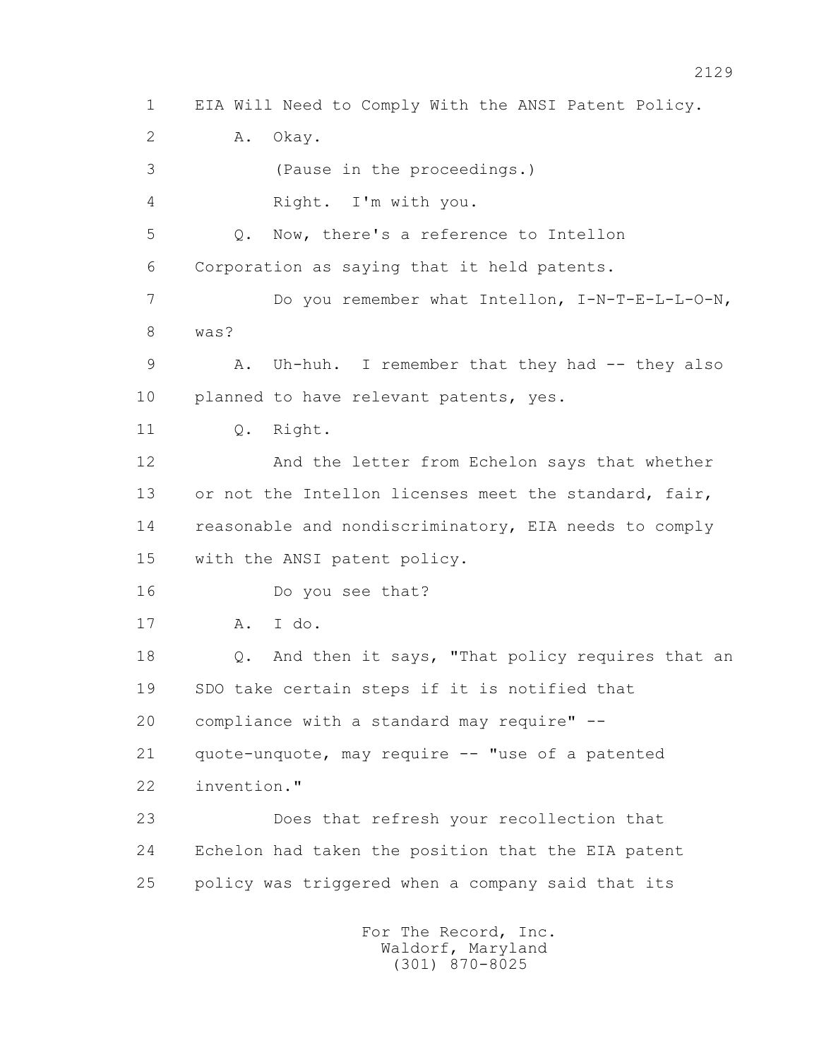1 EIA Will Need to Comply With the ANSI Patent Policy.

2 A. Okay.

3 (Pause in the proceedings.)

4 Right. I'm with you.

5 Q. Now, there's a reference to Intellon

6 Corporation as saying that it held patents.

7 Do you remember what Intellon, I-N-T-E-L-L-O-N,

8 was?

9 A. Uh-huh. I remember that they had -- they also

10 planned to have relevant patents, yes.

11 Q. Right.

12 And the letter from Echelon says that whether

13 or not the Intellon licenses meet the standard, fair,

14 reasonable and nondiscriminatory, EIA needs to comply

15 with the ANSI patent policy.

16 Do you see that?

17 A. I do.

18 Q. And then it says, "That policy requires that an

19 SDO take certain steps if it is notified that

20 compliance with a standard may require" --

21 quote-unquote, may require -- "use of a patented

22 invention."

23 Does that refresh your recollection that

24 Echelon had taken the position that the EIA patent

25 policy was triggered when a company said that its

For The Record, Inc.
Waldorf, Maryland
(301) 870-8025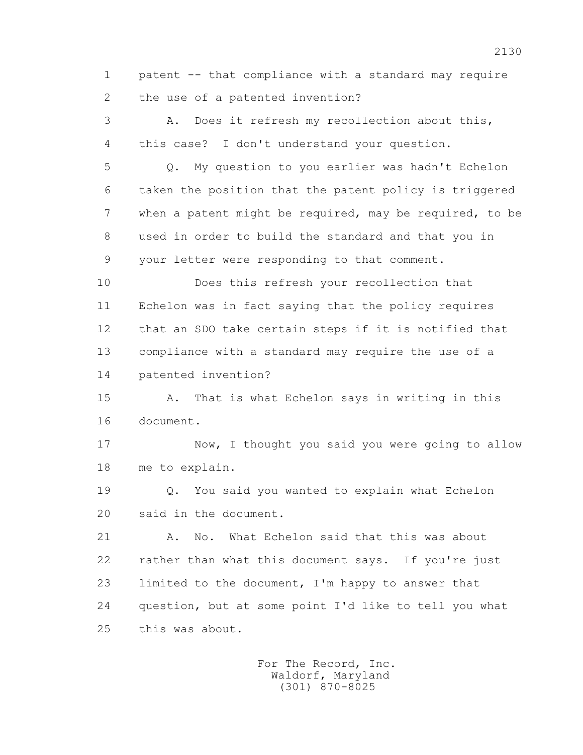1 patent -- that compliance with a standard may require
2 the use of a patented invention?

3 A. Does it refresh my recollection about this,
4 this case? I don't understand your question.

5 Q. My question to you earlier was hadn't Echelon
6 taken the position that the patent policy is triggered
7 when a patent might be required, may be required, to be
8 used in order to build the standard and that you in
9 your letter were responding to that comment.

10 Does this refresh your recollection that
11 Echelon was in fact saying that the policy requires
12 that an SDO take certain steps if it is notified that
13 compliance with a standard may require the use of a
14 patented invention?

15 A. That is what Echelon says in writing in this
16 document.

17 Now, I thought you said you were going to allow
18 me to explain.

19 Q. You said you wanted to explain what Echelon
20 said in the document.

21 A. No. What Echelon said that this was about
22 rather than what this document says. If you're just
23 limited to the document, I'm happy to answer that
24 question, but at some point I'd like to tell you what
25 this was about.

For The Record, Inc.
Waldorf, Maryland
(301) 870-8025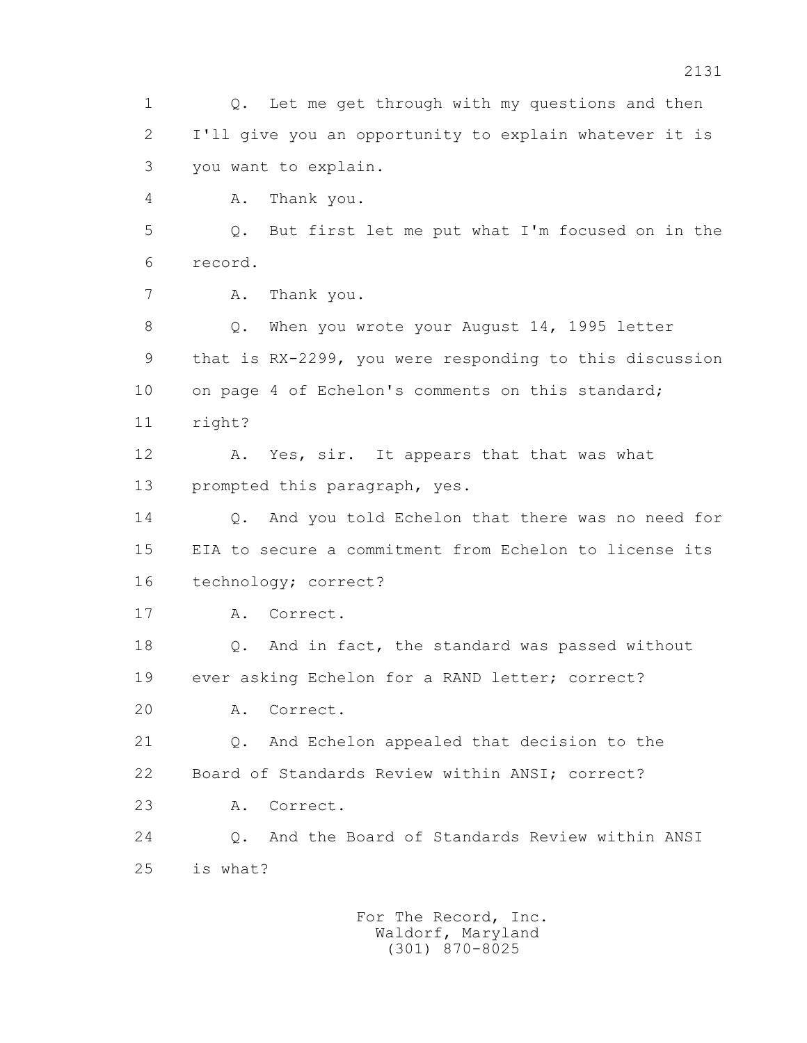1 Q. Let me get through with my questions and then
2 I'll give you an opportunity to explain whatever it is
3 you want to explain.
4 A. Thank you.
5 Q. But first let me put what I'm focused on in the
6 record.
7 A. Thank you.
8 Q. When you wrote your August 14, 1995 letter
9 that is RX-2299, you were responding to this discussion
10 on page 4 of Echelon's comments on this standard;
11 right?
12 A. Yes, sir. It appears that that was what
13 prompted this paragraph, yes.
14 Q. And you told Echelon that there was no need for
15 EIA to secure a commitment from Echelon to license its
16 technology; correct?
17 A. Correct.
18 Q. And in fact, the standard was passed without
19 ever asking Echelon for a RAND letter; correct?
20 A. Correct.
21 Q. And Echelon appealed that decision to the
22 Board of Standards Review within ANSI; correct?
23 A. Correct.
24 Q. And the Board of Standards Review within ANSI
25 is what?

For The Record, Inc.
Waldorf, Maryland
(301) 870-8025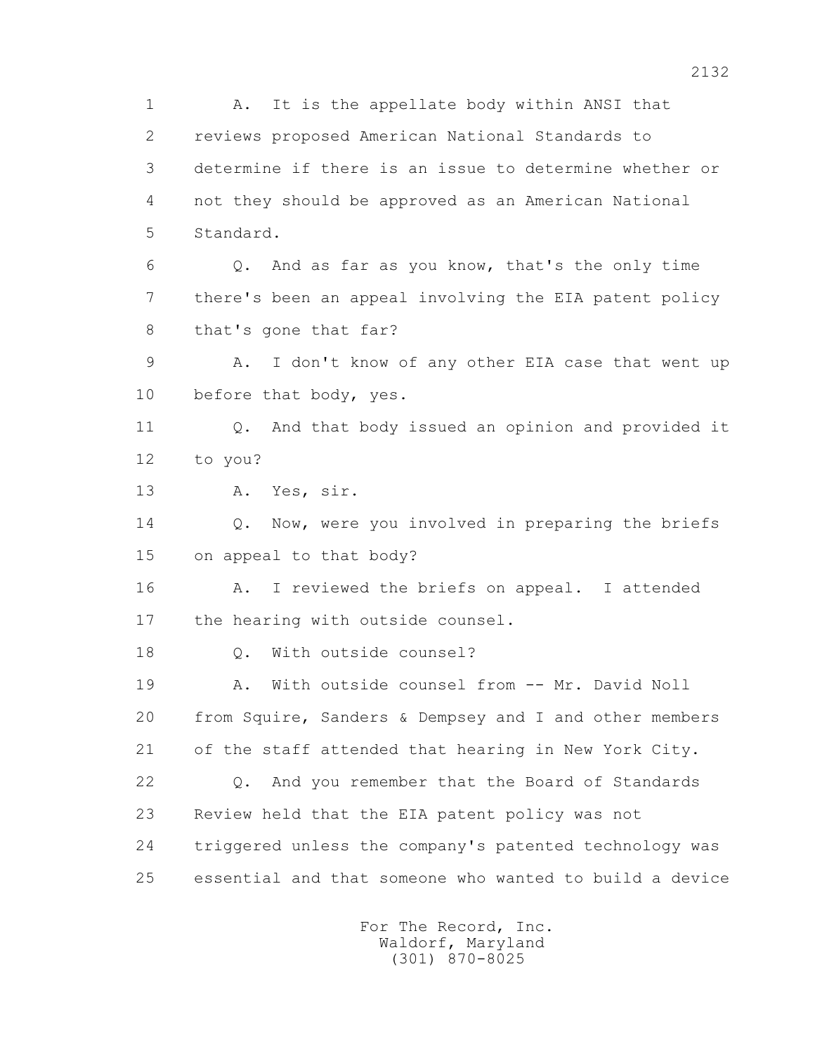1 A. It is the appellate body within ANSI that
2 reviews proposed American National Standards to
3 determine if there is an issue to determine whether or
4 not they should be approved as an American National
5 Standard.

6 Q. And as far as you know, that's the only time
7 there's been an appeal involving the EIA patent policy
8 that's gone that far?

9 A. I don't know of any other EIA case that went up
10 before that body, yes.

11 Q. And that body issued an opinion and provided it
12 to you?

13 A. Yes, sir.

14 Q. Now, were you involved in preparing the briefs
15 on appeal to that body?

16 A. I reviewed the briefs on appeal. I attended
17 the hearing with outside counsel.

18 Q. With outside counsel?

19 A. With outside counsel from -- Mr. David Noll
20 from Squire, Sanders & Dempsey and I and other members
21 of the staff attended that hearing in New York City.

22 Q. And you remember that the Board of Standards
23 Review held that the EIA patent policy was not
24 triggered unless the company's patented technology was
25 essential and that someone who wanted to build a device

For The Record, Inc.
Waldorf, Maryland
(301) 870-8025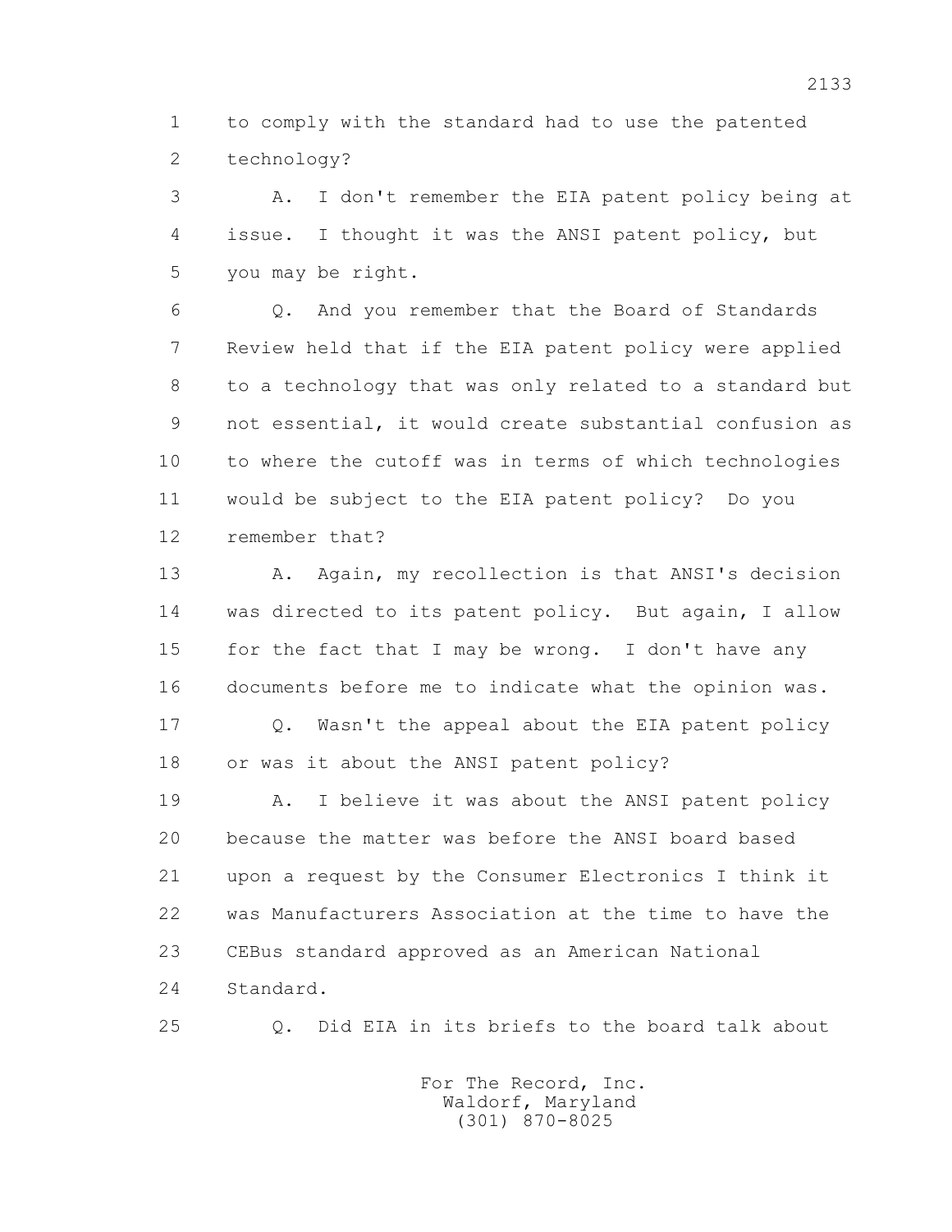to comply with the standard had to use the patented technology?

A. I don't remember the EIA patent policy being at issue. I thought it was the ANSI patent policy, but you may be right.

Q. And you remember that the Board of Standards Review held that if the EIA patent policy were applied to a technology that was only related to a standard but not essential, it would create substantial confusion as to where the cutoff was in terms of which technologies would be subject to the EIA patent policy? Do you remember that?

A. Again, my recollection is that ANSI's decision was directed to its patent policy. But again, I allow for the fact that I may be wrong. I don't have any documents before me to indicate what the opinion was.

Q. Wasn't the appeal about the EIA patent policy or was it about the ANSI patent policy?

A. I believe it was about the ANSI patent policy because the matter was before the ANSI board based upon a request by the Consumer Electronics I think it was Manufacturers Association at the time to have the CEBus standard approved as an American National Standard.

Q. Did EIA in its briefs to the board talk about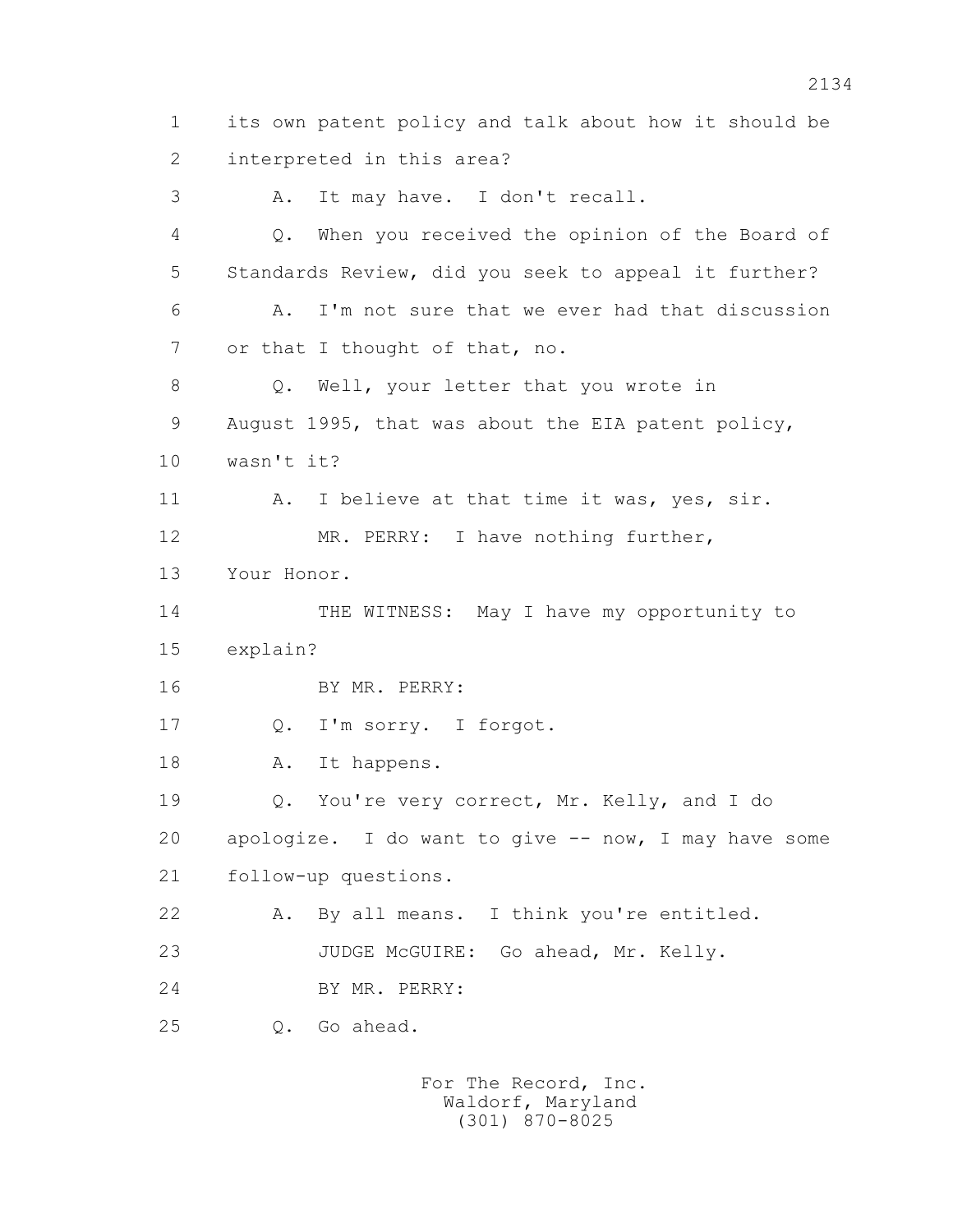1 its own patent policy and talk about how it should be
2 interpreted in this area?
3 A. It may have. I don't recall.
4 Q. When you received the opinion of the Board of
5 Standards Review, did you seek to appeal it further?
6 A. I'm not sure that we ever had that discussion
7 or that I thought of that, no.
8 Q. Well, your letter that you wrote in
9 August 1995, that was about the EIA patent policy,
10 wasn't it?
11 A. I believe at that time it was, yes, sir.
12 MR. PERRY: I have nothing further,
13 Your Honor.
14 THE WITNESS: May I have my opportunity to
15 explain?
16 BY MR. PERRY:
17 Q. I'm sorry. I forgot.
18 A. It happens.
19 Q. You're very correct, Mr. Kelly, and I do
20 apologize. I do want to give -- now, I may have some
21 follow-up questions.
22 A. By all means. I think you're entitled.
23 JUDGE McGUIRE: Go ahead, Mr. Kelly.
24 BY MR. PERRY:
25 Q. Go ahead.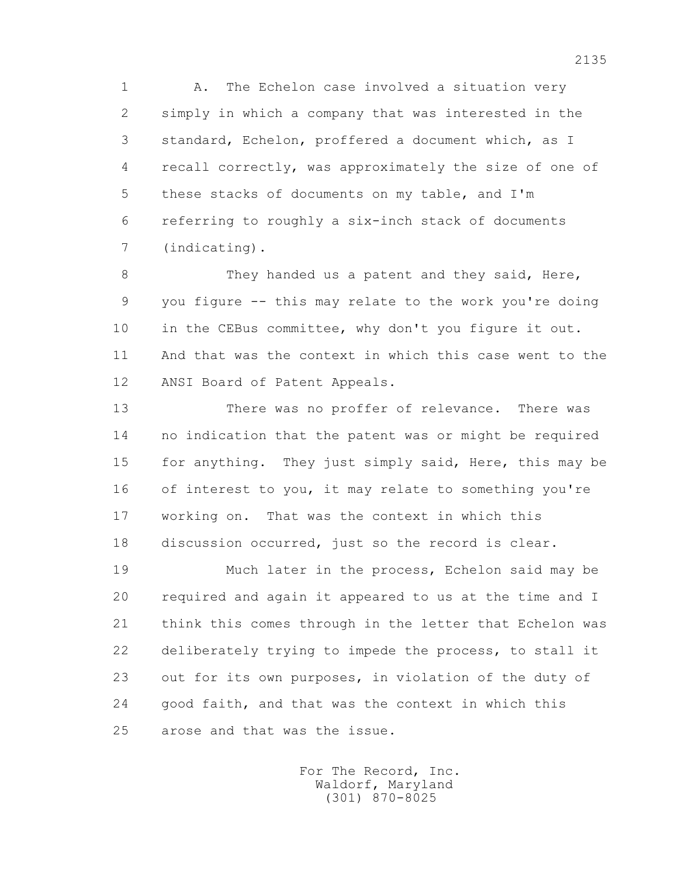A. The Echelon case involved a situation very simply in which a company that was interested in the standard, Echelon, proffered a document which, as I recall correctly, was approximately the size of one of these stacks of documents on my table, and I'm referring to roughly a six-inch stack of documents (indicating).

They handed us a patent and they said, Here, you figure -- this may relate to the work you're doing in the CEBus committee, why don't you figure it out. And that was the context in which this case went to the ANSI Board of Patent Appeals.

There was no proffer of relevance. There was no indication that the patent was or might be required for anything. They just simply said, Here, this may be of interest to you, it may relate to something you're working on. That was the context in which this discussion occurred, just so the record is clear.

Much later in the process, Echelon said may be required and again it appeared to us at the time and I think this comes through in the letter that Echelon was deliberately trying to impede the process, to stall it out for its own purposes, in violation of the duty of good faith, and that was the context in which this arose and that was the issue.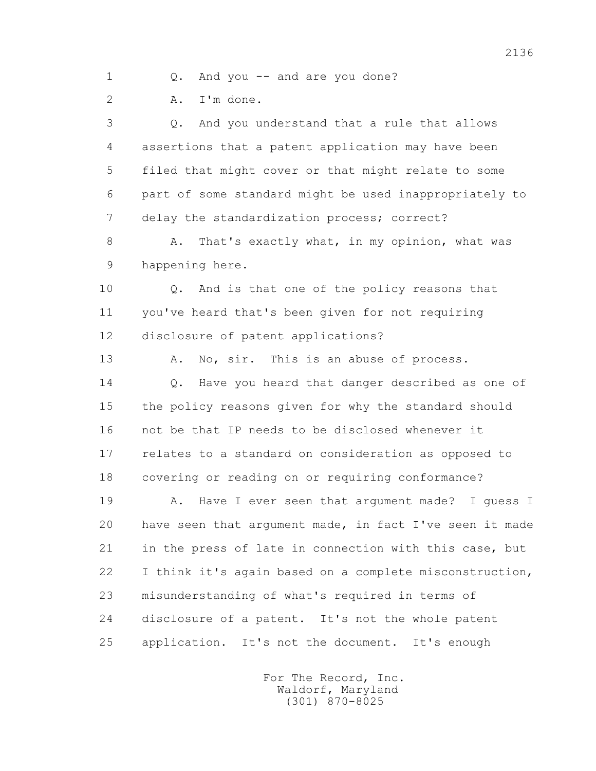1 Q. And you -- and are you done?

2 A. I'm done.

3 Q. And you understand that a rule that allows
4 assertions that a patent application may have been
5 filed that might cover or that might relate to some
6 part of some standard might be used inappropriately to
7 delay the standardization process; correct?

8 A. That's exactly what, in my opinion, what was
9 happening here.

10 Q. And is that one of the policy reasons that
11 you've heard that's been given for not requiring
12 disclosure of patent applications?

13 A. No, sir. This is an abuse of process.

14 Q. Have you heard that danger described as one of
15 the policy reasons given for why the standard should
16 not be that IP needs to be disclosed whenever it
17 relates to a standard on consideration as opposed to
18 covering or reading on or requiring conformance?

19 A. Have I ever seen that argument made? I guess I
20 have seen that argument made, in fact I've seen it made
21 in the press of late in connection with this case, but
22 I think it's again based on a complete misconstruction,
23 misunderstanding of what's required in terms of
24 disclosure of a patent. It's not the whole patent
25 application. It's not the document. It's enough

For The Record, Inc.
Waldorf, Maryland
(301) 870-8025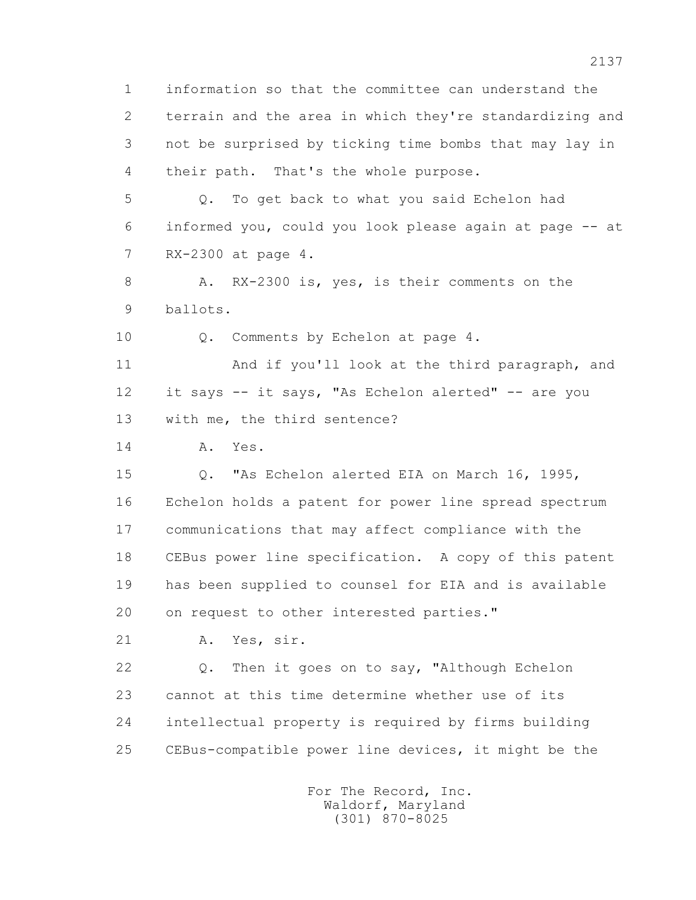1 information so that the committee can understand the
2 terrain and the area in which they're standardizing and
3 not be surprised by ticking time bombs that may lay in
4 their path. That's the whole purpose.

5 Q. To get back to what you said Echelon had
6 informed you, could you look please again at page -- at
7 RX-2300 at page 4.

8 A. RX-2300 is, yes, is their comments on the
9 ballots.

10 Q. Comments by Echelon at page 4.

11 And if you'll look at the third paragraph, and
12 it says -- it says, "As Echelon alerted" -- are you
13 with me, the third sentence?

14 A. Yes.

15 Q. "As Echelon alerted EIA on March 16, 1995,
16 Echelon holds a patent for power line spread spectrum
17 communications that may affect compliance with the
18 CEBus power line specification. A copy of this patent
19 has been supplied to counsel for EIA and is available
20 on request to other interested parties."

21 A. Yes, sir.

22 Q. Then it goes on to say, "Although Echelon
23 cannot at this time determine whether use of its
24 intellectual property is required by firms building
25 CEBus-compatible power line devices, it might be the

For The Record, Inc.
Waldorf, Maryland
(301) 870-8025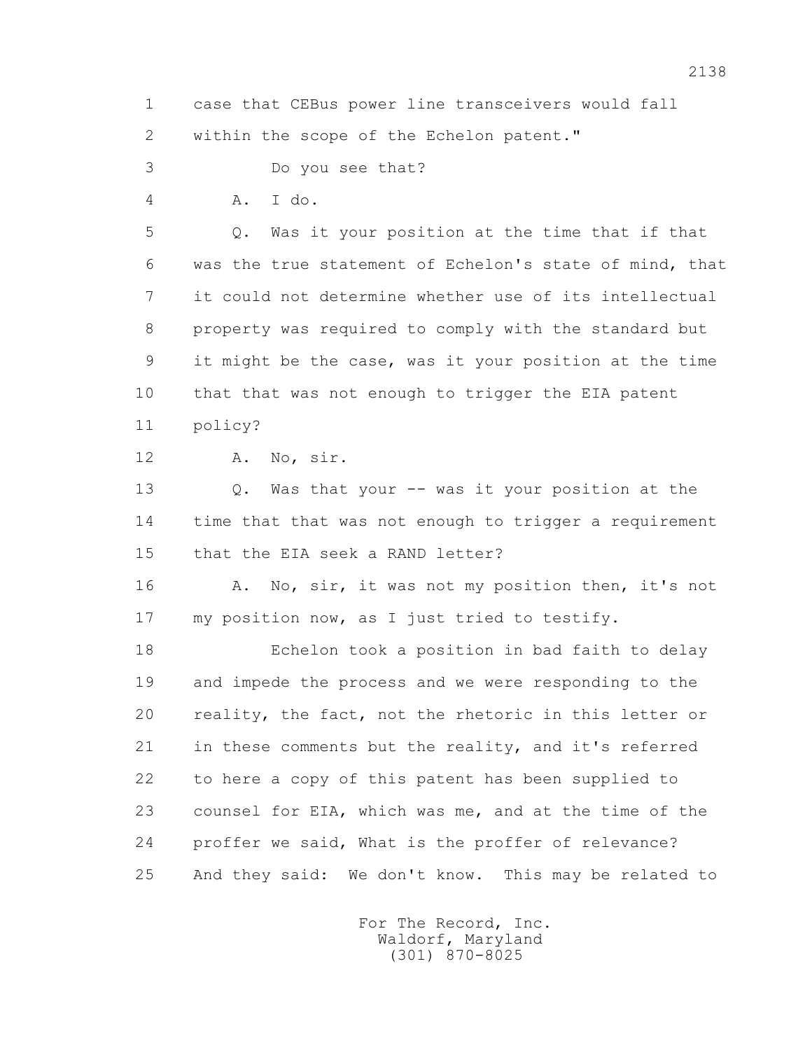1 case that CEBus power line transceivers would fall
2 within the scope of the Echelon patent."

3 Do you see that?

4 A. I do.

5 Q. Was it your position at the time that if that
6 was the true statement of Echelon's state of mind, that
7 it could not determine whether use of its intellectual
8 property was required to comply with the standard but
9 it might be the case, was it your position at the time
10 that that was not enough to trigger the EIA patent
11 policy?

12 A. No, sir.

13 Q. Was that your -- was it your position at the
14 time that that was not enough to trigger a requirement
15 that the EIA seek a RAND letter?

16 A. No, sir, it was not my position then, it's not
17 my position now, as I just tried to testify.

18 Echelon took a position in bad faith to delay
19 and impede the process and we were responding to the
20 reality, the fact, not the rhetoric in this letter or
21 in these comments but the reality, and it's referred
22 to here a copy of this patent has been supplied to
23 counsel for EIA, which was me, and at the time of the
24 proffer we said, What is the proffer of relevance?
25 And they said: We don't know. This may be related to

For The Record, Inc.
Waldorf, Maryland
(301) 870-8025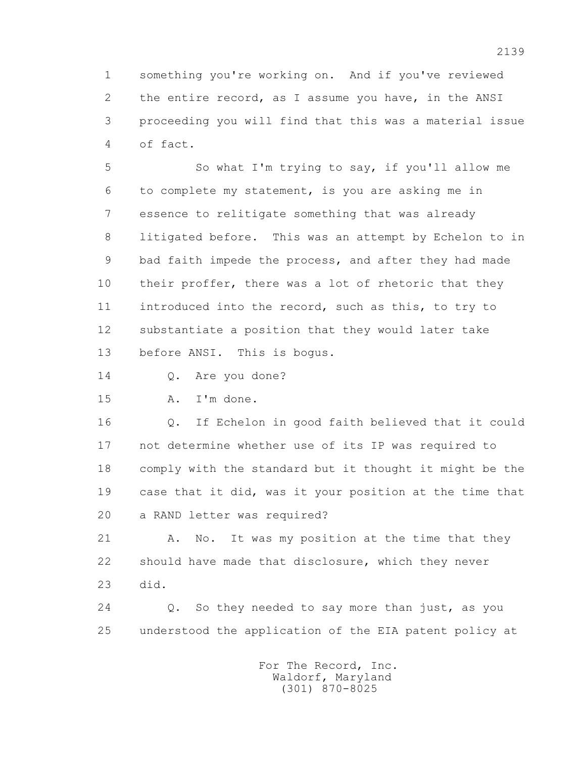1 something you're working on. And if you've reviewed
2 the entire record, as I assume you have, in the ANSI
3 proceeding you will find that this was a material issue
4 of fact.

5 So what I'm trying to say, if you'll allow me
6 to complete my statement, is you are asking me in
7 essence to relitigate something that was already
8 litigated before. This was an attempt by Echelon to in
9 bad faith impede the process, and after they had made
10 their proffer, there was a lot of rhetoric that they
11 introduced into the record, such as this, to try to
12 substantiate a position that they would later take
13 before ANSI. This is bogus.

14 Q. Are you done?

15 A. I'm done.

16 Q. If Echelon in good faith believed that it could
17 not determine whether use of its IP was required to
18 comply with the standard but it thought it might be the
19 case that it did, was it your position at the time that
20 a RAND letter was required?

21 A. No. It was my position at the time that they
22 should have made that disclosure, which they never
23 did.

24 Q. So they needed to say more than just, as you
25 understood the application of the EIA patent policy at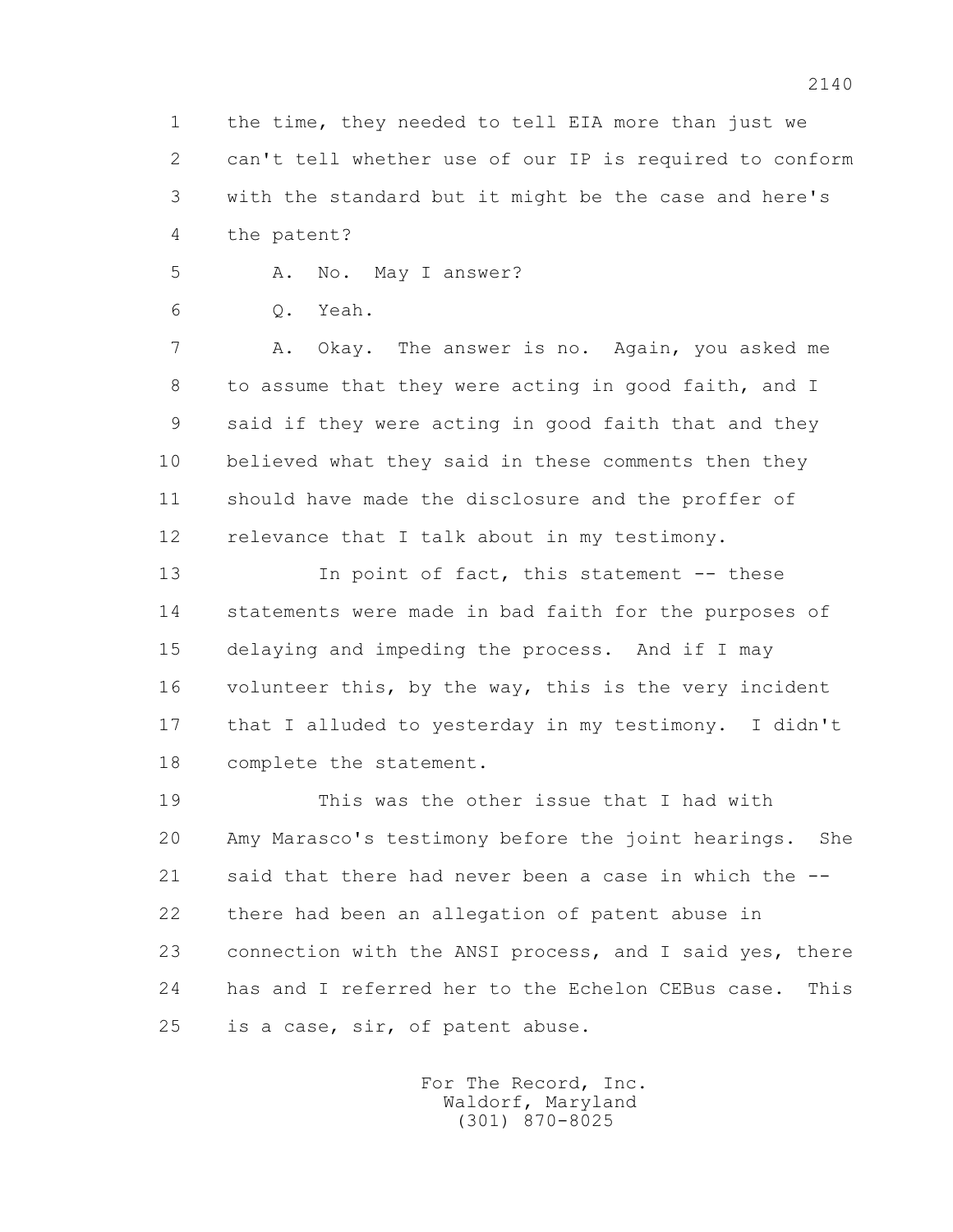1 the time, they needed to tell EIA more than just we
2 can't tell whether use of our IP is required to conform
3 with the standard but it might be the case and here's
4 the patent?

5 A. No. May I answer?

6 Q. Yeah.

7 A. Okay. The answer is no. Again, you asked me
8 to assume that they were acting in good faith, and I
9 said if they were acting in good faith that and they
10 believed what they said in these comments then they
11 should have made the disclosure and the proffer of
12 relevance that I talk about in my testimony.

13 In point of fact, this statement -- these
14 statements were made in bad faith for the purposes of
15 delaying and impeding the process. And if I may
16 volunteer this, by the way, this is the very incident
17 that I alluded to yesterday in my testimony. I didn't
18 complete the statement.

19 This was the other issue that I had with
20 Amy Marasco's testimony before the joint hearings. She
21 said that there had never been a case in which the --
22 there had been an allegation of patent abuse in
23 connection with the ANSI process, and I said yes, there
24 has and I referred her to the Echelon CEBus case. This
25 is a case, sir, of patent abuse.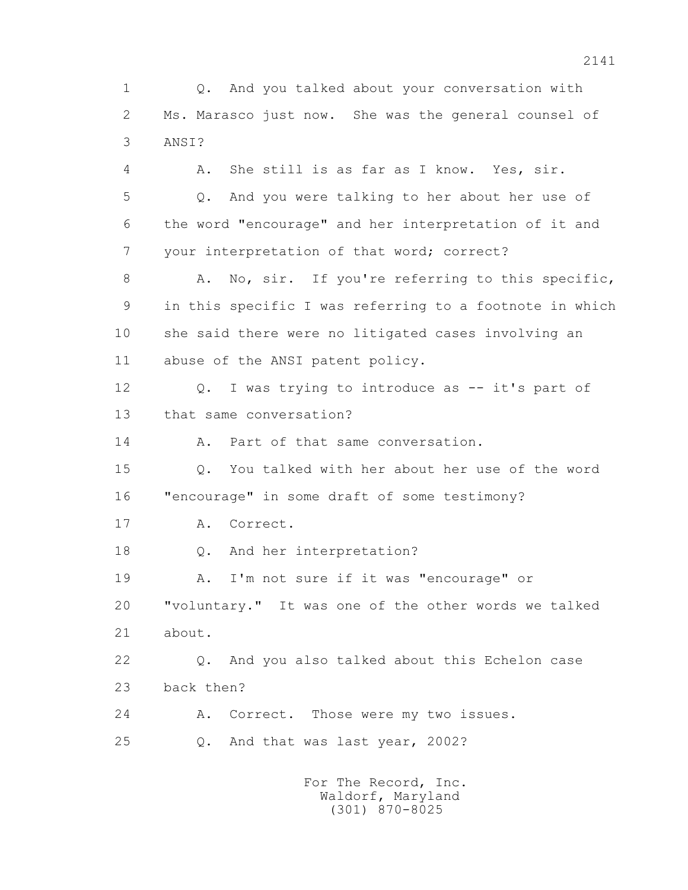1 Q. And you talked about your conversation with
2 Ms. Marasco just now. She was the general counsel of
3 ANSI?

4 A. She still is as far as I know. Yes, sir.

5 Q. And you were talking to her about her use of
6 the word "encourage" and her interpretation of it and
7 your interpretation of that word; correct?

8 A. No, sir. If you're referring to this specific,
9 in this specific I was referring to a footnote in which
10 she said there were no litigated cases involving an
11 abuse of the ANSI patent policy.

12 Q. I was trying to introduce as -- it's part of
13 that same conversation?

14 A. Part of that same conversation.

15 Q. You talked with her about her use of the word
16 "encourage" in some draft of some testimony?

17 A. Correct.

18 Q. And her interpretation?

19 A. I'm not sure if it was "encourage" or
20 "voluntary." It was one of the other words we talked
21 about.

22 Q. And you also talked about this Echelon case
23 back then?

24 A. Correct. Those were my two issues.

25 Q. And that was last year, 2002?

For The Record, Inc.
Waldorf, Maryland
(301) 870-8025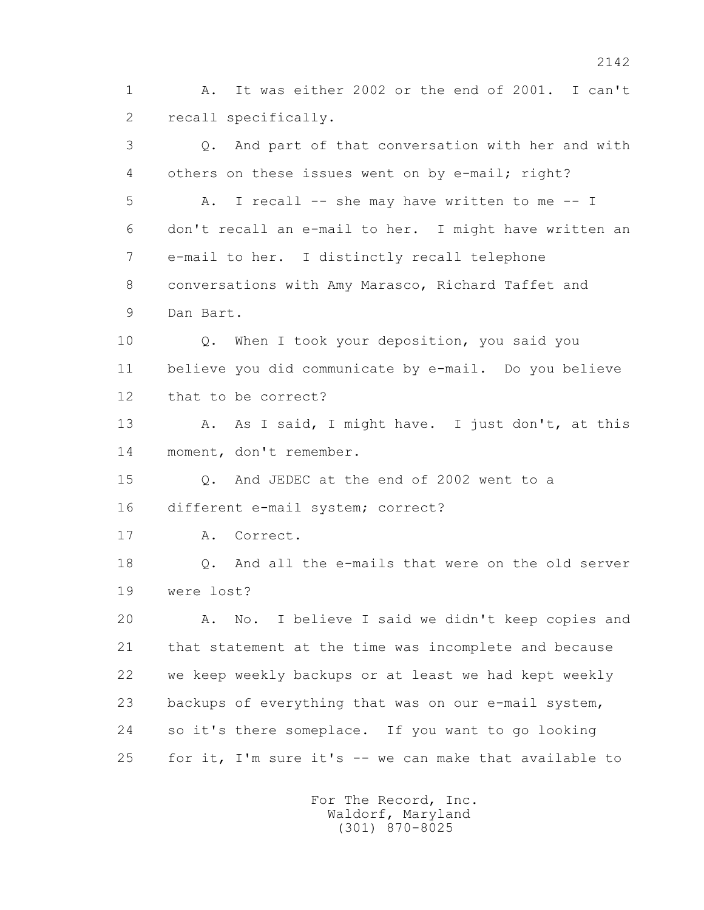1 A. It was either 2002 or the end of 2001. I can't
2 recall specifically.

3 Q. And part of that conversation with her and with
4 others on these issues went on by e-mail; right?

5 A. I recall -- she may have written to me -- I
6 don't recall an e-mail to her. I might have written an
7 e-mail to her. I distinctly recall telephone
8 conversations with Amy Marasco, Richard Taffet and
9 Dan Bart.

10 Q. When I took your deposition, you said you
11 believe you did communicate by e-mail. Do you believe
12 that to be correct?

13 A. As I said, I might have. I just don't, at this
14 moment, don't remember.

15 Q. And JEDEC at the end of 2002 went to a
16 different e-mail system; correct?

17 A. Correct.

18 Q. And all the e-mails that were on the old server
19 were lost?

20 A. No. I believe I said we didn't keep copies and
21 that statement at the time was incomplete and because
22 we keep weekly backups or at least we had kept weekly
23 backups of everything that was on our e-mail system,
24 so it's there someplace. If you want to go looking
25 for it, I'm sure it's -- we can make that available to

For The Record, Inc.
Waldorf, Maryland
(301) 870-8025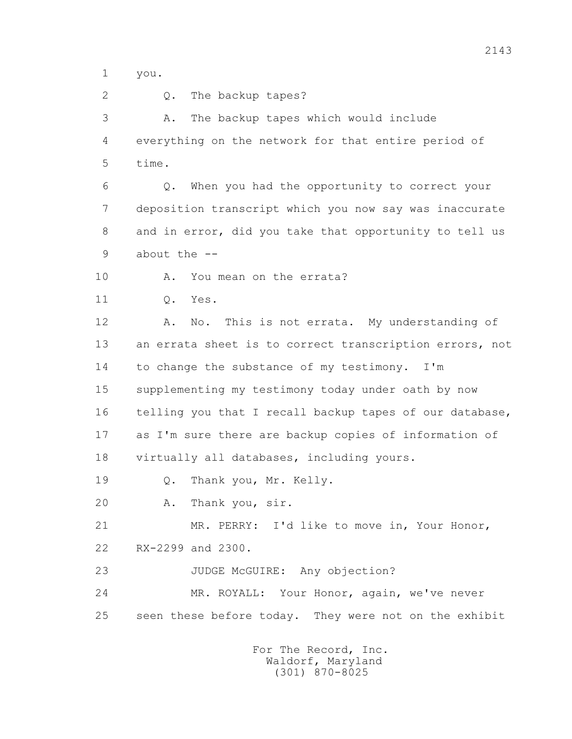1 you.

2 Q. The backup tapes?

3 A. The backup tapes which would include

4 everything on the network for that entire period of

5 time.

6 Q. When you had the opportunity to correct your

7 deposition transcript which you now say was inaccurate

8 and in error, did you take that opportunity to tell us

9 about the --

10 A. You mean on the errata?

11 Q. Yes.

12 A. No. This is not errata. My understanding of

13 an errata sheet is to correct transcription errors, not

14 to change the substance of my testimony. I'm

15 supplementing my testimony today under oath by now

16 telling you that I recall backup tapes of our database,

17 as I'm sure there are backup copies of information of

18 virtually all databases, including yours.

19 Q. Thank you, Mr. Kelly.

20 A. Thank you, sir.

21 MR. PERRY: I'd like to move in, Your Honor,

22 RX-2299 and 2300.

23 JUDGE McGUIRE: Any objection?

24 MR. ROYALL: Your Honor, again, we've never

25 seen these before today. They were not on the exhibit

For The Record, Inc.
Waldorf, Maryland
(301) 870-8025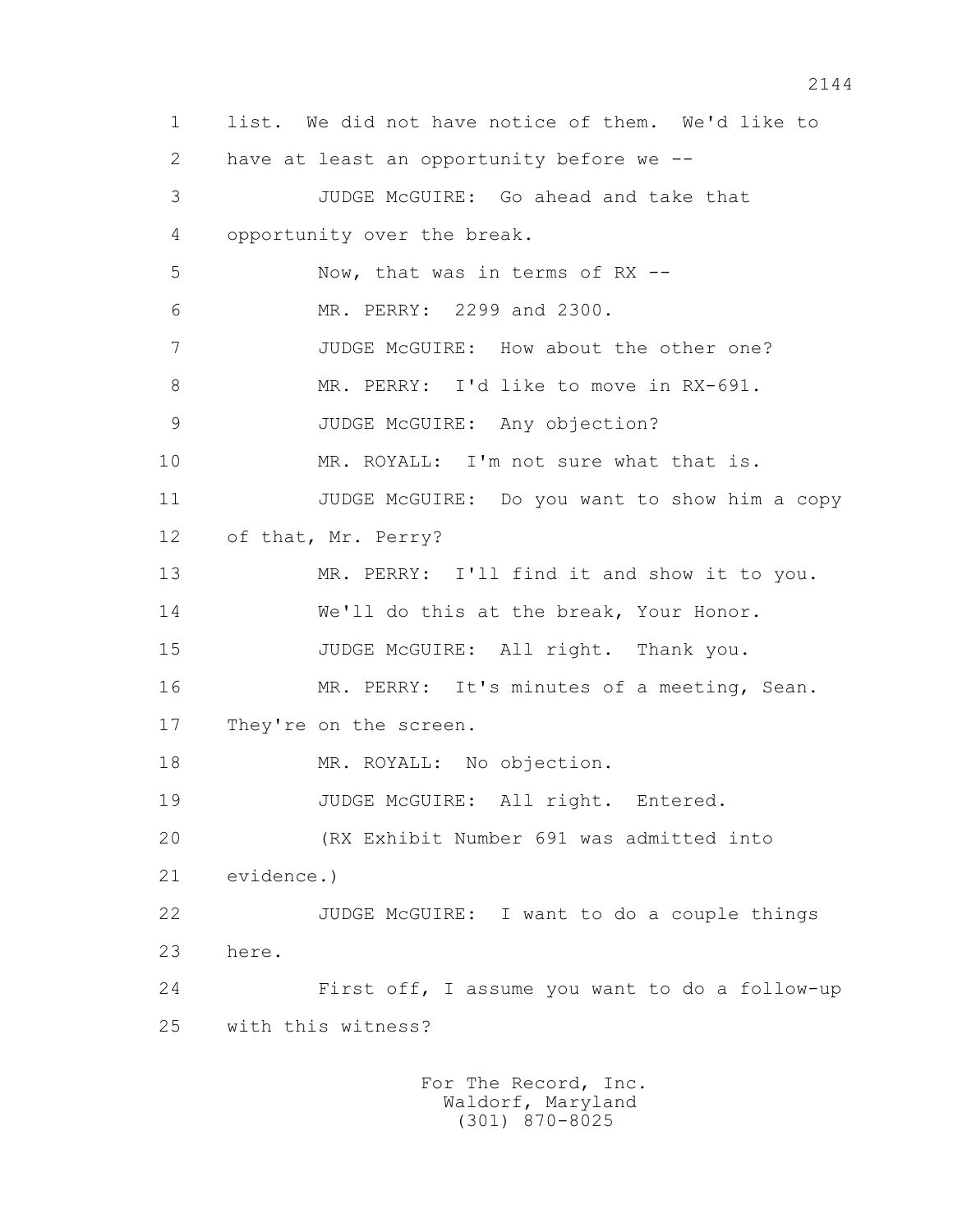1 list. We did not have notice of them. We'd like to
2 have at least an opportunity before we --
3 JUDGE McGUIRE: Go ahead and take that
4 opportunity over the break.
5 Now, that was in terms of RX --
6 MR. PERRY: 2299 and 2300.
7 JUDGE McGUIRE: How about the other one?
8 MR. PERRY: I'd like to move in RX-691.
9 JUDGE McGUIRE: Any objection?
10 MR. ROYALL: I'm not sure what that is.
11 JUDGE McGUIRE: Do you want to show him a copy
12 of that, Mr. Perry?
13 MR. PERRY: I'll find it and show it to you.
14 We'll do this at the break, Your Honor.
15 JUDGE McGUIRE: All right. Thank you.
16 MR. PERRY: It's minutes of a meeting, Sean.
17 They're on the screen.
18 MR. ROYALL: No objection.
19 JUDGE McGUIRE: All right. Entered.
20 (RX Exhibit Number 691 was admitted into
21 evidence.)
22 JUDGE McGUIRE: I want to do a couple things
23 here.
24 First off, I assume you want to do a follow-up
25 with this witness?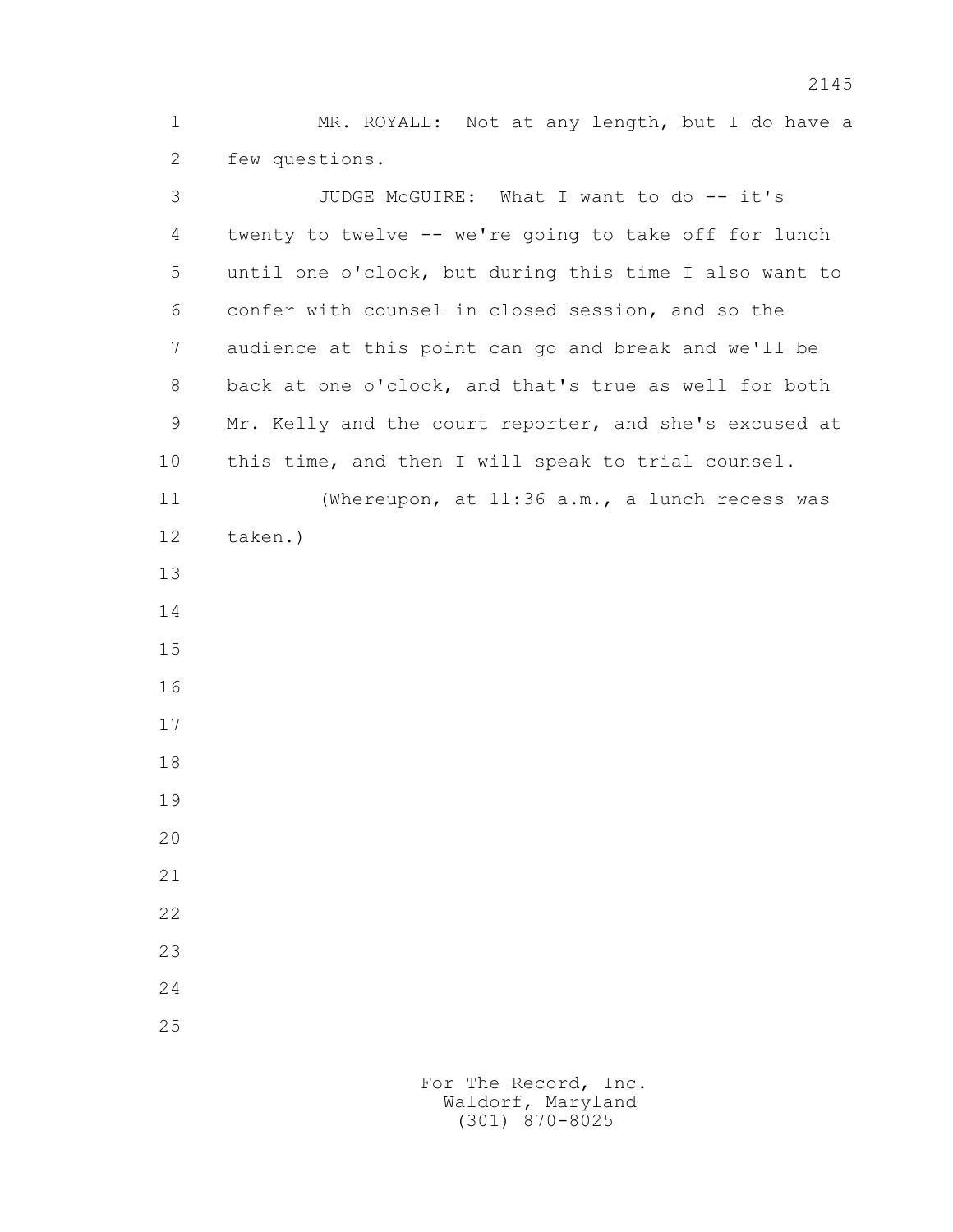MR. ROYALL: Not at any length, but I do have a few questions.

JUDGE McGUIRE: What I want to do -- it's twenty to twelve -- we're going to take off for lunch until one o'clock, but during this time I also want to confer with counsel in closed session, and so the audience at this point can go and break and we'll be back at one o'clock, and that's true as well for both Mr. Kelly and the court reporter, and she's excused at this time, and then I will speak to trial counsel.

(Whereupon, at 11:36 a.m., a lunch recess was taken.)

For The Record, Inc.
Waldorf, Maryland
(301) 870-8025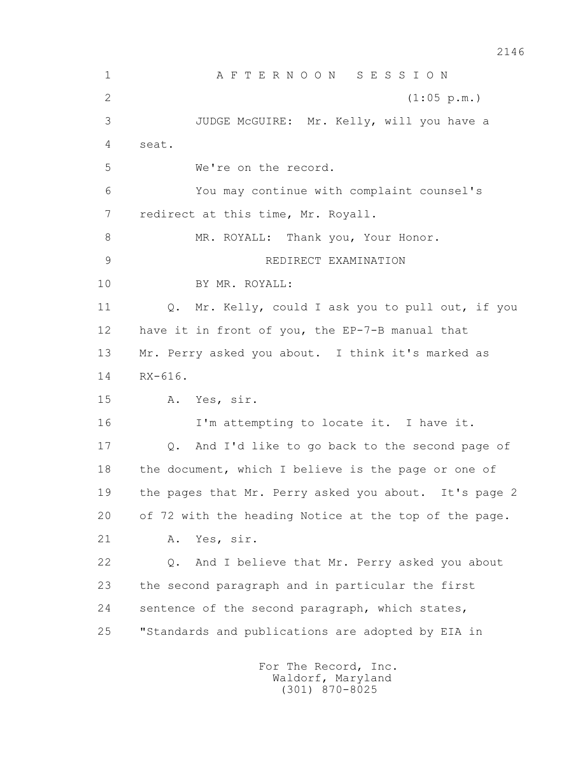A F T E R N O O N   S E S S I O N

(1:05 p.m.)

JUDGE McGUIRE: Mr. Kelly, will you have a seat.

We're on the record.

You may continue with complaint counsel's redirect at this time, Mr. Royall.

MR. ROYALL: Thank you, Your Honor.

REDIRECT EXAMINATION

BY MR. ROYALL:

Q. Mr. Kelly, could I ask you to pull out, if you have it in front of you, the EP-7-B manual that Mr. Perry asked you about. I think it's marked as RX-616.

A. Yes, sir.

I'm attempting to locate it. I have it.

Q. And I'd like to go back to the second page of the document, which I believe is the page or one of the pages that Mr. Perry asked you about. It's page 2 of 72 with the heading Notice at the top of the page.

A. Yes, sir.

Q. And I believe that Mr. Perry asked you about the second paragraph and in particular the first sentence of the second paragraph, which states, "Standards and publications are adopted by EIA in

For The Record, Inc.
Waldorf, Maryland
(301) 870-8025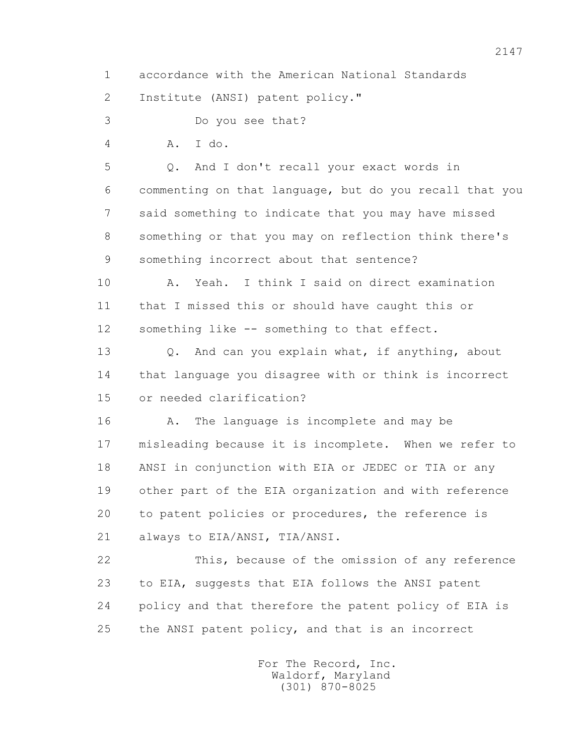1 accordance with the American National Standards

2 Institute (ANSI) patent policy."

3 Do you see that?

4 A. I do.

5 Q. And I don't recall your exact words in

6 commenting on that language, but do you recall that you

7 said something to indicate that you may have missed

8 something or that you may on reflection think there's

9 something incorrect about that sentence?

10 A. Yeah. I think I said on direct examination

11 that I missed this or should have caught this or

12 something like -- something to that effect.

13 Q. And can you explain what, if anything, about

14 that language you disagree with or think is incorrect

15 or needed clarification?

16 A. The language is incomplete and may be

17 misleading because it is incomplete. When we refer to

18 ANSI in conjunction with EIA or JEDEC or TIA or any

19 other part of the EIA organization and with reference

20 to patent policies or procedures, the reference is

21 always to EIA/ANSI, TIA/ANSI.

22 This, because of the omission of any reference

23 to EIA, suggests that EIA follows the ANSI patent

24 policy and that therefore the patent policy of EIA is

25 the ANSI patent policy, and that is an incorrect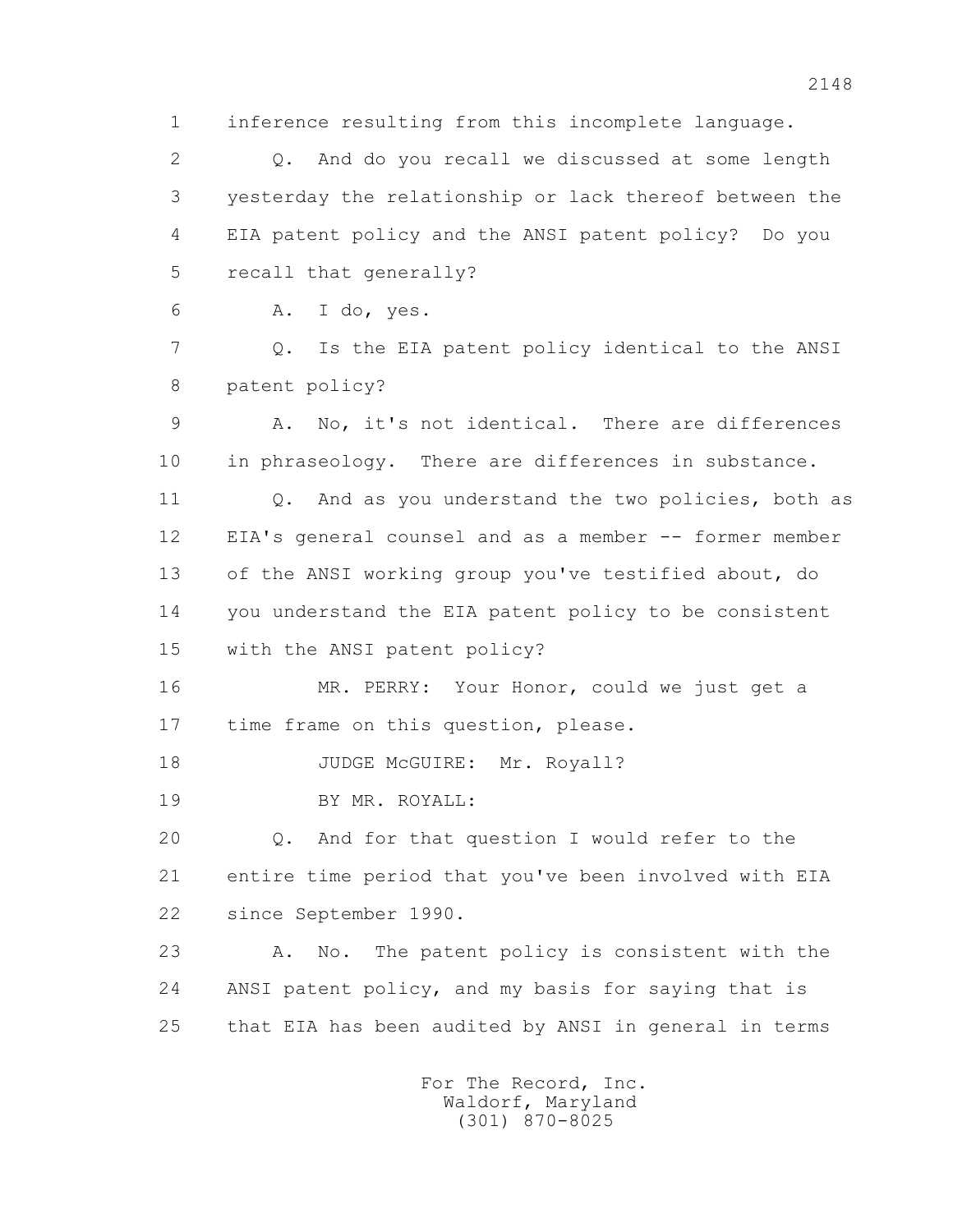1 inference resulting from this incomplete language.

2 Q. And do you recall we discussed at some length

3 yesterday the relationship or lack thereof between the

4 EIA patent policy and the ANSI patent policy? Do you

5 recall that generally?

6 A. I do, yes.

7 Q. Is the EIA patent policy identical to the ANSI

8 patent policy?

9 A. No, it's not identical. There are differences

10 in phraseology. There are differences in substance.

11 Q. And as you understand the two policies, both as

12 EIA's general counsel and as a member -- former member

13 of the ANSI working group you've testified about, do

14 you understand the EIA patent policy to be consistent

15 with the ANSI patent policy?

16 MR. PERRY: Your Honor, could we just get a

17 time frame on this question, please.

18 JUDGE McGUIRE: Mr. Royall?

19 BY MR. ROYALL:

20 Q. And for that question I would refer to the

21 entire time period that you've been involved with EIA

22 since September 1990.

23 A. No. The patent policy is consistent with the

24 ANSI patent policy, and my basis for saying that is

25 that EIA has been audited by ANSI in general in terms

For The Record, Inc.
Waldorf, Maryland
(301) 870-8025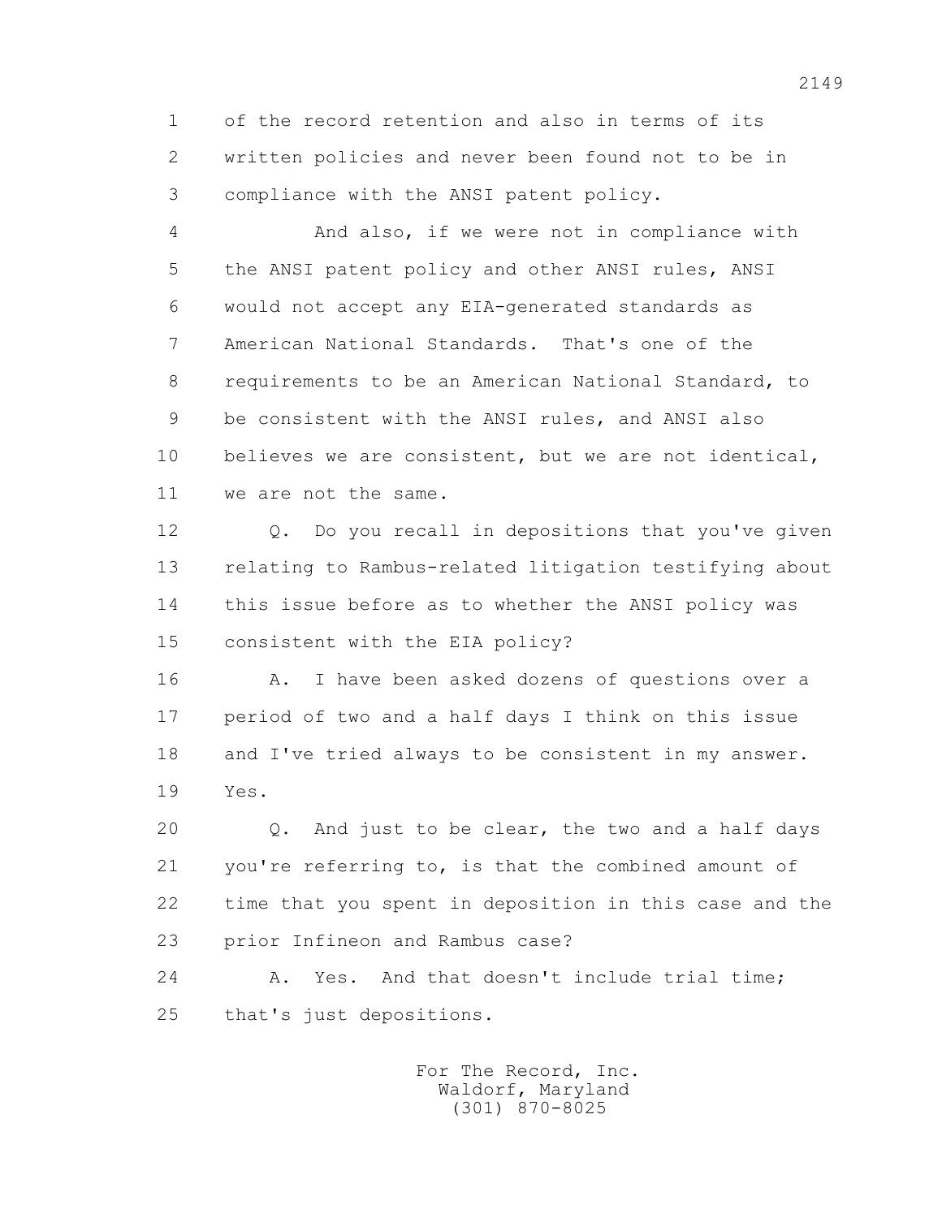1 of the record retention and also in terms of its
2 written policies and never been found not to be in
3 compliance with the ANSI patent policy.

4 And also, if we were not in compliance with
5 the ANSI patent policy and other ANSI rules, ANSI
6 would not accept any EIA-generated standards as
7 American National Standards. That's one of the
8 requirements to be an American National Standard, to
9 be consistent with the ANSI rules, and ANSI also
10 believes we are consistent, but we are not identical,
11 we are not the same.

12 Q. Do you recall in depositions that you've given
13 relating to Rambus-related litigation testifying about
14 this issue before as to whether the ANSI policy was
15 consistent with the EIA policy?

16 A. I have been asked dozens of questions over a
17 period of two and a half days I think on this issue
18 and I've tried always to be consistent in my answer.
19 Yes.

20 Q. And just to be clear, the two and a half days
21 you're referring to, is that the combined amount of
22 time that you spent in deposition in this case and the
23 prior Infineon and Rambus case?

24 A. Yes. And that doesn't include trial time;
25 that's just depositions.

For The Record, Inc.
Waldorf, Maryland
(301) 870-8025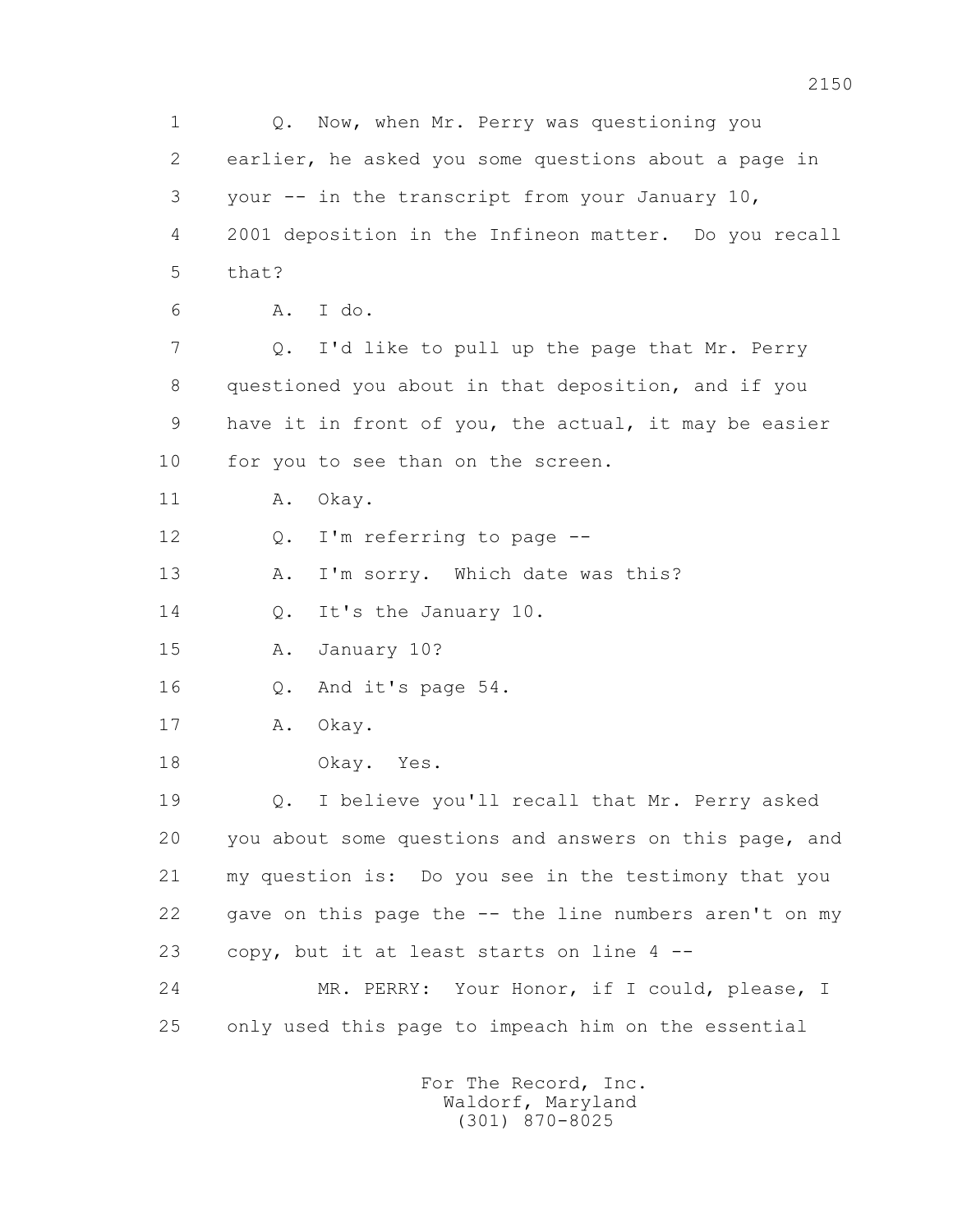1 Q. Now, when Mr. Perry was questioning you
2 earlier, he asked you some questions about a page in
3 your -- in the transcript from your January 10,
4 2001 deposition in the Infineon matter. Do you recall
5 that?
6 A. I do.
7 Q. I'd like to pull up the page that Mr. Perry
8 questioned you about in that deposition, and if you
9 have it in front of you, the actual, it may be easier
10 for you to see than on the screen.
11 A. Okay.
12 Q. I'm referring to page --
13 A. I'm sorry. Which date was this?
14 Q. It's the January 10.
15 A. January 10?
16 Q. And it's page 54.
17 A. Okay.
18 Okay. Yes.
19 Q. I believe you'll recall that Mr. Perry asked
20 you about some questions and answers on this page, and
21 my question is: Do you see in the testimony that you
22 gave on this page the -- the line numbers aren't on my
23 copy, but it at least starts on line 4 --
24 MR. PERRY: Your Honor, if I could, please, I
25 only used this page to impeach him on the essential

For The Record, Inc.
Waldorf, Maryland
(301) 870-8025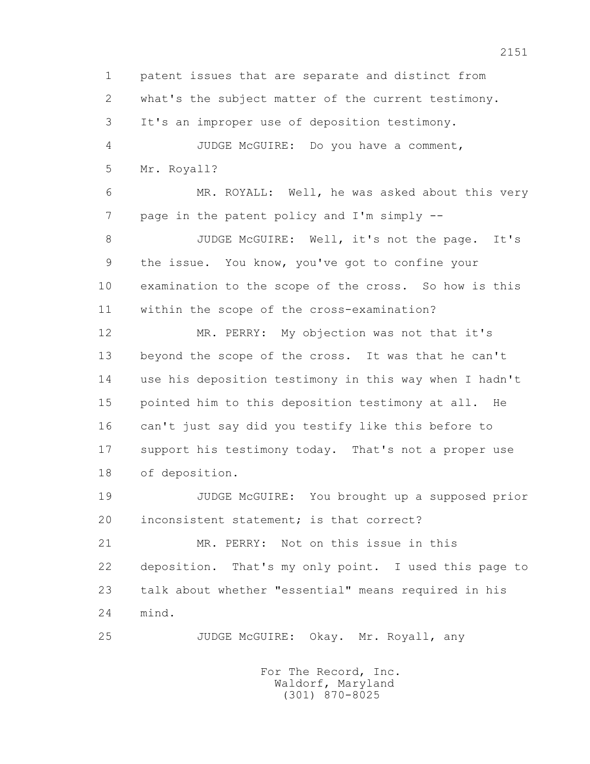1 patent issues that are separate and distinct from
2 what's the subject matter of the current testimony.
3 It's an improper use of deposition testimony.
4 JUDGE McGUIRE: Do you have a comment,
5 Mr. Royall?
6 MR. ROYALL: Well, he was asked about this very
7 page in the patent policy and I'm simply --
8 JUDGE McGUIRE: Well, it's not the page. It's
9 the issue. You know, you've got to confine your
10 examination to the scope of the cross. So how is this
11 within the scope of the cross-examination?
12 MR. PERRY: My objection was not that it's
13 beyond the scope of the cross. It was that he can't
14 use his deposition testimony in this way when I hadn't
15 pointed him to this deposition testimony at all. He
16 can't just say did you testify like this before to
17 support his testimony today. That's not a proper use
18 of deposition.
19 JUDGE McGUIRE: You brought up a supposed prior
20 inconsistent statement; is that correct?
21 MR. PERRY: Not on this issue in this
22 deposition. That's my only point. I used this page to
23 talk about whether "essential" means required in his
24 mind.
25 JUDGE McGUIRE: Okay. Mr. Royall, any

For The Record, Inc.
Waldorf, Maryland
(301) 870-8025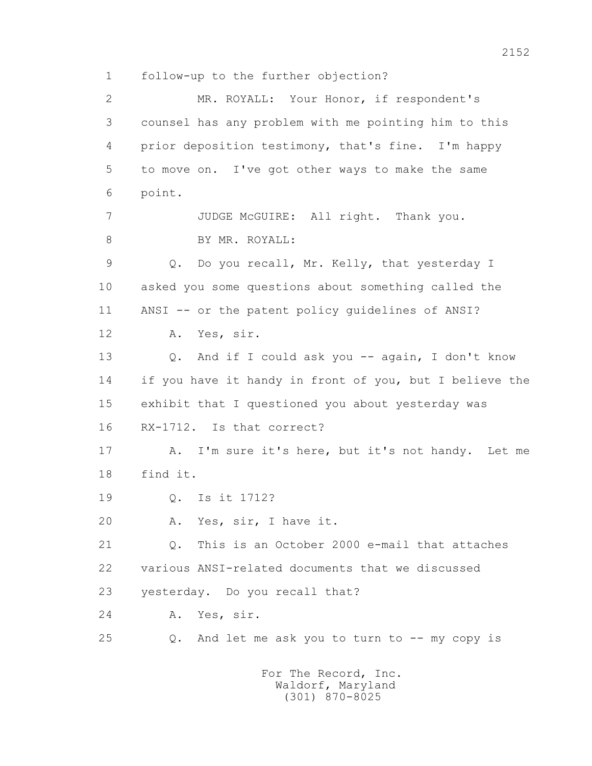1 follow-up to the further objection?

2 MR. ROYALL: Your Honor, if respondent's

3 counsel has any problem with me pointing him to this

4 prior deposition testimony, that's fine. I'm happy

5 to move on. I've got other ways to make the same

6 point.

7 JUDGE McGUIRE: All right. Thank you.

8 BY MR. ROYALL:

9 Q. Do you recall, Mr. Kelly, that yesterday I

10 asked you some questions about something called the

11 ANSI -- or the patent policy guidelines of ANSI?

12 A. Yes, sir.

13 Q. And if I could ask you -- again, I don't know

14 if you have it handy in front of you, but I believe the

15 exhibit that I questioned you about yesterday was

16 RX-1712. Is that correct?

17 A. I'm sure it's here, but it's not handy. Let me

18 find it.

19 Q. Is it 1712?

20 A. Yes, sir, I have it.

21 Q. This is an October 2000 e-mail that attaches

22 various ANSI-related documents that we discussed

23 yesterday. Do you recall that?

24 A. Yes, sir.

25 Q. And let me ask you to turn to -- my copy is

For The Record, Inc.
Waldorf, Maryland
(301) 870-8025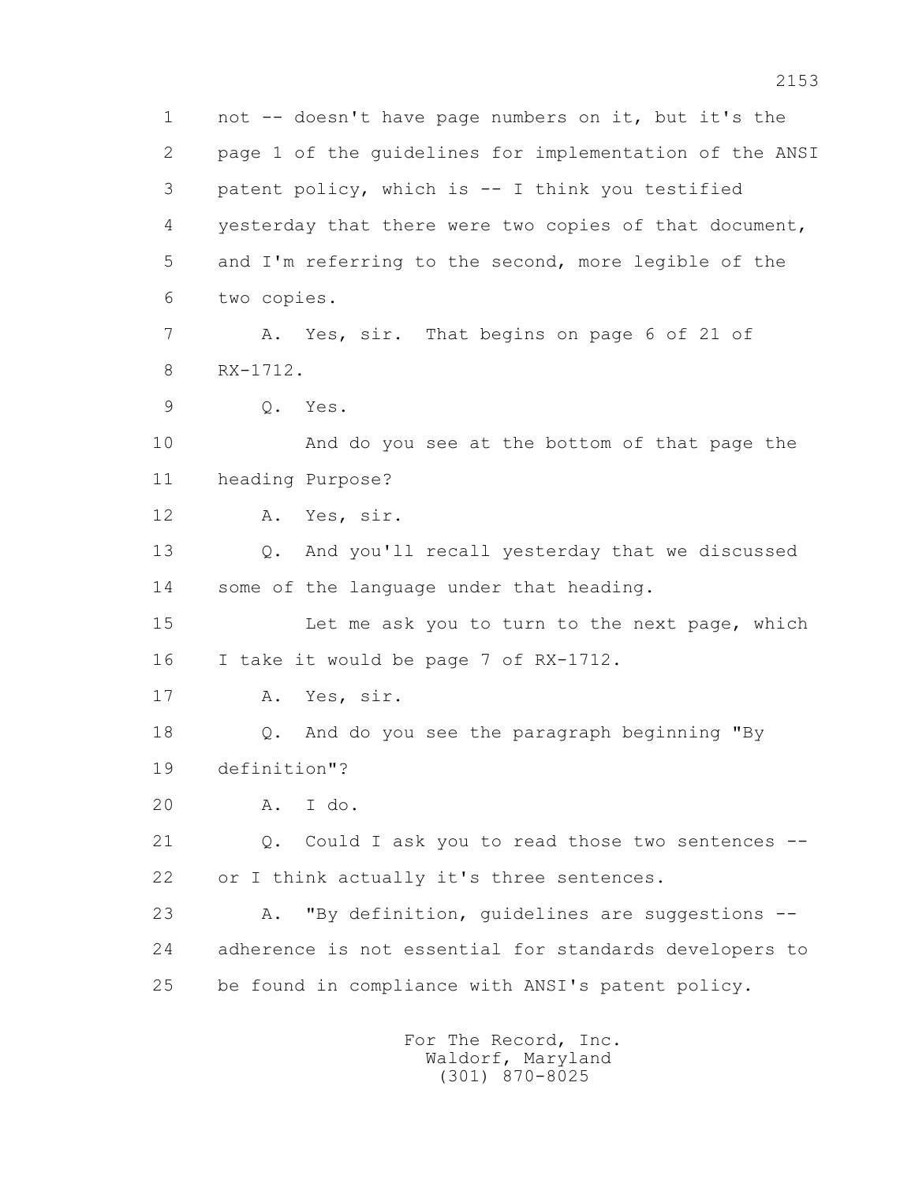1 not -- doesn't have page numbers on it, but it's the
2 page 1 of the guidelines for implementation of the ANSI
3 patent policy, which is -- I think you testified
4 yesterday that there were two copies of that document,
5 and I'm referring to the second, more legible of the
6 two copies.

7 A. Yes, sir. That begins on page 6 of 21 of
8 RX-1712.

9 Q. Yes.

10 And do you see at the bottom of that page the
11 heading Purpose?

12 A. Yes, sir.

13 Q. And you'll recall yesterday that we discussed
14 some of the language under that heading.

15 Let me ask you to turn to the next page, which
16 I take it would be page 7 of RX-1712.

17 A. Yes, sir.

18 Q. And do you see the paragraph beginning "By
19 definition"?

20 A. I do.

21 Q. Could I ask you to read those two sentences --
22 or I think actually it's three sentences.

23 A. "By definition, guidelines are suggestions --
24 adherence is not essential for standards developers to
25 be found in compliance with ANSI's patent policy.

For The Record, Inc.
Waldorf, Maryland
(301) 870-8025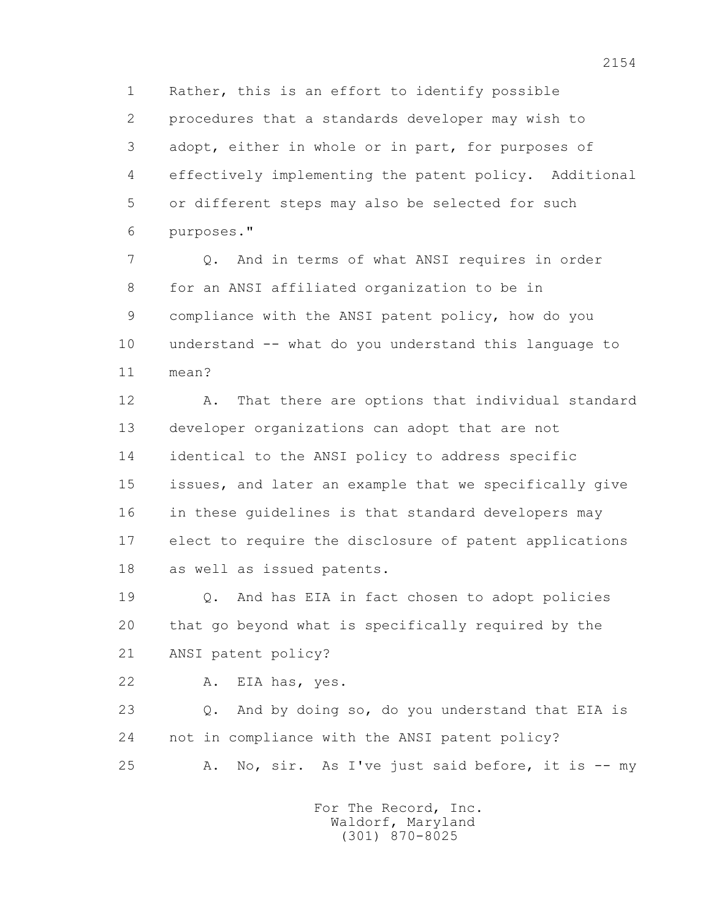Rather, this is an effort to identify possible procedures that a standards developer may wish to adopt, either in whole or in part, for purposes of effectively implementing the patent policy. Additional or different steps may also be selected for such purposes."

Q. And in terms of what ANSI requires in order for an ANSI affiliated organization to be in compliance with the ANSI patent policy, how do you understand -- what do you understand this language to mean?

A. That there are options that individual standard developer organizations can adopt that are not identical to the ANSI policy to address specific issues, and later an example that we specifically give in these guidelines is that standard developers may elect to require the disclosure of patent applications as well as issued patents.

Q. And has EIA in fact chosen to adopt policies that go beyond what is specifically required by the ANSI patent policy?

A. EIA has, yes.

Q. And by doing so, do you understand that EIA is not in compliance with the ANSI patent policy?

A. No, sir. As I've just said before, it is -- my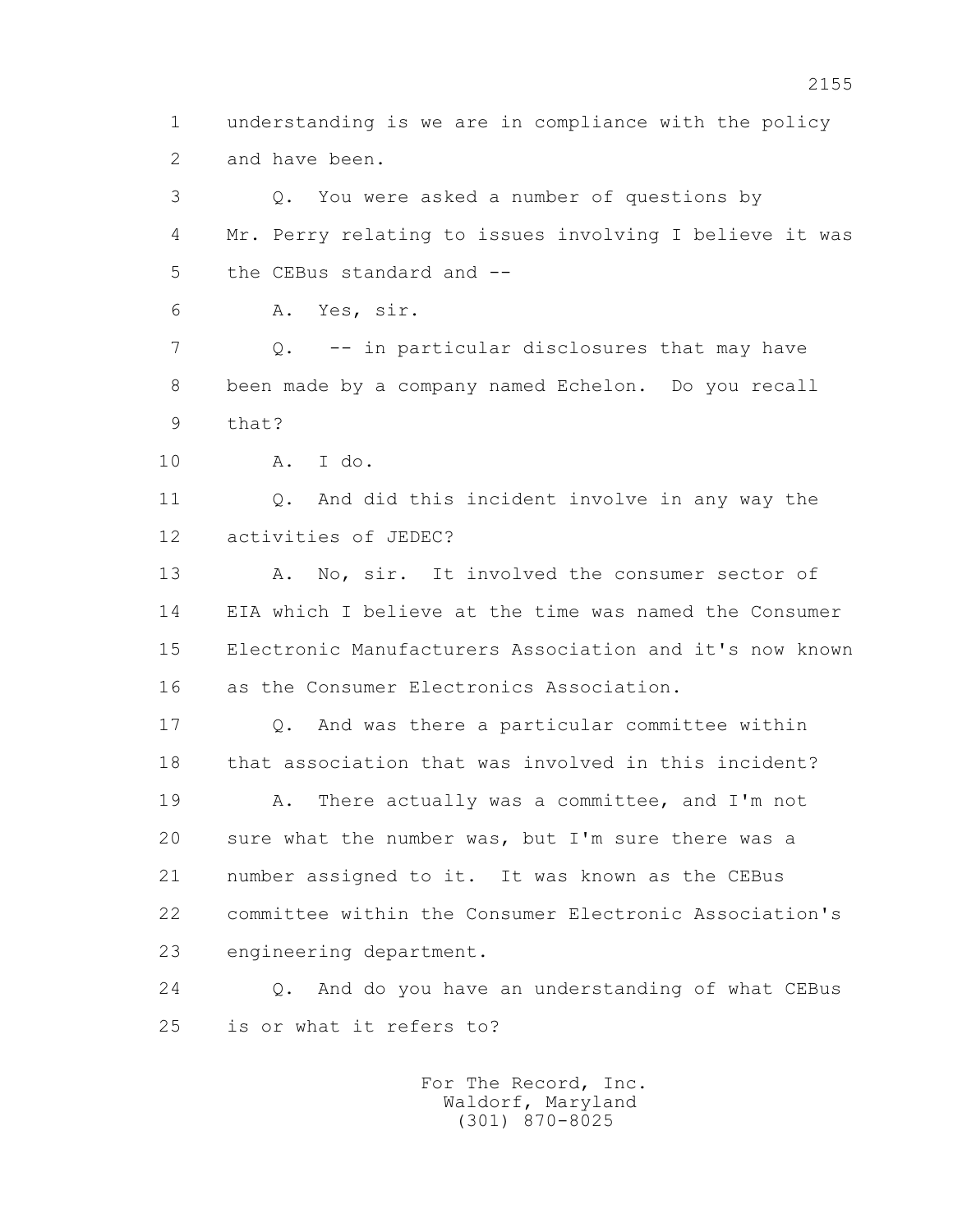1 understanding is we are in compliance with the policy
2 and have been.

3 Q. You were asked a number of questions by
4 Mr. Perry relating to issues involving I believe it was
5 the CEBus standard and --

6 A. Yes, sir.

7 Q. -- in particular disclosures that may have
8 been made by a company named Echelon. Do you recall
9 that?

10 A. I do.

11 Q. And did this incident involve in any way the
12 activities of JEDEC?

13 A. No, sir. It involved the consumer sector of
14 EIA which I believe at the time was named the Consumer
15 Electronic Manufacturers Association and it's now known
16 as the Consumer Electronics Association.

17 Q. And was there a particular committee within
18 that association that was involved in this incident?

19 A. There actually was a committee, and I'm not
20 sure what the number was, but I'm sure there was a
21 number assigned to it. It was known as the CEBus
22 committee within the Consumer Electronic Association's
23 engineering department.

24 Q. And do you have an understanding of what CEBus
25 is or what it refers to?

For The Record, Inc.
Waldorf, Maryland
(301) 870-8025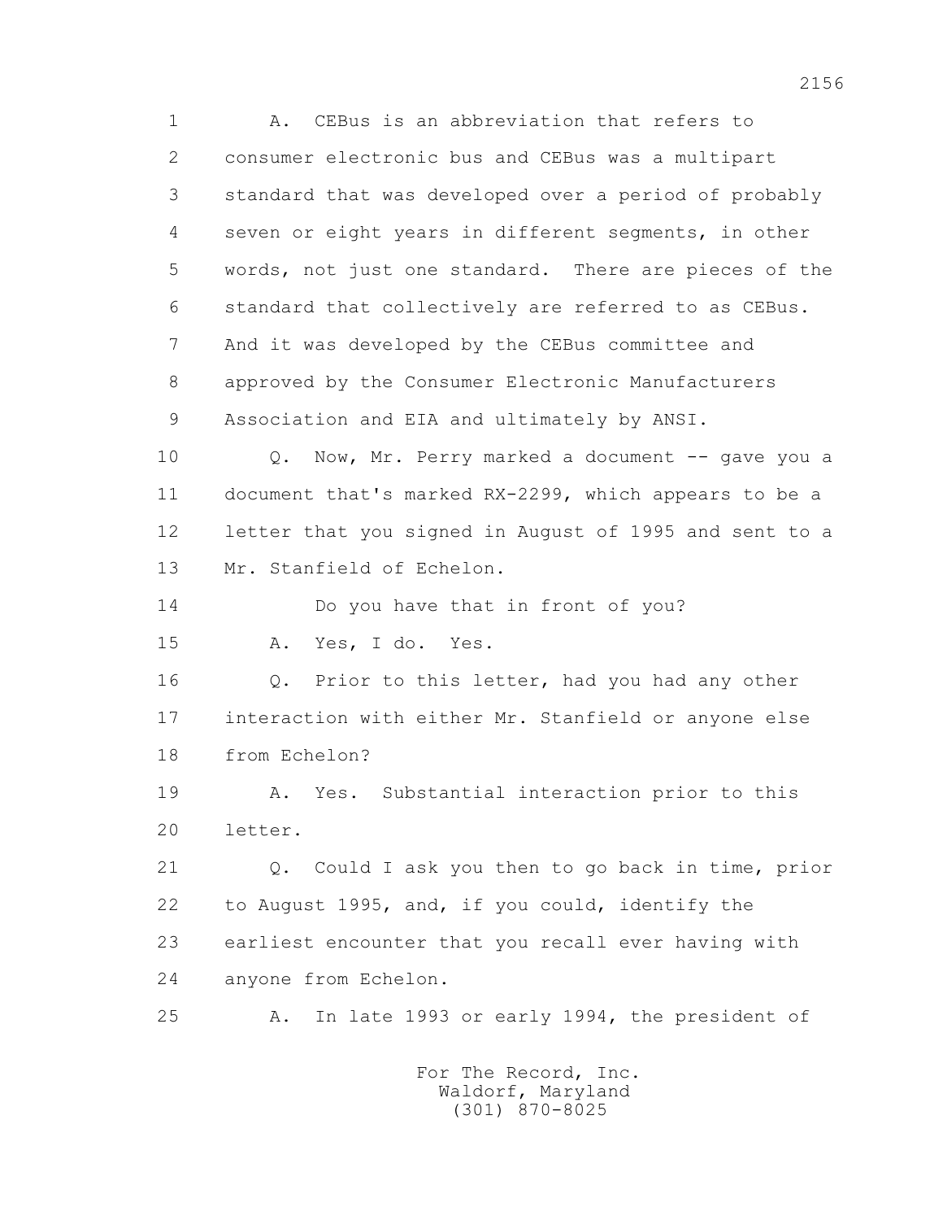1 A. CEBus is an abbreviation that refers to
2 consumer electronic bus and CEBus was a multipart
3 standard that was developed over a period of probably
4 seven or eight years in different segments, in other
5 words, not just one standard. There are pieces of the
6 standard that collectively are referred to as CEBus.
7 And it was developed by the CEBus committee and
8 approved by the Consumer Electronic Manufacturers
9 Association and EIA and ultimately by ANSI.
10 Q. Now, Mr. Perry marked a document -- gave you a
11 document that's marked RX-2299, which appears to be a
12 letter that you signed in August of 1995 and sent to a
13 Mr. Stanfield of Echelon.
14 Do you have that in front of you?
15 A. Yes, I do. Yes.
16 Q. Prior to this letter, had you had any other
17 interaction with either Mr. Stanfield or anyone else
18 from Echelon?
19 A. Yes. Substantial interaction prior to this
20 letter.
21 Q. Could I ask you then to go back in time, prior
22 to August 1995, and, if you could, identify the
23 earliest encounter that you recall ever having with
24 anyone from Echelon.
25 A. In late 1993 or early 1994, the president of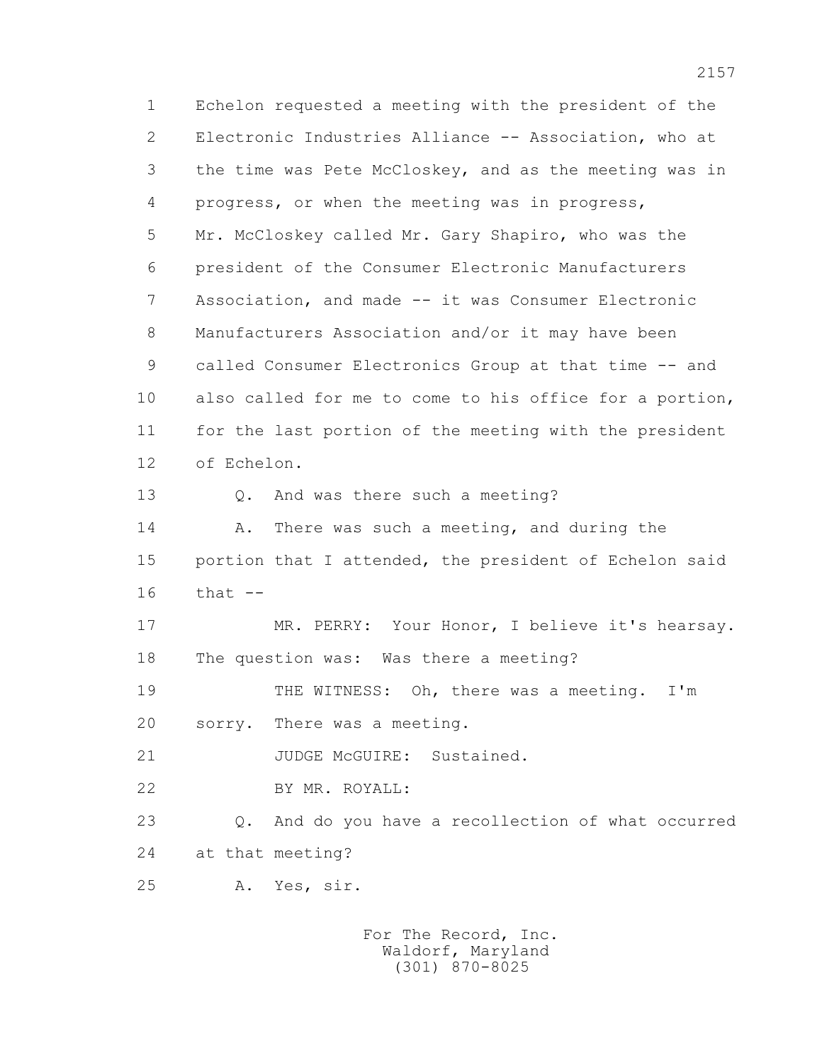1 Echelon requested a meeting with the president of the
2 Electronic Industries Alliance -- Association, who at
3 the time was Pete McCloskey, and as the meeting was in
4 progress, or when the meeting was in progress,
5 Mr. McCloskey called Mr. Gary Shapiro, who was the
6 president of the Consumer Electronic Manufacturers
7 Association, and made -- it was Consumer Electronic
8 Manufacturers Association and/or it may have been
9 called Consumer Electronics Group at that time -- and
10 also called for me to come to his office for a portion,
11 for the last portion of the meeting with the president
12 of Echelon.

13 Q. And was there such a meeting?

14 A. There was such a meeting, and during the
15 portion that I attended, the president of Echelon said
16 that --

17 MR. PERRY: Your Honor, I believe it's hearsay.
18 The question was: Was there a meeting?

19 THE WITNESS: Oh, there was a meeting. I'm
20 sorry. There was a meeting.

21 JUDGE McGUIRE: Sustained.

22 BY MR. ROYALL:

23 Q. And do you have a recollection of what occurred
24 at that meeting?

25 A. Yes, sir.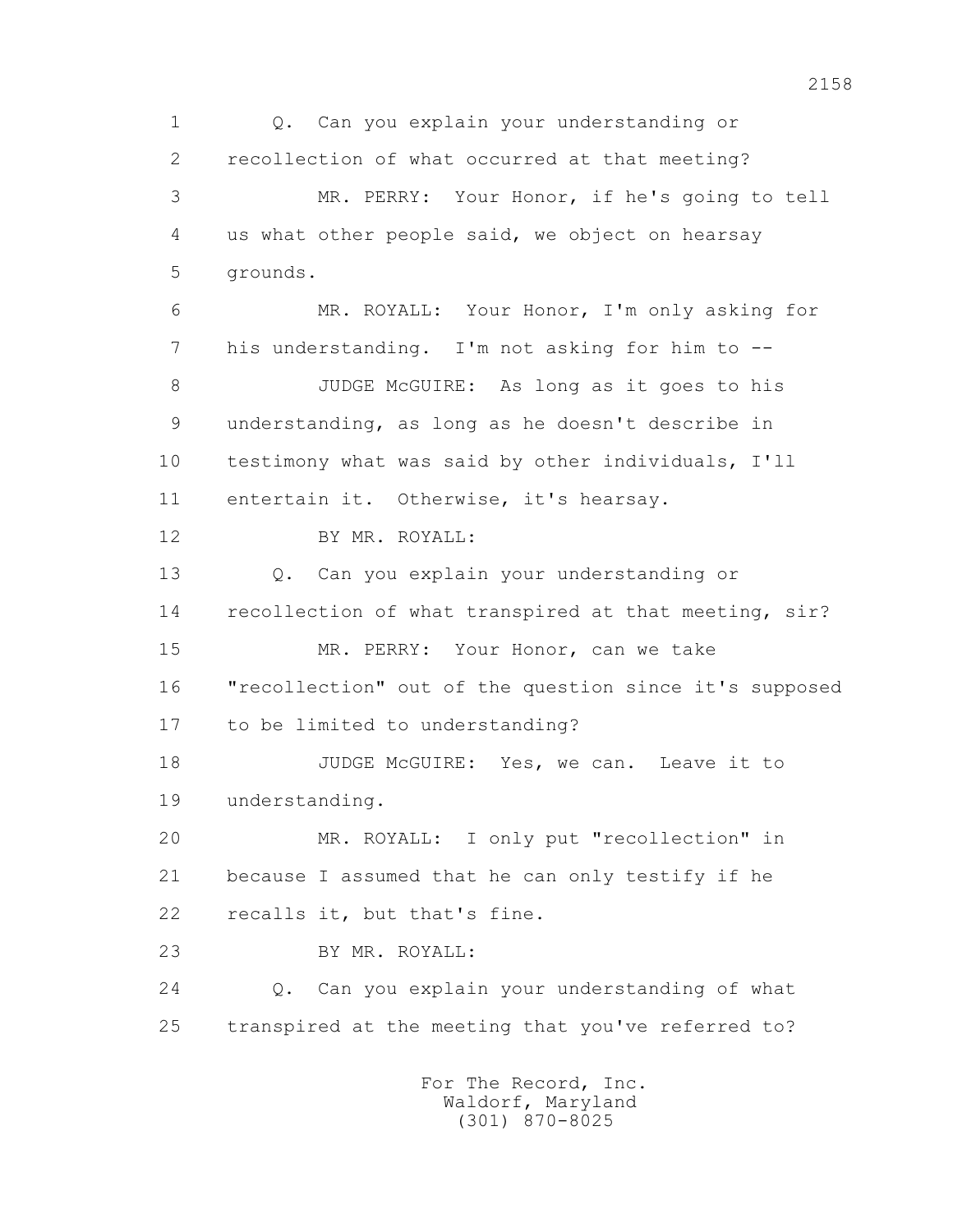1 Q. Can you explain your understanding or
2 recollection of what occurred at that meeting?
3 MR. PERRY: Your Honor, if he's going to tell
4 us what other people said, we object on hearsay
5 grounds.
6 MR. ROYALL: Your Honor, I'm only asking for
7 his understanding. I'm not asking for him to --
8 JUDGE McGUIRE: As long as it goes to his
9 understanding, as long as he doesn't describe in
10 testimony what was said by other individuals, I'll
11 entertain it. Otherwise, it's hearsay.
12 BY MR. ROYALL:
13 Q. Can you explain your understanding or
14 recollection of what transpired at that meeting, sir?
15 MR. PERRY: Your Honor, can we take
16 "recollection" out of the question since it's supposed
17 to be limited to understanding?
18 JUDGE McGUIRE: Yes, we can. Leave it to
19 understanding.
20 MR. ROYALL: I only put "recollection" in
21 because I assumed that he can only testify if he
22 recalls it, but that's fine.
23 BY MR. ROYALL:
24 Q. Can you explain your understanding of what
25 transpired at the meeting that you've referred to?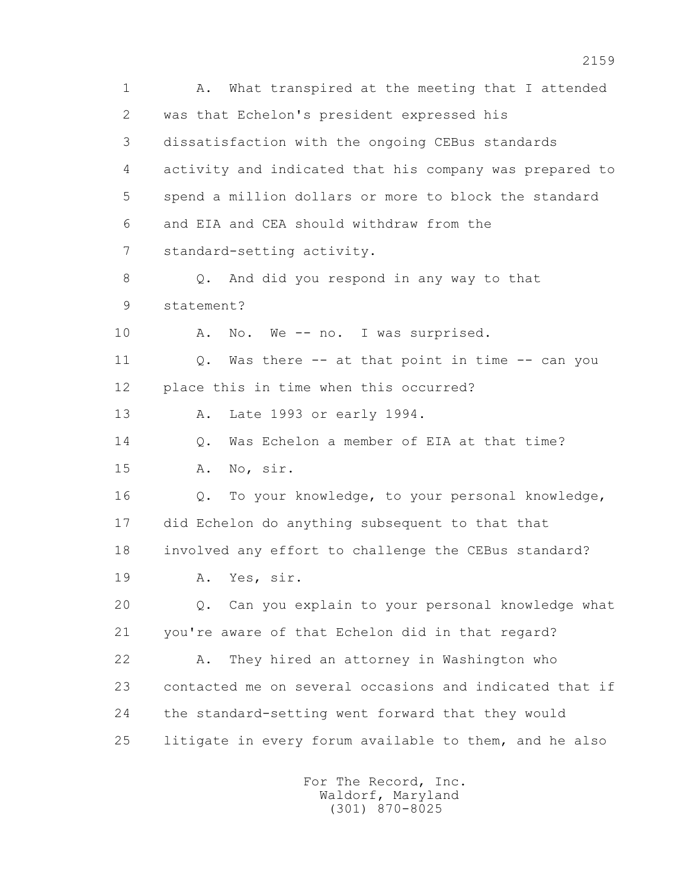1 A. What transpired at the meeting that I attended
2 was that Echelon's president expressed his
3 dissatisfaction with the ongoing CEBus standards
4 activity and indicated that his company was prepared to
5 spend a million dollars or more to block the standard
6 and EIA and CEA should withdraw from the
7 standard-setting activity.
8 Q. And did you respond in any way to that
9 statement?
10 A. No. We -- no. I was surprised.
11 Q. Was there -- at that point in time -- can you
12 place this in time when this occurred?
13 A. Late 1993 or early 1994.
14 Q. Was Echelon a member of EIA at that time?
15 A. No, sir.
16 Q. To your knowledge, to your personal knowledge,
17 did Echelon do anything subsequent to that that
18 involved any effort to challenge the CEBus standard?
19 A. Yes, sir.
20 Q. Can you explain to your personal knowledge what
21 you're aware of that Echelon did in that regard?
22 A. They hired an attorney in Washington who
23 contacted me on several occasions and indicated that if
24 the standard-setting went forward that they would
25 litigate in every forum available to them, and he also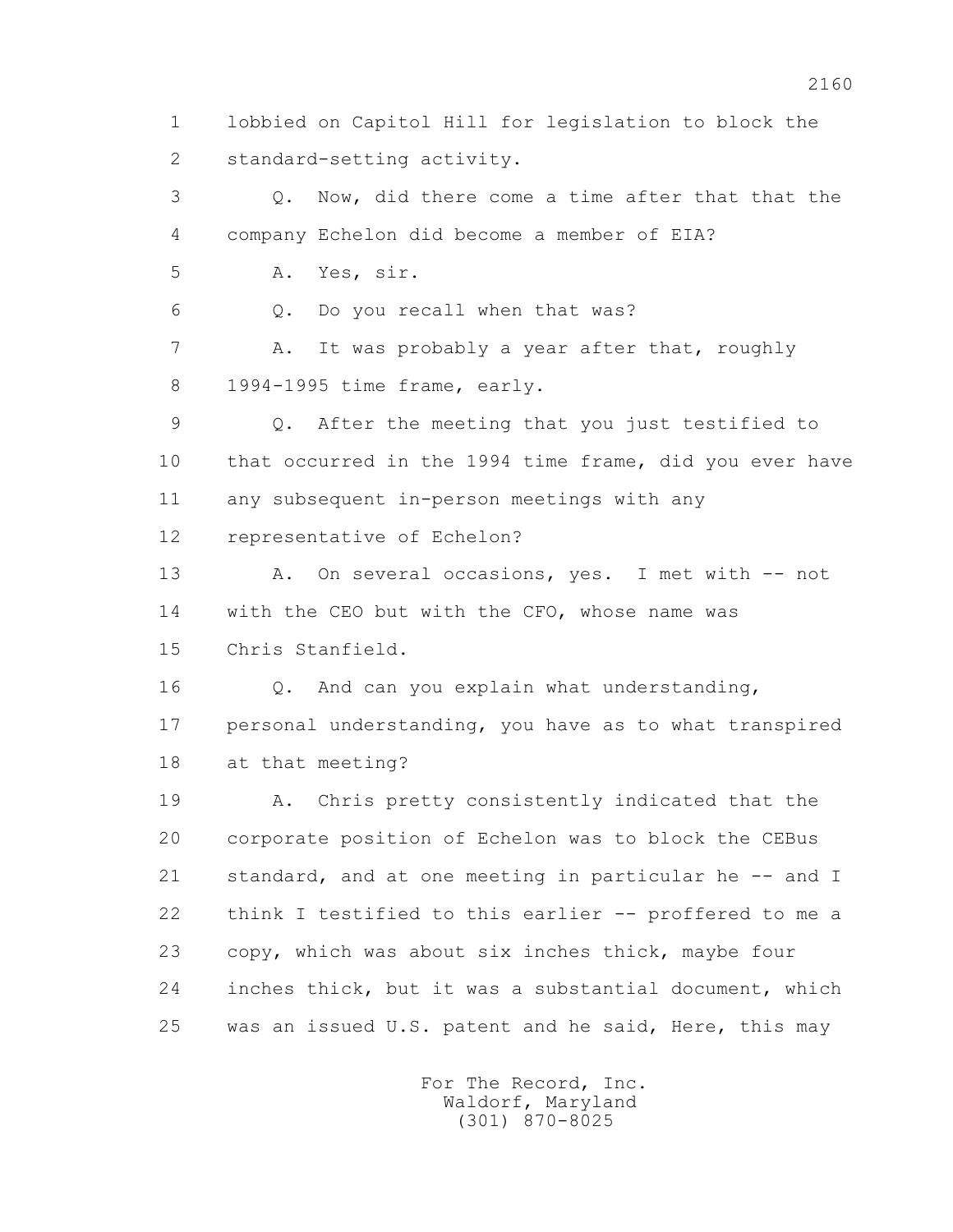1 lobbied on Capitol Hill for legislation to block the
2 standard-setting activity.

3 Q. Now, did there come a time after that that the
4 company Echelon did become a member of EIA?

5 A. Yes, sir.

6 Q. Do you recall when that was?

7 A. It was probably a year after that, roughly
8 1994-1995 time frame, early.

9 Q. After the meeting that you just testified to
10 that occurred in the 1994 time frame, did you ever have
11 any subsequent in-person meetings with any
12 representative of Echelon?

13 A. On several occasions, yes. I met with -- not
14 with the CEO but with the CFO, whose name was
15 Chris Stanfield.

16 Q. And can you explain what understanding,
17 personal understanding, you have as to what transpired
18 at that meeting?

19 A. Chris pretty consistently indicated that the
20 corporate position of Echelon was to block the CEBus
21 standard, and at one meeting in particular he -- and I
22 think I testified to this earlier -- proffered to me a
23 copy, which was about six inches thick, maybe four
24 inches thick, but it was a substantial document, which
25 was an issued U.S. patent and he said, Here, this may

For The Record, Inc.
Waldorf, Maryland
(301) 870-8025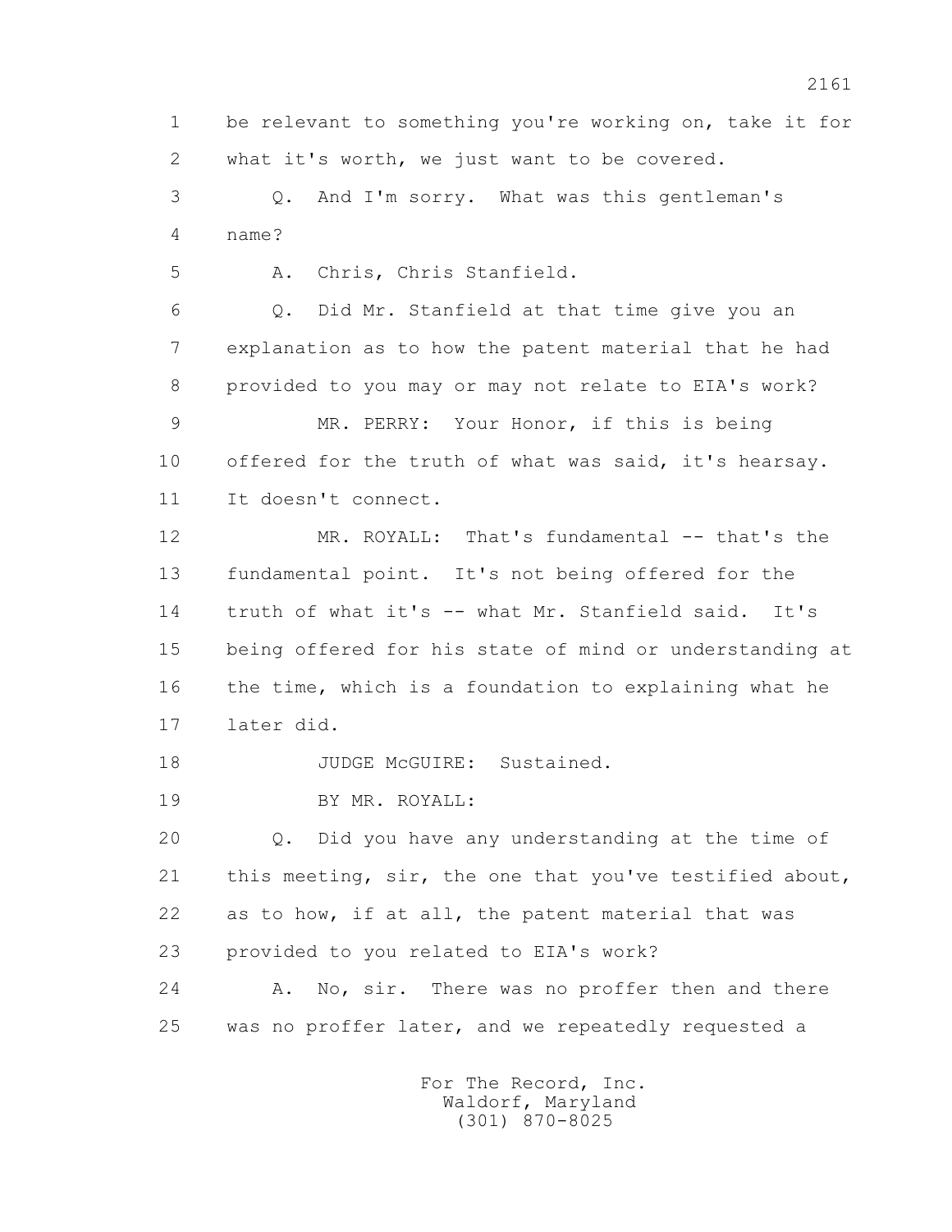1 be relevant to something you're working on, take it for
2 what it's worth, we just want to be covered.

3 Q. And I'm sorry. What was this gentleman's
4 name?

5 A. Chris, Chris Stanfield.

6 Q. Did Mr. Stanfield at that time give you an
7 explanation as to how the patent material that he had
8 provided to you may or may not relate to EIA's work?

9 MR. PERRY: Your Honor, if this is being
10 offered for the truth of what was said, it's hearsay.
11 It doesn't connect.

12 MR. ROYALL: That's fundamental -- that's the
13 fundamental point. It's not being offered for the
14 truth of what it's -- what Mr. Stanfield said. It's
15 being offered for his state of mind or understanding at
16 the time, which is a foundation to explaining what he
17 later did.

18 JUDGE McGUIRE: Sustained.

19 BY MR. ROYALL:

20 Q. Did you have any understanding at the time of
21 this meeting, sir, the one that you've testified about,
22 as to how, if at all, the patent material that was
23 provided to you related to EIA's work?

24 A. No, sir. There was no proffer then and there
25 was no proffer later, and we repeatedly requested a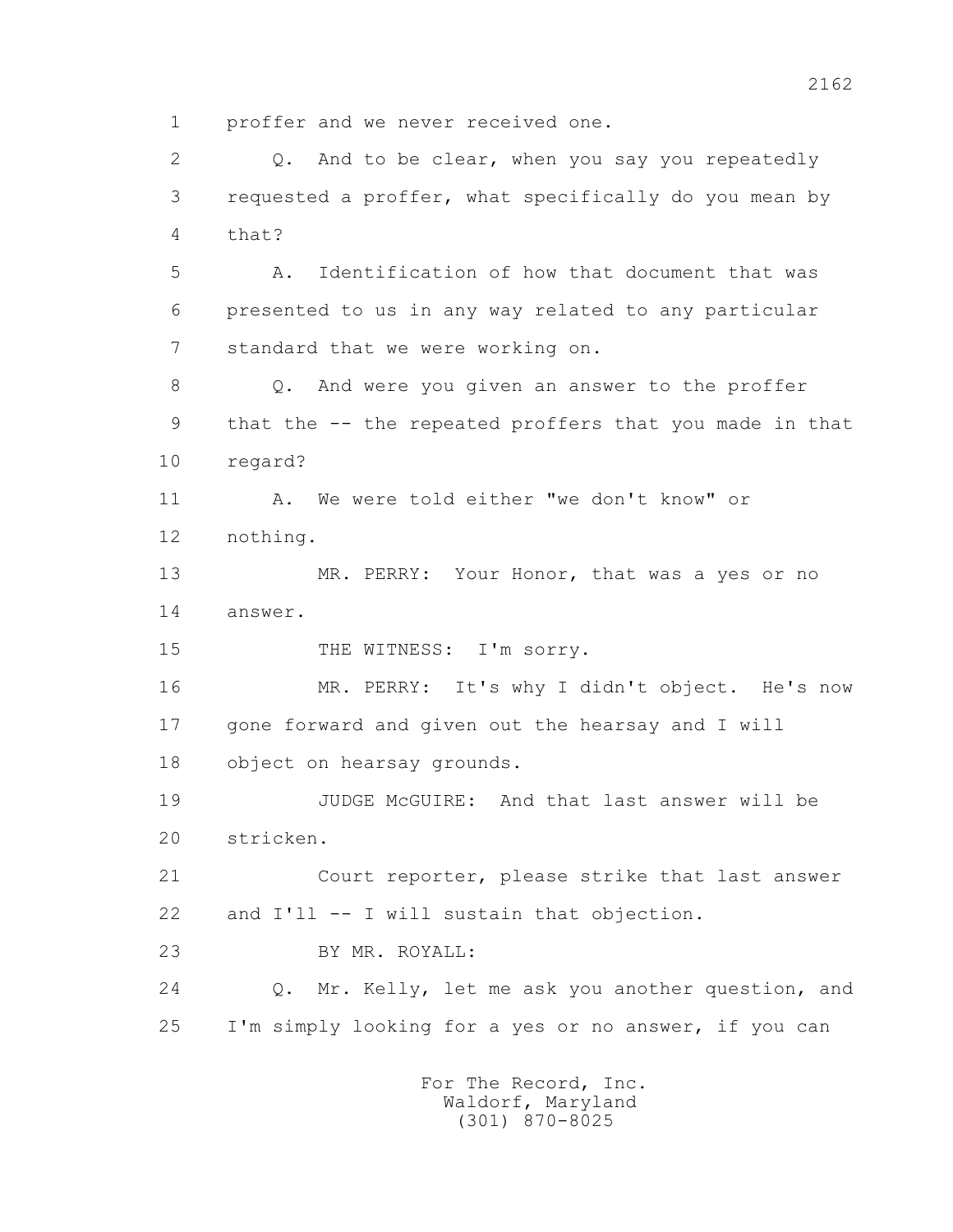1 proffer and we never received one.

2 Q. And to be clear, when you say you repeatedly

3 requested a proffer, what specifically do you mean by

4 that?

5 A. Identification of how that document that was

6 presented to us in any way related to any particular

7 standard that we were working on.

8 Q. And were you given an answer to the proffer

9 that the -- the repeated proffers that you made in that

10 regard?

11 A. We were told either "we don't know" or

12 nothing.

13 MR. PERRY: Your Honor, that was a yes or no

14 answer.

15 THE WITNESS: I'm sorry.

16 MR. PERRY: It's why I didn't object. He's now

17 gone forward and given out the hearsay and I will

18 object on hearsay grounds.

19 JUDGE McGUIRE: And that last answer will be

20 stricken.

21 Court reporter, please strike that last answer

22 and I'll -- I will sustain that objection.

23 BY MR. ROYALL:

24 Q. Mr. Kelly, let me ask you another question, and

25 I'm simply looking for a yes or no answer, if you can

For The Record, Inc.
Waldorf, Maryland
(301) 870-8025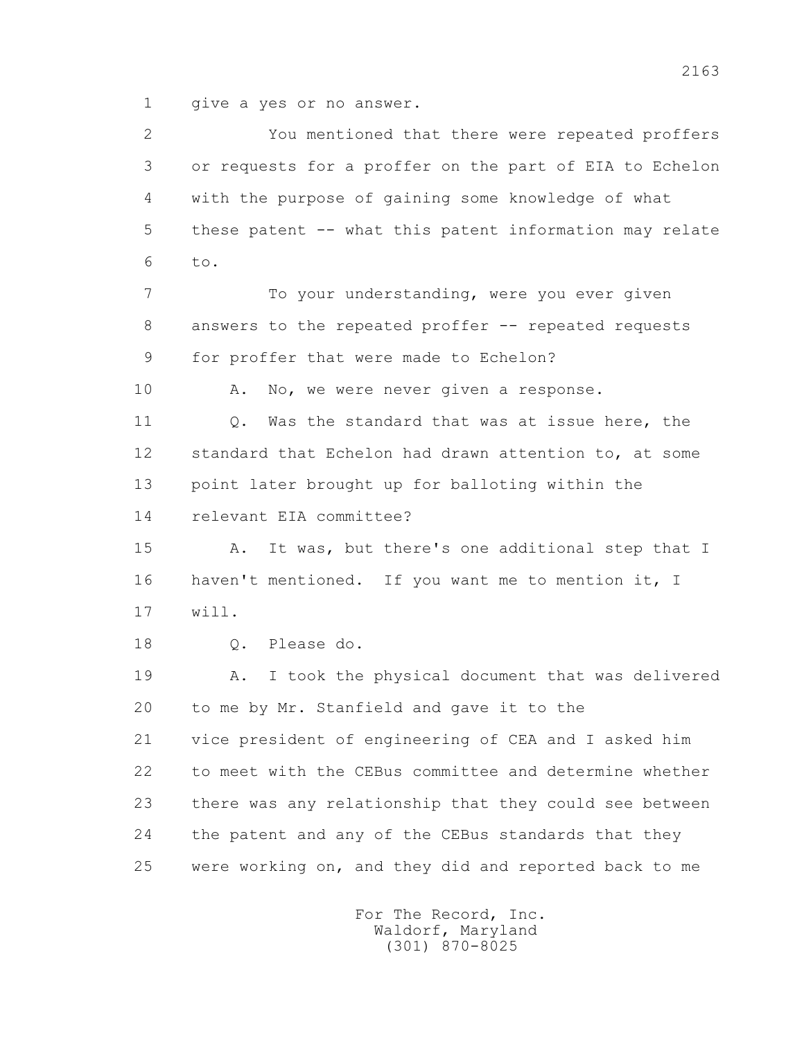1 give a yes or no answer.

2 You mentioned that there were repeated proffers
3 or requests for a proffer on the part of EIA to Echelon
4 with the purpose of gaining some knowledge of what
5 these patent -- what this patent information may relate
6 to.

7 To your understanding, were you ever given
8 answers to the repeated proffer -- repeated requests
9 for proffer that were made to Echelon?

10 A. No, we were never given a response.

11 Q. Was the standard that was at issue here, the
12 standard that Echelon had drawn attention to, at some
13 point later brought up for balloting within the
14 relevant EIA committee?

15 A. It was, but there's one additional step that I
16 haven't mentioned. If you want me to mention it, I
17 will.

18 Q. Please do.

19 A. I took the physical document that was delivered
20 to me by Mr. Stanfield and gave it to the
21 vice president of engineering of CEA and I asked him
22 to meet with the CEBus committee and determine whether
23 there was any relationship that they could see between
24 the patent and any of the CEBus standards that they
25 were working on, and they did and reported back to me

For The Record, Inc.
Waldorf, Maryland
(301) 870-8025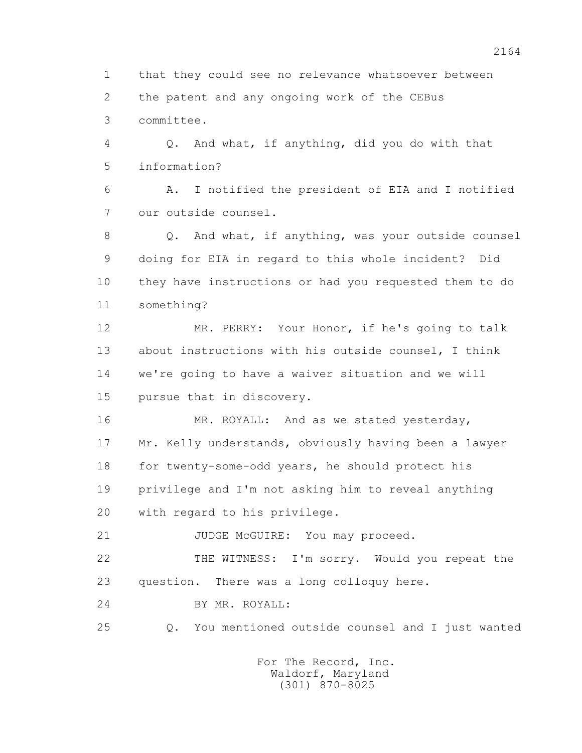1 that they could see no relevance whatsoever between
2 the patent and any ongoing work of the CEBus
3 committee.

4 Q. And what, if anything, did you do with that
5 information?

6 A. I notified the president of EIA and I notified
7 our outside counsel.

8 Q. And what, if anything, was your outside counsel
9 doing for EIA in regard to this whole incident? Did
10 they have instructions or had you requested them to do
11 something?

12 MR. PERRY: Your Honor, if he's going to talk
13 about instructions with his outside counsel, I think
14 we're going to have a waiver situation and we will
15 pursue that in discovery.

16 MR. ROYALL: And as we stated yesterday,
17 Mr. Kelly understands, obviously having been a lawyer
18 for twenty-some-odd years, he should protect his
19 privilege and I'm not asking him to reveal anything
20 with regard to his privilege.

21 JUDGE McGUIRE: You may proceed.

22 THE WITNESS: I'm sorry. Would you repeat the
23 question. There was a long colloquy here.

24 BY MR. ROYALL:

25 Q. You mentioned outside counsel and I just wanted

For The Record, Inc.
Waldorf, Maryland
(301) 870-8025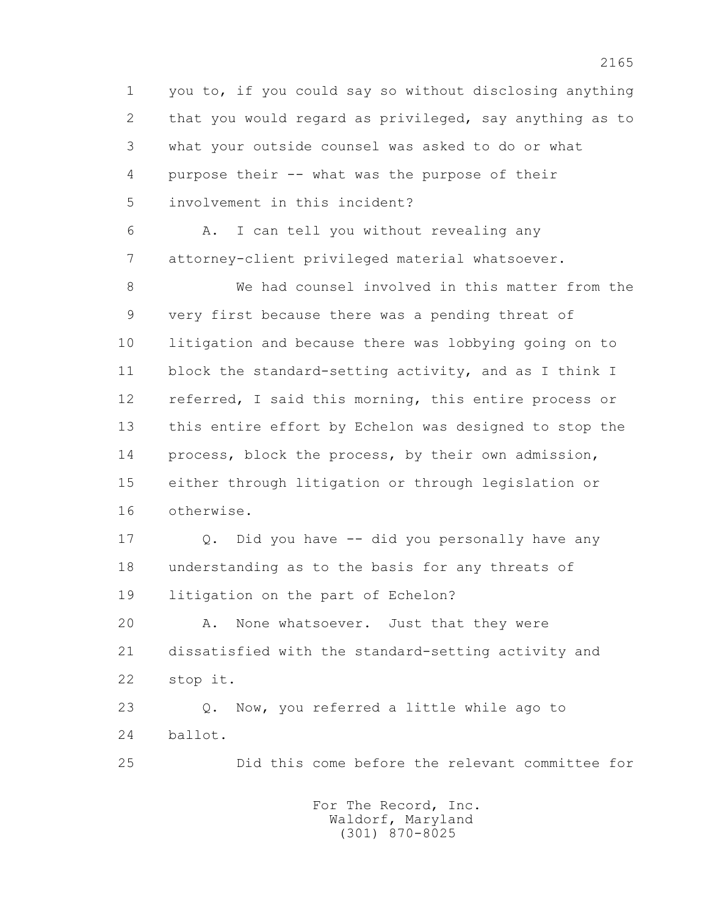1 you to, if you could say so without disclosing anything
2 that you would regard as privileged, say anything as to
3 what your outside counsel was asked to do or what
4 purpose their -- what was the purpose of their
5 involvement in this incident?

6 A. I can tell you without revealing any
7 attorney-client privileged material whatsoever.

8 We had counsel involved in this matter from the
9 very first because there was a pending threat of
10 litigation and because there was lobbying going on to
11 block the standard-setting activity, and as I think I
12 referred, I said this morning, this entire process or
13 this entire effort by Echelon was designed to stop the
14 process, block the process, by their own admission,
15 either through litigation or through legislation or
16 otherwise.

17 Q. Did you have -- did you personally have any
18 understanding as to the basis for any threats of
19 litigation on the part of Echelon?

20 A. None whatsoever. Just that they were
21 dissatisfied with the standard-setting activity and
22 stop it.

23 Q. Now, you referred a little while ago to
24 ballot.

25 Did this come before the relevant committee for

For The Record, Inc.
Waldorf, Maryland
(301) 870-8025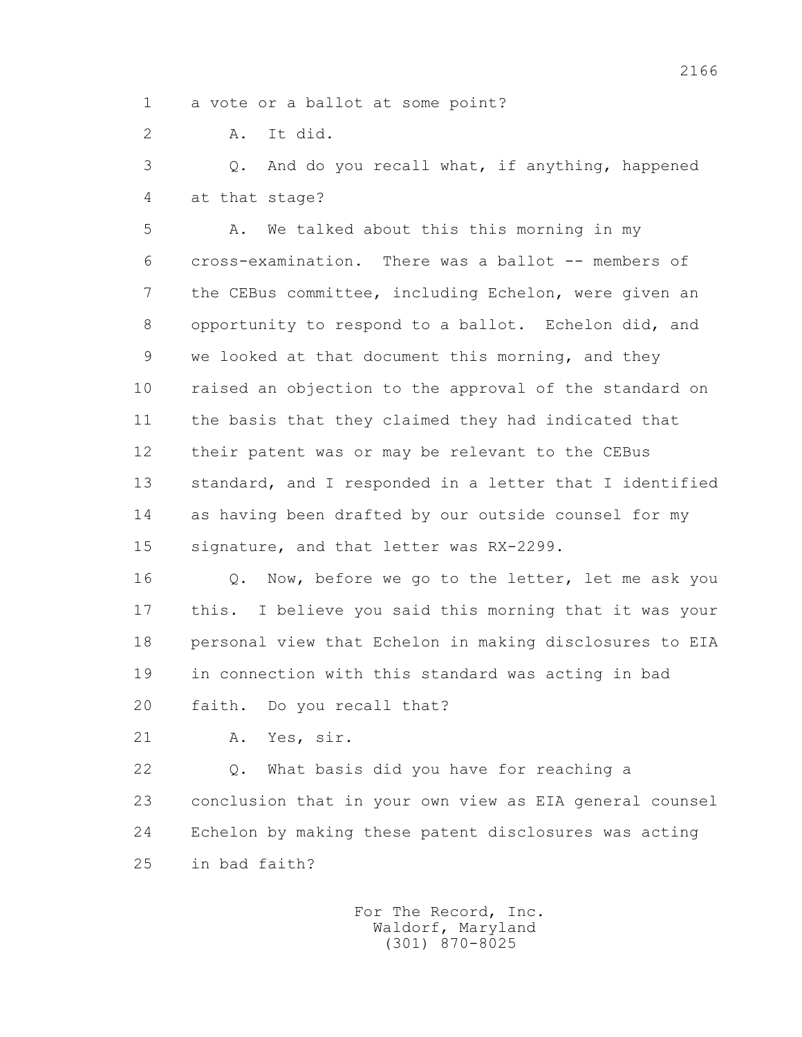1 a vote or a ballot at some point?

2 A. It did.

3 Q. And do you recall what, if anything, happened

4 at that stage?

5 A. We talked about this this morning in my

6 cross-examination. There was a ballot -- members of

7 the CEBus committee, including Echelon, were given an

8 opportunity to respond to a ballot. Echelon did, and

9 we looked at that document this morning, and they

10 raised an objection to the approval of the standard on

11 the basis that they claimed they had indicated that

12 their patent was or may be relevant to the CEBus

13 standard, and I responded in a letter that I identified

14 as having been drafted by our outside counsel for my

15 signature, and that letter was RX-2299.

16 Q. Now, before we go to the letter, let me ask you

17 this. I believe you said this morning that it was your

18 personal view that Echelon in making disclosures to EIA

19 in connection with this standard was acting in bad

20 faith. Do you recall that?

21 A. Yes, sir.

22 Q. What basis did you have for reaching a

23 conclusion that in your own view as EIA general counsel

24 Echelon by making these patent disclosures was acting

25 in bad faith?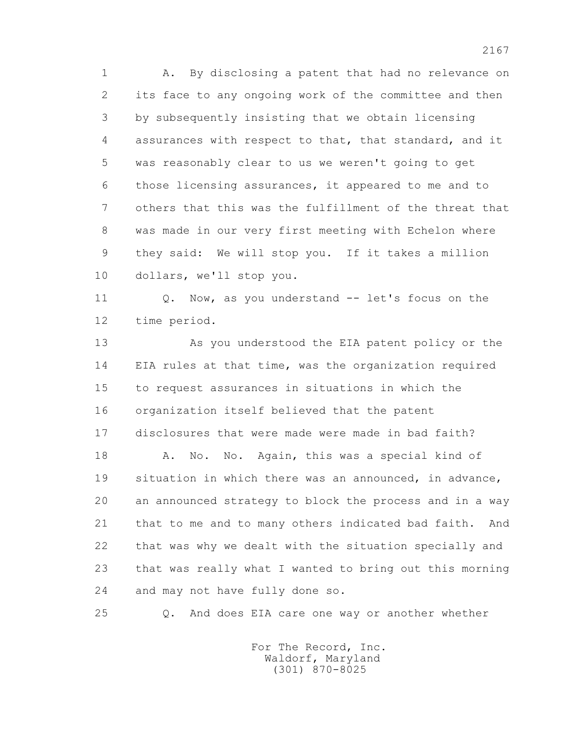1 A. By disclosing a patent that had no relevance on
2 its face to any ongoing work of the committee and then
3 by subsequently insisting that we obtain licensing
4 assurances with respect to that, that standard, and it
5 was reasonably clear to us we weren't going to get
6 those licensing assurances, it appeared to me and to
7 others that this was the fulfillment of the threat that
8 was made in our very first meeting with Echelon where
9 they said: We will stop you. If it takes a million
10 dollars, we'll stop you.

11 Q. Now, as you understand -- let's focus on the
12 time period.

13 As you understood the EIA patent policy or the
14 EIA rules at that time, was the organization required
15 to request assurances in situations in which the
16 organization itself believed that the patent
17 disclosures that were made were made in bad faith?

18 A. No. No. Again, this was a special kind of
19 situation in which there was an announced, in advance,
20 an announced strategy to block the process and in a way
21 that to me and to many others indicated bad faith. And
22 that was why we dealt with the situation specially and
23 that was really what I wanted to bring out this morning
24 and may not have fully done so.

25 Q. And does EIA care one way or another whether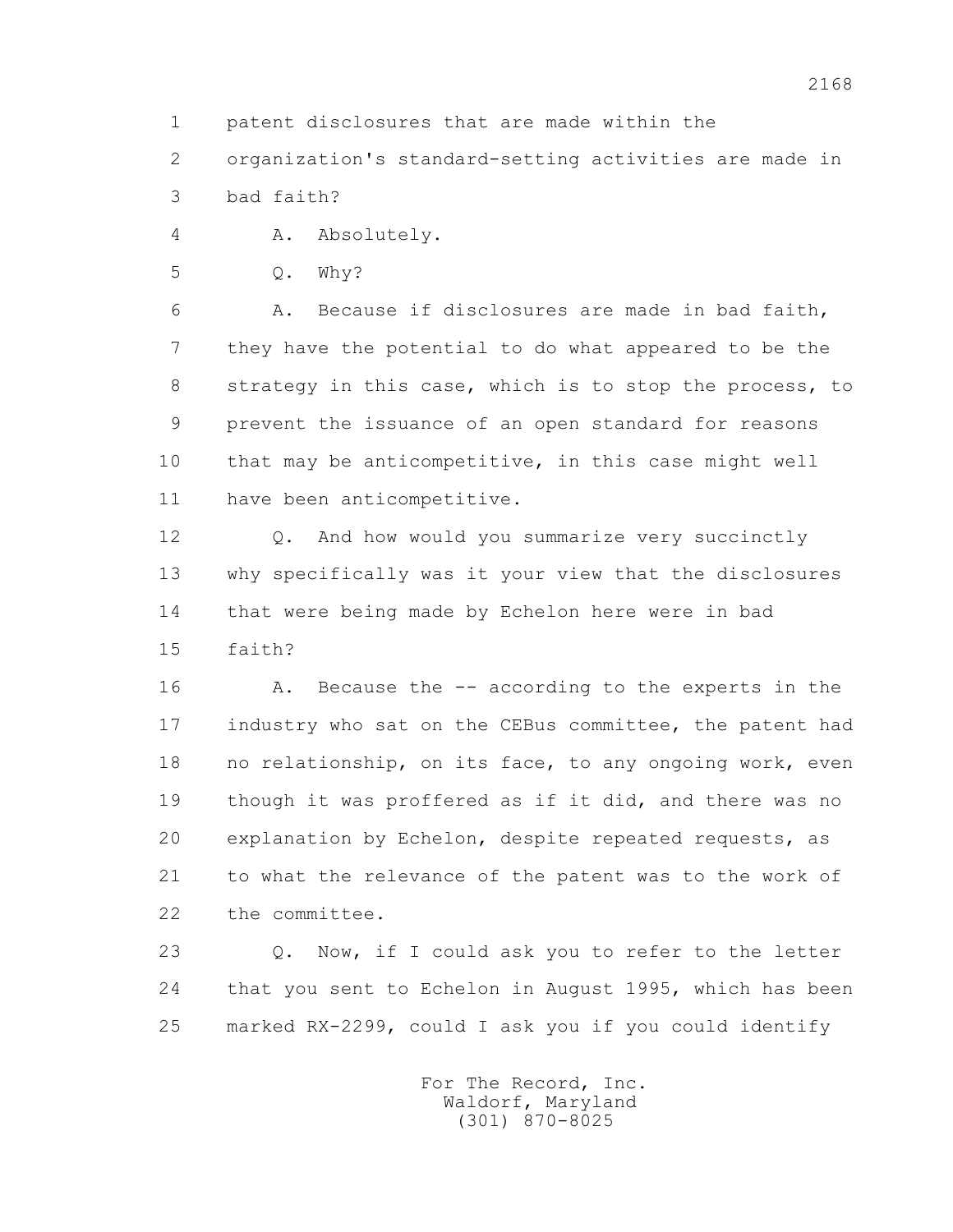1 patent disclosures that are made within the

2 organization's standard-setting activities are made in

3 bad faith?

4 A. Absolutely.

5 Q. Why?

6 A. Because if disclosures are made in bad faith,

7 they have the potential to do what appeared to be the

8 strategy in this case, which is to stop the process, to

9 prevent the issuance of an open standard for reasons

10 that may be anticompetitive, in this case might well

11 have been anticompetitive.

12 Q. And how would you summarize very succinctly

13 why specifically was it your view that the disclosures

14 that were being made by Echelon here were in bad

15 faith?

16 A. Because the -- according to the experts in the

17 industry who sat on the CEBus committee, the patent had

18 no relationship, on its face, to any ongoing work, even

19 though it was proffered as if it did, and there was no

20 explanation by Echelon, despite repeated requests, as

21 to what the relevance of the patent was to the work of

22 the committee.

23 Q. Now, if I could ask you to refer to the letter

24 that you sent to Echelon in August 1995, which has been

25 marked RX-2299, could I ask you if you could identify

For The Record, Inc.
Waldorf, Maryland
(301) 870-8025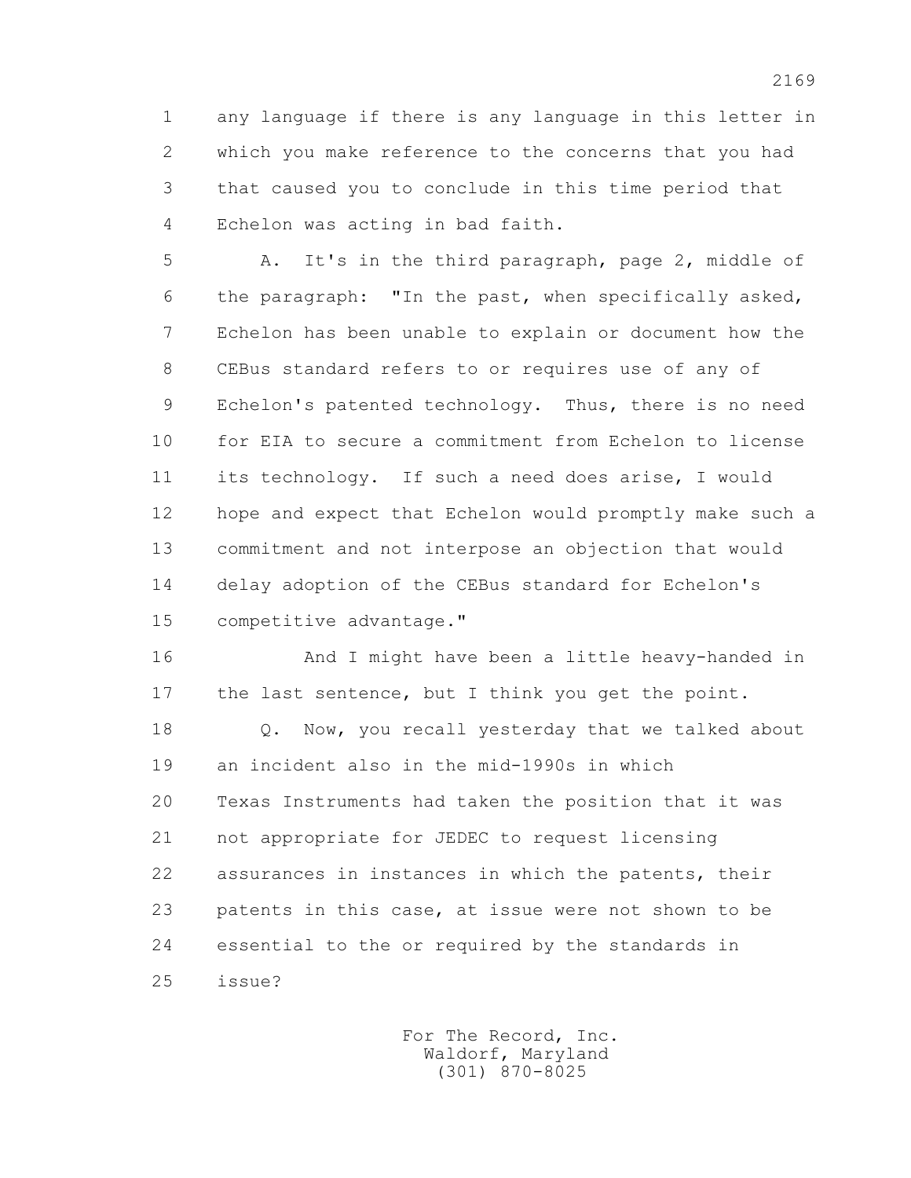1 any language if there is any language in this letter in
2 which you make reference to the concerns that you had
3 that caused you to conclude in this time period that
4 Echelon was acting in bad faith.

5 A. It's in the third paragraph, page 2, middle of
6 the paragraph: "In the past, when specifically asked,
7 Echelon has been unable to explain or document how the
8 CEBus standard refers to or requires use of any of
9 Echelon's patented technology. Thus, there is no need
10 for EIA to secure a commitment from Echelon to license
11 its technology. If such a need does arise, I would
12 hope and expect that Echelon would promptly make such a
13 commitment and not interpose an objection that would
14 delay adoption of the CEBus standard for Echelon's
15 competitive advantage."

16 And I might have been a little heavy-handed in
17 the last sentence, but I think you get the point.

18 Q. Now, you recall yesterday that we talked about
19 an incident also in the mid-1990s in which
20 Texas Instruments had taken the position that it was
21 not appropriate for JEDEC to request licensing
22 assurances in instances in which the patents, their
23 patents in this case, at issue were not shown to be
24 essential to the or required by the standards in
25 issue?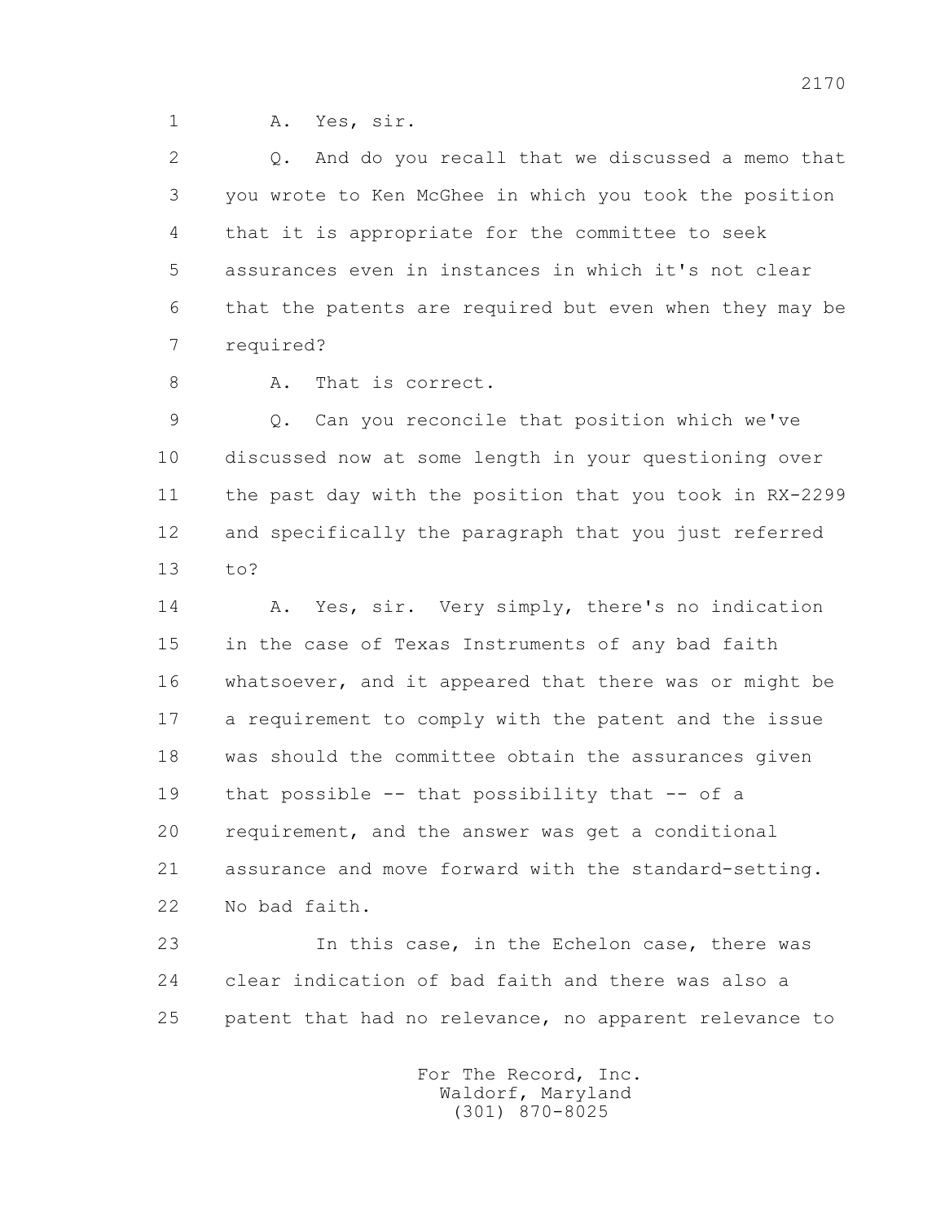1 A. Yes, sir.

2 Q. And do you recall that we discussed a memo that
3 you wrote to Ken McGhee in which you took the position
4 that it is appropriate for the committee to seek
5 assurances even in instances in which it's not clear
6 that the patents are required but even when they may be
7 required?

8 A. That is correct.

9 Q. Can you reconcile that position which we've
10 discussed now at some length in your questioning over
11 the past day with the position that you took in RX-2299
12 and specifically the paragraph that you just referred
13 to?

14 A. Yes, sir. Very simply, there's no indication
15 in the case of Texas Instruments of any bad faith
16 whatsoever, and it appeared that there was or might be
17 a requirement to comply with the patent and the issue
18 was should the committee obtain the assurances given
19 that possible -- that possibility that -- of a
20 requirement, and the answer was get a conditional
21 assurance and move forward with the standard-setting.
22 No bad faith.

23 In this case, in the Echelon case, there was
24 clear indication of bad faith and there was also a
25 patent that had no relevance, no apparent relevance to

For The Record, Inc.
Waldorf, Maryland
(301) 870-8025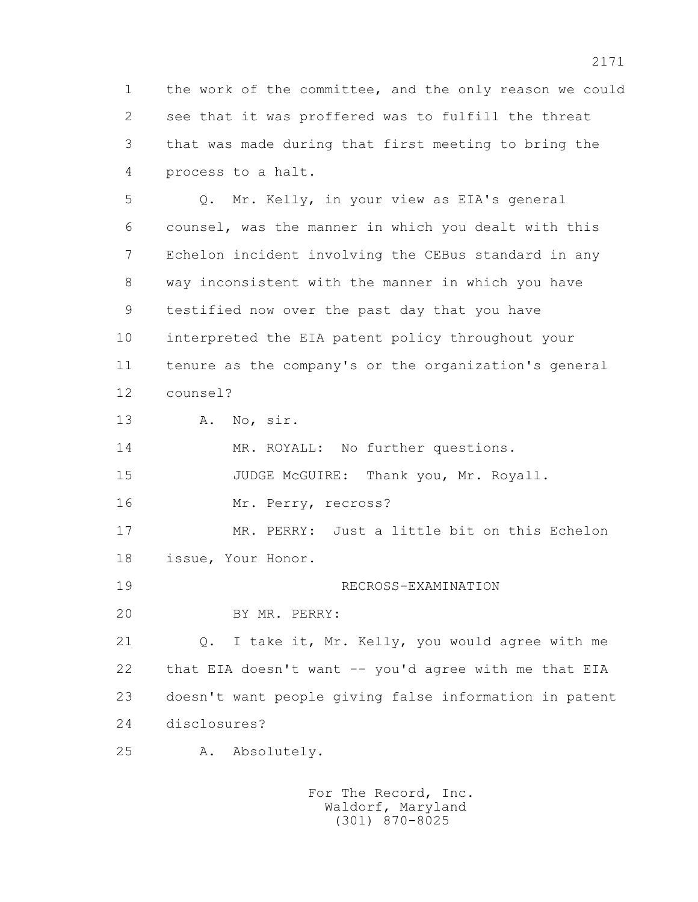1 the work of the committee, and the only reason we could
2 see that it was proffered was to fulfill the threat
3 that was made during that first meeting to bring the
4 process to a halt.

5 Q. Mr. Kelly, in your view as EIA's general
6 counsel, was the manner in which you dealt with this
7 Echelon incident involving the CEBus standard in any
8 way inconsistent with the manner in which you have
9 testified now over the past day that you have
10 interpreted the EIA patent policy throughout your
11 tenure as the company's or the organization's general
12 counsel?

13 A. No, sir.

14 MR. ROYALL: No further questions.

15 JUDGE McGUIRE: Thank you, Mr. Royall.

16 Mr. Perry, recross?

17 MR. PERRY: Just a little bit on this Echelon
18 issue, Your Honor.

19 RECROSS-EXAMINATION

20 BY MR. PERRY:

21 Q. I take it, Mr. Kelly, you would agree with me
22 that EIA doesn't want -- you'd agree with me that EIA
23 doesn't want people giving false information in patent
24 disclosures?

25 A. Absolutely.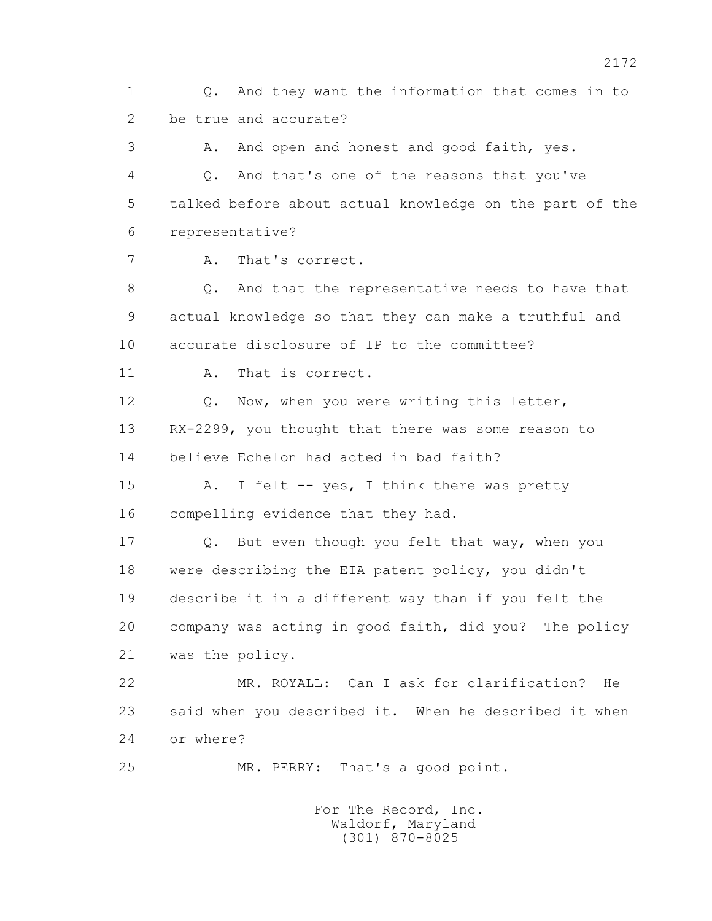1 Q. And they want the information that comes in to
2 be true and accurate?
3 A. And open and honest and good faith, yes.
4 Q. And that's one of the reasons that you've
5 talked before about actual knowledge on the part of the
6 representative?
7 A. That's correct.
8 Q. And that the representative needs to have that
9 actual knowledge so that they can make a truthful and
10 accurate disclosure of IP to the committee?
11 A. That is correct.
12 Q. Now, when you were writing this letter,
13 RX-2299, you thought that there was some reason to
14 believe Echelon had acted in bad faith?
15 A. I felt -- yes, I think there was pretty
16 compelling evidence that they had.
17 Q. But even though you felt that way, when you
18 were describing the EIA patent policy, you didn't
19 describe it in a different way than if you felt the
20 company was acting in good faith, did you? The policy
21 was the policy.
22 MR. ROYALL: Can I ask for clarification? He
23 said when you described it. When he described it when
24 or where?
25 MR. PERRY: That's a good point.

For The Record, Inc.
Waldorf, Maryland
(301) 870-8025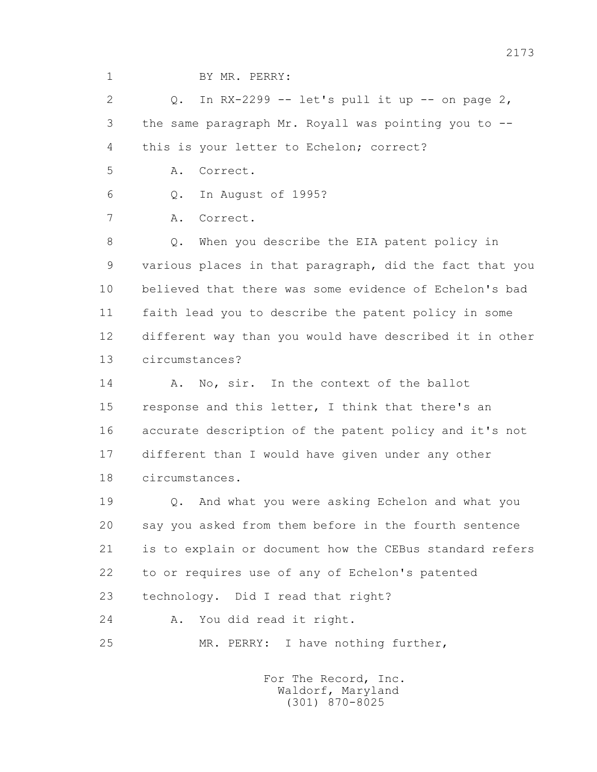BY MR. PERRY:

Q. In RX-2299 -- let's pull it up -- on page 2, the same paragraph Mr. Royall was pointing you to -- this is your letter to Echelon; correct?

A. Correct.

Q. In August of 1995?

A. Correct.

Q. When you describe the EIA patent policy in various places in that paragraph, did the fact that you believed that there was some evidence of Echelon's bad faith lead you to describe the patent policy in some different way than you would have described it in other circumstances?

A. No, sir. In the context of the ballot response and this letter, I think that there's an accurate description of the patent policy and it's not different than I would have given under any other circumstances.

Q. And what you were asking Echelon and what you say you asked from them before in the fourth sentence is to explain or document how the CEBus standard refers to or requires use of any of Echelon's patented technology. Did I read that right?

A. You did read it right.

MR. PERRY: I have nothing further,

For The Record, Inc.
Waldorf, Maryland
(301) 870-8025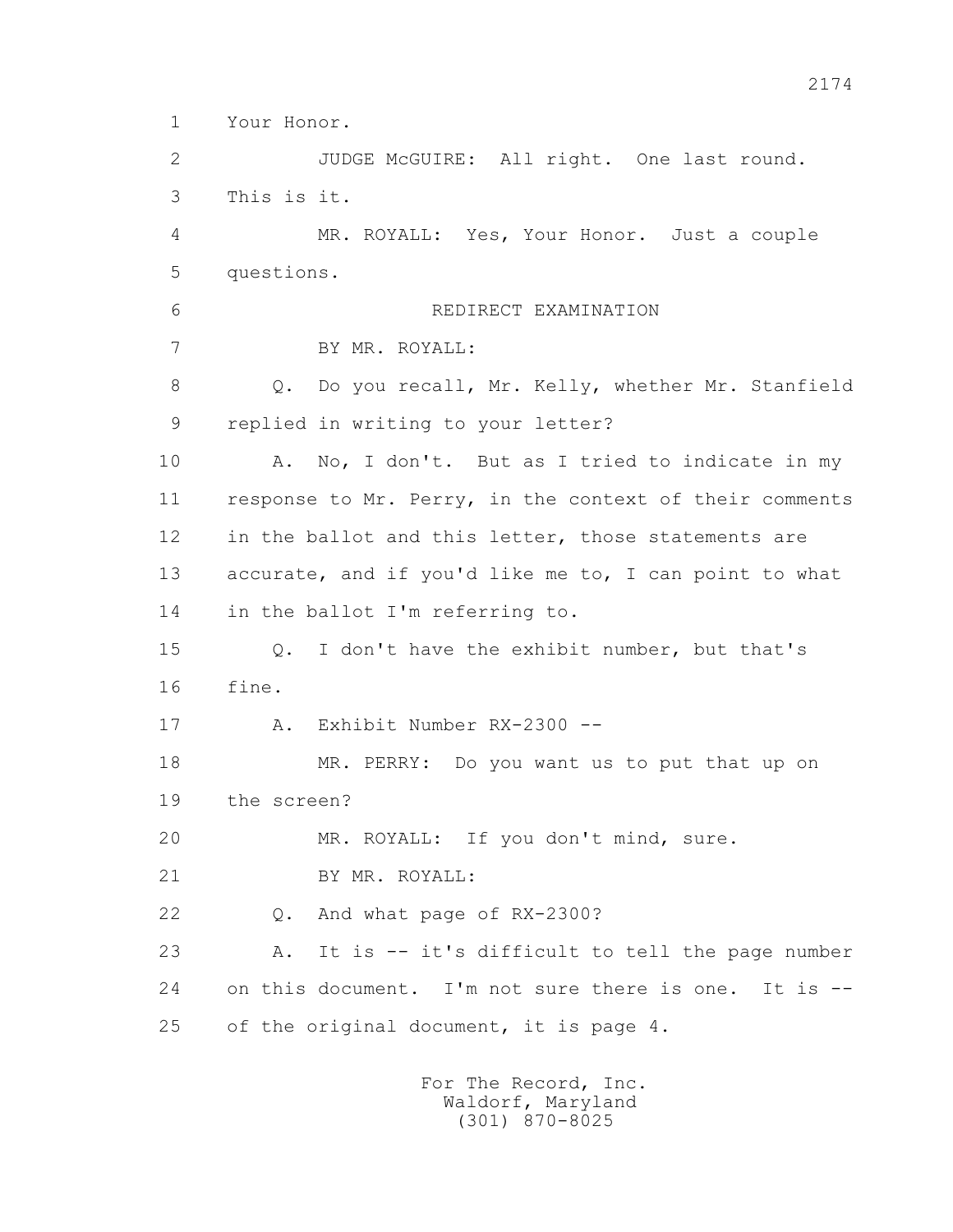Your Honor.

JUDGE McGUIRE: All right. One last round. This is it.

MR. ROYALL: Yes, Your Honor. Just a couple questions.

REDIRECT EXAMINATION

BY MR. ROYALL:

Q. Do you recall, Mr. Kelly, whether Mr. Stanfield replied in writing to your letter?

A. No, I don't. But as I tried to indicate in my response to Mr. Perry, in the context of their comments in the ballot and this letter, those statements are accurate, and if you'd like me to, I can point to what in the ballot I'm referring to.

Q. I don't have the exhibit number, but that's fine.

A. Exhibit Number RX-2300 --

MR. PERRY: Do you want us to put that up on the screen?

MR. ROYALL: If you don't mind, sure.

BY MR. ROYALL:

Q. And what page of RX-2300?

A. It is -- it's difficult to tell the page number on this document. I'm not sure there is one. It is -- of the original document, it is page 4.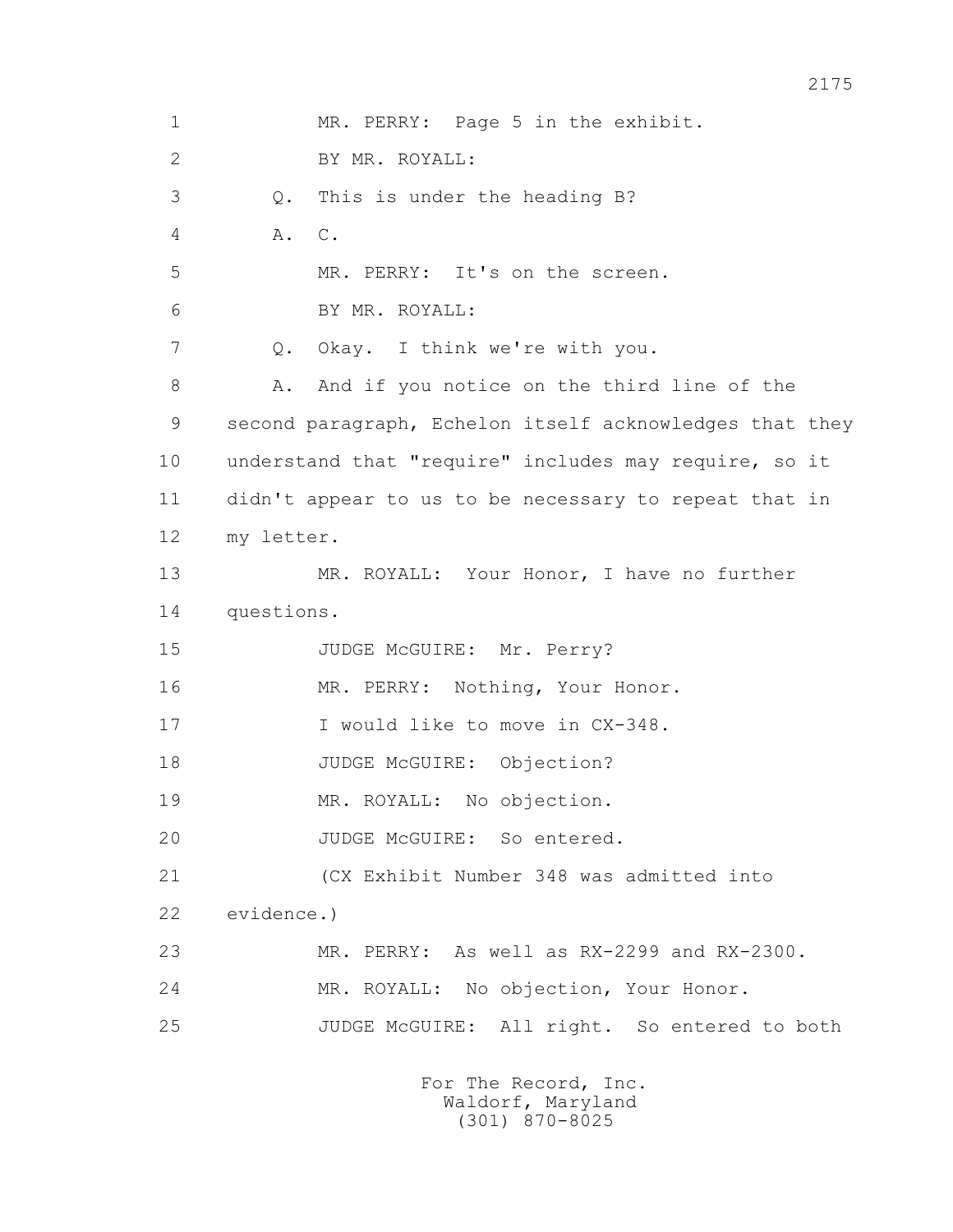MR. PERRY: Page 5 in the exhibit.

BY MR. ROYALL:

Q. This is under the heading B?

A. C.

MR. PERRY: It's on the screen.

BY MR. ROYALL:

Q. Okay. I think we're with you.

A. And if you notice on the third line of the second paragraph, Echelon itself acknowledges that they understand that "require" includes may require, so it didn't appear to us to be necessary to repeat that in my letter.

MR. ROYALL: Your Honor, I have no further questions.

JUDGE McGUIRE: Mr. Perry?

MR. PERRY: Nothing, Your Honor.

I would like to move in CX-348.

JUDGE McGUIRE: Objection?

MR. ROYALL: No objection.

JUDGE McGUIRE: So entered.

(CX Exhibit Number 348 was admitted into evidence.)

MR. PERRY: As well as RX-2299 and RX-2300.

MR. ROYALL: No objection, Your Honor.

JUDGE McGUIRE: All right. So entered to both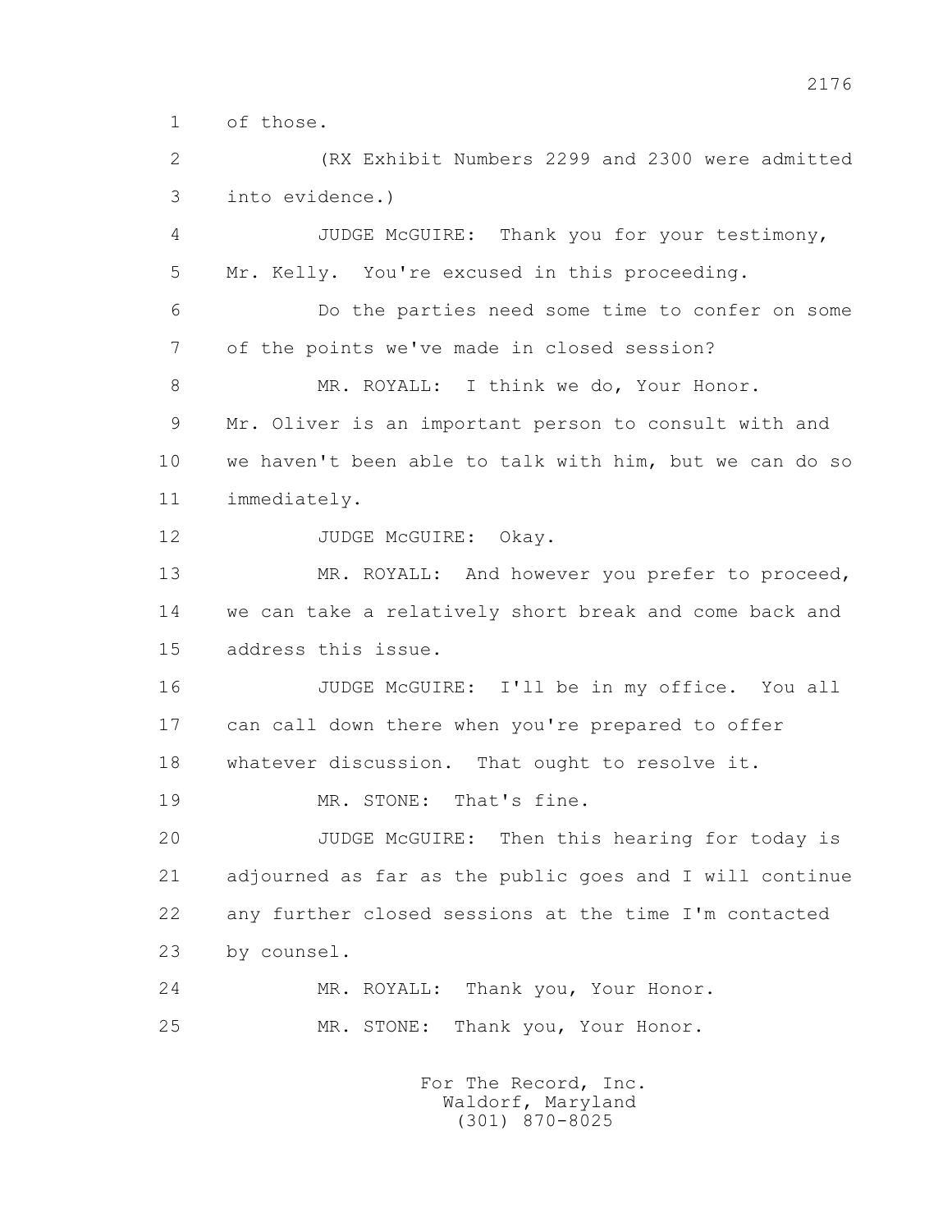1 of those.

2 (RX Exhibit Numbers 2299 and 2300 were admitted

3 into evidence.)

4 JUDGE McGUIRE: Thank you for your testimony,

5 Mr. Kelly. You're excused in this proceeding.

6 Do the parties need some time to confer on some

7 of the points we've made in closed session?

8 MR. ROYALL: I think we do, Your Honor.

9 Mr. Oliver is an important person to consult with and

10 we haven't been able to talk with him, but we can do so

11 immediately.

12 JUDGE McGUIRE: Okay.

13 MR. ROYALL: And however you prefer to proceed,

14 we can take a relatively short break and come back and

15 address this issue.

16 JUDGE McGUIRE: I'll be in my office. You all

17 can call down there when you're prepared to offer

18 whatever discussion. That ought to resolve it.

19 MR. STONE: That's fine.

20 JUDGE McGUIRE: Then this hearing for today is

21 adjourned as far as the public goes and I will continue

22 any further closed sessions at the time I'm contacted

23 by counsel.

24 MR. ROYALL: Thank you, Your Honor.

25 MR. STONE: Thank you, Your Honor.

For The Record, Inc.
Waldorf, Maryland
(301) 870-8025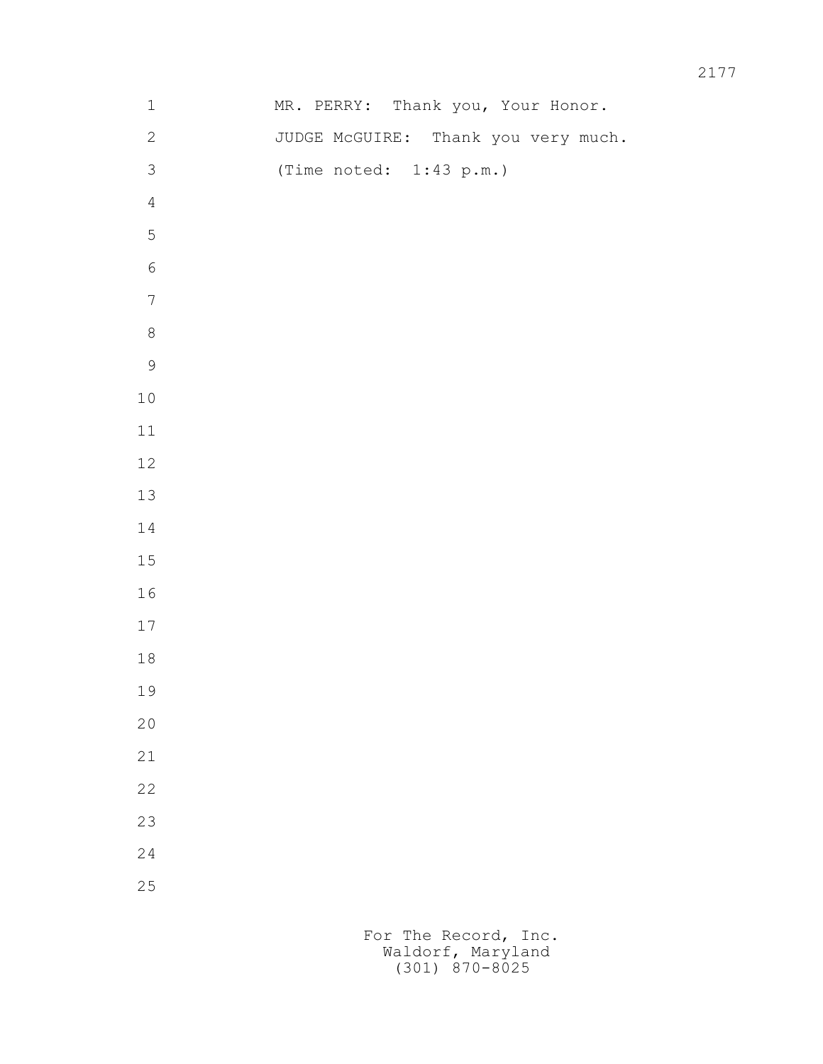MR. PERRY: Thank you, Your Honor.

JUDGE McGUIRE: Thank you very much.

(Time noted: 1:43 p.m.)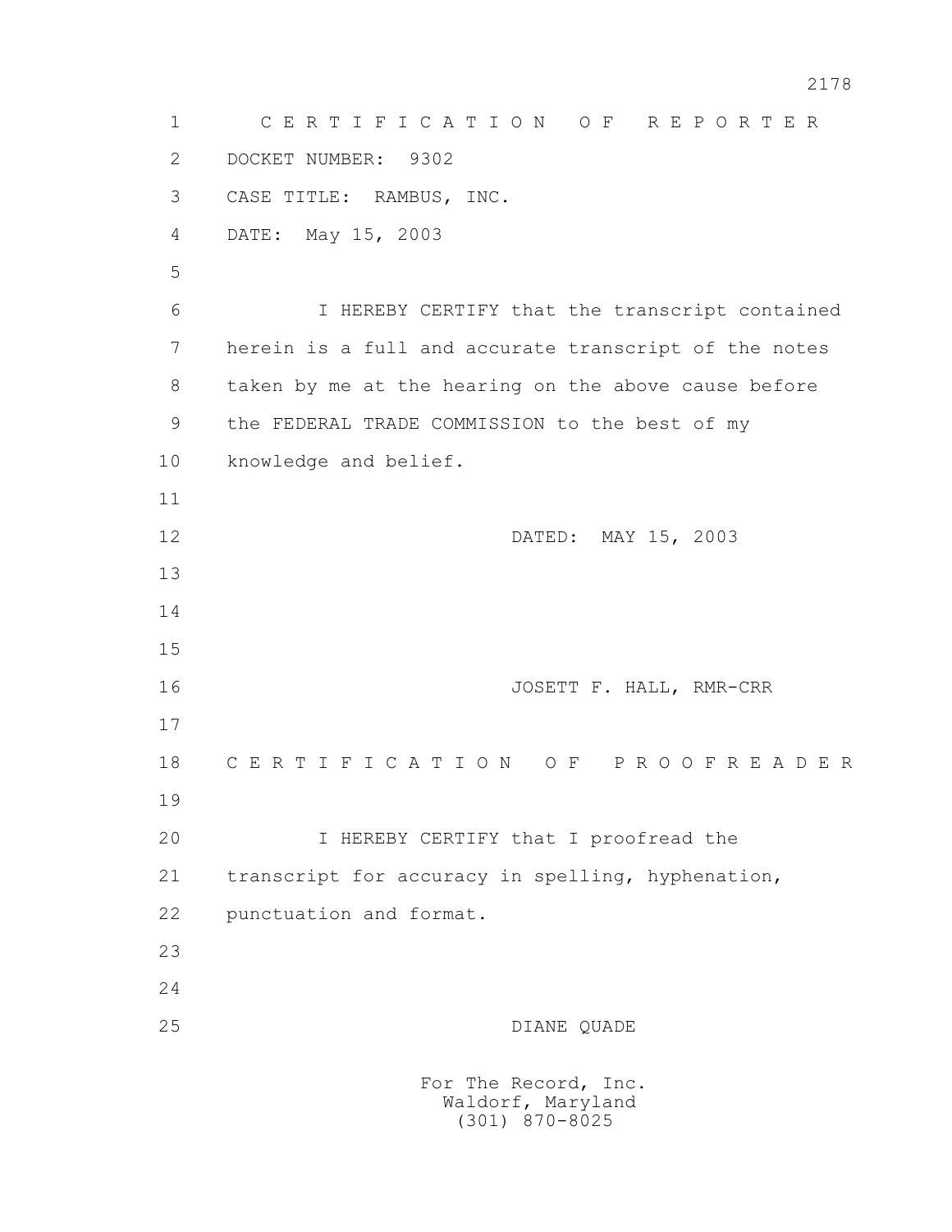# CERTIFICATION OF REPORTER

DOCKET NUMBER: 9302

CASE TITLE: RAMBUS, INC.

DATE: May 15, 2003

I HEREBY CERTIFY that the transcript contained herein is a full and accurate transcript of the notes taken by me at the hearing on the above cause before the FEDERAL TRADE COMMISSION to the best of my knowledge and belief.

DATED: MAY 15, 2003

JOSETT F. HALL, RMR-CRR

# CERTIFICATION OF PROOFREADER

I HEREBY CERTIFY that I proofread the transcript for accuracy in spelling, hyphenation, punctuation and format.

DIANE QUADE